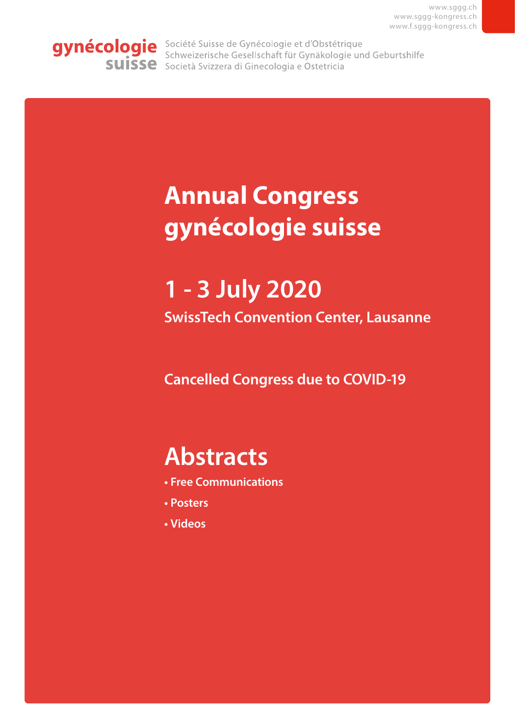www.sggg.ch
www.sggg-kongress.ch
www.f.sggg-kongress.ch

**gynécologie suisse**

Société Suisse de Gynécologie et d'Obstétrique
Schweizerische Gesellschaft für Gynäkologie und Geburtshilfe
Società Svizzera di Ginecologia e Ostetricia

# Annual Congress gynécologie suisse

## 1 - 3 July 2020

**SwissTech Convention Center, Lausanne**

**Cancelled Congress due to COVID-19**

# Abstracts

- **Free Communications**
- **Posters**
- **Videos**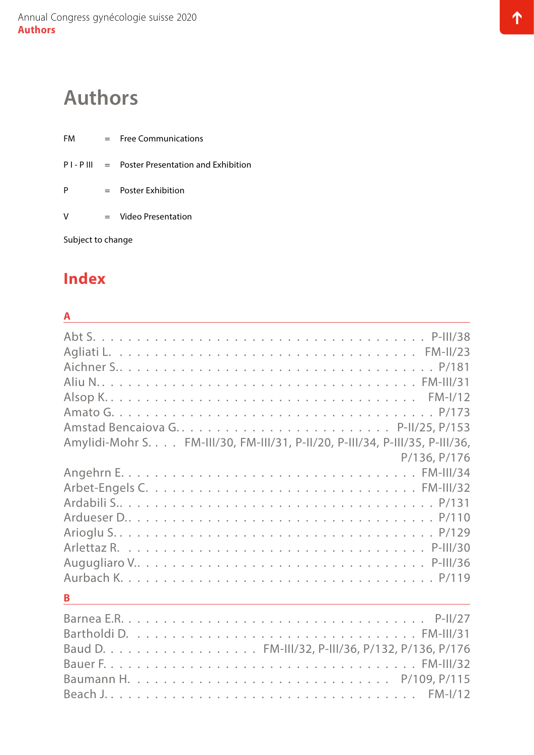# Authors

FM = Free Communications

P I - P III = Poster Presentation and Exhibition

P = Poster Exhibition

V = Video Presentation

Subject to change

## Index

### A

Abt S. . . . . . . . . . . . . . . . . . . . . . . . . . . . . . . . . . . . P-III/38
Agliati L. . . . . . . . . . . . . . . . . . . . . . . . . . . . . . . . . FM-II/23
Aichner S.. . . . . . . . . . . . . . . . . . . . . . . . . . . . . . . . . P/181
Aliu N.. . . . . . . . . . . . . . . . . . . . . . . . . . . . . . . . FM-III/31
Alsop K.. . . . . . . . . . . . . . . . . . . . . . . . . . . . . . . . FM-I/12
Amato G. . . . . . . . . . . . . . . . . . . . . . . . . . . . . . . . . . P/173
Amstad Bencaiova G.. . . . . . . . . . . . . . . . . . . . . . . P-II/25, P/153
Amylidi-Mohr S. . . . . FM-III/30, FM-III/31, P-II/20, P-III/34, P-III/35, P-III/36, P/136, P/176
Angehrn E.. . . . . . . . . . . . . . . . . . . . . . . . . . . . . . FM-III/34
Arbet-Engels C. . . . . . . . . . . . . . . . . . . . . . . . . . . . FM-III/32
Ardabili S.. . . . . . . . . . . . . . . . . . . . . . . . . . . . . . . . . P/131
Ardueser D.. . . . . . . . . . . . . . . . . . . . . . . . . . . . . . . . P/110
Arioglu S.. . . . . . . . . . . . . . . . . . . . . . . . . . . . . . . . . P/129
Arlettaz R. . . . . . . . . . . . . . . . . . . . . . . . . . . . . . . . P-III/30
Augugliaro V.. . . . . . . . . . . . . . . . . . . . . . . . . . . . . . P-III/36
Aurbach K.. . . . . . . . . . . . . . . . . . . . . . . . . . . . . . . . P/119

### B

Barnea E.R.. . . . . . . . . . . . . . . . . . . . . . . . . . . . . . . P-II/27
Bartholdi D. . . . . . . . . . . . . . . . . . . . . . . . . . . . . . FM-III/31
Baud D.. . . . . . . . . . . . . . . . . FM-III/32, P-III/36, P/132, P/136, P/176
Bauer F.. . . . . . . . . . . . . . . . . . . . . . . . . . . . . . . . FM-III/32
Baumann H. . . . . . . . . . . . . . . . . . . . . . . . . . . . P/109, P/115
Beach J.. . . . . . . . . . . . . . . . . . . . . . . . . . . . . . . . FM-I/12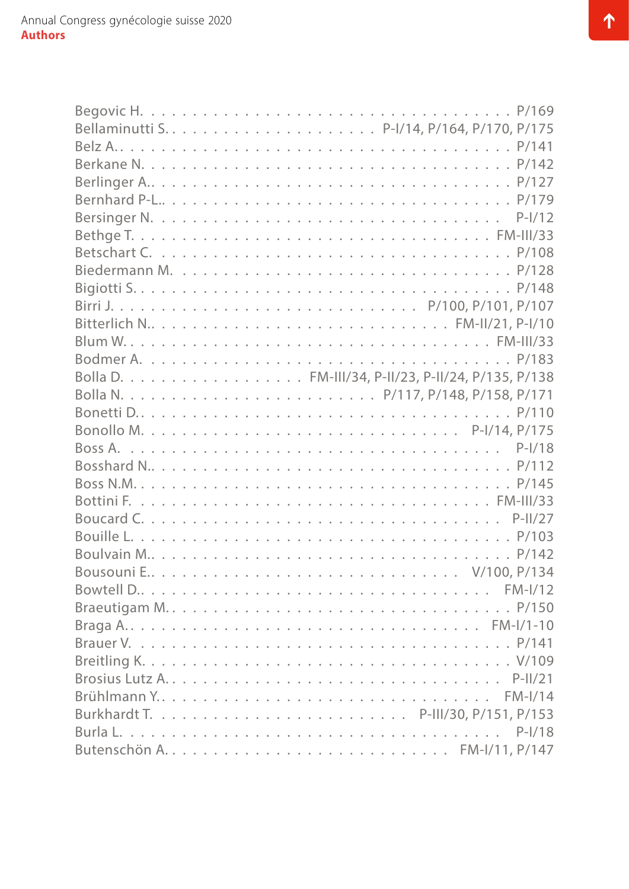Begovic H. . . . . . . . . . . . . . . . . . . . . . . . . . . . . . . . . . P/169
Bellaminutti S. . . . . . . . . . . . . . . . . . . . P-I/14, P/164, P/170, P/175
Belz A.. . . . . . . . . . . . . . . . . . . . . . . . . . . . . . . . . . P/141
Berkane N. . . . . . . . . . . . . . . . . . . . . . . . . . . . . . . . . P/142
Berlinger A.. . . . . . . . . . . . . . . . . . . . . . . . . . . . . . . . P/127
Bernhard P-L.. . . . . . . . . . . . . . . . . . . . . . . . . . . . . . . P/179
Bersinger N. . . . . . . . . . . . . . . . . . . . . . . . . . . . . . . . P-I/12
Bethge T. . . . . . . . . . . . . . . . . . . . . . . . . . . . . . . . FM-III/33
Betschart C. . . . . . . . . . . . . . . . . . . . . . . . . . . . . . . . P/108
Biedermann M. . . . . . . . . . . . . . . . . . . . . . . . . . . . . . . P/128
Bigiotti S. . . . . . . . . . . . . . . . . . . . . . . . . . . . . . . . . P/148
Birri J. . . . . . . . . . . . . . . . . . . . . . . . . . . . P/100, P/101, P/107
Bitterlich N.. . . . . . . . . . . . . . . . . . . . . . . . . . FM-II/21, P-I/10
Blum W.. . . . . . . . . . . . . . . . . . . . . . . . . . . . . . . . FM-III/33
Bodmer A. . . . . . . . . . . . . . . . . . . . . . . . . . . . . . . . . P/183
Bolla D. . . . . . . . . . . . . . . . . . FM-III/34, P-II/23, P-II/24, P/135, P/138
Bolla N. . . . . . . . . . . . . . . . . . . . . . P/117, P/148, P/158, P/171
Bonetti D.. . . . . . . . . . . . . . . . . . . . . . . . . . . . . . . . . P/110
Bonollo M. . . . . . . . . . . . . . . . . . . . . . . . . . . . . . P-I/14, P/175
Boss A. . . . . . . . . . . . . . . . . . . . . . . . . . . . . . . . . . P-I/18
Bosshard N.. . . . . . . . . . . . . . . . . . . . . . . . . . . . . . . . P/112
Boss N.M. . . . . . . . . . . . . . . . . . . . . . . . . . . . . . . . . . P/145
Bottini F. . . . . . . . . . . . . . . . . . . . . . . . . . . . . . . . FM-III/33
Boucard C. . . . . . . . . . . . . . . . . . . . . . . . . . . . . . . . P-II/27
Bouille L. . . . . . . . . . . . . . . . . . . . . . . . . . . . . . . . . . P/103
Boulvain M.. . . . . . . . . . . . . . . . . . . . . . . . . . . . . . . . P/142
Bousouni E.. . . . . . . . . . . . . . . . . . . . . . . . . . . . . V/100, P/134
Bowtell D.. . . . . . . . . . . . . . . . . . . . . . . . . . . . . . . . FM-I/12
Braeutigam M.. . . . . . . . . . . . . . . . . . . . . . . . . . . . . . . P/150
Braga A.. . . . . . . . . . . . . . . . . . . . . . . . . . . . . . . . FM-I/1-10
Brauer V. . . . . . . . . . . . . . . . . . . . . . . . . . . . . . . . . . P/141
Breitling K. . . . . . . . . . . . . . . . . . . . . . . . . . . . . . . . . V/109
Brosius Lutz A.. . . . . . . . . . . . . . . . . . . . . . . . . . . . . P-II/21
Brühlmann Y.. . . . . . . . . . . . . . . . . . . . . . . . . . . . . . FM-I/14
Burkhardt T. . . . . . . . . . . . . . . . . . . . . . . . . P-III/30, P/151, P/153
Burla L. . . . . . . . . . . . . . . . . . . . . . . . . . . . . . . . . . P-I/18
Butenschön A.. . . . . . . . . . . . . . . . . . . . . . . . . . . FM-I/11, P/147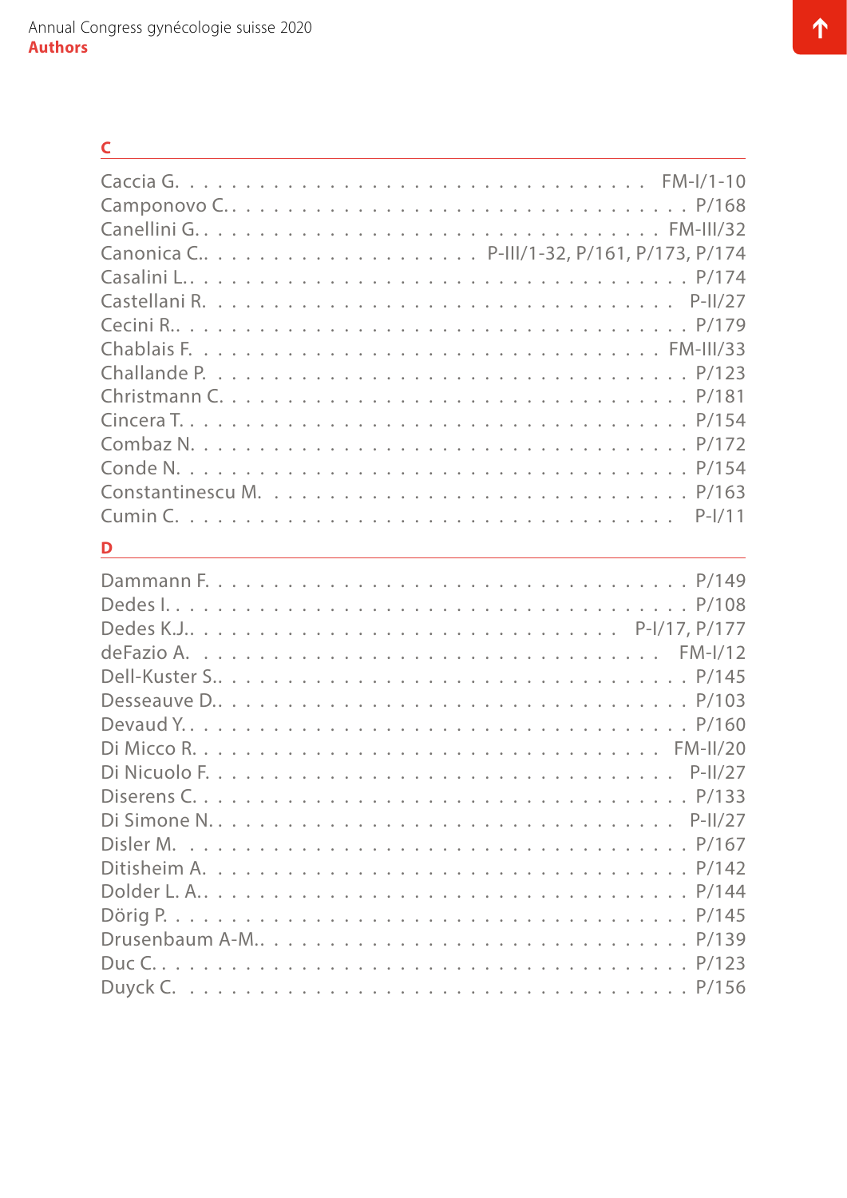## C

Caccia G. . . . . . . . . . . . . . . . . . . . . . . . . . . . . . FM-I/1-10
Camponovo C. . . . . . . . . . . . . . . . . . . . . . . . . . . . . P/168
Canellini G. . . . . . . . . . . . . . . . . . . . . . . . . . . . . FM-III/32
Canonica C.. . . . . . . . . . . . . . . . . . P-III/1-32, P/161, P/173, P/174
Casalini L. . . . . . . . . . . . . . . . . . . . . . . . . . . . . . P/174
Castellani R. . . . . . . . . . . . . . . . . . . . . . . . . . . . . P-II/27
Cecini R.. . . . . . . . . . . . . . . . . . . . . . . . . . . . . . . P/179
Chablais F. . . . . . . . . . . . . . . . . . . . . . . . . . . . . FM-III/33
Challande P. . . . . . . . . . . . . . . . . . . . . . . . . . . . . . P/123
Christmann C. . . . . . . . . . . . . . . . . . . . . . . . . . . . . P/181
Cincera T. . . . . . . . . . . . . . . . . . . . . . . . . . . . . . . P/154
Combaz N. . . . . . . . . . . . . . . . . . . . . . . . . . . . . . . P/172
Conde N. . . . . . . . . . . . . . . . . . . . . . . . . . . . . . . . P/154
Constantinescu M. . . . . . . . . . . . . . . . . . . . . . . . . . . P/163
Cumin C. . . . . . . . . . . . . . . . . . . . . . . . . . . . . . . . P-I/11

## D

Dammann F. . . . . . . . . . . . . . . . . . . . . . . . . . . . . . P/149
Dedes I. . . . . . . . . . . . . . . . . . . . . . . . . . . . . . . . P/108
Dedes K.J.. . . . . . . . . . . . . . . . . . . . . . . . . . P-I/17, P/177
deFazio A. . . . . . . . . . . . . . . . . . . . . . . . . . . . . . FM-I/12
Dell-Kuster S.. . . . . . . . . . . . . . . . . . . . . . . . . . . . P/145
Desseauve D.. . . . . . . . . . . . . . . . . . . . . . . . . . . . . P/103
Devaud Y. . . . . . . . . . . . . . . . . . . . . . . . . . . . . . . P/160
Di Micco R. . . . . . . . . . . . . . . . . . . . . . . . . . . . . FM-II/20
Di Nicuolo F. . . . . . . . . . . . . . . . . . . . . . . . . . . . . P-II/27
Diserens C. . . . . . . . . . . . . . . . . . . . . . . . . . . . . . P/133
Di Simone N. . . . . . . . . . . . . . . . . . . . . . . . . . . . . P-II/27
Disler M. . . . . . . . . . . . . . . . . . . . . . . . . . . . . . . . P/167
Ditisheim A. . . . . . . . . . . . . . . . . . . . . . . . . . . . . . P/142
Dolder L. A.. . . . . . . . . . . . . . . . . . . . . . . . . . . . . P/144
Dörig P. . . . . . . . . . . . . . . . . . . . . . . . . . . . . . . . P/145
Drusenbaum A-M.. . . . . . . . . . . . . . . . . . . . . . . . . . . P/139
Duc C. . . . . . . . . . . . . . . . . . . . . . . . . . . . . . . . . P/123
Duyck C. . . . . . . . . . . . . . . . . . . . . . . . . . . . . . . . P/156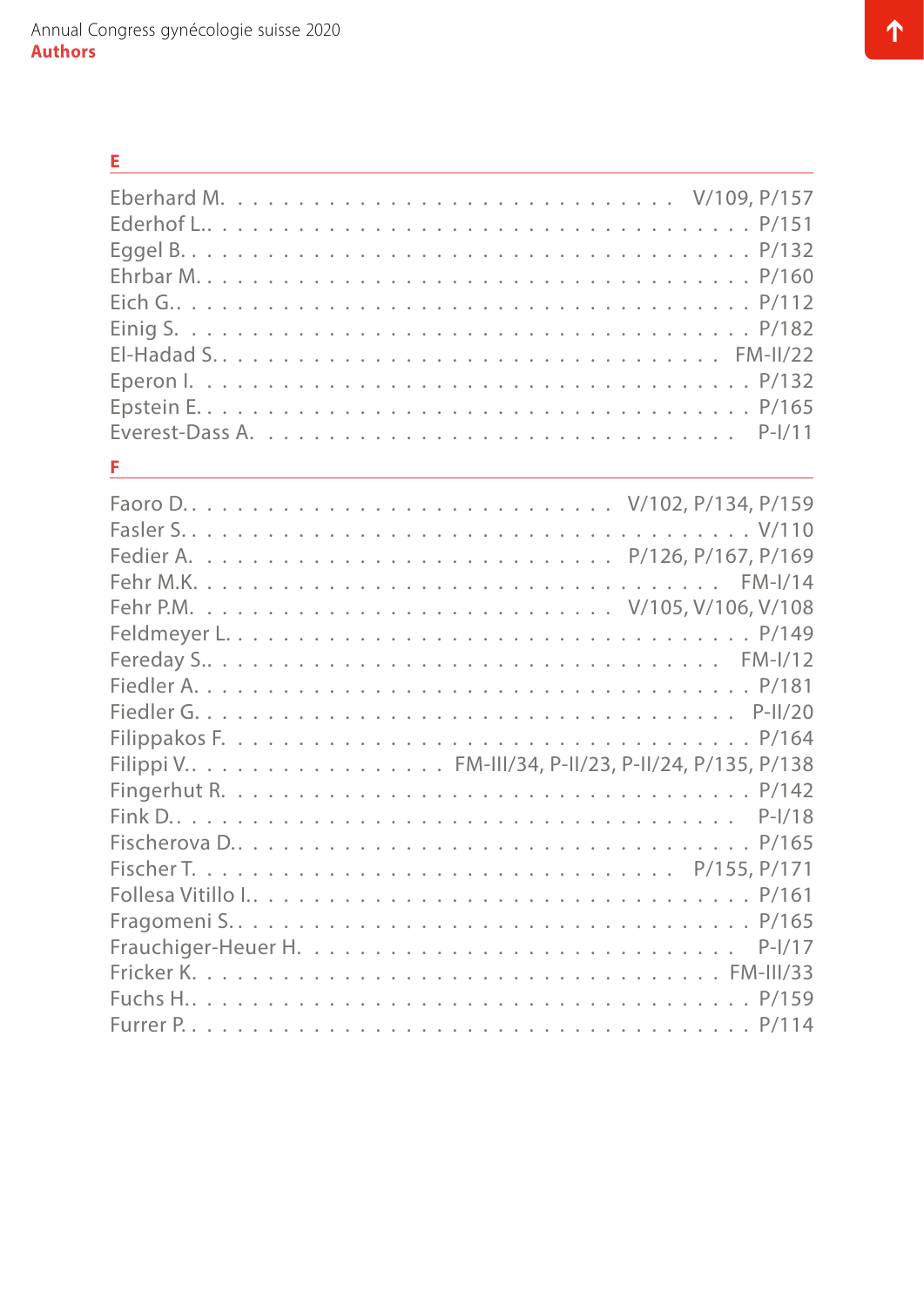## E

Eberhard M. . . . . . . . . . . . . . . . . . . . . . . . . . . V/109, P/157
Ederhof L.. . . . . . . . . . . . . . . . . . . . . . . . . . . . . . P/151
Eggel B. . . . . . . . . . . . . . . . . . . . . . . . . . . . . . . P/132
Ehrbar M. . . . . . . . . . . . . . . . . . . . . . . . . . . . . . P/160
Eich G.. . . . . . . . . . . . . . . . . . . . . . . . . . . . . . . P/112
Einig S. . . . . . . . . . . . . . . . . . . . . . . . . . . . . . . P/182
El-Hadad S.. . . . . . . . . . . . . . . . . . . . . . . . . . . FM-II/22
Eperon I. . . . . . . . . . . . . . . . . . . . . . . . . . . . . . P/132
Epstein E.. . . . . . . . . . . . . . . . . . . . . . . . . . . . . P/165
Everest-Dass A. . . . . . . . . . . . . . . . . . . . . . . . . . P-I/11

## F

Faoro D.. . . . . . . . . . . . . . . . . . . . . . . . . V/102, P/134, P/159
Fasler S.. . . . . . . . . . . . . . . . . . . . . . . . . . . . . . V/110
Fedier A. . . . . . . . . . . . . . . . . . . . . . . . . P/126, P/167, P/169
Fehr M.K. . . . . . . . . . . . . . . . . . . . . . . . . . . . . FM-I/14
Fehr P.M. . . . . . . . . . . . . . . . . . . . . . . . . V/105, V/106, V/108
Feldmeyer L. . . . . . . . . . . . . . . . . . . . . . . . . . . . . P/149
Fereday S.. . . . . . . . . . . . . . . . . . . . . . . . . . . . FM-I/12
Fiedler A. . . . . . . . . . . . . . . . . . . . . . . . . . . . . . P/181
Fiedler G. . . . . . . . . . . . . . . . . . . . . . . . . . . . . . P-II/20
Filippakos F. . . . . . . . . . . . . . . . . . . . . . . . . . . . . P/164
Filippi V.. . . . . . . . . . . . . . . . FM-III/34, P-II/23, P-II/24, P/135, P/138
Fingerhut R. . . . . . . . . . . . . . . . . . . . . . . . . . . . . P/142
Fink D.. . . . . . . . . . . . . . . . . . . . . . . . . . . . . . . P-I/18
Fischerova D.. . . . . . . . . . . . . . . . . . . . . . . . . . . . P/165
Fischer T. . . . . . . . . . . . . . . . . . . . . . . . . . . . P/155, P/171
Follesa Vitillo I.. . . . . . . . . . . . . . . . . . . . . . . . . . . P/161
Fragomeni S.. . . . . . . . . . . . . . . . . . . . . . . . . . . . P/165
Frauchiger-Heuer H. . . . . . . . . . . . . . . . . . . . . . . . . P-I/17
Fricker K. . . . . . . . . . . . . . . . . . . . . . . . . . . . . FM-III/33
Fuchs H.. . . . . . . . . . . . . . . . . . . . . . . . . . . . . . P/159
Furrer P.. . . . . . . . . . . . . . . . . . . . . . . . . . . . . . P/114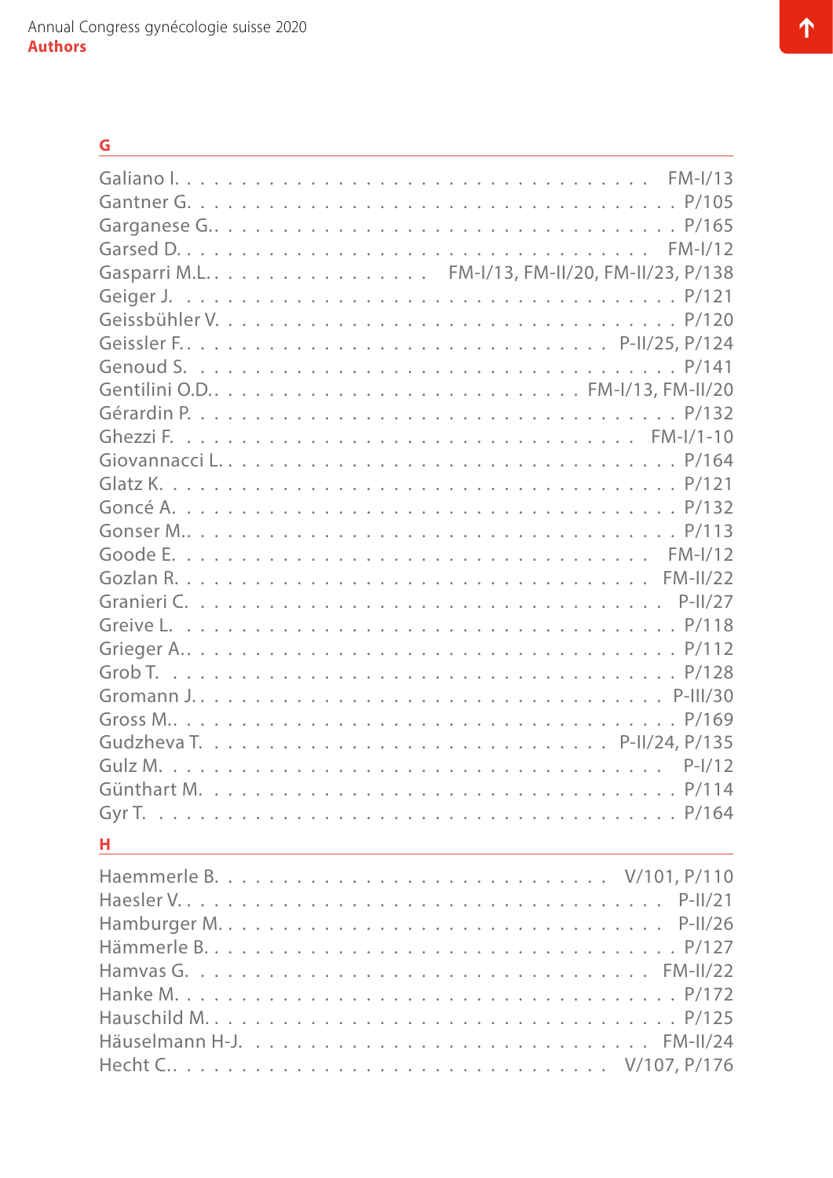## G

- Galiano I. . . . . . . . . . . . . . . . . . . . . . . . . . . . . . . . FM-I/13
- Gantner G. . . . . . . . . . . . . . . . . . . . . . . . . . . . . . . . P/105
- Garganese G.. . . . . . . . . . . . . . . . . . . . . . . . . . . . . P/165
- Garsed D. . . . . . . . . . . . . . . . . . . . . . . . . . . . . . . . FM-I/12
- Gasparri M.L.. . . . . . . . . . . . . . . . FM-I/13, FM-II/20, FM-II/23, P/138
- Geiger J. . . . . . . . . . . . . . . . . . . . . . . . . . . . . . . . P/121
- Geissbühler V. . . . . . . . . . . . . . . . . . . . . . . . . . . . . P/120
- Geissler F.. . . . . . . . . . . . . . . . . . . . . . . . . . . P-II/25, P/124
- Genoud S. . . . . . . . . . . . . . . . . . . . . . . . . . . . . . . . P/141
- Gentilini O.D.. . . . . . . . . . . . . . . . . . . . . . . . . FM-I/13, FM-II/20
- Gérardin P. . . . . . . . . . . . . . . . . . . . . . . . . . . . . . . P/132
- Ghezzi F. . . . . . . . . . . . . . . . . . . . . . . . . . . . . . . FM-I/1-10
- Giovannacci L.. . . . . . . . . . . . . . . . . . . . . . . . . . . . . P/164
- Glatz K. . . . . . . . . . . . . . . . . . . . . . . . . . . . . . . . . P/121
- Goncé A. . . . . . . . . . . . . . . . . . . . . . . . . . . . . . . . P/132
- Gonser M.. . . . . . . . . . . . . . . . . . . . . . . . . . . . . . . P/113
- Goode E. . . . . . . . . . . . . . . . . . . . . . . . . . . . . . . FM-I/12
- Gozlan R. . . . . . . . . . . . . . . . . . . . . . . . . . . . . . FM-II/22
- Granieri C. . . . . . . . . . . . . . . . . . . . . . . . . . . . . . P-II/27
- Greive L. . . . . . . . . . . . . . . . . . . . . . . . . . . . . . . . P/118
- Grieger A.. . . . . . . . . . . . . . . . . . . . . . . . . . . . . . . P/112
- Grob T. . . . . . . . . . . . . . . . . . . . . . . . . . . . . . . . . P/128
- Gromann J.. . . . . . . . . . . . . . . . . . . . . . . . . . . . . . P-III/30
- Gross M.. . . . . . . . . . . . . . . . . . . . . . . . . . . . . . . . P/169
- Gudzheva T. . . . . . . . . . . . . . . . . . . . . . . . . . . P-II/24, P/135
- Gulz M. . . . . . . . . . . . . . . . . . . . . . . . . . . . . . . . . P-I/12
- Günthart M. . . . . . . . . . . . . . . . . . . . . . . . . . . . . . . P/114
- Gyr T. . . . . . . . . . . . . . . . . . . . . . . . . . . . . . . . . . P/164

## H

- Haemmerle B. . . . . . . . . . . . . . . . . . . . . . . . . . . V/101, P/110
- Haesler V.. . . . . . . . . . . . . . . . . . . . . . . . . . . . . . P-II/21
- Hamburger M.. . . . . . . . . . . . . . . . . . . . . . . . . . . . P-II/26
- Hämmerle B.. . . . . . . . . . . . . . . . . . . . . . . . . . . . . . P/127
- Hamvas G. . . . . . . . . . . . . . . . . . . . . . . . . . . . . . FM-II/22
- Hanke M.. . . . . . . . . . . . . . . . . . . . . . . . . . . . . . . . P/172
- Hauschild M.. . . . . . . . . . . . . . . . . . . . . . . . . . . . . . P/125
- Häuselmann H-J. . . . . . . . . . . . . . . . . . . . . . . . . . FM-II/24
- Hecht C.. . . . . . . . . . . . . . . . . . . . . . . . . . . . . V/107, P/176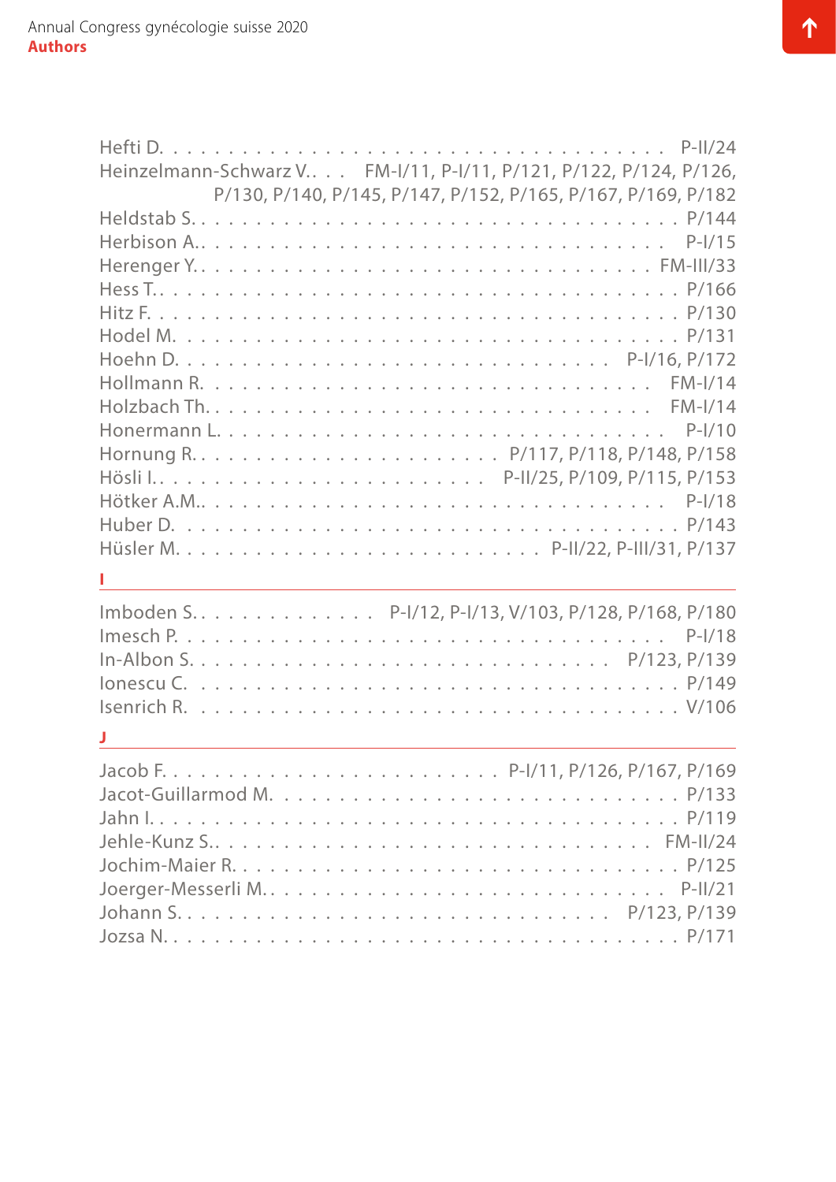Hefti D. . . . . . . . . . . . . . . . . . . . . . . . . . . . . . . . . . . P-II/24
Heinzelmann-Schwarz V.. . . FM-I/11, P-I/11, P/121, P/122, P/124, P/126, P/130, P/140, P/145, P/147, P/152, P/165, P/167, P/169, P/182
Heldstab S. . . . . . . . . . . . . . . . . . . . . . . . . . . . . . . . . P/144
Herbison A.. . . . . . . . . . . . . . . . . . . . . . . . . . . . . . . . P-I/15
Herenger Y.. . . . . . . . . . . . . . . . . . . . . . . . . . . . . . FM-III/33
Hess T.. . . . . . . . . . . . . . . . . . . . . . . . . . . . . . . . . . P/166
Hitz F. . . . . . . . . . . . . . . . . . . . . . . . . . . . . . . . . . . P/130
Hodel M. . . . . . . . . . . . . . . . . . . . . . . . . . . . . . . . . . P/131
Hoehn D. . . . . . . . . . . . . . . . . . . . . . . . . . . . P-I/16, P/172
Hollmann R. . . . . . . . . . . . . . . . . . . . . . . . . . . . . . FM-I/14
Holzbach Th.. . . . . . . . . . . . . . . . . . . . . . . . . . . . . FM-I/14
Honermann L. . . . . . . . . . . . . . . . . . . . . . . . . . . . . . . P-I/10
Hornung R.. . . . . . . . . . . . . . . . . . . . . . P/117, P/118, P/148, P/158
Hösli I.. . . . . . . . . . . . . . . . . . . . . . . P-II/25, P/109, P/115, P/153
Hötker A.M.. . . . . . . . . . . . . . . . . . . . . . . . . . . . . . . P-I/18
Huber D. . . . . . . . . . . . . . . . . . . . . . . . . . . . . . . . . . P/143
Hüsler M.. . . . . . . . . . . . . . . . . . . . . . . . . P-II/22, P-III/31, P/137

## I

Imboden S.. . . . . . . . . . . . . . P-I/12, P-I/13, V/103, P/128, P/168, P/180
Imesch P. . . . . . . . . . . . . . . . . . . . . . . . . . . . . . . . . . P-I/18
In-Albon S. . . . . . . . . . . . . . . . . . . . . . . . . . . . . . P/123, P/139
Ionescu C. . . . . . . . . . . . . . . . . . . . . . . . . . . . . . . . . . P/149
Isenrich R. . . . . . . . . . . . . . . . . . . . . . . . . . . . . . . . . . V/106

## J

Jacob F.. . . . . . . . . . . . . . . . . . . . . . . . P-I/11, P/126, P/167, P/169
Jacot-Guillarmod M. . . . . . . . . . . . . . . . . . . . . . . . . . . . P/133
Jahn I.. . . . . . . . . . . . . . . . . . . . . . . . . . . . . . . . . . . P/119
Jehle-Kunz S.. . . . . . . . . . . . . . . . . . . . . . . . . . . . . . FM-II/24
Jochim-Maier R.. . . . . . . . . . . . . . . . . . . . . . . . . . . . . . . P/125
Joerger-Messerli M.. . . . . . . . . . . . . . . . . . . . . . . . . . . P-II/21
Johann S.. . . . . . . . . . . . . . . . . . . . . . . . . . . . . . . P/123, P/139
Jozsa N.. . . . . . . . . . . . . . . . . . . . . . . . . . . . . . . . . . . P/171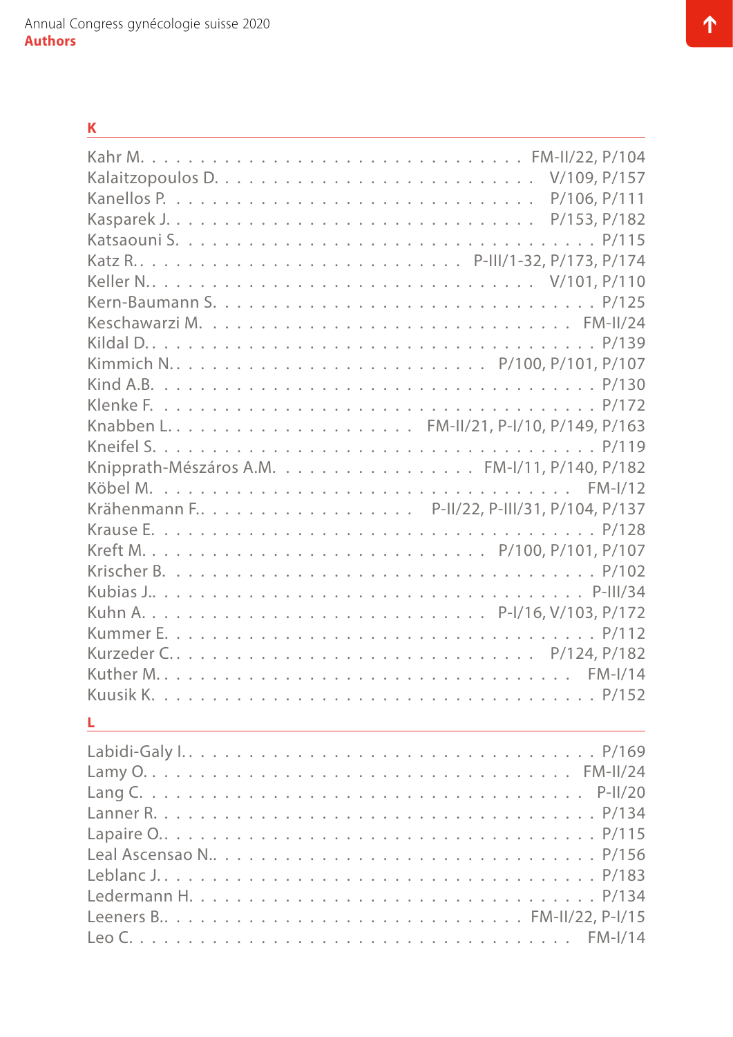## K

Kahr M. . . . . . . . . . . . . . . . . . . . . . . . . . . . . . FM-II/22, P/104
Kalaitzopoulos D. . . . . . . . . . . . . . . . . . . . . . . . . V/109, P/157
Kanellos P. . . . . . . . . . . . . . . . . . . . . . . . . . . . P/106, P/111
Kasparek J. . . . . . . . . . . . . . . . . . . . . . . . . . . . P/153, P/182
Katsaouni S. . . . . . . . . . . . . . . . . . . . . . . . . . . . . . . . P/115
Katz R.. . . . . . . . . . . . . . . . . . . . . . . . . . P-III/1-32, P/173, P/174
Keller N.. . . . . . . . . . . . . . . . . . . . . . . . . . . . . V/101, P/110
Kern-Baumann S. . . . . . . . . . . . . . . . . . . . . . . . . . . . . . P/125
Keschawarzi M. . . . . . . . . . . . . . . . . . . . . . . . . . . . . . FM-II/24
Kildal D.. . . . . . . . . . . . . . . . . . . . . . . . . . . . . . . . . . . P/139
Kimmich N.. . . . . . . . . . . . . . . . . . . . . . . . . P/100, P/101, P/107
Kind A.B. . . . . . . . . . . . . . . . . . . . . . . . . . . . . . . . . . . P/130
Klenke F. . . . . . . . . . . . . . . . . . . . . . . . . . . . . . . . . . . P/172
Knabben L.. . . . . . . . . . . . . . . . . . . . FM-II/21, P-I/10, P/149, P/163
Kneifel S. . . . . . . . . . . . . . . . . . . . . . . . . . . . . . . . . . . P/119
Knipprath-Mészáros A.M. . . . . . . . . . . . . . . . FM-I/11, P/140, P/182
Köbel M. . . . . . . . . . . . . . . . . . . . . . . . . . . . . . . . . . FM-I/12
Krähenmann F.. . . . . . . . . . . . . . . . . . . P-II/22, P-III/31, P/104, P/137
Krause E. . . . . . . . . . . . . . . . . . . . . . . . . . . . . . . . . . . P/128
Kreft M.. . . . . . . . . . . . . . . . . . . . . . . . . . . P/100, P/101, P/107
Krischer B. . . . . . . . . . . . . . . . . . . . . . . . . . . . . . . . . . P/102
Kubias J.. . . . . . . . . . . . . . . . . . . . . . . . . . . . . . . . . . P-III/34
Kuhn A.. . . . . . . . . . . . . . . . . . . . . . . . . . . . P-I/16, V/103, P/172
Kummer E. . . . . . . . . . . . . . . . . . . . . . . . . . . . . . . . . . . P/112
Kurzeder C.. . . . . . . . . . . . . . . . . . . . . . . . . . . . . P/124, P/182
Kuther M.. . . . . . . . . . . . . . . . . . . . . . . . . . . . . . . . . FM-I/14
Kuusik K. . . . . . . . . . . . . . . . . . . . . . . . . . . . . . . . . . . P/152

## L

Labidi-Galy I.. . . . . . . . . . . . . . . . . . . . . . . . . . . . . . . . . P/169
Lamy O.. . . . . . . . . . . . . . . . . . . . . . . . . . . . . . . . . . FM-II/24
Lang C. . . . . . . . . . . . . . . . . . . . . . . . . . . . . . . . . . . . P-II/20
Lanner R. . . . . . . . . . . . . . . . . . . . . . . . . . . . . . . . . . . . P/134
Lapaire O.. . . . . . . . . . . . . . . . . . . . . . . . . . . . . . . . . . . P/115
Leal Ascensao N.. . . . . . . . . . . . . . . . . . . . . . . . . . . . . . . P/156
Leblanc J.. . . . . . . . . . . . . . . . . . . . . . . . . . . . . . . . . . . P/183
Ledermann H. . . . . . . . . . . . . . . . . . . . . . . . . . . . . . . . . P/134
Leeners B.. . . . . . . . . . . . . . . . . . . . . . . . . . . . . FM-II/22, P-I/15
Leo C. . . . . . . . . . . . . . . . . . . . . . . . . . . . . . . . . . . . FM-I/14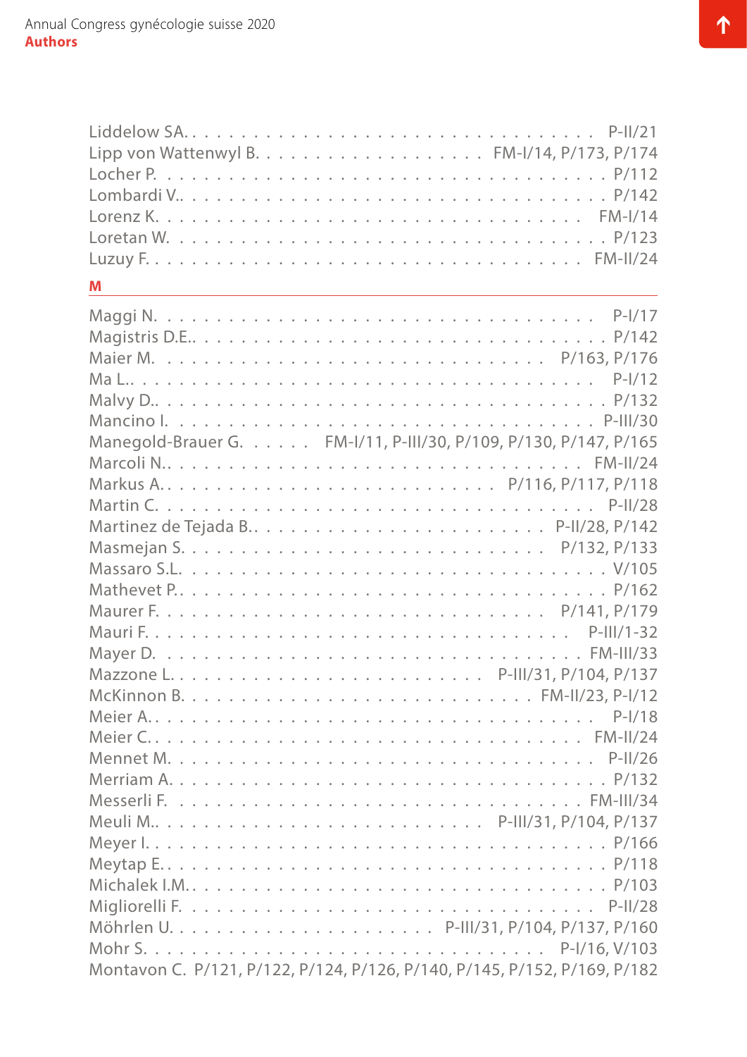Liddelow SA. . . . . . . . . . . . . . . . . . . . . . . . . . . . . . . P-II/21
Lipp von Wattenwyl B. . . . . . . . . . . . . . . . . FM-I/14, P/173, P/174
Locher P. . . . . . . . . . . . . . . . . . . . . . . . . . . . . . . . . . P/112
Lombardi V.. . . . . . . . . . . . . . . . . . . . . . . . . . . . . . . . P/142
Lorenz K. . . . . . . . . . . . . . . . . . . . . . . . . . . . . . . FM-I/14
Loretan W. . . . . . . . . . . . . . . . . . . . . . . . . . . . . . . . P/123
Luzuy F.. . . . . . . . . . . . . . . . . . . . . . . . . . . . . . . FM-II/24

**M**

Maggi N. . . . . . . . . . . . . . . . . . . . . . . . . . . . . . . . P-I/17
Magistris D.E.. . . . . . . . . . . . . . . . . . . . . . . . . . . . . . P/142
Maier M. . . . . . . . . . . . . . . . . . . . . . . . . . . . P/163, P/176
Ma L.. . . . . . . . . . . . . . . . . . . . . . . . . . . . . . . . . P-I/12
Malvy D.. . . . . . . . . . . . . . . . . . . . . . . . . . . . . . . . P/132
Mancino I. . . . . . . . . . . . . . . . . . . . . . . . . . . . . . P-III/30
Manegold-Brauer G. . . . . . FM-I/11, P-III/30, P/109, P/130, P/147, P/165
Marcoli N.. . . . . . . . . . . . . . . . . . . . . . . . . . . . . . FM-II/24
Markus A.. . . . . . . . . . . . . . . . . . . . . . . . . P/116, P/117, P/118
Martin C. . . . . . . . . . . . . . . . . . . . . . . . . . . . . . . . P-II/28
Martinez de Tejada B.. . . . . . . . . . . . . . . . . . . . . . . P-II/28, P/142
Masmejan S. . . . . . . . . . . . . . . . . . . . . . . . . . . P/132, P/133
Massaro S.L. . . . . . . . . . . . . . . . . . . . . . . . . . . . . . . V/105
Mathevet P.. . . . . . . . . . . . . . . . . . . . . . . . . . . . . . . P/162
Maurer F. . . . . . . . . . . . . . . . . . . . . . . . . . . . P/141, P/179
Mauri F.. . . . . . . . . . . . . . . . . . . . . . . . . . . . . . P-III/1-32
Mayer D. . . . . . . . . . . . . . . . . . . . . . . . . . . . . . FM-III/33
Mazzone L.. . . . . . . . . . . . . . . . . . . . . . . P-III/31, P/104, P/137
McKinnon B.. . . . . . . . . . . . . . . . . . . . . . . . . . FM-II/23, P-I/12
Meier A.. . . . . . . . . . . . . . . . . . . . . . . . . . . . . . . . P-I/18
Meier C.. . . . . . . . . . . . . . . . . . . . . . . . . . . . . . . FM-II/24
Mennet M. . . . . . . . . . . . . . . . . . . . . . . . . . . . . . . P-II/26
Merriam A.. . . . . . . . . . . . . . . . . . . . . . . . . . . . . . . P/132
Messerli F. . . . . . . . . . . . . . . . . . . . . . . . . . . . . . FM-III/34
Meuli M.. . . . . . . . . . . . . . . . . . . . . . . . . P-III/31, P/104, P/137
Meyer I.. . . . . . . . . . . . . . . . . . . . . . . . . . . . . . . . . P/166
Meytap E.. . . . . . . . . . . . . . . . . . . . . . . . . . . . . . . . P/118
Michalek I.M.. . . . . . . . . . . . . . . . . . . . . . . . . . . . . . P/103
Migliorelli F. . . . . . . . . . . . . . . . . . . . . . . . . . . . . . . P-II/28
Möhrlen U.. . . . . . . . . . . . . . . . . . . . . P-III/31, P/104, P/137, P/160
Mohr S.. . . . . . . . . . . . . . . . . . . . . . . . . . . . . P-I/16, V/103
Montavon C. P/121, P/122, P/124, P/126, P/140, P/145, P/152, P/169, P/182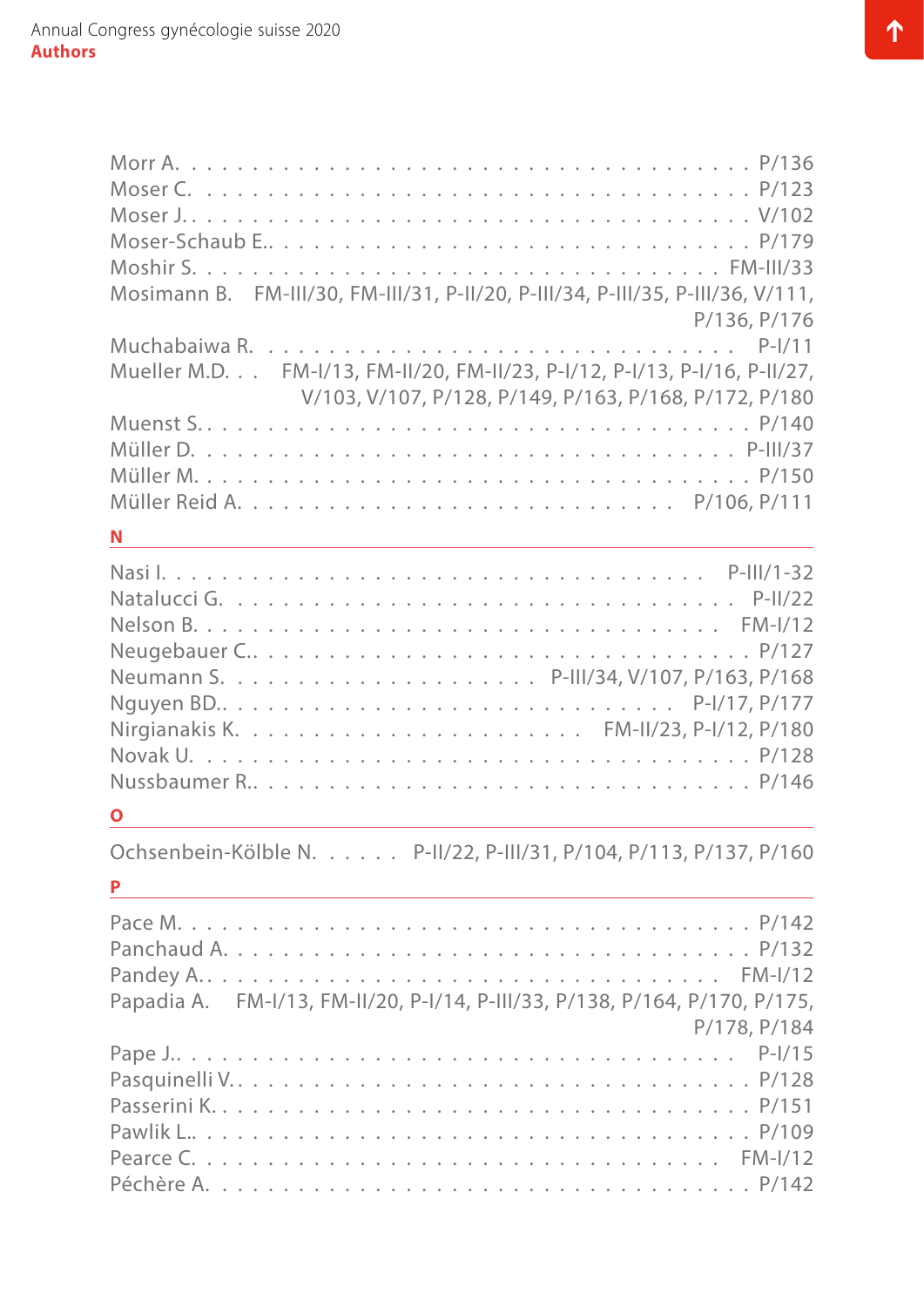Morr A. . . . . . . . . . . . . . . . . . . . . . . . . . . . . . . . . . P/136
Moser C. . . . . . . . . . . . . . . . . . . . . . . . . . . . . . . . . P/123
Moser J. . . . . . . . . . . . . . . . . . . . . . . . . . . . . . . . . V/102
Moser-Schaub E.. . . . . . . . . . . . . . . . . . . . . . . . . . . . P/179
Moshir S. . . . . . . . . . . . . . . . . . . . . . . . . . . . . . . FM-III/33
Mosimann B. FM-III/30, FM-III/31, P-II/20, P-III/34, P-III/35, P-III/36, V/111, P/136, P/176
Muchabaiwa R. . . . . . . . . . . . . . . . . . . . . . . . . . . . . . P-I/11
Mueller M.D. . . FM-I/13, FM-II/20, FM-II/23, P-I/12, P-I/13, P-I/16, P-II/27, V/103, V/107, P/128, P/149, P/163, P/168, P/172, P/180
Muenst S. . . . . . . . . . . . . . . . . . . . . . . . . . . . . . . . . P/140
Müller D. . . . . . . . . . . . . . . . . . . . . . . . . . . . . . . . P-III/37
Müller M. . . . . . . . . . . . . . . . . . . . . . . . . . . . . . . . . P/150
Müller Reid A. . . . . . . . . . . . . . . . . . . . . . . . . . P/106, P/111

**N**

Nasi I. . . . . . . . . . . . . . . . . . . . . . . . . . . . . . . . P-III/1-32
Natalucci G. . . . . . . . . . . . . . . . . . . . . . . . . . . . . . . P-II/22
Nelson B. . . . . . . . . . . . . . . . . . . . . . . . . . . . . . . . FM-I/12
Neugebauer C.. . . . . . . . . . . . . . . . . . . . . . . . . . . . . . P/127
Neumann S. . . . . . . . . . . . . . . . . . . . P-III/34, V/107, P/163, P/168
Nguyen BD.. . . . . . . . . . . . . . . . . . . . . . . . . . . P-I/17, P/177
Nirgianakis K. . . . . . . . . . . . . . . . . . . . . . FM-II/23, P-I/12, P/180
Novak U. . . . . . . . . . . . . . . . . . . . . . . . . . . . . . . . . P/128
Nussbaumer R.. . . . . . . . . . . . . . . . . . . . . . . . . . . . . . P/146

**O**

Ochsenbein-Kölble N. . . . . . P-II/22, P-III/31, P/104, P/113, P/137, P/160

**P**

Pace M. . . . . . . . . . . . . . . . . . . . . . . . . . . . . . . . . . P/142
Panchaud A. . . . . . . . . . . . . . . . . . . . . . . . . . . . . . . . P/132
Pandey A.. . . . . . . . . . . . . . . . . . . . . . . . . . . . . . . FM-I/12
Papadia A. FM-I/13, FM-II/20, P-I/14, P-III/33, P/138, P/164, P/170, P/175, P/178, P/184
Pape J.. . . . . . . . . . . . . . . . . . . . . . . . . . . . . . . . . . P-I/15
Pasquinelli V.. . . . . . . . . . . . . . . . . . . . . . . . . . . . . . P/128
Passerini K.. . . . . . . . . . . . . . . . . . . . . . . . . . . . . . . P/151
Pawlik L.. . . . . . . . . . . . . . . . . . . . . . . . . . . . . . . . . P/109
Pearce C. . . . . . . . . . . . . . . . . . . . . . . . . . . . . . . . FM-I/12
Péchère A. . . . . . . . . . . . . . . . . . . . . . . . . . . . . . . . P/142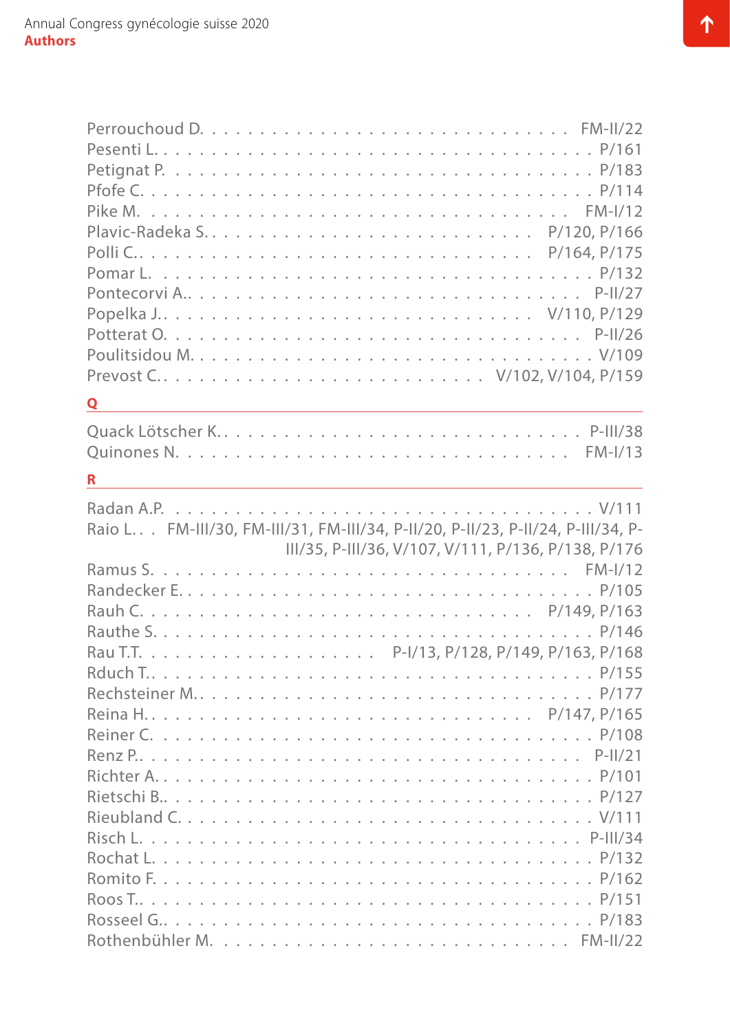Perrouchoud D. . . . . . . . . . . . . . . . . . . . . . . . . . . . FM-II/22
Pesenti L. . . . . . . . . . . . . . . . . . . . . . . . . . . . . . . P/161
Petignat P. . . . . . . . . . . . . . . . . . . . . . . . . . . . . . P/183
Pfofe C. . . . . . . . . . . . . . . . . . . . . . . . . . . . . . . . P/114
Pike M. . . . . . . . . . . . . . . . . . . . . . . . . . . . . . FM-I/12
Plavic-Radeka S. . . . . . . . . . . . . . . . . . . . . . . . . P/120, P/166
Polli C.. . . . . . . . . . . . . . . . . . . . . . . . . . . . P/164, P/175
Pomar L. . . . . . . . . . . . . . . . . . . . . . . . . . . . . . . P/132
Pontecorvi A.. . . . . . . . . . . . . . . . . . . . . . . . . . . . P-II/27
Popelka J.. . . . . . . . . . . . . . . . . . . . . . . . . . . V/110, P/129
Potterat O. . . . . . . . . . . . . . . . . . . . . . . . . . . . . . P-II/26
Poulitsidou M. . . . . . . . . . . . . . . . . . . . . . . . . . . . . V/109
Prevost C.. . . . . . . . . . . . . . . . . . . . . . . . . V/102, V/104, P/159

## Q

Quack Lötscher K.. . . . . . . . . . . . . . . . . . . . . . . . . . P-III/38
Quinones N. . . . . . . . . . . . . . . . . . . . . . . . . . . . . FM-I/13

## R

Radan A.P. . . . . . . . . . . . . . . . . . . . . . . . . . . . . . . V/111
Raio L.. . . FM-III/30, FM-III/31, FM-III/34, P-II/20, P-II/23, P-II/24, P-III/34, P-III/35, P-III/36, V/107, V/111, P/136, P/138, P/176
Ramus S. . . . . . . . . . . . . . . . . . . . . . . . . . . . . . FM-I/12
Randecker E. . . . . . . . . . . . . . . . . . . . . . . . . . . . . . P/105
Rauh C. . . . . . . . . . . . . . . . . . . . . . . . . . . . . P/149, P/163
Rauthe S. . . . . . . . . . . . . . . . . . . . . . . . . . . . . . . P/146
Rau T.T. . . . . . . . . . . . . . . . . . . P-I/13, P/128, P/149, P/163, P/168
Rduch T.. . . . . . . . . . . . . . . . . . . . . . . . . . . . . . . P/155
Rechsteiner M.. . . . . . . . . . . . . . . . . . . . . . . . . . . . . P/177
Reina H.. . . . . . . . . . . . . . . . . . . . . . . . . . . . . P/147, P/165
Reiner C. . . . . . . . . . . . . . . . . . . . . . . . . . . . . . . . P/108
Renz P.. . . . . . . . . . . . . . . . . . . . . . . . . . . . . . . . P-II/21
Richter A. . . . . . . . . . . . . . . . . . . . . . . . . . . . . . . . P/101
Rietschi B.. . . . . . . . . . . . . . . . . . . . . . . . . . . . . . . P/127
Rieubland C. . . . . . . . . . . . . . . . . . . . . . . . . . . . . . . V/111
Risch L. . . . . . . . . . . . . . . . . . . . . . . . . . . . . . . . P-III/34
Rochat L. . . . . . . . . . . . . . . . . . . . . . . . . . . . . . . . P/132
Romito F. . . . . . . . . . . . . . . . . . . . . . . . . . . . . . . . P/162
Roos T.. . . . . . . . . . . . . . . . . . . . . . . . . . . . . . . . . P/151
Rosseel G.. . . . . . . . . . . . . . . . . . . . . . . . . . . . . . . P/183
Rothenbühler M. . . . . . . . . . . . . . . . . . . . . . . . . . . . FM-II/22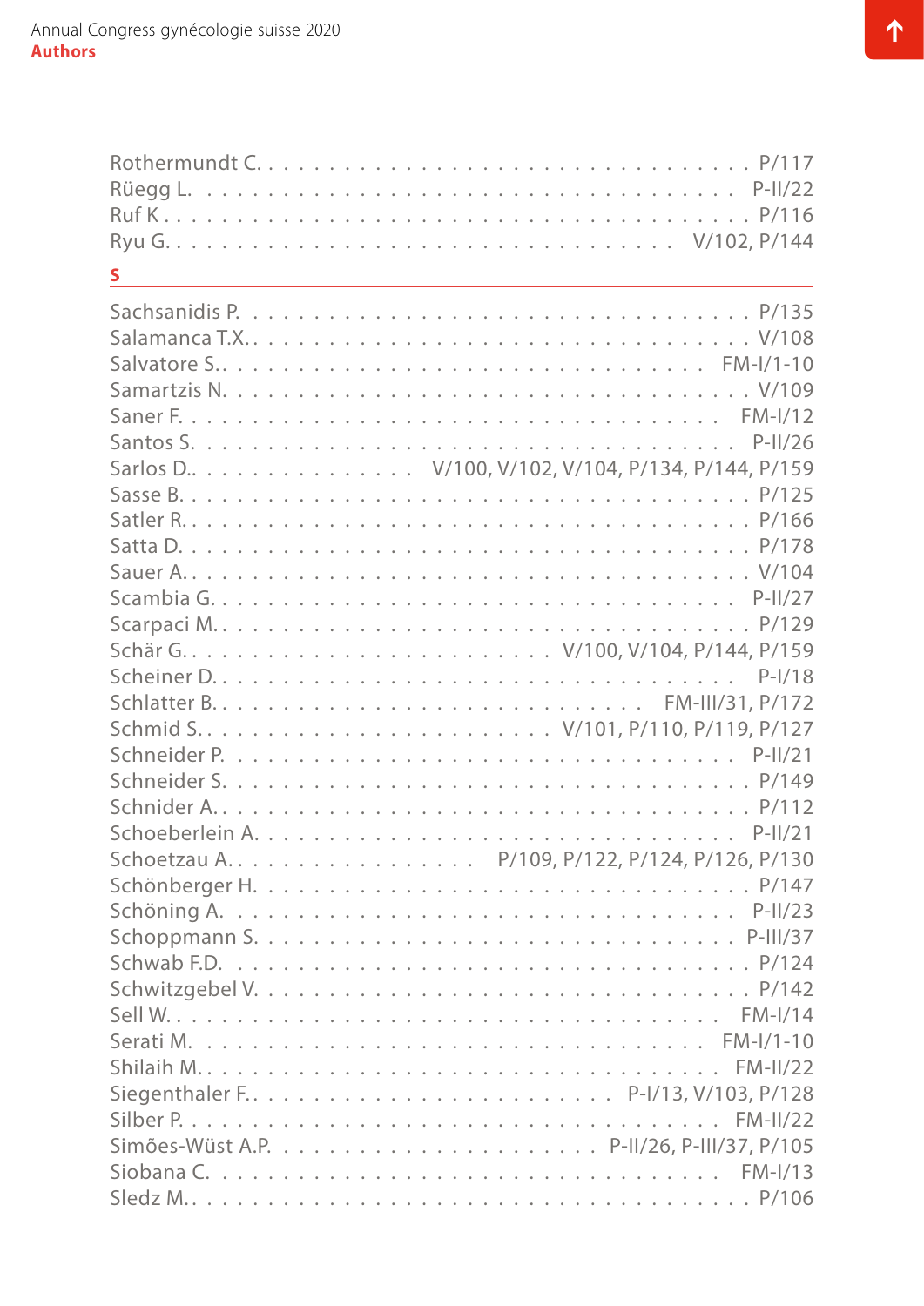Rothermundt C. . . . . . . . . . . . . . . . . . . . . . . . . . . . . . P/117
Rüegg L. . . . . . . . . . . . . . . . . . . . . . . . . . . . . . P-II/22
Ruf K . . . . . . . . . . . . . . . . . . . . . . . . . . . . . . . . P/116
Ryu G. . . . . . . . . . . . . . . . . . . . . . . . . . . . V/102, P/144

## S

Sachsanidis P. . . . . . . . . . . . . . . . . . . . . . . . . . . . . P/135
Salamanca T.X. . . . . . . . . . . . . . . . . . . . . . . . . . . . . V/108
Salvatore S.. . . . . . . . . . . . . . . . . . . . . . . . . . . FM-I/1-10
Samartzis N. . . . . . . . . . . . . . . . . . . . . . . . . . . . . . V/109
Saner F. . . . . . . . . . . . . . . . . . . . . . . . . . . . . . . FM-I/12
Santos S. . . . . . . . . . . . . . . . . . . . . . . . . . . . . . P-II/26
Sarlos D.. . . . . . . . . . . . . . . V/100, V/102, V/104, P/134, P/144, P/159
Sasse B. . . . . . . . . . . . . . . . . . . . . . . . . . . . . . . . P/125
Satler R. . . . . . . . . . . . . . . . . . . . . . . . . . . . . . . . P/166
Satta D. . . . . . . . . . . . . . . . . . . . . . . . . . . . . . . . P/178
Sauer A. . . . . . . . . . . . . . . . . . . . . . . . . . . . . . . . V/104
Scambia G. . . . . . . . . . . . . . . . . . . . . . . . . . . . . . P-II/27
Scarpaci M. . . . . . . . . . . . . . . . . . . . . . . . . . . . . . P/129
Schär G. . . . . . . . . . . . . . . . . . . . . . . . V/100, V/104, P/144, P/159
Scheiner D. . . . . . . . . . . . . . . . . . . . . . . . . . . . . . P-I/18
Schlatter B. . . . . . . . . . . . . . . . . . . . . . . . . . FM-III/31, P/172
Schmid S. . . . . . . . . . . . . . . . . . . . . . . . V/101, P/110, P/119, P/127
Schneider P. . . . . . . . . . . . . . . . . . . . . . . . . . . . . . P-II/21
Schneider S. . . . . . . . . . . . . . . . . . . . . . . . . . . . . . P/149
Schnider A. . . . . . . . . . . . . . . . . . . . . . . . . . . . . . . P/112
Schoeberlein A. . . . . . . . . . . . . . . . . . . . . . . . . . . . P-II/21
Schoetzau A. . . . . . . . . . . . . . . . . . P/109, P/122, P/124, P/126, P/130
Schönberger H. . . . . . . . . . . . . . . . . . . . . . . . . . . . . P/147
Schöning A. . . . . . . . . . . . . . . . . . . . . . . . . . . . . . P-II/23
Schoppmann S. . . . . . . . . . . . . . . . . . . . . . . . . . . . P-III/37
Schwab F.D. . . . . . . . . . . . . . . . . . . . . . . . . . . . . . P/124
Schwitzgebel V. . . . . . . . . . . . . . . . . . . . . . . . . . . . . P/142
Sell W. . . . . . . . . . . . . . . . . . . . . . . . . . . . . . . . FM-I/14
Serati M. . . . . . . . . . . . . . . . . . . . . . . . . . . . . . FM-I/1-10
Shilaih M. . . . . . . . . . . . . . . . . . . . . . . . . . . . . . FM-II/22
Siegenthaler F.. . . . . . . . . . . . . . . . . . . . . . . P-I/13, V/103, P/128
Silber P. . . . . . . . . . . . . . . . . . . . . . . . . . . . . . . FM-II/22
Simões-Wüst A.P. . . . . . . . . . . . . . . . . . . . . P-II/26, P-III/37, P/105
Siobana C. . . . . . . . . . . . . . . . . . . . . . . . . . . . . . FM-I/13
Sledz M. . . . . . . . . . . . . . . . . . . . . . . . . . . . . . . . P/106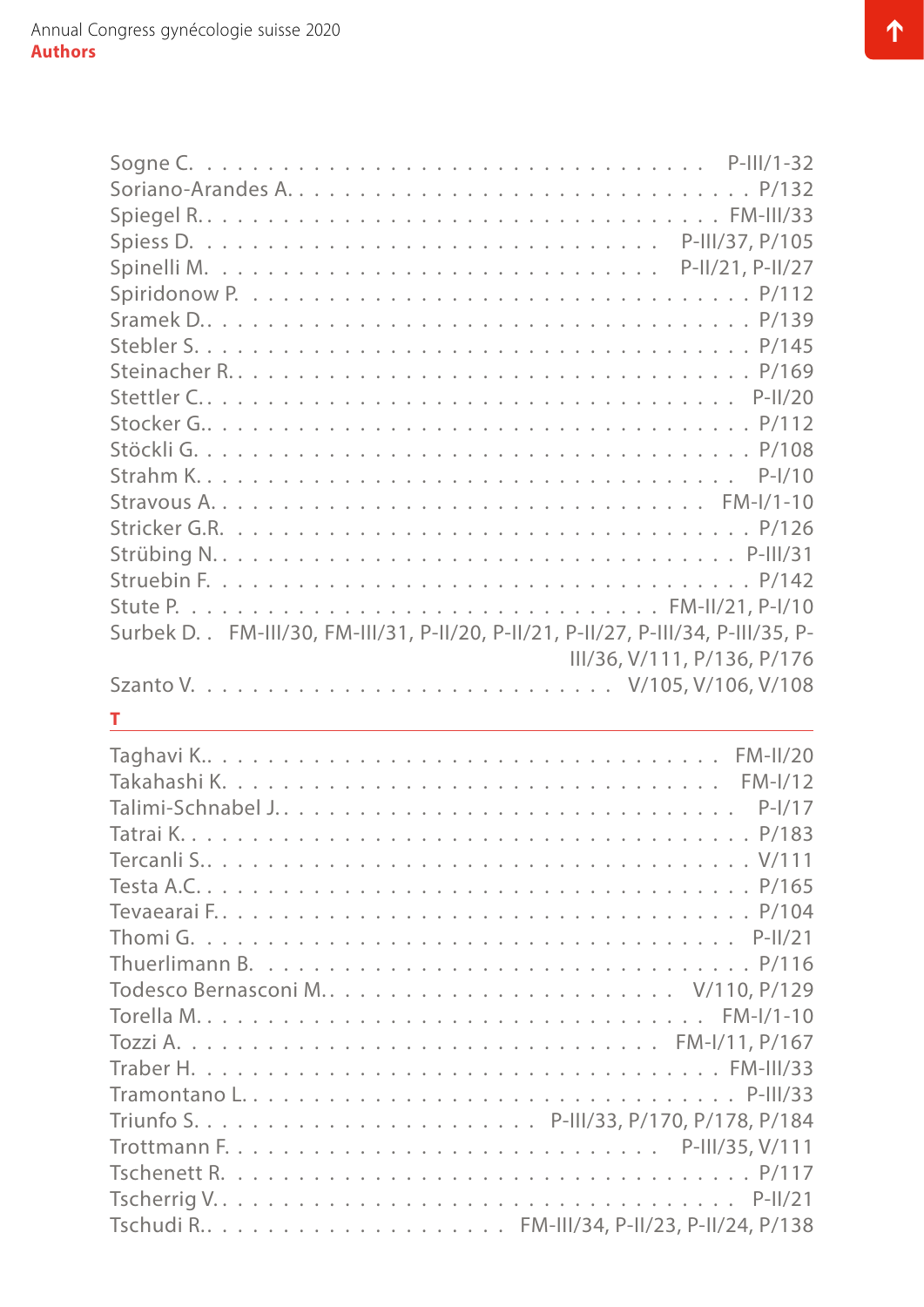Sogne C. P-III/1-32
Soriano-Arandes A. P/132
Spiegel R. FM-III/33
Spiess D. P-III/37, P/105
Spinelli M. P-II/21, P-II/27
Spiridonow P. P/112
Sramek D. P/139
Stebler S. P/145
Steinacher R. P/169
Stettler C. P-II/20
Stocker G. P/112
Stöckli G. P/108
Strahm K. P-I/10
Stravous A. FM-I/1-10
Stricker G.R. P/126
Strübing N. P-III/31
Struebin F. P/142
Stute P. FM-II/21, P-I/10
Surbek D. FM-III/30, FM-III/31, P-II/20, P-II/21, P-II/27, P-III/34, P-III/35, P-III/36, V/111, P/136, P/176
Szanto V. V/105, V/106, V/108

## T

Taghavi K. FM-II/20
Takahashi K. FM-I/12
Talimi-Schnabel J. P-I/17
Tatrai K. P/183
Tercanli S. V/111
Testa A.C. P/165
Tevaearai F. P/104
Thomi G. P-II/21
Thuerlimann B. P/116
Todesco Bernasconi M. V/110, P/129
Torella M. FM-I/1-10
Tozzi A. FM-I/11, P/167
Traber H. FM-III/33
Tramontano L. P-III/33
Triunfo S. P-III/33, P/170, P/178, P/184
Trottmann F. P-III/35, V/111
Tschenett R. P/117
Tscherrig V. P-II/21
Tschudi R. FM-III/34, P-II/23, P-II/24, P/138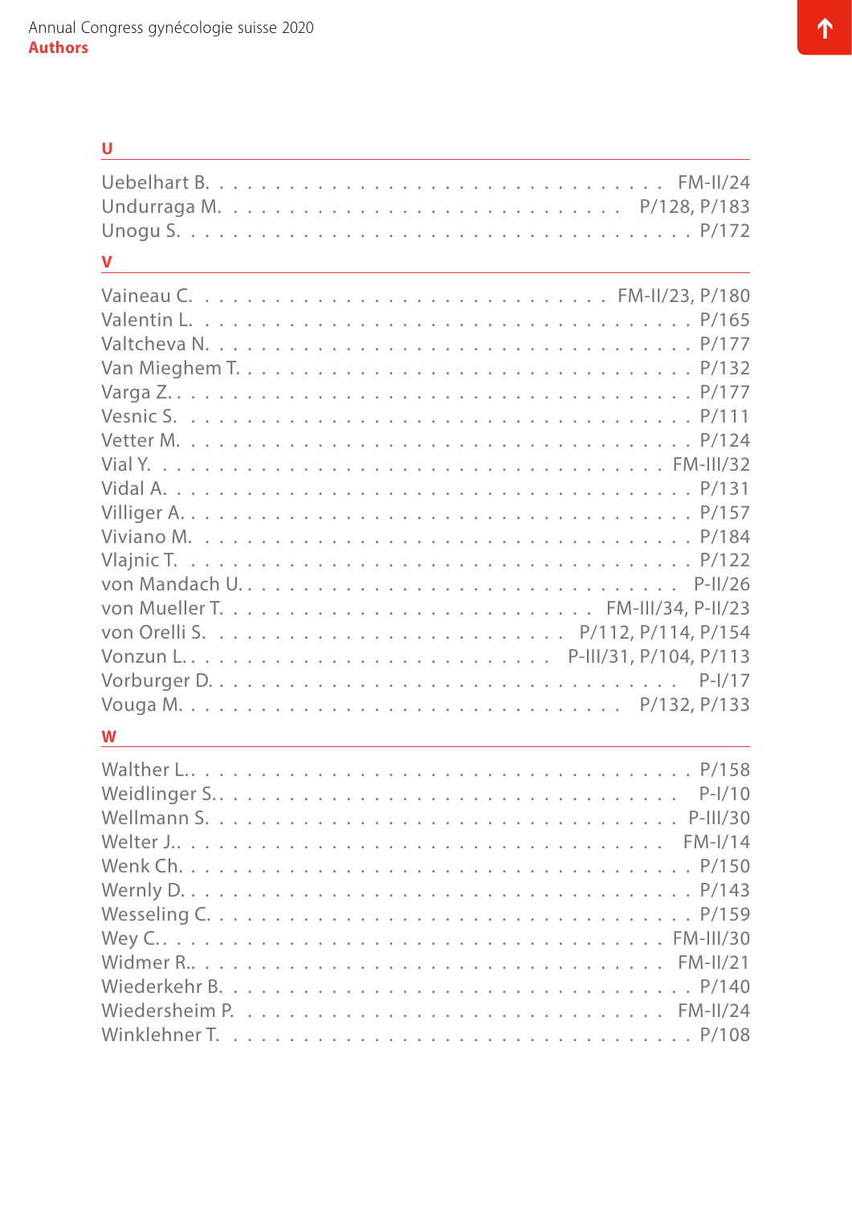## U

Uebelhart B. . . . . . . . . . . . . . . . . . . . . . . . . . . . . . FM-II/24
Undurraga M. . . . . . . . . . . . . . . . . . . . . . . . . . P/128, P/183
Unogu S. . . . . . . . . . . . . . . . . . . . . . . . . . . . . . . . P/172

## V

Vaineau C. . . . . . . . . . . . . . . . . . . . . . . . . . . FM-II/23, P/180
Valentin L. . . . . . . . . . . . . . . . . . . . . . . . . . . . . . . P/165
Valtcheva N. . . . . . . . . . . . . . . . . . . . . . . . . . . . . . P/177
Van Mieghem T. . . . . . . . . . . . . . . . . . . . . . . . . . . . P/132
Varga Z. . . . . . . . . . . . . . . . . . . . . . . . . . . . . . . . . P/177
Vesnic S. . . . . . . . . . . . . . . . . . . . . . . . . . . . . . . . P/111
Vetter M. . . . . . . . . . . . . . . . . . . . . . . . . . . . . . . . P/124
Vial Y. . . . . . . . . . . . . . . . . . . . . . . . . . . . . . . . FM-III/32
Vidal A. . . . . . . . . . . . . . . . . . . . . . . . . . . . . . . . . P/131
Villiger A. . . . . . . . . . . . . . . . . . . . . . . . . . . . . . . . P/157
Viviano M. . . . . . . . . . . . . . . . . . . . . . . . . . . . . . . P/184
Vlajnic T. . . . . . . . . . . . . . . . . . . . . . . . . . . . . . . . P/122
von Mandach U. . . . . . . . . . . . . . . . . . . . . . . . . . . P-II/26
von Mueller T. . . . . . . . . . . . . . . . . . . . . . . FM-III/34, P-II/23
von Orelli S. . . . . . . . . . . . . . . . . . . . . . . P/112, P/114, P/154
Vonzun L. . . . . . . . . . . . . . . . . . . . . . . P-III/31, P/104, P/113
Vorburger D. . . . . . . . . . . . . . . . . . . . . . . . . . . . . P-I/17
Vouga M. . . . . . . . . . . . . . . . . . . . . . . . . . . . P/132, P/133

## W

Walther L. . . . . . . . . . . . . . . . . . . . . . . . . . . . . . . . P/158
Weidlinger S. . . . . . . . . . . . . . . . . . . . . . . . . . . . . . P-I/10
Wellmann S. . . . . . . . . . . . . . . . . . . . . . . . . . . . . P-III/30
Welter J. . . . . . . . . . . . . . . . . . . . . . . . . . . . . . . FM-I/14
Wenk Ch. . . . . . . . . . . . . . . . . . . . . . . . . . . . . . . . P/150
Wernly D. . . . . . . . . . . . . . . . . . . . . . . . . . . . . . . . P/143
Wesseling C. . . . . . . . . . . . . . . . . . . . . . . . . . . . . . P/159
Wey C. . . . . . . . . . . . . . . . . . . . . . . . . . . . . . . . FM-III/30
Widmer R. . . . . . . . . . . . . . . . . . . . . . . . . . . . . . FM-II/21
Wiederkehr B. . . . . . . . . . . . . . . . . . . . . . . . . . . . . P/140
Wiedersheim P. . . . . . . . . . . . . . . . . . . . . . . . . . . FM-II/24
Winklehner T. . . . . . . . . . . . . . . . . . . . . . . . . . . . . P/108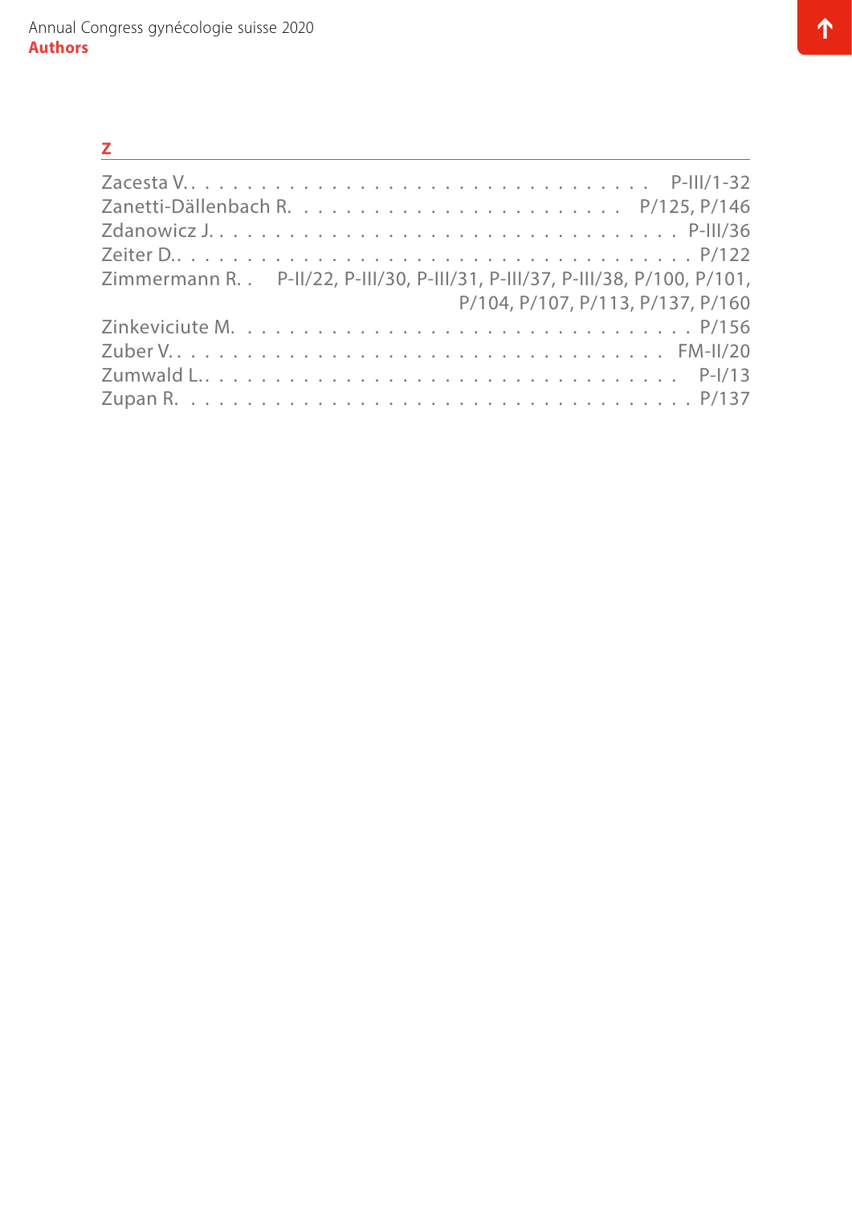## Z

Zacesta V. . . . . . . . . . . . . . . . . . . . . . . . . . . . . . P-III/1-32
Zanetti-Dällenbach R. . . . . . . . . . . . . . . . . . . . . . P/125, P/146
Zdanowicz J. . . . . . . . . . . . . . . . . . . . . . . . . . . . . . P-III/36
Zeiter D. . . . . . . . . . . . . . . . . . . . . . . . . . . . . . . . P/122
Zimmermann R. . . P-II/22, P-III/30, P-III/31, P-III/37, P-III/38, P/100, P/101, P/104, P/107, P/113, P/137, P/160
Zinkeviciute M. . . . . . . . . . . . . . . . . . . . . . . . . . . . P/156
Zuber V. . . . . . . . . . . . . . . . . . . . . . . . . . . . . . . . FM-II/20
Zumwald L. . . . . . . . . . . . . . . . . . . . . . . . . . . . . . . P-I/13
Zupan R. . . . . . . . . . . . . . . . . . . . . . . . . . . . . . . . P/137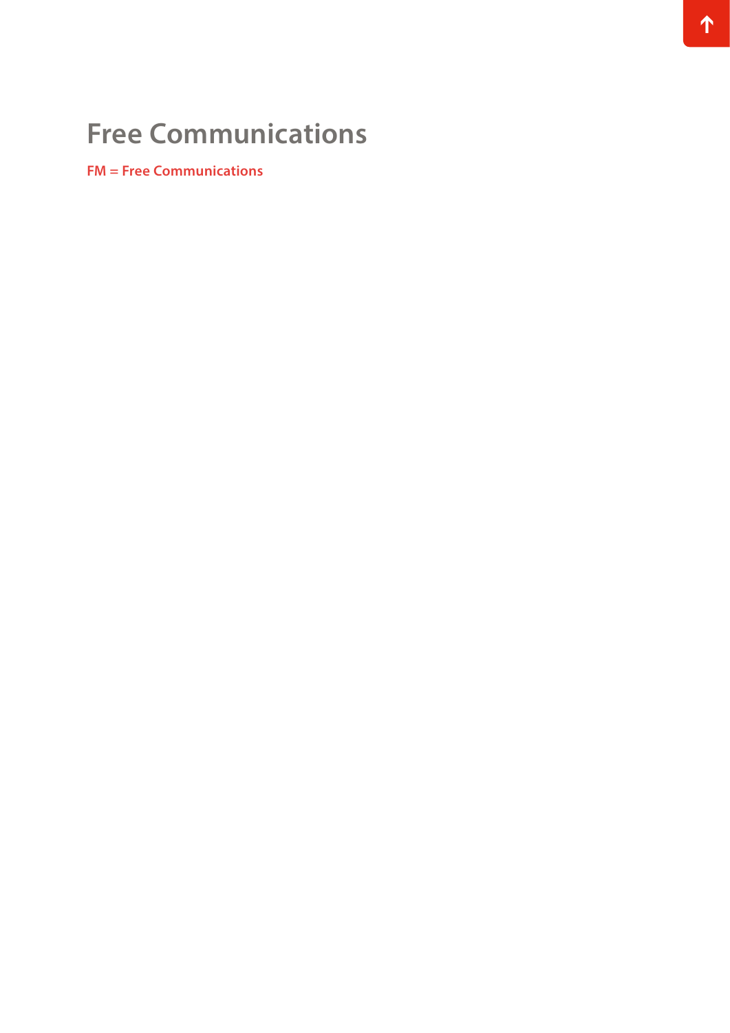# Free Communications

**FM = Free Communications**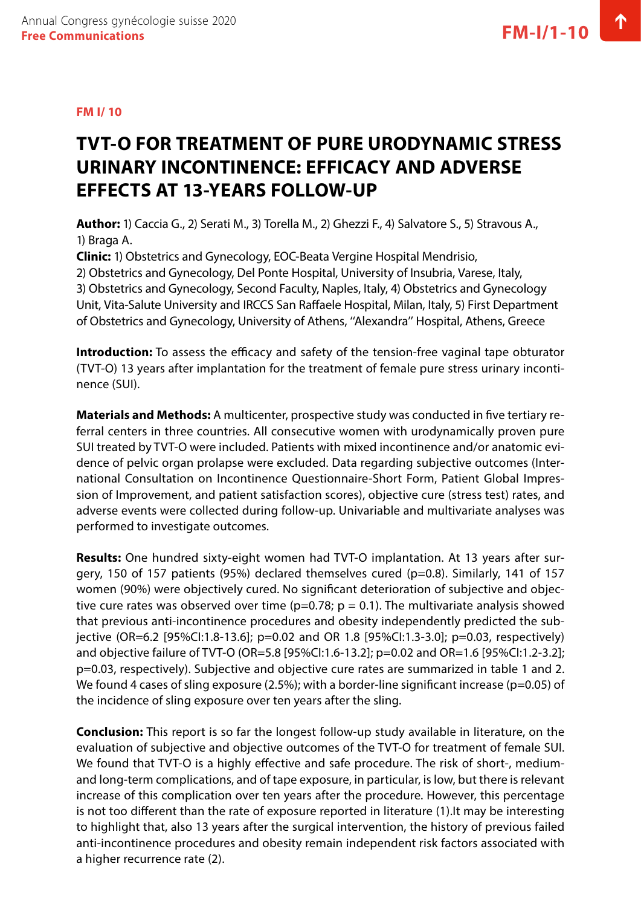**FM I/ 10**

# TVT-O FOR TREATMENT OF PURE URODYNAMIC STRESS URINARY INCONTINENCE: EFFICACY AND ADVERSE EFFECTS AT 13-YEARS FOLLOW-UP

**Author:** 1) Caccia G., 2) Serati M., 3) Torella M., 2) Ghezzi F., 4) Salvatore S., 5) Stravous A., 1) Braga A.

**Clinic:** 1) Obstetrics and Gynecology, EOC-Beata Vergine Hospital Mendrisio, 2) Obstetrics and Gynecology, Del Ponte Hospital, University of Insubria, Varese, Italy, 3) Obstetrics and Gynecology, Second Faculty, Naples, Italy, 4) Obstetrics and Gynecology Unit, Vita-Salute University and IRCCS San Raffaele Hospital, Milan, Italy, 5) First Department of Obstetrics and Gynecology, University of Athens, ''Alexandra'' Hospital, Athens, Greece

**Introduction:** To assess the efficacy and safety of the tension-free vaginal tape obturator (TVT-O) 13 years after implantation for the treatment of female pure stress urinary incontinence (SUI).

**Materials and Methods:** A multicenter, prospective study was conducted in five tertiary referral centers in three countries. All consecutive women with urodynamically proven pure SUI treated by TVT-O were included. Patients with mixed incontinence and/or anatomic evidence of pelvic organ prolapse were excluded. Data regarding subjective outcomes (International Consultation on Incontinence Questionnaire-Short Form, Patient Global Impression of Improvement, and patient satisfaction scores), objective cure (stress test) rates, and adverse events were collected during follow-up. Univariable and multivariate analyses was performed to investigate outcomes.

**Results:** One hundred sixty-eight women had TVT-O implantation. At 13 years after surgery, 150 of 157 patients (95%) declared themselves cured ($p=0.8$). Similarly, 141 of 157 women (90%) were objectively cured. No significant deterioration of subjective and objective cure rates was observed over time ($p=0.78$; $p = 0.1$). The multivariate analysis showed that previous anti-incontinence procedures and obesity independently predicted the subjective (OR=6.2 [95%CI:1.8-13.6]; $p=0.02$ and OR 1.8 [95%CI:1.3-3.0]; $p=0.03$, respectively) and objective failure of TVT-O (OR=5.8 [95%CI:1.6-13.2]; $p=0.02$ and OR=1.6 [95%CI:1.2-3.2]; $p=0.03$, respectively). Subjective and objective cure rates are summarized in table 1 and 2. We found 4 cases of sling exposure (2.5%); with a border-line significant increase ($p=0.05$) of the incidence of sling exposure over ten years after the sling.

**Conclusion:** This report is so far the longest follow-up study available in literature, on the evaluation of subjective and objective outcomes of the TVT-O for treatment of female SUI. We found that TVT-O is a highly effective and safe procedure. The risk of short-, medium- and long-term complications, and of tape exposure, in particular, is low, but there is relevant increase of this complication over ten years after the procedure. However, this percentage is not too different than the rate of exposure reported in literature (1).It may be interesting to highlight that, also 13 years after the surgical intervention, the history of previous failed anti-incontinence procedures and obesity remain independent risk factors associated with a higher recurrence rate (2).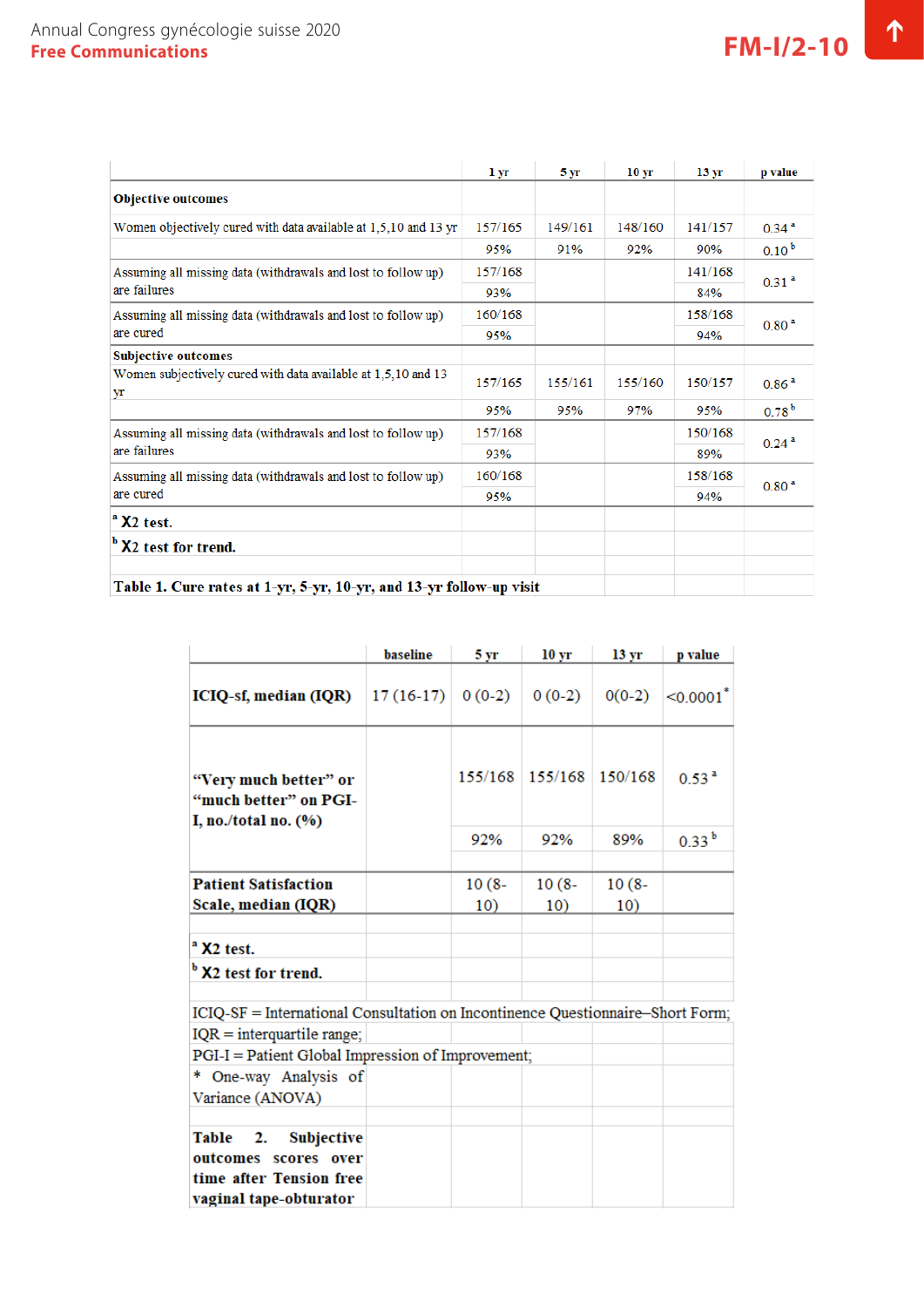|  | 1 yr | 5 yr | 10 yr | 13 yr | p value |
|---|---|---|---|---|---|
| **Objective outcomes** |  |  |  |  |  |
| Women objectively cured with data available at 1,5,10 and 13 yr | 157/165 | 149/161 | 148/160 | 141/157 | 0.34 [a] |
|  | 95% | 91% | 92% | 90% | 0.10 [b] |
| Assuming all missing data (withdrawals and lost to follow up) are failures | 157/168 |  |  | 141/168 | 0.31 [a] |
|  | 93% |  |  | 84% |  |
| Assuming all missing data (withdrawals and lost to follow up) are cured | 160/168 |  |  | 158/168 | 0.80 [a] |
|  | 95% |  |  | 94% |  |
| **Subjective outcomes** |  |  |  |  |  |
| Women subjectively cured with data available at 1,5,10 and 13 yr | 157/165 | 155/161 | 155/160 | 150/157 | 0.86 [a] |
|  | 95% | 95% | 97% | 95% | 0.78 [b] |
| Assuming all missing data (withdrawals and lost to follow up) are failures | 157/168 |  |  | 150/168 | 0.24 [a] |
|  | 93% |  |  | 89% |  |
| Assuming all missing data (withdrawals and lost to follow up) are cured | 160/168 |  |  | 158/168 | 0.80 [a] |
|  | 95% |  |  | 94% |  |

[a] X2 test.

[b] X2 test for trend.

**Table 1. Cure rates at 1-yr, 5-yr, 10-yr, and 13-yr follow-up visit**

|  | baseline | 5 yr | 10 yr | 13 yr | p value |
|---|---|---|---|---|---|
| **ICIQ-sf, median (IQR)** | 17 (16-17) | 0 (0-2) | 0 (0-2) | 0(0-2) | <0.0001* |
| **"Very much better" or "much better" on PGI-I, no./total no. (%)** |  | 155/168 | 155/168 | 150/168 | 0.53 [a] |
|  |  | 92% | 92% | 89% | 0.33 [b] |
| **Patient Satisfaction Scale, median (IQR)** |  | 10 (8-10) | 10 (8-10) | 10 (8-10) |  |

[a] X2 test.

[b] X2 test for trend.

ICIQ-SF = International Consultation on Incontinence Questionnaire–Short Form;
IQR = interquartile range;
PGI-I = Patient Global Impression of Improvement;
* One-way Analysis of Variance (ANOVA)

**Table 2. Subjective outcomes scores over time after Tension free vaginal tape-obturator**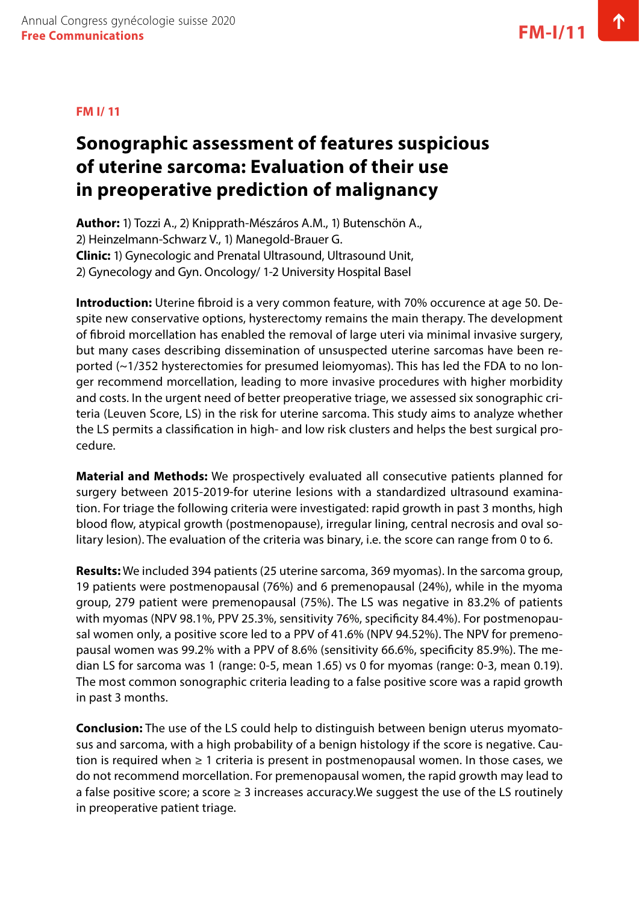**FM I/ 11**

# Sonographic assessment of features suspicious of uterine sarcoma: Evaluation of their use in preoperative prediction of malignancy

**Author:** 1) Tozzi A., 2) Knipprath-Mészáros A.M., 1) Butenschön A., 2) Heinzelmann-Schwarz V., 1) Manegold-Brauer G.
**Clinic:** 1) Gynecologic and Prenatal Ultrasound, Ultrasound Unit, 2) Gynecology and Gyn. Oncology/ 1-2 University Hospital Basel

**Introduction:** Uterine fibroid is a very common feature, with 70% occurence at age 50. Despite new conservative options, hysterectomy remains the main therapy. The development of fibroid morcellation has enabled the removal of large uteri via minimal invasive surgery, but many cases describing dissemination of unsuspected uterine sarcomas have been reported (~1/352 hysterectomies for presumed leiomyomas). This has led the FDA to no longer recommend morcellation, leading to more invasive procedures with higher morbidity and costs. In the urgent need of better preoperative triage, we assessed six sonographic criteria (Leuven Score, LS) in the risk for uterine sarcoma. This study aims to analyze whether the LS permits a classification in high- and low risk clusters and helps the best surgical procedure.

**Material and Methods:** We prospectively evaluated all consecutive patients planned for surgery between 2015-2019-for uterine lesions with a standardized ultrasound examination. For triage the following criteria were investigated: rapid growth in past 3 months, high blood flow, atypical growth (postmenopause), irregular lining, central necrosis and oval solitary lesion). The evaluation of the criteria was binary, i.e. the score can range from 0 to 6.

**Results:** We included 394 patients (25 uterine sarcoma, 369 myomas). In the sarcoma group, 19 patients were postmenopausal (76%) and 6 premenopausal (24%), while in the myoma group, 279 patient were premenopausal (75%). The LS was negative in 83.2% of patients with myomas (NPV 98.1%, PPV 25.3%, sensitivity 76%, specificity 84.4%). For postmenopausal women only, a positive score led to a PPV of 41.6% (NPV 94.52%). The NPV for premenopausal women was 99.2% with a PPV of 8.6% (sensitivity 66.6%, specificity 85.9%). The median LS for sarcoma was 1 (range: 0-5, mean 1.65) vs 0 for myomas (range: 0-3, mean 0.19). The most common sonographic criteria leading to a false positive score was a rapid growth in past 3 months.

**Conclusion:** The use of the LS could help to distinguish between benign uterus myomatosus and sarcoma, with a high probability of a benign histology if the score is negative. Caution is required when ≥ 1 criteria is present in postmenopausal women. In those cases, we do not recommend morcellation. For premenopausal women, the rapid growth may lead to a false positive score; a score ≥ 3 increases accuracy.We suggest the use of the LS routinely in preoperative patient triage.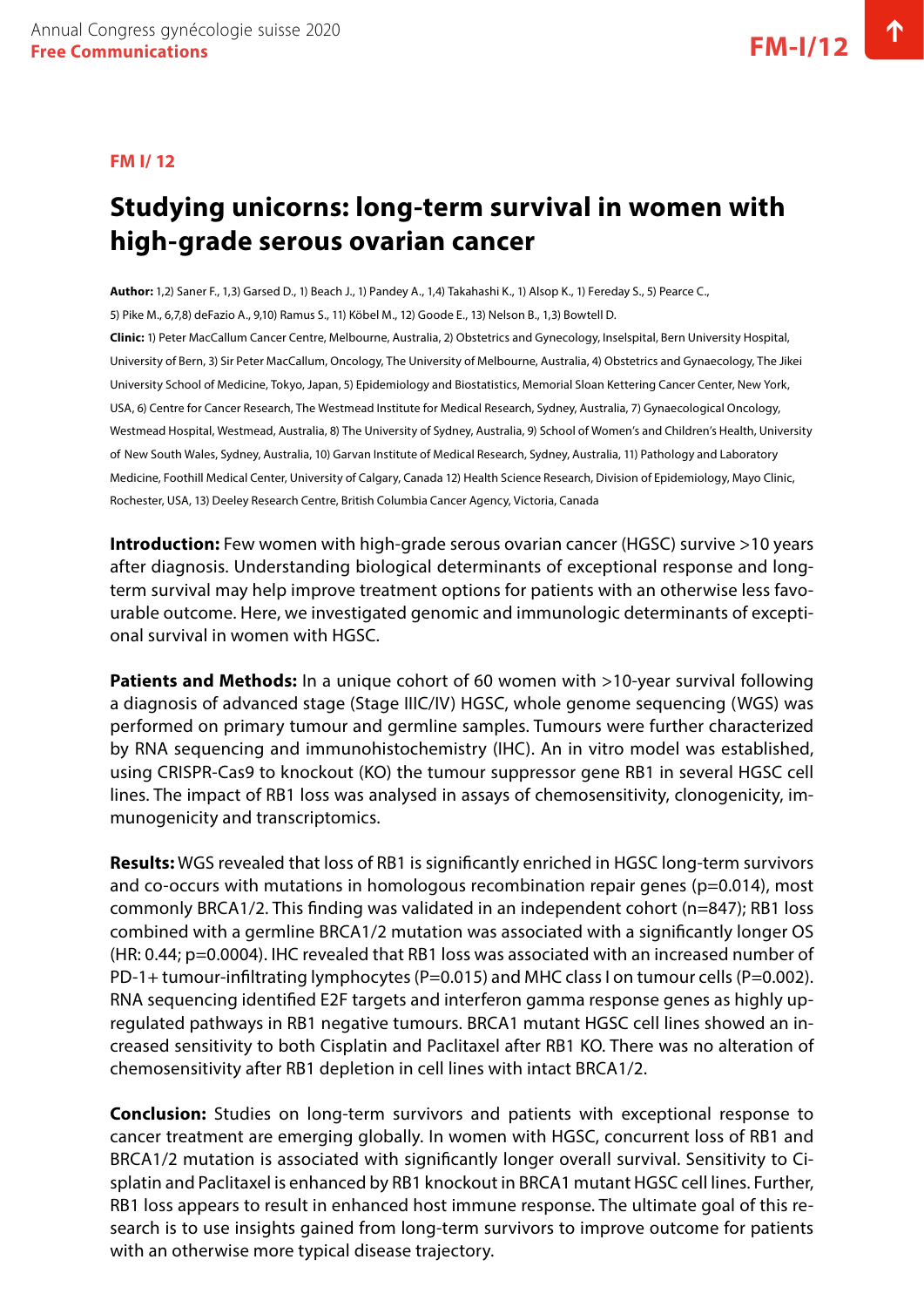**FM I/ 12**

# Studying unicorns: long-term survival in women with high-grade serous ovarian cancer

**Author:** 1,2) Saner F., 1,3) Garsed D., 1) Beach J., 1) Pandey A., 1,4) Takahashi K., 1) Alsop K., 1) Fereday S., 5) Pearce C., 5) Pike M., 6,7,8) deFazio A., 9,10) Ramus S., 11) Köbel M., 12) Goode E., 13) Nelson B., 1,3) Bowtell D.

**Clinic:** 1) Peter MacCallum Cancer Centre, Melbourne, Australia, 2) Obstetrics and Gynecology, Inselspital, Bern University Hospital, University of Bern, 3) Sir Peter MacCallum, Oncology, The University of Melbourne, Australia, 4) Obstetrics and Gynaecology, The Jikei University School of Medicine, Tokyo, Japan, 5) Epidemiology and Biostatistics, Memorial Sloan Kettering Cancer Center, New York, USA, 6) Centre for Cancer Research, The Westmead Institute for Medical Research, Sydney, Australia, 7) Gynaecological Oncology, Westmead Hospital, Westmead, Australia, 8) The University of Sydney, Australia, 9) School of Women's and Children's Health, University of New South Wales, Sydney, Australia, 10) Garvan Institute of Medical Research, Sydney, Australia, 11) Pathology and Laboratory Medicine, Foothill Medical Center, University of Calgary, Canada 12) Health Science Research, Division of Epidemiology, Mayo Clinic, Rochester, USA, 13) Deeley Research Centre, British Columbia Cancer Agency, Victoria, Canada

**Introduction:** Few women with high-grade serous ovarian cancer (HGSC) survive >10 years after diagnosis. Understanding biological determinants of exceptional response and long-term survival may help improve treatment options for patients with an otherwise less favourable outcome. Here, we investigated genomic and immunologic determinants of exceptional survival in women with HGSC.

**Patients and Methods:** In a unique cohort of 60 women with >10-year survival following a diagnosis of advanced stage (Stage IIIC/IV) HGSC, whole genome sequencing (WGS) was performed on primary tumour and germline samples. Tumours were further characterized by RNA sequencing and immunohistochemistry (IHC). An in vitro model was established, using CRISPR-Cas9 to knockout (KO) the tumour suppressor gene RB1 in several HGSC cell lines. The impact of RB1 loss was analysed in assays of chemosensitivity, clonogenicity, immunogenicity and transcriptomics.

**Results:** WGS revealed that loss of RB1 is significantly enriched in HGSC long-term survivors and co-occurs with mutations in homologous recombination repair genes ($p=0.014$), most commonly BRCA1/2. This finding was validated in an independent cohort ($n=847$); RB1 loss combined with a germline BRCA1/2 mutation was associated with a significantly longer OS (HR: 0.44; $p=0.0004$). IHC revealed that RB1 loss was associated with an increased number of PD-1+ tumour-infiltrating lymphocytes ($P=0.015$) and MHC class I on tumour cells ($P=0.002$). RNA sequencing identified E2F targets and interferon gamma response genes as highly upregulated pathways in RB1 negative tumours. BRCA1 mutant HGSC cell lines showed an increased sensitivity to both Cisplatin and Paclitaxel after RB1 KO. There was no alteration of chemosensitivity after RB1 depletion in cell lines with intact BRCA1/2.

**Conclusion:** Studies on long-term survivors and patients with exceptional response to cancer treatment are emerging globally. In women with HGSC, concurrent loss of RB1 and BRCA1/2 mutation is associated with significantly longer overall survival. Sensitivity to Cisplatin and Paclitaxel is enhanced by RB1 knockout in BRCA1 mutant HGSC cell lines. Further, RB1 loss appears to result in enhanced host immune response. The ultimate goal of this research is to use insights gained from long-term survivors to improve outcome for patients with an otherwise more typical disease trajectory.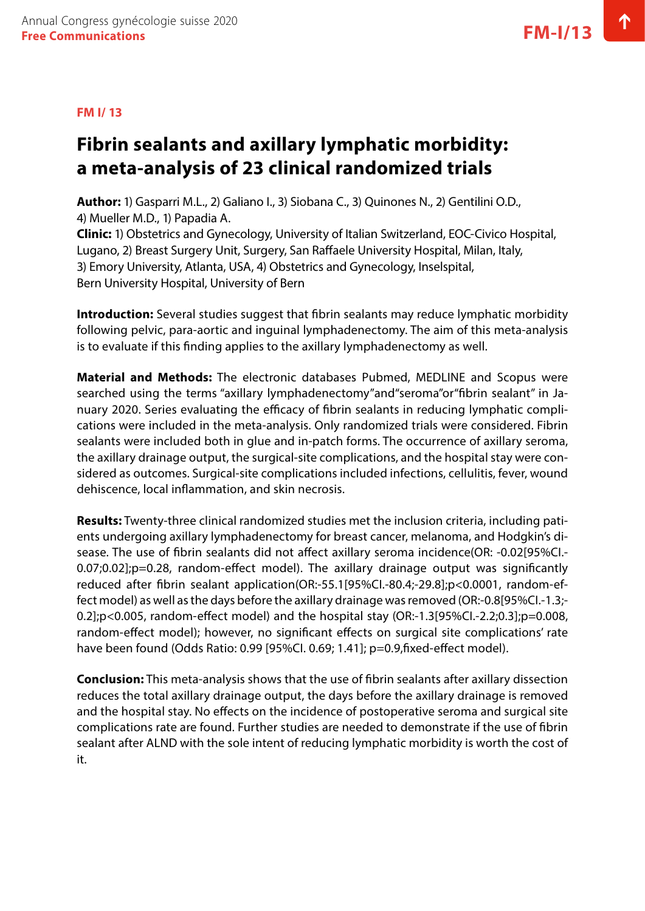**FM I/ 13**

# Fibrin sealants and axillary lymphatic morbidity: a meta-analysis of 23 clinical randomized trials

**Author:** 1) Gasparri M.L., 2) Galiano I., 3) Siobana C., 3) Quinones N., 2) Gentilini O.D., 4) Mueller M.D., 1) Papadia A.

**Clinic:** 1) Obstetrics and Gynecology, University of Italian Switzerland, EOC-Civico Hospital, Lugano, 2) Breast Surgery Unit, Surgery, San Raffaele University Hospital, Milan, Italy, 3) Emory University, Atlanta, USA, 4) Obstetrics and Gynecology, Inselspital, Bern University Hospital, University of Bern

**Introduction:** Several studies suggest that fibrin sealants may reduce lymphatic morbidity following pelvic, para-aortic and inguinal lymphadenectomy. The aim of this meta-analysis is to evaluate if this finding applies to the axillary lymphadenectomy as well.

**Material and Methods:** The electronic databases Pubmed, MEDLINE and Scopus were searched using the terms "axillary lymphadenectomy"and"seroma"or"fibrin sealant" in January 2020. Series evaluating the efficacy of fibrin sealants in reducing lymphatic complications were included in the meta-analysis. Only randomized trials were considered. Fibrin sealants were included both in glue and in-patch forms. The occurrence of axillary seroma, the axillary drainage output, the surgical-site complications, and the hospital stay were considered as outcomes. Surgical-site complications included infections, cellulitis, fever, wound dehiscence, local inflammation, and skin necrosis.

**Results:** Twenty-three clinical randomized studies met the inclusion criteria, including patients undergoing axillary lymphadenectomy for breast cancer, melanoma, and Hodgkin's disease. The use of fibrin sealants did not affect axillary seroma incidence(OR: -0.02[95%CI.-0.07;0.02];p=0.28, random-effect model). The axillary drainage output was significantly reduced after fibrin sealant application(OR:-55.1[95%CI.-80.4;-29.8];p<0.0001, random-effect model) as well as the days before the axillary drainage was removed (OR:-0.8[95%CI.-1.3;-0.2];p<0.005, random-effect model) and the hospital stay (OR:-1.3[95%CI.-2.2;0.3];p=0.008, random-effect model); however, no significant effects on surgical site complications' rate have been found (Odds Ratio: 0.99 [95%CI. 0.69; 1.41]; p=0.9,fixed-effect model).

**Conclusion:** This meta-analysis shows that the use of fibrin sealants after axillary dissection reduces the total axillary drainage output, the days before the axillary drainage is removed and the hospital stay. No effects on the incidence of postoperative seroma and surgical site complications rate are found. Further studies are needed to demonstrate if the use of fibrin sealant after ALND with the sole intent of reducing lymphatic morbidity is worth the cost of it.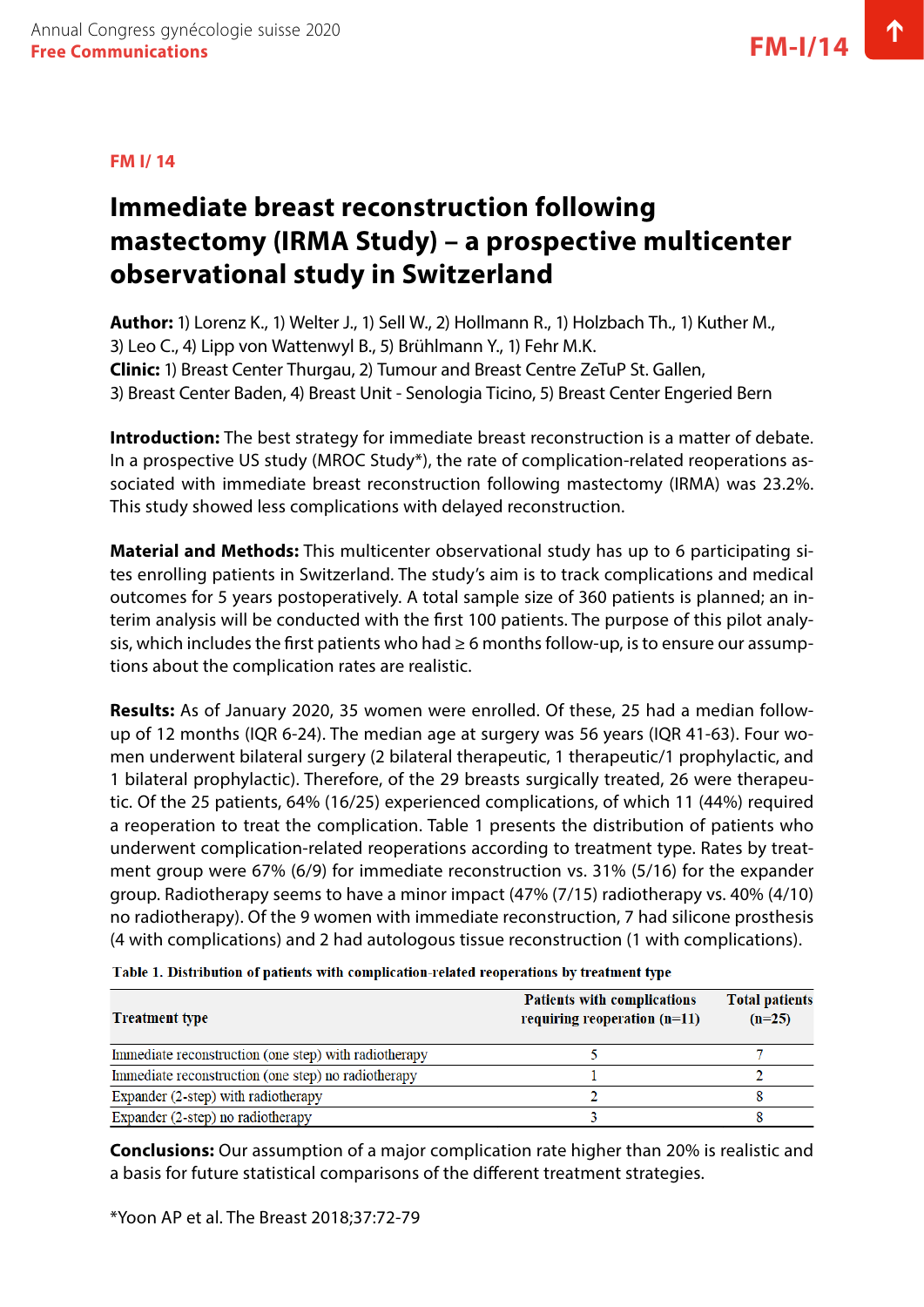FM I/ 14

# Immediate breast reconstruction following mastectomy (IRMA Study) – a prospective multicenter observational study in Switzerland

**Author:** 1) Lorenz K., 1) Welter J., 1) Sell W., 2) Hollmann R., 1) Holzbach Th., 1) Kuther M., 3) Leo C., 4) Lipp von Wattenwyl B., 5) Brühlmann Y., 1) Fehr M.K.
**Clinic:** 1) Breast Center Thurgau, 2) Tumour and Breast Centre ZeTuP St. Gallen, 3) Breast Center Baden, 4) Breast Unit - Senologia Ticino, 5) Breast Center Engeried Bern

**Introduction:** The best strategy for immediate breast reconstruction is a matter of debate. In a prospective US study (MROC Study*), the rate of complication-related reoperations associated with immediate breast reconstruction following mastectomy (IRMA) was 23.2%. This study showed less complications with delayed reconstruction.

**Material and Methods:** This multicenter observational study has up to 6 participating sites enrolling patients in Switzerland. The study's aim is to track complications and medical outcomes for 5 years postoperatively. A total sample size of 360 patients is planned; an interim analysis will be conducted with the first 100 patients. The purpose of this pilot analysis, which includes the first patients who had ≥ 6 months follow-up, is to ensure our assumptions about the complication rates are realistic.

**Results:** As of January 2020, 35 women were enrolled. Of these, 25 had a median follow-up of 12 months (IQR 6-24). The median age at surgery was 56 years (IQR 41-63). Four women underwent bilateral surgery (2 bilateral therapeutic, 1 therapeutic/1 prophylactic, and 1 bilateral prophylactic). Therefore, of the 29 breasts surgically treated, 26 were therapeutic. Of the 25 patients, 64% (16/25) experienced complications, of which 11 (44%) required a reoperation to treat the complication. Table 1 presents the distribution of patients who underwent complication-related reoperations according to treatment type. Rates by treatment group were 67% (6/9) for immediate reconstruction vs. 31% (5/16) for the expander group. Radiotherapy seems to have a minor impact (47% (7/15) radiotherapy vs. 40% (4/10) no radiotherapy). Of the 9 women with immediate reconstruction, 7 had silicone prosthesis (4 with complications) and 2 had autologous tissue reconstruction (1 with complications).

**Table 1. Distribution of patients with complication-related reoperations by treatment type**

| Treatment type | Patients with complications requiring reoperation (n=11) | Total patients (n=25) |
|---|---|---|
| Immediate reconstruction (one step) with radiotherapy | 5 | 7 |
| Immediate reconstruction (one step) no radiotherapy | 1 | 2 |
| Expander (2-step) with radiotherapy | 2 | 8 |
| Expander (2-step) no radiotherapy | 3 | 8 |

**Conclusions:** Our assumption of a major complication rate higher than 20% is realistic and a basis for future statistical comparisons of the different treatment strategies.

*Yoon AP et al. The Breast 2018;37:72-79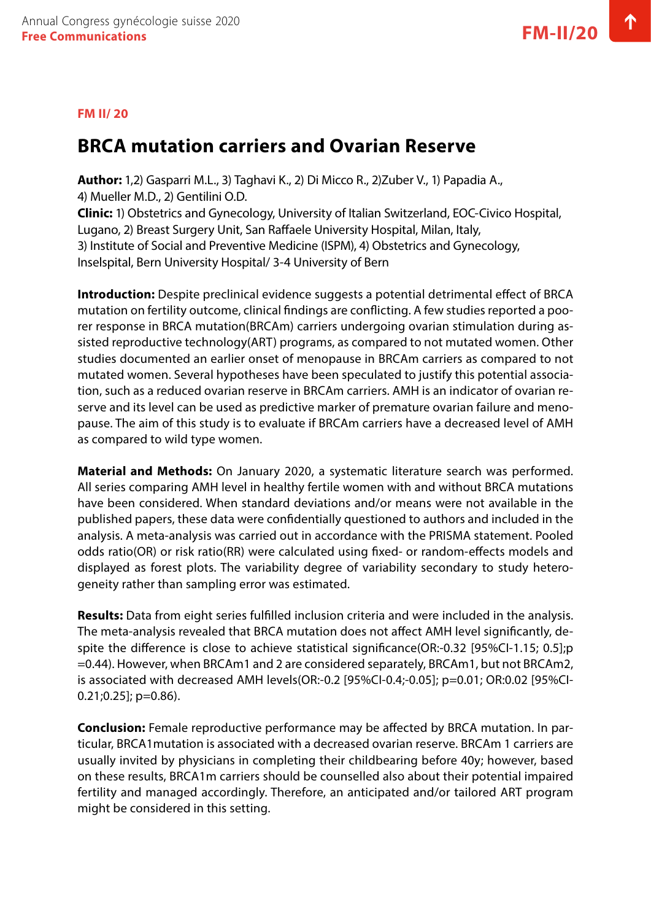### FM II/ 20

## BRCA mutation carriers and Ovarian Reserve

**Author:** 1,2) Gasparri M.L., 3) Taghavi K., 2) Di Micco R., 2)Zuber V., 1) Papadia A., 4) Mueller M.D., 2) Gentilini O.D.
**Clinic:** 1) Obstetrics and Gynecology, University of Italian Switzerland, EOC-Civico Hospital, Lugano, 2) Breast Surgery Unit, San Raffaele University Hospital, Milan, Italy, 3) Institute of Social and Preventive Medicine (ISPM), 4) Obstetrics and Gynecology, Inselspital, Bern University Hospital/ 3-4 University of Bern

**Introduction:** Despite preclinical evidence suggests a potential detrimental effect of BRCA mutation on fertility outcome, clinical findings are conflicting. A few studies reported a poorer response in BRCA mutation(BRCAm) carriers undergoing ovarian stimulation during assisted reproductive technology(ART) programs, as compared to not mutated women. Other studies documented an earlier onset of menopause in BRCAm carriers as compared to not mutated women. Several hypotheses have been speculated to justify this potential association, such as a reduced ovarian reserve in BRCAm carriers. AMH is an indicator of ovarian reserve and its level can be used as predictive marker of premature ovarian failure and menopause. The aim of this study is to evaluate if BRCAm carriers have a decreased level of AMH as compared to wild type women.

**Material and Methods:** On January 2020, a systematic literature search was performed. All series comparing AMH level in healthy fertile women with and without BRCA mutations have been considered. When standard deviations and/or means were not available in the published papers, these data were confidentially questioned to authors and included in the analysis. A meta-analysis was carried out in accordance with the PRISMA statement. Pooled odds ratio(OR) or risk ratio(RR) were calculated using fixed- or random-effects models and displayed as forest plots. The variability degree of variability secondary to study heterogeneity rather than sampling error was estimated.

**Results:** Data from eight series fulfilled inclusion criteria and were included in the analysis. The meta-analysis revealed that BRCA mutation does not affect AMH level significantly, despite the difference is close to achieve statistical significance(OR:-0.32 [95%CI-1.15; 0.5];p =0.44). However, when BRCAm1 and 2 are considered separately, BRCAm1, but not BRCAm2, is associated with decreased AMH levels(OR:-0.2 [95%CI-0.4;-0.05]; p=0.01; OR:0.02 [95%CI-0.21;0.25]; p=0.86).

**Conclusion:** Female reproductive performance may be affected by BRCA mutation. In particular, BRCA1mutation is associated with a decreased ovarian reserve. BRCAm 1 carriers are usually invited by physicians in completing their childbearing before 40y; however, based on these results, BRCA1m carriers should be counselled also about their potential impaired fertility and managed accordingly. Therefore, an anticipated and/or tailored ART program might be considered in this setting.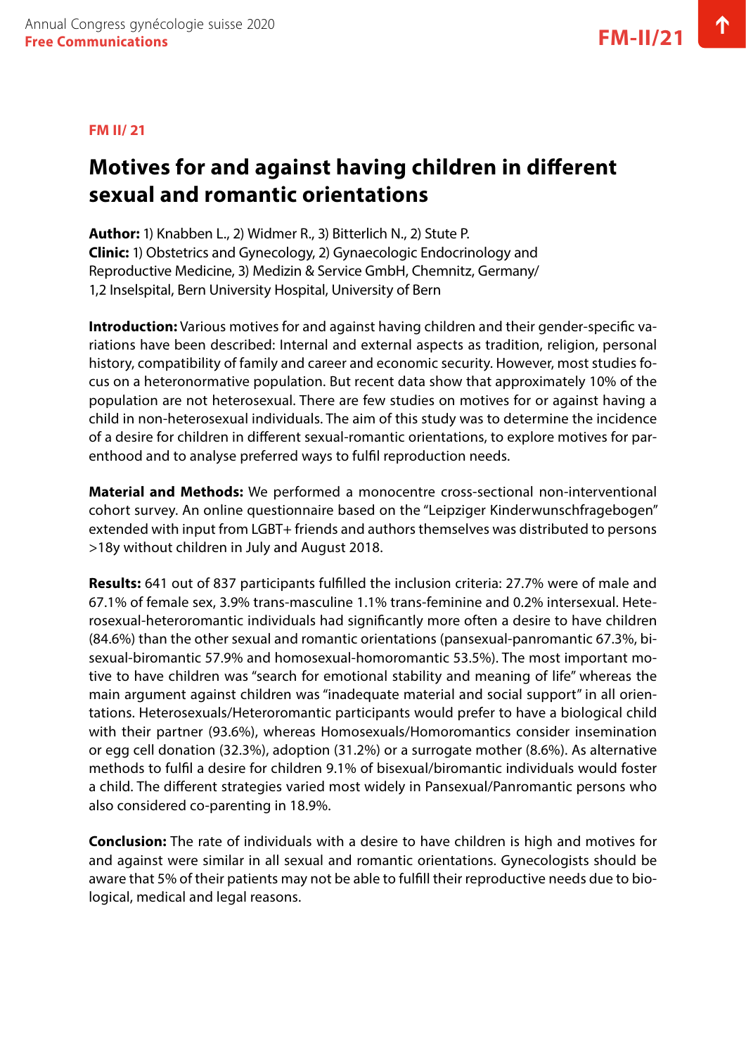FM II/ 21

# Motives for and against having children in different sexual and romantic orientations

**Author:** 1) Knabben L., 2) Widmer R., 3) Bitterlich N., 2) Stute P.
**Clinic:** 1) Obstetrics and Gynecology, 2) Gynaecologic Endocrinology and Reproductive Medicine, 3) Medizin & Service GmbH, Chemnitz, Germany/ 1,2 Inselspital, Bern University Hospital, University of Bern

**Introduction:** Various motives for and against having children and their gender-specific variations have been described: Internal and external aspects as tradition, religion, personal history, compatibility of family and career and economic security. However, most studies focus on a heteronormative population. But recent data show that approximately 10% of the population are not heterosexual. There are few studies on motives for or against having a child in non-heterosexual individuals. The aim of this study was to determine the incidence of a desire for children in different sexual-romantic orientations, to explore motives for parenthood and to analyse preferred ways to fulfil reproduction needs.

**Material and Methods:** We performed a monocentre cross-sectional non-interventional cohort survey. An online questionnaire based on the "Leipziger Kinderwunschfragebogen" extended with input from LGBT+ friends and authors themselves was distributed to persons >18y without children in July and August 2018.

**Results:** 641 out of 837 participants fulfilled the inclusion criteria: 27.7% were of male and 67.1% of female sex, 3.9% trans-masculine 1.1% trans-feminine and 0.2% intersexual. Heterosexual-heteroromantic individuals had significantly more often a desire to have children (84.6%) than the other sexual and romantic orientations (pansexual-panromantic 67.3%, bisexual-biromantic 57.9% and homosexual-homoromantic 53.5%). The most important motive to have children was "search for emotional stability and meaning of life" whereas the main argument against children was "inadequate material and social support" in all orientations. Heterosexuals/Heteroromantic participants would prefer to have a biological child with their partner (93.6%), whereas Homosexuals/Homoromantics consider insemination or egg cell donation (32.3%), adoption (31.2%) or a surrogate mother (8.6%). As alternative methods to fulfil a desire for children 9.1% of bisexual/biromantic individuals would foster a child. The different strategies varied most widely in Pansexual/Panromantic persons who also considered co-parenting in 18.9%.

**Conclusion:** The rate of individuals with a desire to have children is high and motives for and against were similar in all sexual and romantic orientations. Gynecologists should be aware that 5% of their patients may not be able to fulfill their reproductive needs due to biological, medical and legal reasons.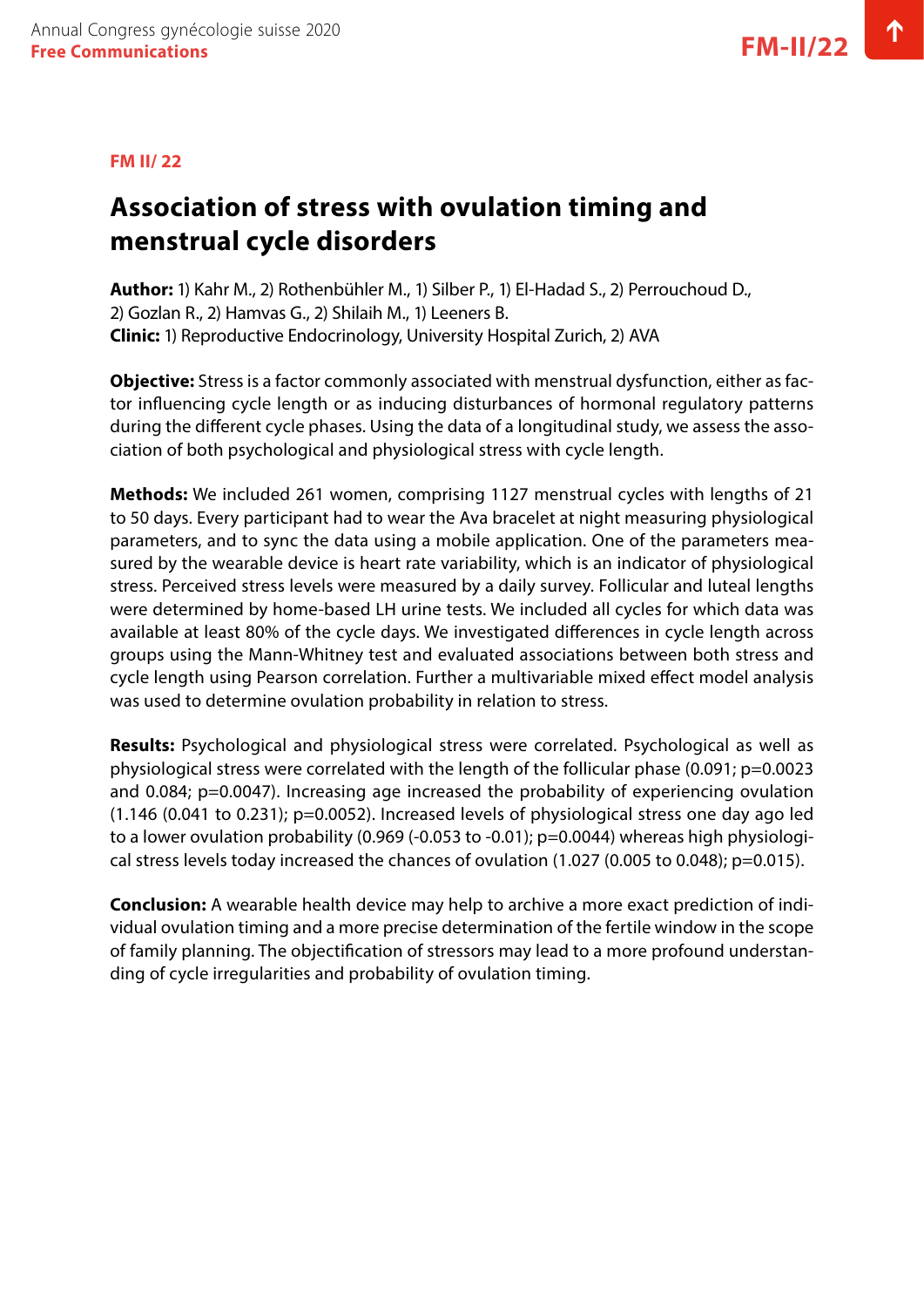**FM II/ 22**

# Association of stress with ovulation timing and menstrual cycle disorders

**Author:** 1) Kahr M., 2) Rothenbühler M., 1) Silber P., 1) El-Hadad S., 2) Perrouchoud D., 2) Gozlan R., 2) Hamvas G., 2) Shilaih M., 1) Leeners B.
**Clinic:** 1) Reproductive Endocrinology, University Hospital Zurich, 2) AVA

**Objective:** Stress is a factor commonly associated with menstrual dysfunction, either as factor influencing cycle length or as inducing disturbances of hormonal regulatory patterns during the different cycle phases. Using the data of a longitudinal study, we assess the association of both psychological and physiological stress with cycle length.

**Methods:** We included 261 women, comprising 1127 menstrual cycles with lengths of 21 to 50 days. Every participant had to wear the Ava bracelet at night measuring physiological parameters, and to sync the data using a mobile application. One of the parameters measured by the wearable device is heart rate variability, which is an indicator of physiological stress. Perceived stress levels were measured by a daily survey. Follicular and luteal lengths were determined by home-based LH urine tests. We included all cycles for which data was available at least 80% of the cycle days. We investigated differences in cycle length across groups using the Mann-Whitney test and evaluated associations between both stress and cycle length using Pearson correlation. Further a multivariable mixed effect model analysis was used to determine ovulation probability in relation to stress.

**Results:** Psychological and physiological stress were correlated. Psychological as well as physiological stress were correlated with the length of the follicular phase (0.091; $p=0.0023$ and 0.084; $p=0.0047$). Increasing age increased the probability of experiencing ovulation (1.146 (0.041 to 0.231); $p=0.0052$). Increased levels of physiological stress one day ago led to a lower ovulation probability (0.969 (-0.053 to -0.01); $p=0.0044$) whereas high physiological stress levels today increased the chances of ovulation (1.027 (0.005 to 0.048); $p=0.015$).

**Conclusion:** A wearable health device may help to archive a more exact prediction of individual ovulation timing and a more precise determination of the fertile window in the scope of family planning. The objectification of stressors may lead to a more profound understanding of cycle irregularities and probability of ovulation timing.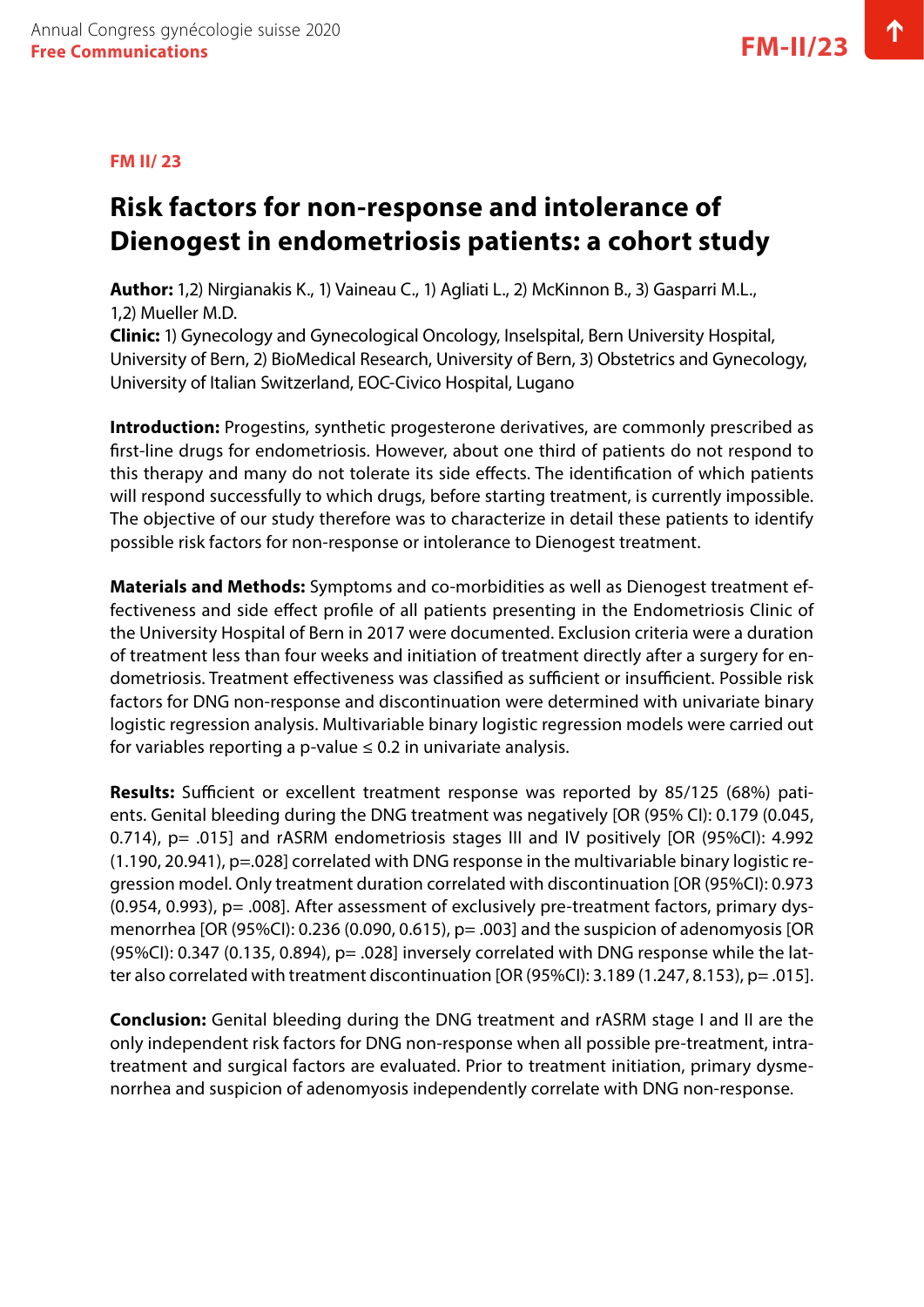**FM II/ 23**

# Risk factors for non-response and intolerance of Dienogest in endometriosis patients: a cohort study

**Author:** 1,2) Nirgianakis K., 1) Vaineau C., 1) Agliati L., 2) McKinnon B., 3) Gasparri M.L., 1,2) Mueller M.D.

**Clinic:** 1) Gynecology and Gynecological Oncology, Inselspital, Bern University Hospital, University of Bern, 2) BioMedical Research, University of Bern, 3) Obstetrics and Gynecology, University of Italian Switzerland, EOC-Civico Hospital, Lugano

**Introduction:** Progestins, synthetic progesterone derivatives, are commonly prescribed as first-line drugs for endometriosis. However, about one third of patients do not respond to this therapy and many do not tolerate its side effects. The identification of which patients will respond successfully to which drugs, before starting treatment, is currently impossible. The objective of our study therefore was to characterize in detail these patients to identify possible risk factors for non-response or intolerance to Dienogest treatment.

**Materials and Methods:** Symptoms and co-morbidities as well as Dienogest treatment effectiveness and side effect profile of all patients presenting in the Endometriosis Clinic of the University Hospital of Bern in 2017 were documented. Exclusion criteria were a duration of treatment less than four weeks and initiation of treatment directly after a surgery for endometriosis. Treatment effectiveness was classified as sufficient or insufficient. Possible risk factors for DNG non-response and discontinuation were determined with univariate binary logistic regression analysis. Multivariable binary logistic regression models were carried out for variables reporting a p-value ≤ 0.2 in univariate analysis.

**Results:** Sufficient or excellent treatment response was reported by 85/125 (68%) patients. Genital bleeding during the DNG treatment was negatively [OR (95% CI): 0.179 (0.045, 0.714), p= .015] and rASRM endometriosis stages III and IV positively [OR (95%CI): 4.992 (1.190, 20.941), p=.028] correlated with DNG response in the multivariable binary logistic regression model. Only treatment duration correlated with discontinuation [OR (95%CI): 0.973 (0.954, 0.993), p= .008]. After assessment of exclusively pre-treatment factors, primary dysmenorrhea [OR (95%CI): 0.236 (0.090, 0.615), p= .003] and the suspicion of adenomyosis [OR (95%CI): 0.347 (0.135, 0.894), p= .028] inversely correlated with DNG response while the latter also correlated with treatment discontinuation [OR (95%CI): 3.189 (1.247, 8.153), p= .015].

**Conclusion:** Genital bleeding during the DNG treatment and rASRM stage I and II are the only independent risk factors for DNG non-response when all possible pre-treatment, intra-treatment and surgical factors are evaluated. Prior to treatment initiation, primary dysmenorrhea and suspicion of adenomyosis independently correlate with DNG non-response.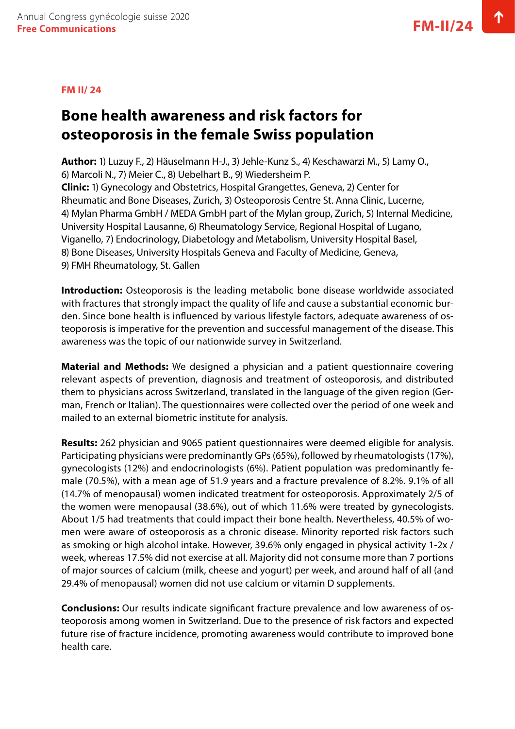**FM II/ 24**

# Bone health awareness and risk factors for osteoporosis in the female Swiss population

**Author:** 1) Luzuy F., 2) Häuselmann H-J., 3) Jehle-Kunz S., 4) Keschawarzi M., 5) Lamy O., 6) Marcoli N., 7) Meier C., 8) Uebelhart B., 9) Wiedersheim P.

**Clinic:** 1) Gynecology and Obstetrics, Hospital Grangettes, Geneva, 2) Center for Rheumatic and Bone Diseases, Zurich, 3) Osteoporosis Centre St. Anna Clinic, Lucerne, 4) Mylan Pharma GmbH / MEDA GmbH part of the Mylan group, Zurich, 5) Internal Medicine, University Hospital Lausanne, 6) Rheumatology Service, Regional Hospital of Lugano, Viganello, 7) Endocrinology, Diabetology and Metabolism, University Hospital Basel, 8) Bone Diseases, University Hospitals Geneva and Faculty of Medicine, Geneva, 9) FMH Rheumatology, St. Gallen

**Introduction:** Osteoporosis is the leading metabolic bone disease worldwide associated with fractures that strongly impact the quality of life and cause a substantial economic burden. Since bone health is influenced by various lifestyle factors, adequate awareness of osteoporosis is imperative for the prevention and successful management of the disease. This awareness was the topic of our nationwide survey in Switzerland.

**Material and Methods:** We designed a physician and a patient questionnaire covering relevant aspects of prevention, diagnosis and treatment of osteoporosis, and distributed them to physicians across Switzerland, translated in the language of the given region (German, French or Italian). The questionnaires were collected over the period of one week and mailed to an external biometric institute for analysis.

**Results:** 262 physician and 9065 patient questionnaires were deemed eligible for analysis. Participating physicians were predominantly GPs (65%), followed by rheumatologists (17%), gynecologists (12%) and endocrinologists (6%). Patient population was predominantly female (70.5%), with a mean age of 51.9 years and a fracture prevalence of 8.2%. 9.1% of all (14.7% of menopausal) women indicated treatment for osteoporosis. Approximately 2/5 of the women were menopausal (38.6%), out of which 11.6% were treated by gynecologists. About 1/5 had treatments that could impact their bone health. Nevertheless, 40.5% of women were aware of osteoporosis as a chronic disease. Minority reported risk factors such as smoking or high alcohol intake. However, 39.6% only engaged in physical activity 1-2x / week, whereas 17.5% did not exercise at all. Majority did not consume more than 7 portions of major sources of calcium (milk, cheese and yogurt) per week, and around half of all (and 29.4% of menopausal) women did not use calcium or vitamin D supplements.

**Conclusions:** Our results indicate significant fracture prevalence and low awareness of osteoporosis among women in Switzerland. Due to the presence of risk factors and expected future rise of fracture incidence, promoting awareness would contribute to improved bone health care.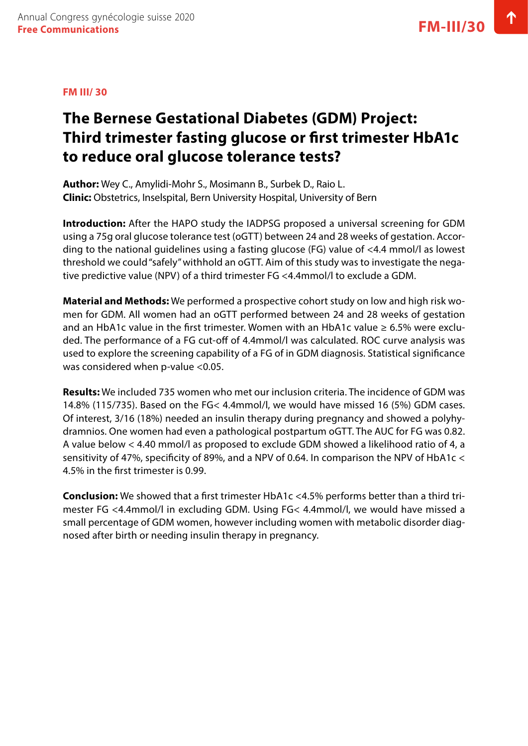**FM III/ 30**

# The Bernese Gestational Diabetes (GDM) Project: Third trimester fasting glucose or first trimester HbA1c to reduce oral glucose tolerance tests?

**Author:** Wey C., Amylidi-Mohr S., Mosimann B., Surbek D., Raio L.
**Clinic:** Obstetrics, Inselspital, Bern University Hospital, University of Bern

**Introduction:** After the HAPO study the IADPSG proposed a universal screening for GDM using a 75g oral glucose tolerance test (oGTT) between 24 and 28 weeks of gestation. According to the national guidelines using a fasting glucose (FG) value of <4.4 mmol/l as lowest threshold we could "safely" withhold an oGTT. Aim of this study was to investigate the negative predictive value (NPV) of a third trimester FG <4.4mmol/l to exclude a GDM.

**Material and Methods:** We performed a prospective cohort study on low and high risk women for GDM. All women had an oGTT performed between 24 and 28 weeks of gestation and an HbA1c value in the first trimester. Women with an HbA1c value ≥ 6.5% were excluded. The performance of a FG cut-off of 4.4mmol/l was calculated. ROC curve analysis was used to explore the screening capability of a FG of in GDM diagnosis. Statistical significance was considered when p-value <0.05.

**Results:** We included 735 women who met our inclusion criteria. The incidence of GDM was 14.8% (115/735). Based on the FG< 4.4mmol/l, we would have missed 16 (5%) GDM cases. Of interest, 3/16 (18%) needed an insulin therapy during pregnancy and showed a polyhydramnios. One women had even a pathological postpartum oGTT. The AUC for FG was 0.82. A value below < 4.40 mmol/l as proposed to exclude GDM showed a likelihood ratio of 4, a sensitivity of 47%, specificity of 89%, and a NPV of 0.64. In comparison the NPV of HbA1c < 4.5% in the first trimester is 0.99.

**Conclusion:** We showed that a first trimester HbA1c <4.5% performs better than a third trimester FG <4.4mmol/l in excluding GDM. Using FG< 4.4mmol/l, we would have missed a small percentage of GDM women, however including women with metabolic disorder diagnosed after birth or needing insulin therapy in pregnancy.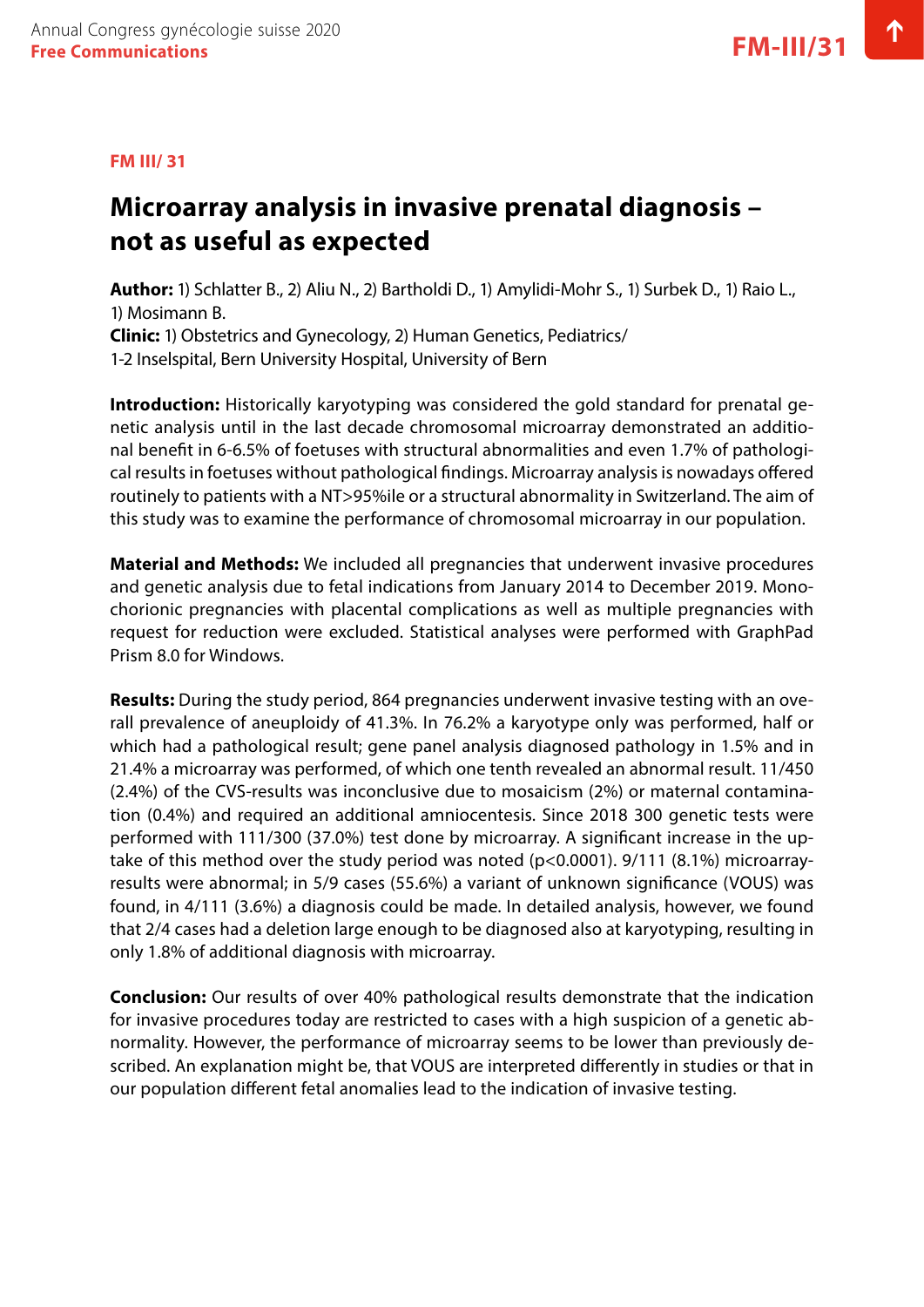**FM III/ 31**

# Microarray analysis in invasive prenatal diagnosis – not as useful as expected

**Author:** 1) Schlatter B., 2) Aliu N., 2) Bartholdi D., 1) Amylidi-Mohr S., 1) Surbek D., 1) Raio L., 1) Mosimann B.
**Clinic:** 1) Obstetrics and Gynecology, 2) Human Genetics, Pediatrics/ 1-2 Inselspital, Bern University Hospital, University of Bern

**Introduction:** Historically karyotyping was considered the gold standard for prenatal genetic analysis until in the last decade chromosomal microarray demonstrated an additional benefit in 6-6.5% of foetuses with structural abnormalities and even 1.7% of pathological results in foetuses without pathological findings. Microarray analysis is nowadays offered routinely to patients with a NT>95%ile or a structural abnormality in Switzerland. The aim of this study was to examine the performance of chromosomal microarray in our population.

**Material and Methods:** We included all pregnancies that underwent invasive procedures and genetic analysis due to fetal indications from January 2014 to December 2019. Monochorionic pregnancies with placental complications as well as multiple pregnancies with request for reduction were excluded. Statistical analyses were performed with GraphPad Prism 8.0 for Windows.

**Results:** During the study period, 864 pregnancies underwent invasive testing with an overall prevalence of aneuploidy of 41.3%. In 76.2% a karyotype only was performed, half or which had a pathological result; gene panel analysis diagnosed pathology in 1.5% and in 21.4% a microarray was performed, of which one tenth revealed an abnormal result. 11/450 (2.4%) of the CVS-results was inconclusive due to mosaicism (2%) or maternal contamination (0.4%) and required an additional amniocentesis. Since 2018 300 genetic tests were performed with 111/300 (37.0%) test done by microarray. A significant increase in the uptake of this method over the study period was noted ($p<0.0001$). 9/111 (8.1%) microarray-results were abnormal; in 5/9 cases (55.6%) a variant of unknown significance (VOUS) was found, in 4/111 (3.6%) a diagnosis could be made. In detailed analysis, however, we found that 2/4 cases had a deletion large enough to be diagnosed also at karyotyping, resulting in only 1.8% of additional diagnosis with microarray.

**Conclusion:** Our results of over 40% pathological results demonstrate that the indication for invasive procedures today are restricted to cases with a high suspicion of a genetic abnormality. However, the performance of microarray seems to be lower than previously described. An explanation might be, that VOUS are interpreted differently in studies or that in our population different fetal anomalies lead to the indication of invasive testing.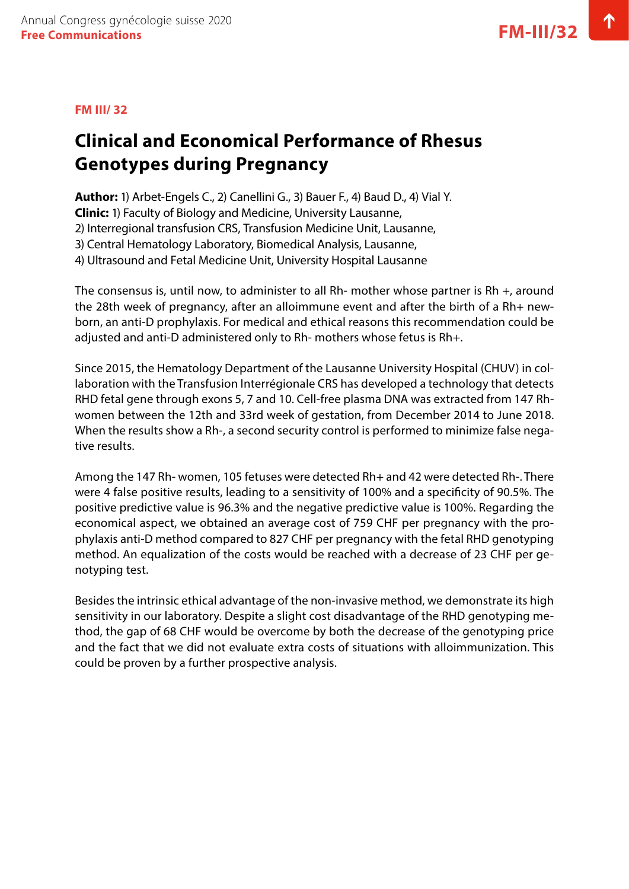**FM III/ 32**

# Clinical and Economical Performance of Rhesus Genotypes during Pregnancy

**Author:** 1) Arbet-Engels C., 2) Canellini G., 3) Bauer F., 4) Baud D., 4) Vial Y.
**Clinic:** 1) Faculty of Biology and Medicine, University Lausanne,
2) Interregional transfusion CRS, Transfusion Medicine Unit, Lausanne,
3) Central Hematology Laboratory, Biomedical Analysis, Lausanne,
4) Ultrasound and Fetal Medicine Unit, University Hospital Lausanne

The consensus is, until now, to administer to all Rh- mother whose partner is Rh +, around the 28th week of pregnancy, after an alloimmune event and after the birth of a Rh+ newborn, an anti-D prophylaxis. For medical and ethical reasons this recommendation could be adjusted and anti-D administered only to Rh- mothers whose fetus is Rh+.

Since 2015, the Hematology Department of the Lausanne University Hospital (CHUV) in collaboration with the Transfusion Interrégionale CRS has developed a technology that detects RHD fetal gene through exons 5, 7 and 10. Cell-free plasma DNA was extracted from 147 Rh- women between the 12th and 33rd week of gestation, from December 2014 to June 2018. When the results show a Rh-, a second security control is performed to minimize false negative results.

Among the 147 Rh- women, 105 fetuses were detected Rh+ and 42 were detected Rh-. There were 4 false positive results, leading to a sensitivity of 100% and a specificity of 90.5%. The positive predictive value is 96.3% and the negative predictive value is 100%. Regarding the economical aspect, we obtained an average cost of 759 CHF per pregnancy with the prophylaxis anti-D method compared to 827 CHF per pregnancy with the fetal RHD genotyping method. An equalization of the costs would be reached with a decrease of 23 CHF per genotyping test.

Besides the intrinsic ethical advantage of the non-invasive method, we demonstrate its high sensitivity in our laboratory. Despite a slight cost disadvantage of the RHD genotyping method, the gap of 68 CHF would be overcome by both the decrease of the genotyping price and the fact that we did not evaluate extra costs of situations with alloimmunization. This could be proven by a further prospective analysis.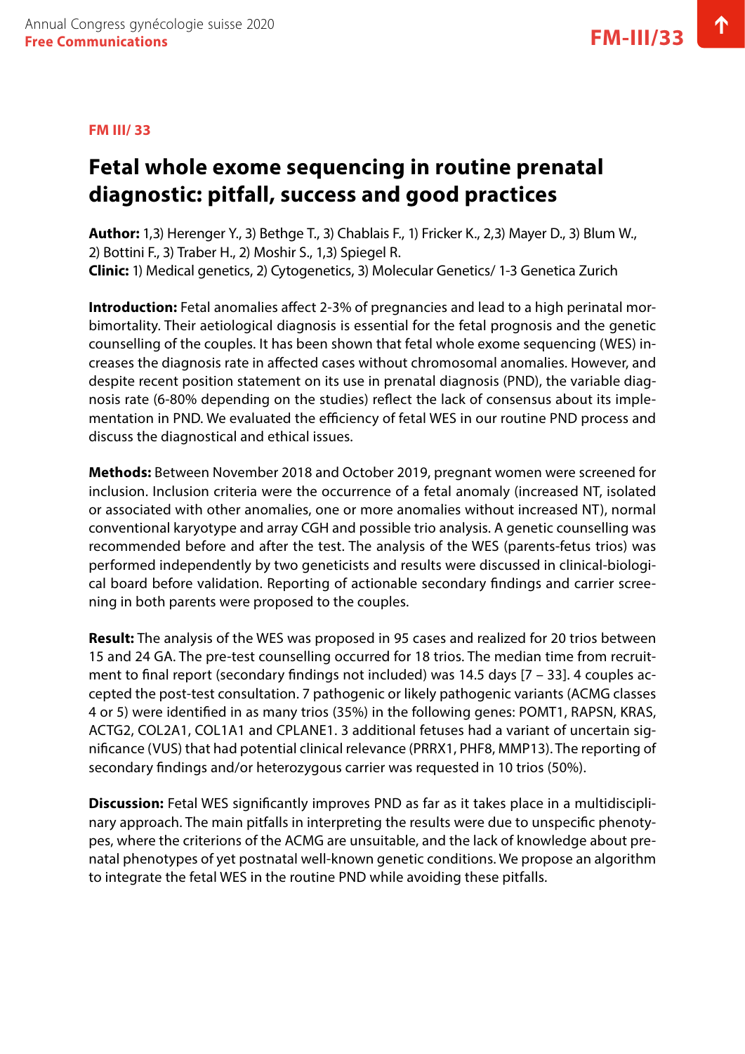**FM III/ 33**

# Fetal whole exome sequencing in routine prenatal diagnostic: pitfall, success and good practices

**Author:** 1,3) Herenger Y., 3) Bethge T., 3) Chablais F., 1) Fricker K., 2,3) Mayer D., 3) Blum W., 2) Bottini F., 3) Traber H., 2) Moshir S., 1,3) Spiegel R.
**Clinic:** 1) Medical genetics, 2) Cytogenetics, 3) Molecular Genetics/ 1-3 Genetica Zurich

**Introduction:** Fetal anomalies affect 2-3% of pregnancies and lead to a high perinatal morbimortality. Their aetiological diagnosis is essential for the fetal prognosis and the genetic counselling of the couples. It has been shown that fetal whole exome sequencing (WES) increases the diagnosis rate in affected cases without chromosomal anomalies. However, and despite recent position statement on its use in prenatal diagnosis (PND), the variable diagnosis rate (6-80% depending on the studies) reflect the lack of consensus about its implementation in PND. We evaluated the efficiency of fetal WES in our routine PND process and discuss the diagnostical and ethical issues.

**Methods:** Between November 2018 and October 2019, pregnant women were screened for inclusion. Inclusion criteria were the occurrence of a fetal anomaly (increased NT, isolated or associated with other anomalies, one or more anomalies without increased NT), normal conventional karyotype and array CGH and possible trio analysis. A genetic counselling was recommended before and after the test. The analysis of the WES (parents-fetus trios) was performed independently by two geneticists and results were discussed in clinical-biological board before validation. Reporting of actionable secondary findings and carrier screening in both parents were proposed to the couples.

**Result:** The analysis of the WES was proposed in 95 cases and realized for 20 trios between 15 and 24 GA. The pre-test counselling occurred for 18 trios. The median time from recruitment to final report (secondary findings not included) was 14.5 days [7 – 33]. 4 couples accepted the post-test consultation. 7 pathogenic or likely pathogenic variants (ACMG classes 4 or 5) were identified in as many trios (35%) in the following genes: POMT1, RAPSN, KRAS, ACTG2, COL2A1, COL1A1 and CPLANE1. 3 additional fetuses had a variant of uncertain significance (VUS) that had potential clinical relevance (PRRX1, PHF8, MMP13). The reporting of secondary findings and/or heterozygous carrier was requested in 10 trios (50%).

**Discussion:** Fetal WES significantly improves PND as far as it takes place in a multidisciplinary approach. The main pitfalls in interpreting the results were due to unspecific phenotypes, where the criterions of the ACMG are unsuitable, and the lack of knowledge about prenatal phenotypes of yet postnatal well-known genetic conditions. We propose an algorithm to integrate the fetal WES in the routine PND while avoiding these pitfalls.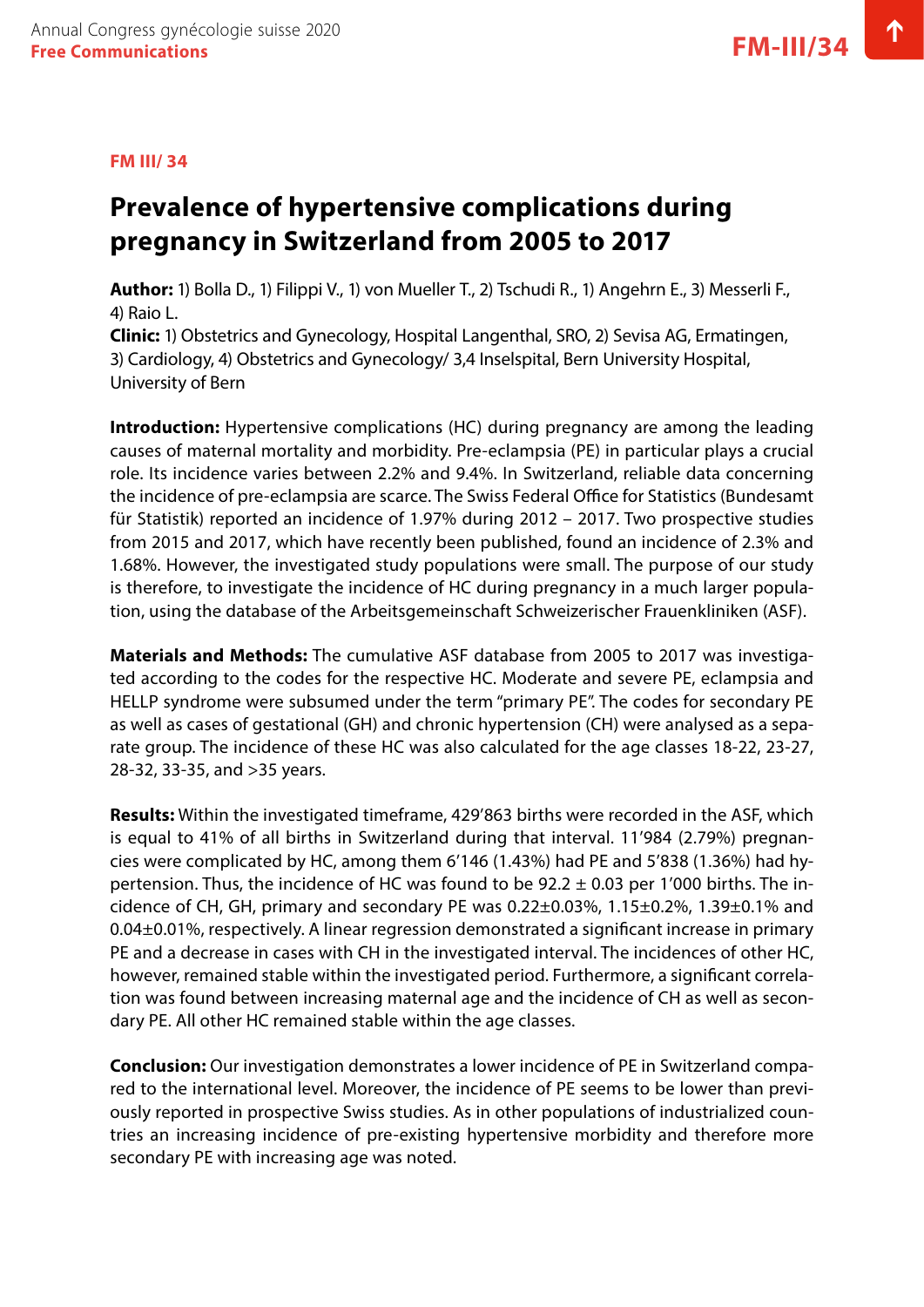**FM III/ 34**

# Prevalence of hypertensive complications during pregnancy in Switzerland from 2005 to 2017

**Author:** 1) Bolla D., 1) Filippi V., 1) von Mueller T., 2) Tschudi R., 1) Angehrn E., 3) Messerli F., 4) Raio L.
**Clinic:** 1) Obstetrics and Gynecology, Hospital Langenthal, SRO, 2) Sevisa AG, Ermatingen, 3) Cardiology, 4) Obstetrics and Gynecology/ 3,4 Inselspital, Bern University Hospital, University of Bern

**Introduction:** Hypertensive complications (HC) during pregnancy are among the leading causes of maternal mortality and morbidity. Pre-eclampsia (PE) in particular plays a crucial role. Its incidence varies between 2.2% and 9.4%. In Switzerland, reliable data concerning the incidence of pre-eclampsia are scarce. The Swiss Federal Office for Statistics (Bundesamt für Statistik) reported an incidence of 1.97% during 2012 – 2017. Two prospective studies from 2015 and 2017, which have recently been published, found an incidence of 2.3% and 1.68%. However, the investigated study populations were small. The purpose of our study is therefore, to investigate the incidence of HC during pregnancy in a much larger population, using the database of the Arbeitsgemeinschaft Schweizerischer Frauenkliniken (ASF).

**Materials and Methods:** The cumulative ASF database from 2005 to 2017 was investigated according to the codes for the respective HC. Moderate and severe PE, eclampsia and HELLP syndrome were subsumed under the term "primary PE". The codes for secondary PE as well as cases of gestational (GH) and chronic hypertension (CH) were analysed as a separate group. The incidence of these HC was also calculated for the age classes 18-22, 23-27, 28-32, 33-35, and >35 years.

**Results:** Within the investigated timeframe, 429'863 births were recorded in the ASF, which is equal to 41% of all births in Switzerland during that interval. 11'984 (2.79%) pregnancies were complicated by HC, among them 6'146 (1.43%) had PE and 5'838 (1.36%) had hypertension. Thus, the incidence of HC was found to be 92.2 ± 0.03 per 1'000 births. The incidence of CH, GH, primary and secondary PE was 0.22±0.03%, 1.15±0.2%, 1.39±0.1% and 0.04±0.01%, respectively. A linear regression demonstrated a significant increase in primary PE and a decrease in cases with CH in the investigated interval. The incidences of other HC, however, remained stable within the investigated period. Furthermore, a significant correlation was found between increasing maternal age and the incidence of CH as well as secondary PE. All other HC remained stable within the age classes.

**Conclusion:** Our investigation demonstrates a lower incidence of PE in Switzerland compared to the international level. Moreover, the incidence of PE seems to be lower than previously reported in prospective Swiss studies. As in other populations of industrialized countries an increasing incidence of pre-existing hypertensive morbidity and therefore more secondary PE with increasing age was noted.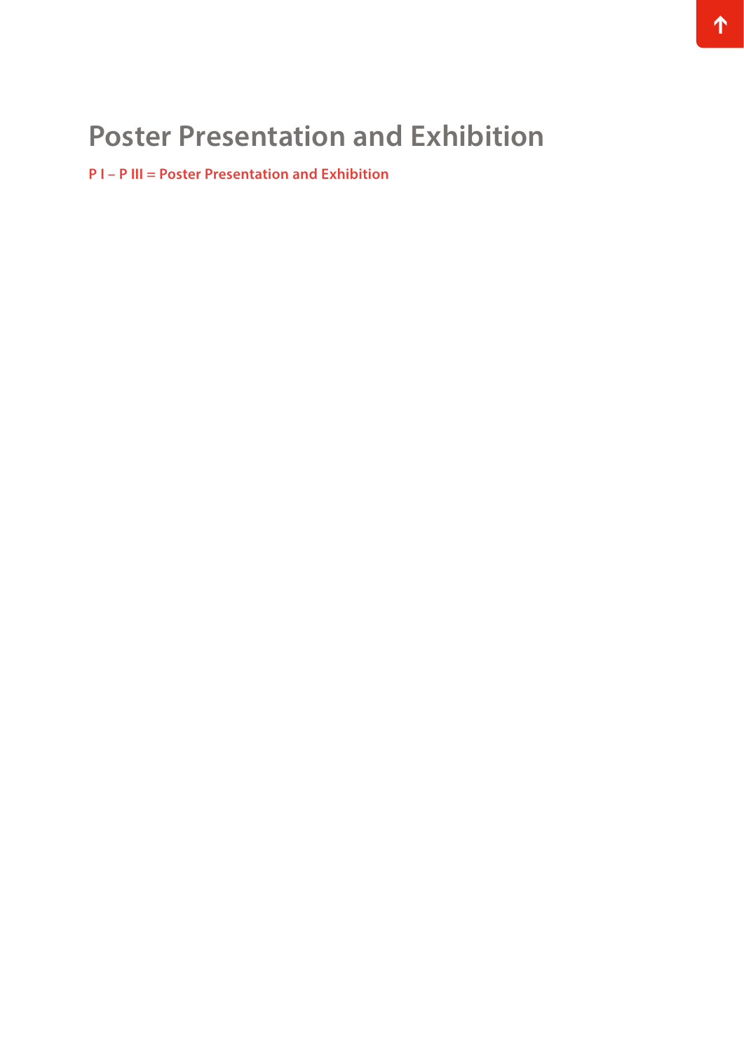# Poster Presentation and Exhibition

**P I – P III = Poster Presentation and Exhibition**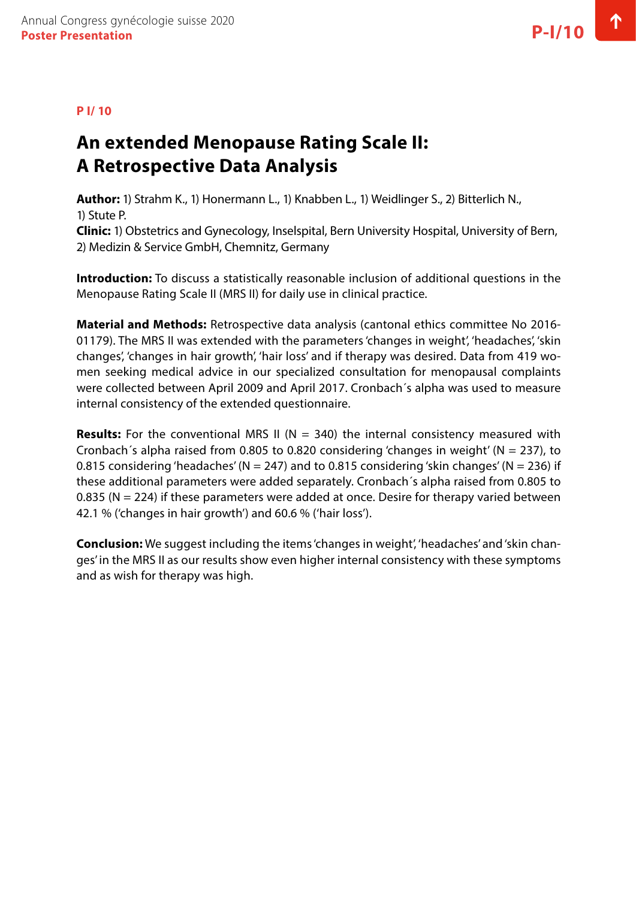**P I/ 10**

# An extended Menopause Rating Scale II: A Retrospective Data Analysis

**Author:** 1) Strahm K., 1) Honermann L., 1) Knabben L., 1) Weidlinger S., 2) Bitterlich N., 1) Stute P.
**Clinic:** 1) Obstetrics and Gynecology, Inselspital, Bern University Hospital, University of Bern, 2) Medizin & Service GmbH, Chemnitz, Germany

**Introduction:** To discuss a statistically reasonable inclusion of additional questions in the Menopause Rating Scale II (MRS II) for daily use in clinical practice.

**Material and Methods:** Retrospective data analysis (cantonal ethics committee No 2016-01179). The MRS II was extended with the parameters 'changes in weight', 'headaches', 'skin changes', 'changes in hair growth', 'hair loss' and if therapy was desired. Data from 419 women seeking medical advice in our specialized consultation for menopausal complaints were collected between April 2009 and April 2017. Cronbach´s alpha was used to measure internal consistency of the extended questionnaire.

**Results:** For the conventional MRS II (N = 340) the internal consistency measured with Cronbach´s alpha raised from 0.805 to 0.820 considering 'changes in weight' (N = 237), to 0.815 considering 'headaches' (N = 247) and to 0.815 considering 'skin changes' (N = 236) if these additional parameters were added separately. Cronbach´s alpha raised from 0.805 to 0.835 (N = 224) if these parameters were added at once. Desire for therapy varied between 42.1 % ('changes in hair growth') and 60.6 % ('hair loss').

**Conclusion:** We suggest including the items 'changes in weight', 'headaches' and 'skin changes' in the MRS II as our results show even higher internal consistency with these symptoms and as wish for therapy was high.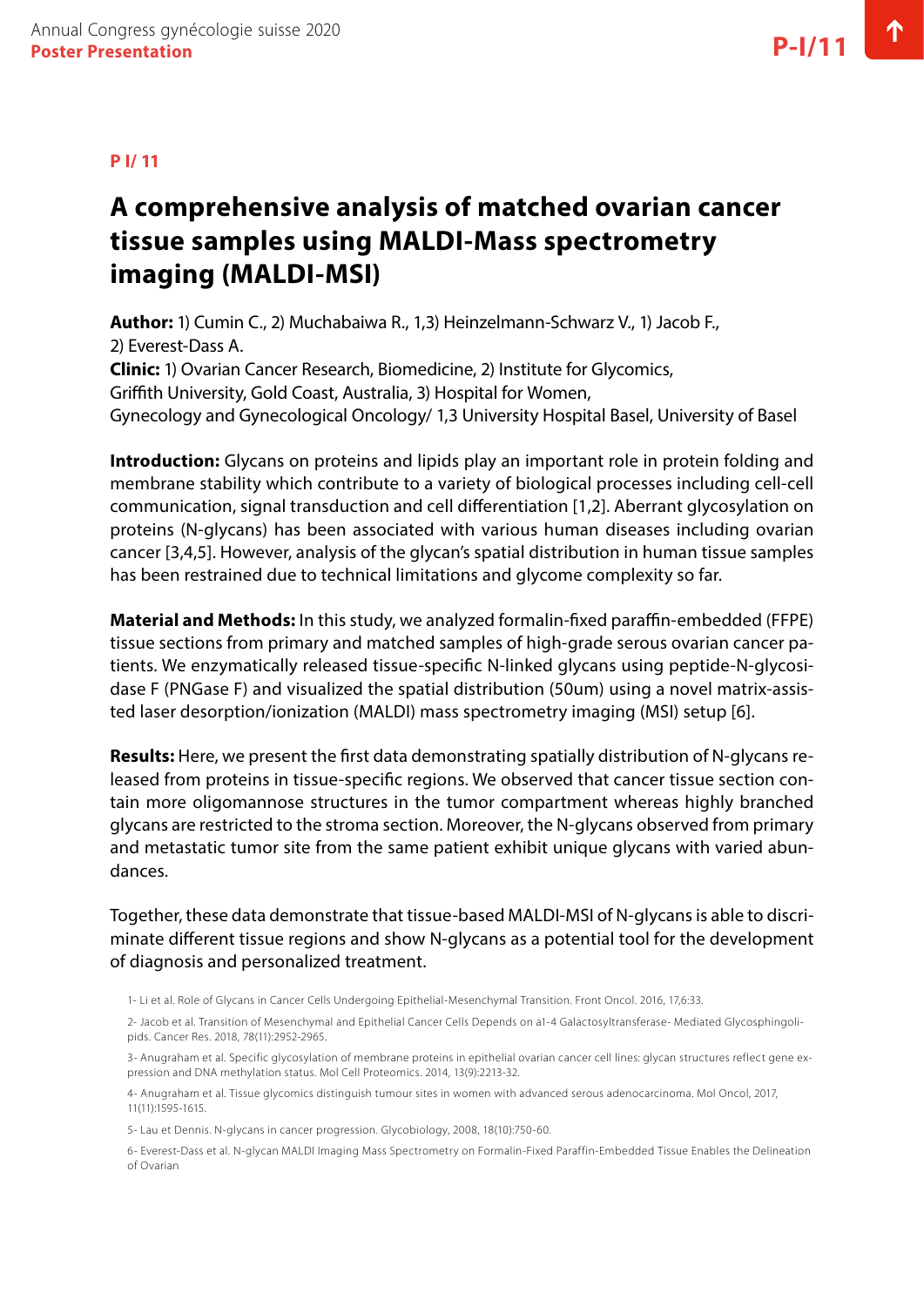**P I/ 11**

# A comprehensive analysis of matched ovarian cancer tissue samples using MALDI-Mass spectrometry imaging (MALDI-MSI)

**Author:** 1) Cumin C., 2) Muchabaiwa R., 1,3) Heinzelmann-Schwarz V., 1) Jacob F., 2) Everest-Dass A.
**Clinic:** 1) Ovarian Cancer Research, Biomedicine, 2) Institute for Glycomics, Griffith University, Gold Coast, Australia, 3) Hospital for Women, Gynecology and Gynecological Oncology/ 1,3 University Hospital Basel, University of Basel

**Introduction:** Glycans on proteins and lipids play an important role in protein folding and membrane stability which contribute to a variety of biological processes including cell-cell communication, signal transduction and cell differentiation [1,2]. Aberrant glycosylation on proteins (N-glycans) has been associated with various human diseases including ovarian cancer [3,4,5]. However, analysis of the glycan's spatial distribution in human tissue samples has been restrained due to technical limitations and glycome complexity so far.

**Material and Methods:** In this study, we analyzed formalin-fixed paraffin-embedded (FFPE) tissue sections from primary and matched samples of high-grade serous ovarian cancer patients. We enzymatically released tissue-specific N-linked glycans using peptide-N-glycosidase F (PNGase F) and visualized the spatial distribution (50um) using a novel matrix-assisted laser desorption/ionization (MALDI) mass spectrometry imaging (MSI) setup [6].

**Results:** Here, we present the first data demonstrating spatially distribution of N-glycans released from proteins in tissue-specific regions. We observed that cancer tissue section contain more oligomannose structures in the tumor compartment whereas highly branched glycans are restricted to the stroma section. Moreover, the N-glycans observed from primary and metastatic tumor site from the same patient exhibit unique glycans with varied abundances.

Together, these data demonstrate that tissue-based MALDI-MSI of N-glycans is able to discriminate different tissue regions and show N-glycans as a potential tool for the development of diagnosis and personalized treatment.

1- Li et al. Role of Glycans in Cancer Cells Undergoing Epithelial-Mesenchymal Transition. Front Oncol. 2016, 17,6:33.

2- Jacob et al. Transition of Mesenchymal and Epithelial Cancer Cells Depends on a1-4 Galactosyltransferase- Mediated Glycosphingolipids. Cancer Res. 2018, 78(11):2952-2965.

3- Anugraham et al. Specific glycosylation of membrane proteins in epithelial ovarian cancer cell lines: glycan structures reflect gene expression and DNA methylation status. Mol Cell Proteomics. 2014, 13(9):2213-32.

4- Anugraham et al. Tissue glycomics distinguish tumour sites in women with advanced serous adenocarcinoma. Mol Oncol, 2017, 11(11):1595-1615.

5- Lau et Dennis. N-glycans in cancer progression. Glycobiology, 2008, 18(10):750-60.

6- Everest-Dass et al. N-glycan MALDI Imaging Mass Spectrometry on Formalin-Fixed Paraffin-Embedded Tissue Enables the Delineation of Ovarian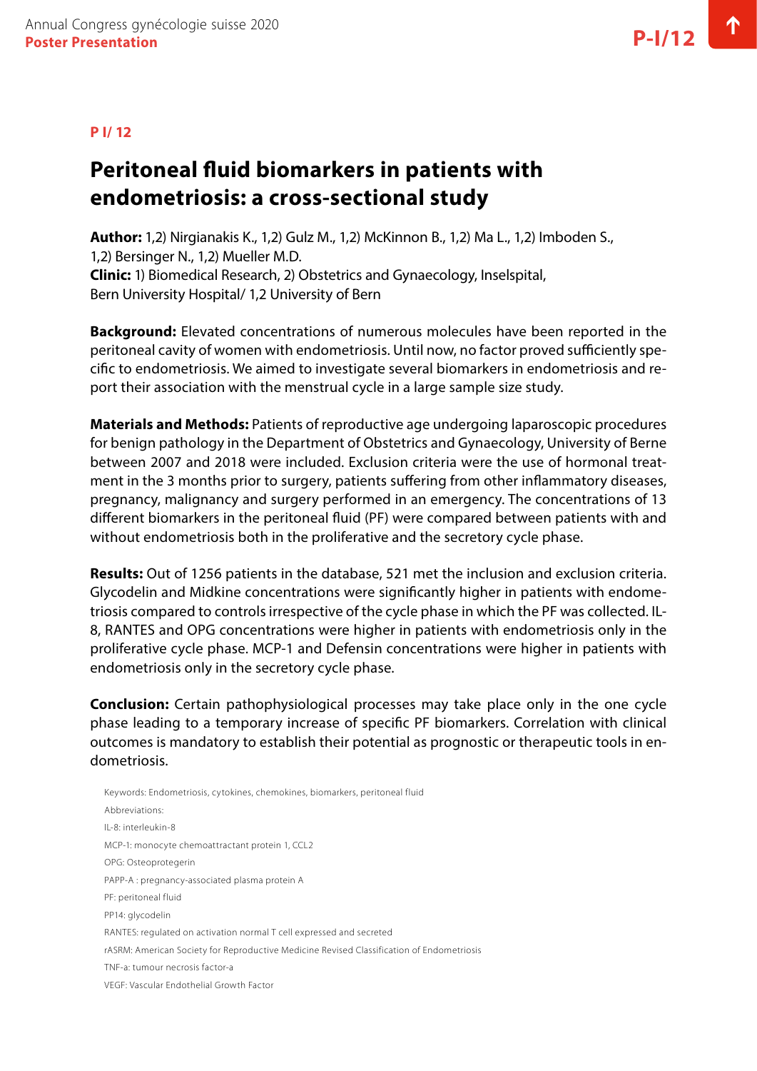**P I/ 12**

# Peritoneal fluid biomarkers in patients with endometriosis: a cross-sectional study

**Author:** 1,2) Nirgianakis K., 1,2) Gulz M., 1,2) McKinnon B., 1,2) Ma L., 1,2) Imboden S., 1,2) Bersinger N., 1,2) Mueller M.D.
**Clinic:** 1) Biomedical Research, 2) Obstetrics and Gynaecology, Inselspital, Bern University Hospital/ 1,2 University of Bern

**Background:** Elevated concentrations of numerous molecules have been reported in the peritoneal cavity of women with endometriosis. Until now, no factor proved sufficiently specific to endometriosis. We aimed to investigate several biomarkers in endometriosis and report their association with the menstrual cycle in a large sample size study.

**Materials and Methods:** Patients of reproductive age undergoing laparoscopic procedures for benign pathology in the Department of Obstetrics and Gynaecology, University of Berne between 2007 and 2018 were included. Exclusion criteria were the use of hormonal treatment in the 3 months prior to surgery, patients suffering from other inflammatory diseases, pregnancy, malignancy and surgery performed in an emergency. The concentrations of 13 different biomarkers in the peritoneal fluid (PF) were compared between patients with and without endometriosis both in the proliferative and the secretory cycle phase.

**Results:** Out of 1256 patients in the database, 521 met the inclusion and exclusion criteria. Glycodelin and Midkine concentrations were significantly higher in patients with endometriosis compared to controls irrespective of the cycle phase in which the PF was collected. IL-8, RANTES and OPG concentrations were higher in patients with endometriosis only in the proliferative cycle phase. MCP-1 and Defensin concentrations were higher in patients with endometriosis only in the secretory cycle phase.

**Conclusion:** Certain pathophysiological processes may take place only in the one cycle phase leading to a temporary increase of specific PF biomarkers. Correlation with clinical outcomes is mandatory to establish their potential as prognostic or therapeutic tools in endometriosis.

Keywords: Endometriosis, cytokines, chemokines, biomarkers, peritoneal fluid

Abbreviations:

IL-8: interleukin-8

MCP-1: monocyte chemoattractant protein 1, CCL2

OPG: Osteoprotegerin

PAPP-A : pregnancy-associated plasma protein A

PF: peritoneal fluid

PP14: glycodelin

RANTES: regulated on activation normal T cell expressed and secreted

rASRM: American Society for Reproductive Medicine Revised Classification of Endometriosis

TNF-a: tumour necrosis factor-a

VEGF: Vascular Endothelial Growth Factor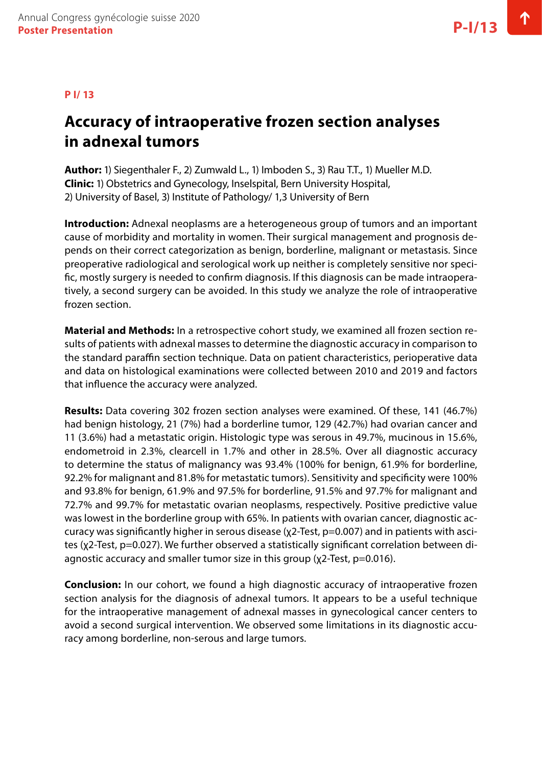**P I/ 13**

# Accuracy of intraoperative frozen section analyses in adnexal tumors

**Author:** 1) Siegenthaler F., 2) Zumwald L., 1) Imboden S., 3) Rau T.T., 1) Mueller M.D.
**Clinic:** 1) Obstetrics and Gynecology, Inselspital, Bern University Hospital, 2) University of Basel, 3) Institute of Pathology/ 1,3 University of Bern

**Introduction:** Adnexal neoplasms are a heterogeneous group of tumors and an important cause of morbidity and mortality in women. Their surgical management and prognosis depends on their correct categorization as benign, borderline, malignant or metastasis. Since preoperative radiological and serological work up neither is completely sensitive nor specific, mostly surgery is needed to confirm diagnosis. If this diagnosis can be made intraoperatively, a second surgery can be avoided. In this study we analyze the role of intraoperative frozen section.

**Material and Methods:** In a retrospective cohort study, we examined all frozen section results of patients with adnexal masses to determine the diagnostic accuracy in comparison to the standard paraffin section technique. Data on patient characteristics, perioperative data and data on histological examinations were collected between 2010 and 2019 and factors that influence the accuracy were analyzed.

**Results:** Data covering 302 frozen section analyses were examined. Of these, 141 (46.7%) had benign histology, 21 (7%) had a borderline tumor, 129 (42.7%) had ovarian cancer and 11 (3.6%) had a metastatic origin. Histologic type was serous in 49.7%, mucinous in 15.6%, endometroid in 2.3%, clearcell in 1.7% and other in 28.5%. Over all diagnostic accuracy to determine the status of malignancy was 93.4% (100% for benign, 61.9% for borderline, 92.2% for malignant and 81.8% for metastatic tumors). Sensitivity and specificity were 100% and 93.8% for benign, 61.9% and 97.5% for borderline, 91.5% and 97.7% for malignant and 72.7% and 99.7% for metastatic ovarian neoplasms, respectively. Positive predictive value was lowest in the borderline group with 65%. In patients with ovarian cancer, diagnostic accuracy was significantly higher in serous disease ($\chi^2$-Test, $p=0.007$) and in patients with ascites ($\chi^2$-Test, $p=0.027$). We further observed a statistically significant correlation between diagnostic accuracy and smaller tumor size in this group ($\chi^2$-Test, $p=0.016$).

**Conclusion:** In our cohort, we found a high diagnostic accuracy of intraoperative frozen section analysis for the diagnosis of adnexal tumors. It appears to be a useful technique for the intraoperative management of adnexal masses in gynecological cancer centers to avoid a second surgical intervention. We observed some limitations in its diagnostic accuracy among borderline, non-serous and large tumors.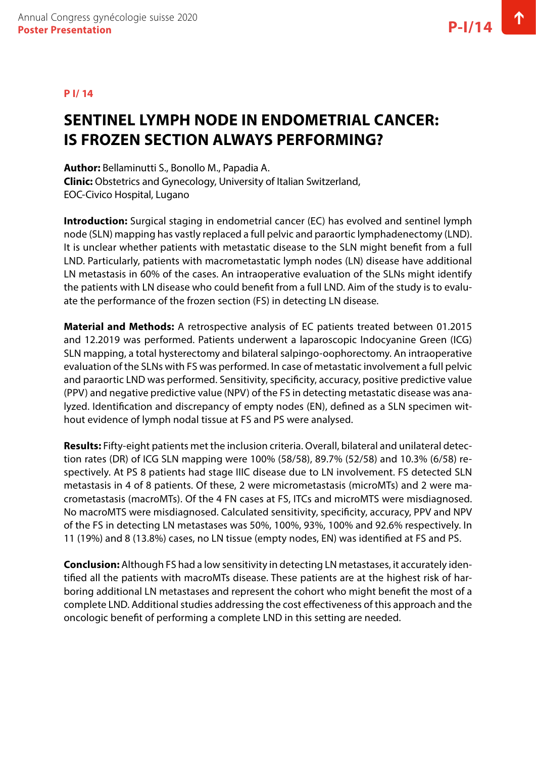**P I/ 14**

# SENTINEL LYMPH NODE IN ENDOMETRIAL CANCER: IS FROZEN SECTION ALWAYS PERFORMING?

**Author:** Bellaminutti S., Bonollo M., Papadia A.
**Clinic:** Obstetrics and Gynecology, University of Italian Switzerland, EOC-Civico Hospital, Lugano

**Introduction:** Surgical staging in endometrial cancer (EC) has evolved and sentinel lymph node (SLN) mapping has vastly replaced a full pelvic and paraortic lymphadenectomy (LND). It is unclear whether patients with metastatic disease to the SLN might benefit from a full LND. Particularly, patients with macrometastatic lymph nodes (LN) disease have additional LN metastasis in 60% of the cases. An intraoperative evaluation of the SLNs might identify the patients with LN disease who could benefit from a full LND. Aim of the study is to evaluate the performance of the frozen section (FS) in detecting LN disease.

**Material and Methods:** A retrospective analysis of EC patients treated between 01.2015 and 12.2019 was performed. Patients underwent a laparoscopic Indocyanine Green (ICG) SLN mapping, a total hysterectomy and bilateral salpingo-oophorectomy. An intraoperative evaluation of the SLNs with FS was performed. In case of metastatic involvement a full pelvic and paraortic LND was performed. Sensitivity, specificity, accuracy, positive predictive value (PPV) and negative predictive value (NPV) of the FS in detecting metastatic disease was analyzed. Identification and discrepancy of empty nodes (EN), defined as a SLN specimen without evidence of lymph nodal tissue at FS and PS were analysed.

**Results:** Fifty-eight patients met the inclusion criteria. Overall, bilateral and unilateral detection rates (DR) of ICG SLN mapping were 100% (58/58), 89.7% (52/58) and 10.3% (6/58) respectively. At PS 8 patients had stage IIIC disease due to LN involvement. FS detected SLN metastasis in 4 of 8 patients. Of these, 2 were micrometastasis (microMTs) and 2 were macrometastasis (macroMTs). Of the 4 FN cases at FS, ITCs and microMTS were misdiagnosed. No macroMTS were misdiagnosed. Calculated sensitivity, specificity, accuracy, PPV and NPV of the FS in detecting LN metastases was 50%, 100%, 93%, 100% and 92.6% respectively. In 11 (19%) and 8 (13.8%) cases, no LN tissue (empty nodes, EN) was identified at FS and PS.

**Conclusion:** Although FS had a low sensitivity in detecting LN metastases, it accurately identified all the patients with macroMTs disease. These patients are at the highest risk of harboring additional LN metastases and represent the cohort who might benefit the most of a complete LND. Additional studies addressing the cost effectiveness of this approach and the oncologic benefit of performing a complete LND in this setting are needed.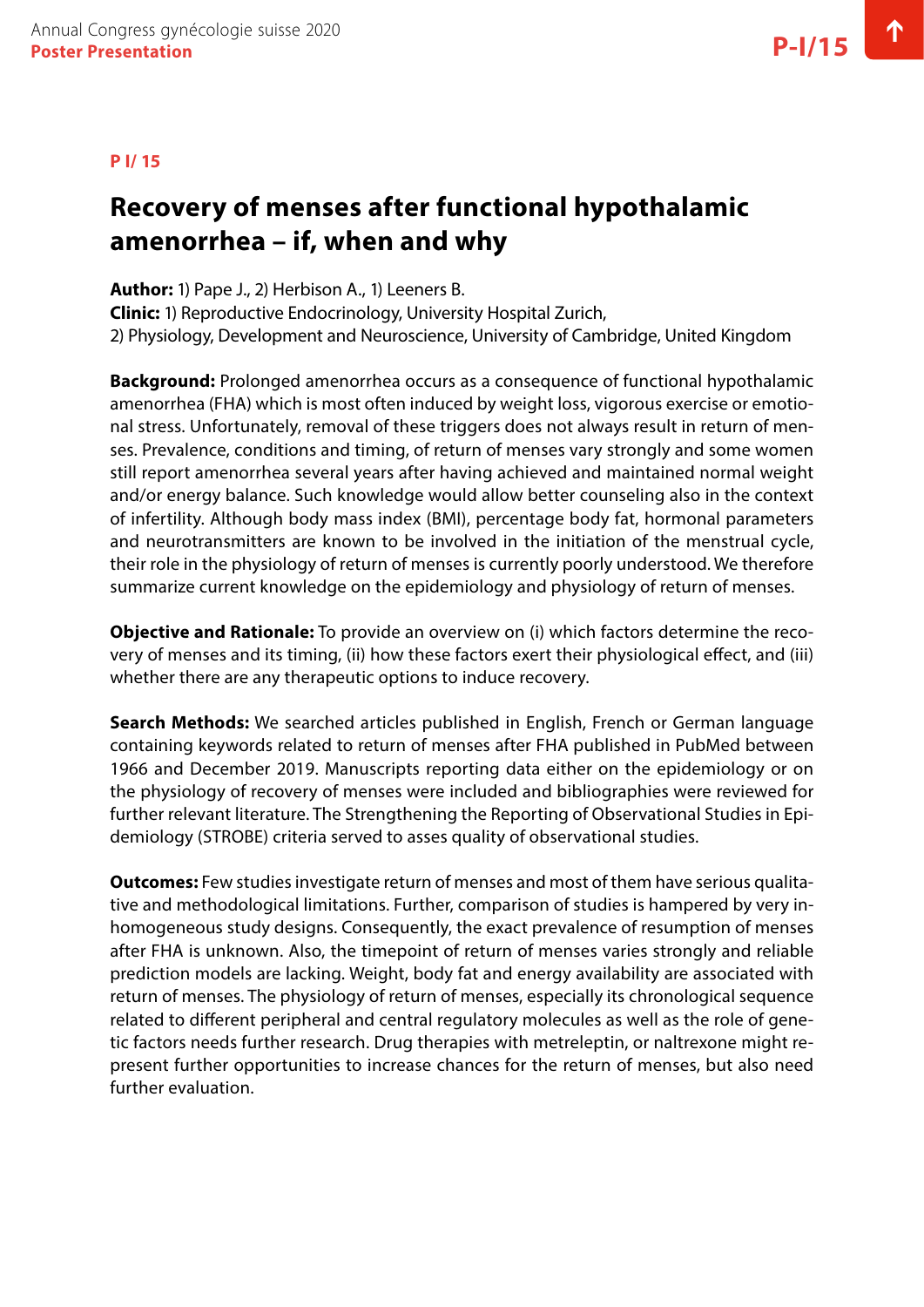P I/ 15

# Recovery of menses after functional hypothalamic amenorrhea – if, when and why

**Author:** 1) Pape J., 2) Herbison A., 1) Leeners B.
**Clinic:** 1) Reproductive Endocrinology, University Hospital Zurich,
2) Physiology, Development and Neuroscience, University of Cambridge, United Kingdom

**Background:** Prolonged amenorrhea occurs as a consequence of functional hypothalamic amenorrhea (FHA) which is most often induced by weight loss, vigorous exercise or emotional stress. Unfortunately, removal of these triggers does not always result in return of menses. Prevalence, conditions and timing, of return of menses vary strongly and some women still report amenorrhea several years after having achieved and maintained normal weight and/or energy balance. Such knowledge would allow better counseling also in the context of infertility. Although body mass index (BMI), percentage body fat, hormonal parameters and neurotransmitters are known to be involved in the initiation of the menstrual cycle, their role in the physiology of return of menses is currently poorly understood. We therefore summarize current knowledge on the epidemiology and physiology of return of menses.

**Objective and Rationale:** To provide an overview on (i) which factors determine the recovery of menses and its timing, (ii) how these factors exert their physiological effect, and (iii) whether there are any therapeutic options to induce recovery.

**Search Methods:** We searched articles published in English, French or German language containing keywords related to return of menses after FHA published in PubMed between 1966 and December 2019. Manuscripts reporting data either on the epidemiology or on the physiology of recovery of menses were included and bibliographies were reviewed for further relevant literature. The Strengthening the Reporting of Observational Studies in Epidemiology (STROBE) criteria served to asses quality of observational studies.

**Outcomes:** Few studies investigate return of menses and most of them have serious qualitative and methodological limitations. Further, comparison of studies is hampered by very inhomogeneous study designs. Consequently, the exact prevalence of resumption of menses after FHA is unknown. Also, the timepoint of return of menses varies strongly and reliable prediction models are lacking. Weight, body fat and energy availability are associated with return of menses. The physiology of return of menses, especially its chronological sequence related to different peripheral and central regulatory molecules as well as the role of genetic factors needs further research. Drug therapies with metreleptin, or naltrexone might represent further opportunities to increase chances for the return of menses, but also need further evaluation.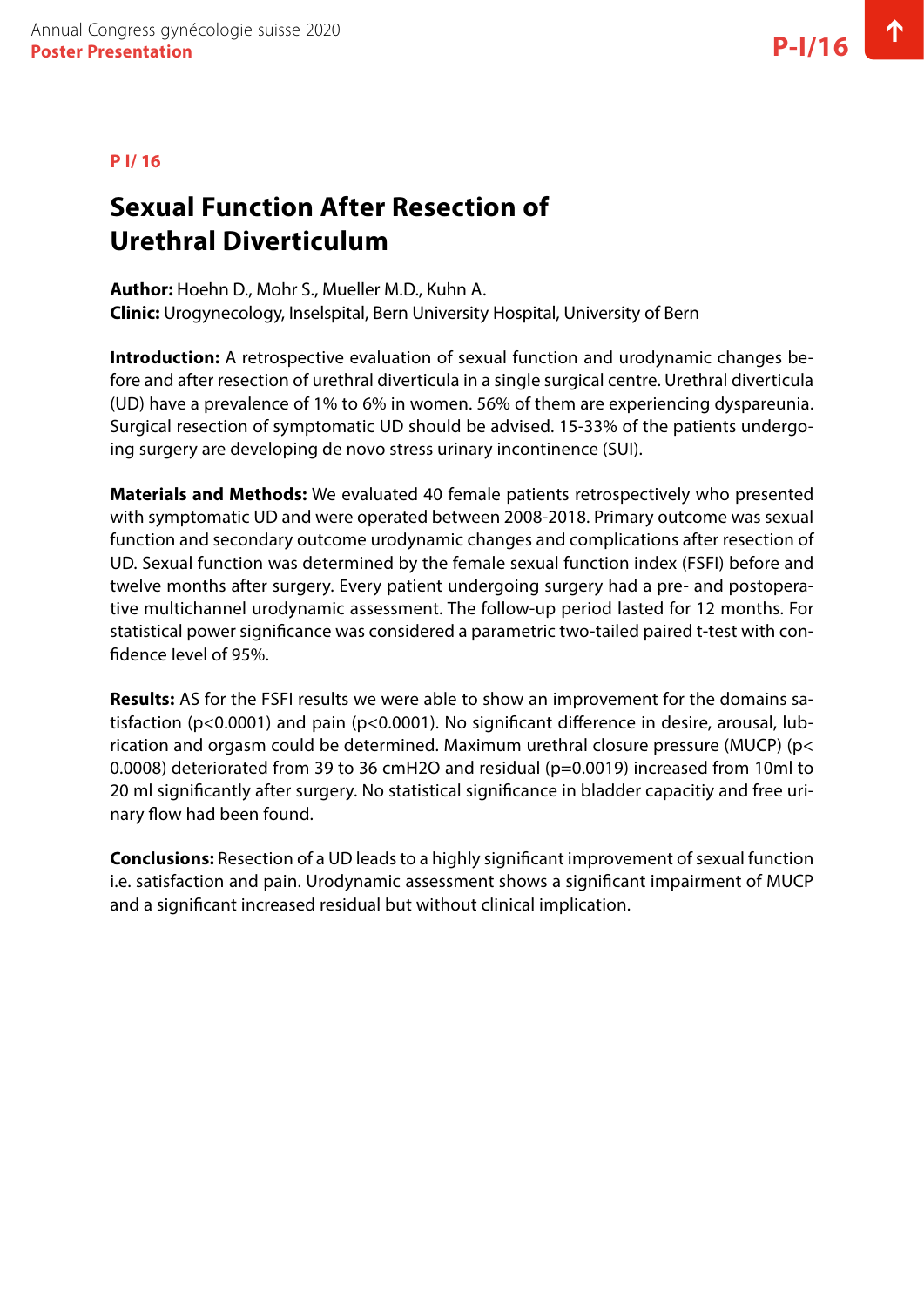P I/ 16

# Sexual Function After Resection of Urethral Diverticulum

**Author:** Hoehn D., Mohr S., Mueller M.D., Kuhn A.
**Clinic:** Urogynecology, Inselspital, Bern University Hospital, University of Bern

**Introduction:** A retrospective evaluation of sexual function and urodynamic changes before and after resection of urethral diverticula in a single surgical centre. Urethral diverticula (UD) have a prevalence of 1% to 6% in women. 56% of them are experiencing dyspareunia. Surgical resection of symptomatic UD should be advised. 15-33% of the patients undergoing surgery are developing de novo stress urinary incontinence (SUI).

**Materials and Methods:** We evaluated 40 female patients retrospectively who presented with symptomatic UD and were operated between 2008-2018. Primary outcome was sexual function and secondary outcome urodynamic changes and complications after resection of UD. Sexual function was determined by the female sexual function index (FSFI) before and twelve months after surgery. Every patient undergoing surgery had a pre- and postoperative multichannel urodynamic assessment. The follow-up period lasted for 12 months. For statistical power significance was considered a parametric two-tailed paired t-test with confidence level of 95%.

**Results:** AS for the FSFI results we were able to show an improvement for the domains satisfaction ($p<0.0001$) and pain ($p<0.0001$). No significant difference in desire, arousal, lubrication and orgasm could be determined. Maximum urethral closure pressure (MUCP) ($p< 0.0008$) deteriorated from 39 to 36 cmH2O and residual ($p=0.0019$) increased from 10ml to 20 ml significantly after surgery. No statistical significance in bladder capacitiy and free urinary flow had been found.

**Conclusions:** Resection of a UD leads to a highly significant improvement of sexual function i.e. satisfaction and pain. Urodynamic assessment shows a significant impairment of MUCP and a significant increased residual but without clinical implication.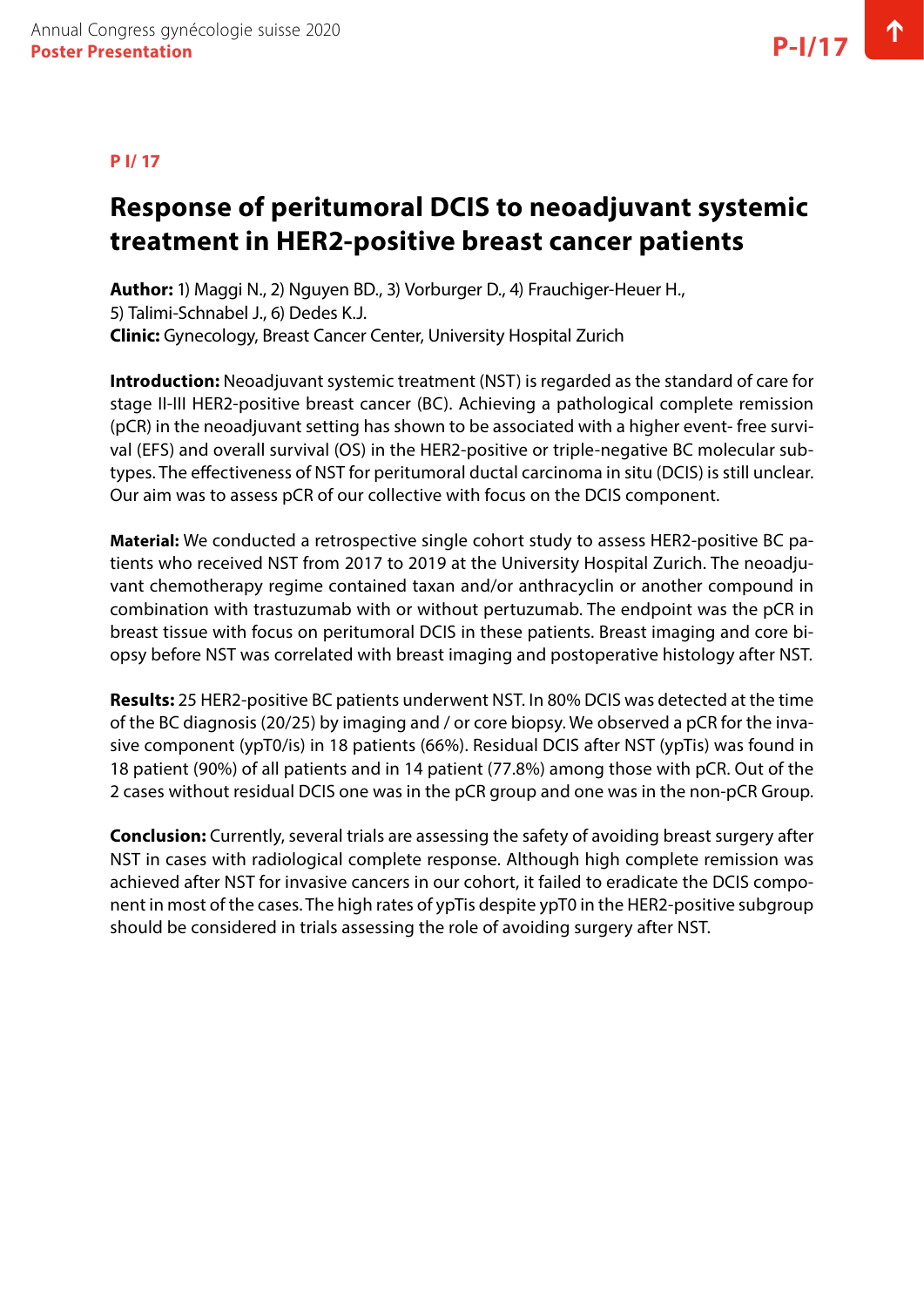**P I/ 17**

# Response of peritumoral DCIS to neoadjuvant systemic treatment in HER2-positive breast cancer patients

**Author:** 1) Maggi N., 2) Nguyen BD., 3) Vorburger D., 4) Frauchiger-Heuer H., 5) Talimi-Schnabel J., 6) Dedes K.J.
**Clinic:** Gynecology, Breast Cancer Center, University Hospital Zurich

**Introduction:** Neoadjuvant systemic treatment (NST) is regarded as the standard of care for stage II-III HER2-positive breast cancer (BC). Achieving a pathological complete remission (pCR) in the neoadjuvant setting has shown to be associated with a higher event- free survival (EFS) and overall survival (OS) in the HER2-positive or triple-negative BC molecular subtypes. The effectiveness of NST for peritumoral ductal carcinoma in situ (DCIS) is still unclear. Our aim was to assess pCR of our collective with focus on the DCIS component.

**Material:** We conducted a retrospective single cohort study to assess HER2-positive BC patients who received NST from 2017 to 2019 at the University Hospital Zurich. The neoadjuvant chemotherapy regime contained taxan and/or anthracyclin or another compound in combination with trastuzumab with or without pertuzumab. The endpoint was the pCR in breast tissue with focus on peritumoral DCIS in these patients. Breast imaging and core biopsy before NST was correlated with breast imaging and postoperative histology after NST.

**Results:** 25 HER2-positive BC patients underwent NST. In 80% DCIS was detected at the time of the BC diagnosis (20/25) by imaging and / or core biopsy. We observed a pCR for the invasive component (ypT0/is) in 18 patients (66%). Residual DCIS after NST (ypTis) was found in 18 patient (90%) of all patients and in 14 patient (77.8%) among those with pCR. Out of the 2 cases without residual DCIS one was in the pCR group and one was in the non-pCR Group.

**Conclusion:** Currently, several trials are assessing the safety of avoiding breast surgery after NST in cases with radiological complete response. Although high complete remission was achieved after NST for invasive cancers in our cohort, it failed to eradicate the DCIS component in most of the cases. The high rates of ypTis despite ypT0 in the HER2-positive subgroup should be considered in trials assessing the role of avoiding surgery after NST.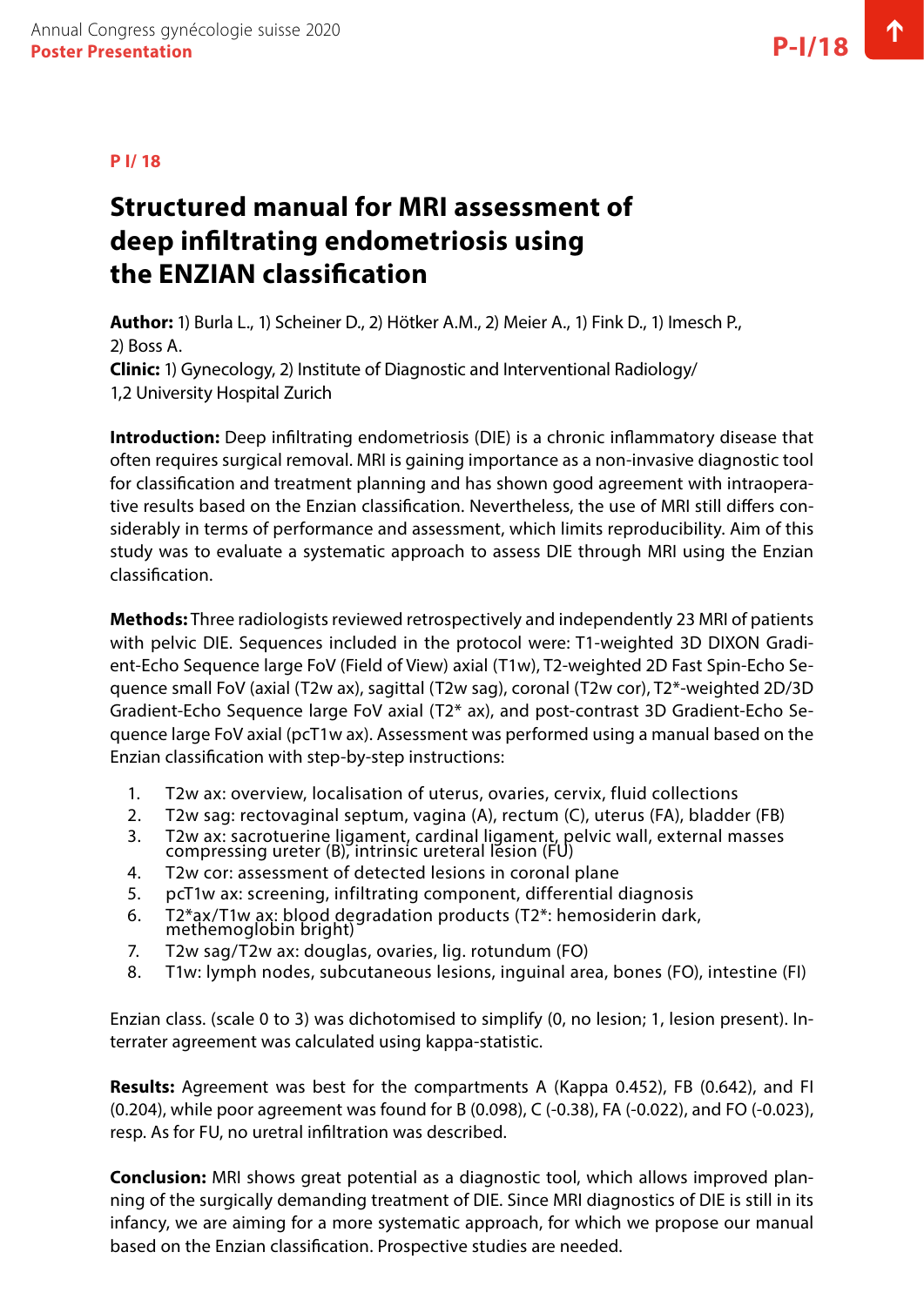**P I/ 18**

# Structured manual for MRI assessment of deep infiltrating endometriosis using the ENZIAN classification

**Author:** 1) Burla L., 1) Scheiner D., 2) Hötker A.M., 2) Meier A., 1) Fink D., 1) Imesch P., 2) Boss A.
**Clinic:** 1) Gynecology, 2) Institute of Diagnostic and Interventional Radiology/ 1,2 University Hospital Zurich

**Introduction:** Deep infiltrating endometriosis (DIE) is a chronic inflammatory disease that often requires surgical removal. MRI is gaining importance as a non-invasive diagnostic tool for classification and treatment planning and has shown good agreement with intraoperative results based on the Enzian classification. Nevertheless, the use of MRI still differs considerably in terms of performance and assessment, which limits reproducibility. Aim of this study was to evaluate a systematic approach to assess DIE through MRI using the Enzian classification.

**Methods:** Three radiologists reviewed retrospectively and independently 23 MRI of patients with pelvic DIE. Sequences included in the protocol were: T1-weighted 3D DIXON Gradient-Echo Sequence large FoV (Field of View) axial (T1w), T2-weighted 2D Fast Spin-Echo Sequence small FoV (axial (T2w ax), sagittal (T2w sag), coronal (T2w cor), T2*-weighted 2D/3D Gradient-Echo Sequence large FoV axial (T2* ax), and post-contrast 3D Gradient-Echo Sequence large FoV axial (pcT1w ax). Assessment was performed using a manual based on the Enzian classification with step-by-step instructions:

1. T2w ax: overview, localisation of uterus, ovaries, cervix, fluid collections
2. T2w sag: rectovaginal septum, vagina (A), rectum (C), uterus (FA), bladder (FB)
3. T2w ax: sacrotuerine ligament, cardinal ligament, pelvic wall, external masses compressing ureter (B), intrinsic ureteral lesion (FU)
4. T2w cor: assessment of detected lesions in coronal plane
5. pcT1w ax: screening, infiltrating component, differential diagnosis
6. T2*ax/T1w ax: blood degradation products (T2*: hemosiderin dark, methemoglobin bright)
7. T2w sag/T2w ax: douglas, ovaries, lig. rotundum (FO)
8. T1w: lymph nodes, subcutaneous lesions, inguinal area, bones (FO), intestine (FI)

Enzian class. (scale 0 to 3) was dichotomised to simplify (0, no lesion; 1, lesion present). Interrater agreement was calculated using kappa-statistic.

**Results:** Agreement was best for the compartments A (Kappa 0.452), FB (0.642), and FI (0.204), while poor agreement was found for B (0.098), C (-0.38), FA (-0.022), and FO (-0.023), resp. As for FU, no uretral infiltration was described.

**Conclusion:** MRI shows great potential as a diagnostic tool, which allows improved planning of the surgically demanding treatment of DIE. Since MRI diagnostics of DIE is still in its infancy, we are aiming for a more systematic approach, for which we propose our manual based on the Enzian classification. Prospective studies are needed.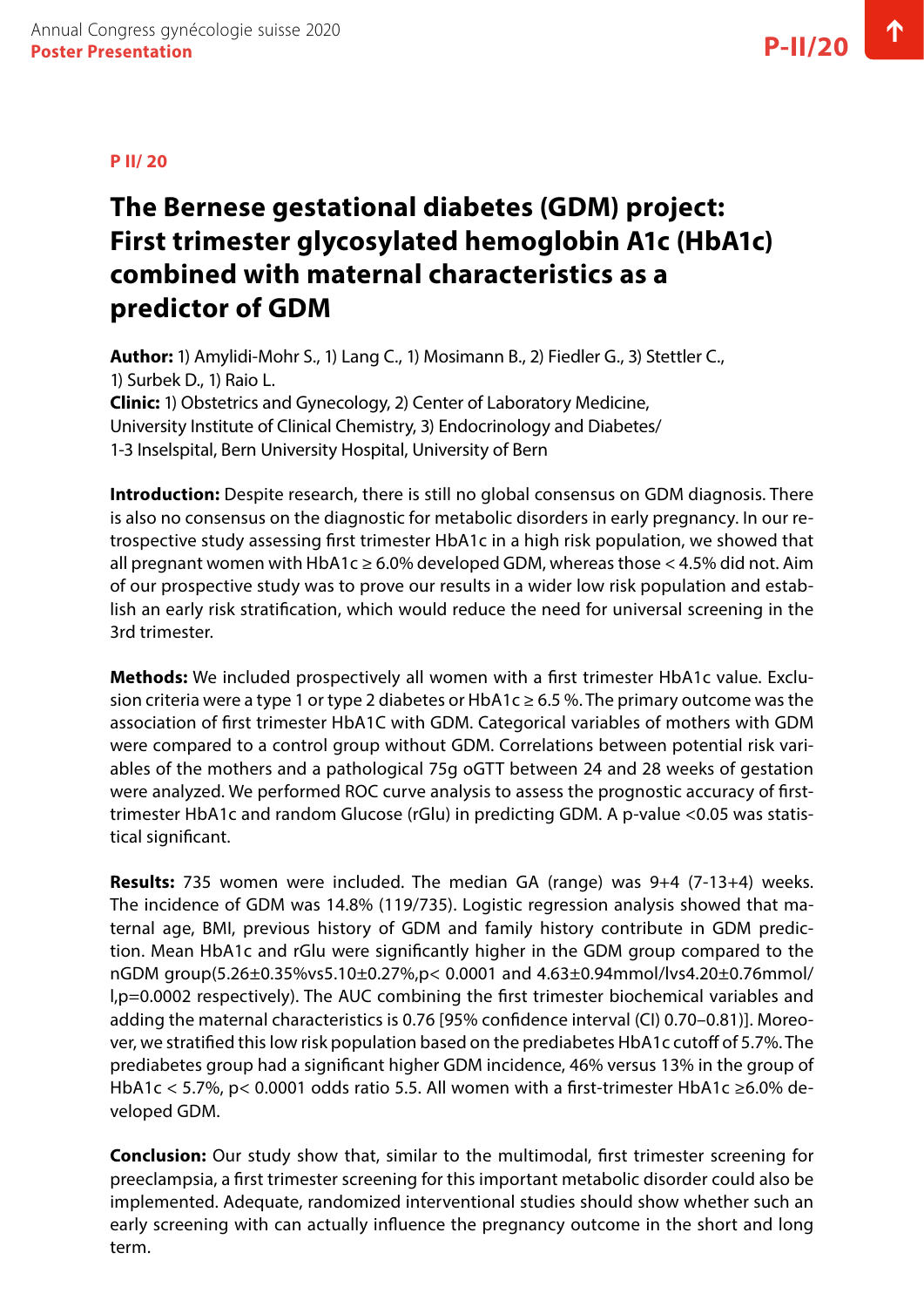**P II/ 20**

# The Bernese gestational diabetes (GDM) project: First trimester glycosylated hemoglobin A1c (HbA1c) combined with maternal characteristics as a predictor of GDM

**Author:** 1) Amylidi-Mohr S., 1) Lang C., 1) Mosimann B., 2) Fiedler G., 3) Stettler C., 1) Surbek D., 1) Raio L.
**Clinic:** 1) Obstetrics and Gynecology, 2) Center of Laboratory Medicine, University Institute of Clinical Chemistry, 3) Endocrinology and Diabetes/ 1-3 Inselspital, Bern University Hospital, University of Bern

**Introduction:** Despite research, there is still no global consensus on GDM diagnosis. There is also no consensus on the diagnostic for metabolic disorders in early pregnancy. In our retrospective study assessing first trimester HbA1c in a high risk population, we showed that all pregnant women with HbA1c ≥ 6.0% developed GDM, whereas those < 4.5% did not. Aim of our prospective study was to prove our results in a wider low risk population and establish an early risk stratification, which would reduce the need for universal screening in the 3rd trimester.

**Methods:** We included prospectively all women with a first trimester HbA1c value. Exclusion criteria were a type 1 or type 2 diabetes or HbA1c ≥ 6.5 %. The primary outcome was the association of first trimester HbA1C with GDM. Categorical variables of mothers with GDM were compared to a control group without GDM. Correlations between potential risk variables of the mothers and a pathological 75g oGTT between 24 and 28 weeks of gestation were analyzed. We performed ROC curve analysis to assess the prognostic accuracy of first-trimester HbA1c and random Glucose (rGlu) in predicting GDM. A p-value <0.05 was statistical significant.

**Results:** 735 women were included. The median GA (range) was 9+4 (7-13+4) weeks. The incidence of GDM was 14.8% (119/735). Logistic regression analysis showed that maternal age, BMI, previous history of GDM and family history contribute in GDM prediction. Mean HbA1c and rGlu were significantly higher in the GDM group compared to the nGDM group(5.26±0.35%vs5.10±0.27%,p< 0.0001 and 4.63±0.94mmol/lvs4.20±0.76mmol/l,p=0.0002 respectively). The AUC combining the first trimester biochemical variables and adding the maternal characteristics is 0.76 [95% confidence interval (CI) 0.70–0.81)]. Moreover, we stratified this low risk population based on the prediabetes HbA1c cutoff of 5.7%. The prediabetes group had a significant higher GDM incidence, 46% versus 13% in the group of HbA1c < 5.7%, p< 0.0001 odds ratio 5.5. All women with a first-trimester HbA1c ≥6.0% developed GDM.

**Conclusion:** Our study show that, similar to the multimodal, first trimester screening for preeclampsia, a first trimester screening for this important metabolic disorder could also be implemented. Adequate, randomized interventional studies should show whether such an early screening with can actually influence the pregnancy outcome in the short and long term.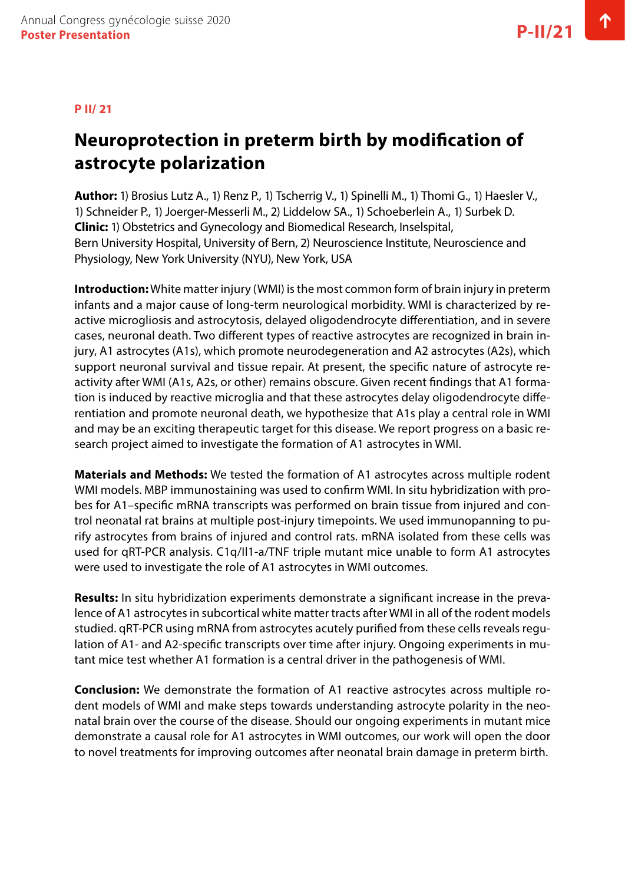**P II/ 21**

# Neuroprotection in preterm birth by modification of astrocyte polarization

**Author:** 1) Brosius Lutz A., 1) Renz P., 1) Tscherrig V., 1) Spinelli M., 1) Thomi G., 1) Haesler V., 1) Schneider P., 1) Joerger-Messerli M., 2) Liddelow SA., 1) Schoeberlein A., 1) Surbek D.
**Clinic:** 1) Obstetrics and Gynecology and Biomedical Research, Inselspital, Bern University Hospital, University of Bern, 2) Neuroscience Institute, Neuroscience and Physiology, New York University (NYU), New York, USA

**Introduction:** White matter injury (WMI) is the most common form of brain injury in preterm infants and a major cause of long-term neurological morbidity. WMI is characterized by reactive microgliosis and astrocytosis, delayed oligodendrocyte differentiation, and in severe cases, neuronal death. Two different types of reactive astrocytes are recognized in brain injury, A1 astrocytes (A1s), which promote neurodegeneration and A2 astrocytes (A2s), which support neuronal survival and tissue repair. At present, the specific nature of astrocyte reactivity after WMI (A1s, A2s, or other) remains obscure. Given recent findings that A1 formation is induced by reactive microglia and that these astrocytes delay oligodendrocyte differentiation and promote neuronal death, we hypothesize that A1s play a central role in WMI and may be an exciting therapeutic target for this disease. We report progress on a basic research project aimed to investigate the formation of A1 astrocytes in WMI.

**Materials and Methods:** We tested the formation of A1 astrocytes across multiple rodent WMI models. MBP immunostaining was used to confirm WMI. In situ hybridization with probes for A1–specific mRNA transcripts was performed on brain tissue from injured and control neonatal rat brains at multiple post-injury timepoints. We used immunopanning to purify astrocytes from brains of injured and control rats. mRNA isolated from these cells was used for qRT-PCR analysis. C1q/Il1-a/TNF triple mutant mice unable to form A1 astrocytes were used to investigate the role of A1 astrocytes in WMI outcomes.

**Results:** In situ hybridization experiments demonstrate a significant increase in the prevalence of A1 astrocytes in subcortical white matter tracts after WMI in all of the rodent models studied. qRT-PCR using mRNA from astrocytes acutely purified from these cells reveals regulation of A1- and A2-specific transcripts over time after injury. Ongoing experiments in mutant mice test whether A1 formation is a central driver in the pathogenesis of WMI.

**Conclusion:** We demonstrate the formation of A1 reactive astrocytes across multiple rodent models of WMI and make steps towards understanding astrocyte polarity in the neonatal brain over the course of the disease. Should our ongoing experiments in mutant mice demonstrate a causal role for A1 astrocytes in WMI outcomes, our work will open the door to novel treatments for improving outcomes after neonatal brain damage in preterm birth.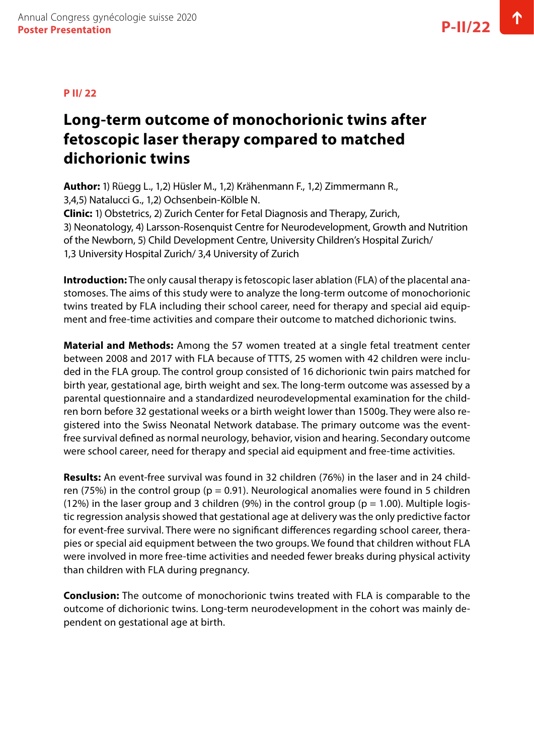**P II/ 22**

# Long-term outcome of monochorionic twins after fetoscopic laser therapy compared to matched dichorionic twins

**Author:** 1) Rüegg L., 1,2) Hüsler M., 1,2) Krähenmann F., 1,2) Zimmermann R., 3,4,5) Natalucci G., 1,2) Ochsenbein-Kölble N.
**Clinic:** 1) Obstetrics, 2) Zurich Center for Fetal Diagnosis and Therapy, Zurich, 3) Neonatology, 4) Larsson-Rosenquist Centre for Neurodevelopment, Growth and Nutrition of the Newborn, 5) Child Development Centre, University Children's Hospital Zurich/ 1,3 University Hospital Zurich/ 3,4 University of Zurich

**Introduction:** The only causal therapy is fetoscopic laser ablation (FLA) of the placental anastomoses. The aims of this study were to analyze the long-term outcome of monochorionic twins treated by FLA including their school career, need for therapy and special aid equipment and free-time activities and compare their outcome to matched dichorionic twins.

**Material and Methods:** Among the 57 women treated at a single fetal treatment center between 2008 and 2017 with FLA because of TTTS, 25 women with 42 children were included in the FLA group. The control group consisted of 16 dichorionic twin pairs matched for birth year, gestational age, birth weight and sex. The long-term outcome was assessed by a parental questionnaire and a standardized neurodevelopmental examination for the children born before 32 gestational weeks or a birth weight lower than 1500g. They were also registered into the Swiss Neonatal Network database. The primary outcome was the event-free survival defined as normal neurology, behavior, vision and hearing. Secondary outcome were school career, need for therapy and special aid equipment and free-time activities.

**Results:** An event-free survival was found in 32 children (76%) in the laser and in 24 children (75%) in the control group ($p = 0.91$). Neurological anomalies were found in 5 children (12%) in the laser group and 3 children (9%) in the control group ($p = 1.00$). Multiple logistic regression analysis showed that gestational age at delivery was the only predictive factor for event-free survival. There were no significant differences regarding school career, therapies or special aid equipment between the two groups. We found that children without FLA were involved in more free-time activities and needed fewer breaks during physical activity than children with FLA during pregnancy.

**Conclusion:** The outcome of monochorionic twins treated with FLA is comparable to the outcome of dichorionic twins. Long-term neurodevelopment in the cohort was mainly dependent on gestational age at birth.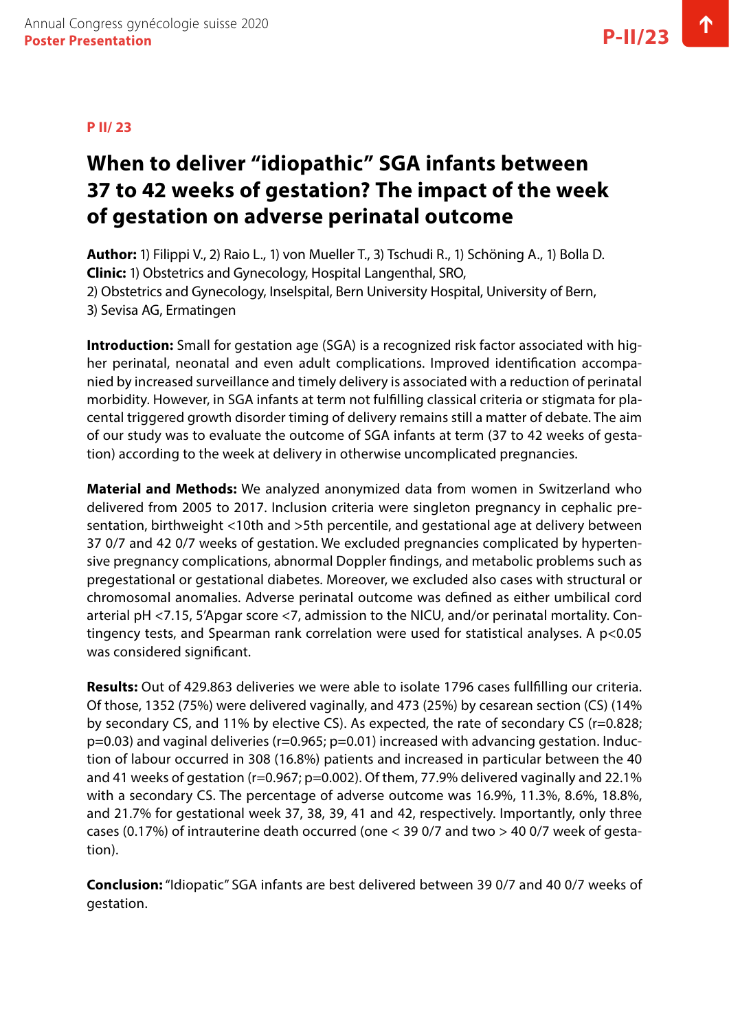**P II/ 23**

# When to deliver "idiopathic" SGA infants between 37 to 42 weeks of gestation? The impact of the week of gestation on adverse perinatal outcome

**Author:** 1) Filippi V., 2) Raio L., 1) von Mueller T., 3) Tschudi R., 1) Schöning A., 1) Bolla D.
**Clinic:** 1) Obstetrics and Gynecology, Hospital Langenthal, SRO,
2) Obstetrics and Gynecology, Inselspital, Bern University Hospital, University of Bern,
3) Sevisa AG, Ermatingen

**Introduction:** Small for gestation age (SGA) is a recognized risk factor associated with higher perinatal, neonatal and even adult complications. Improved identification accompanied by increased surveillance and timely delivery is associated with a reduction of perinatal morbidity. However, in SGA infants at term not fulfilling classical criteria or stigmata for placental triggered growth disorder timing of delivery remains still a matter of debate. The aim of our study was to evaluate the outcome of SGA infants at term (37 to 42 weeks of gestation) according to the week at delivery in otherwise uncomplicated pregnancies.

**Material and Methods:** We analyzed anonymized data from women in Switzerland who delivered from 2005 to 2017. Inclusion criteria were singleton pregnancy in cephalic presentation, birthweight <10th and >5th percentile, and gestational age at delivery between 37 0/7 and 42 0/7 weeks of gestation. We excluded pregnancies complicated by hypertensive pregnancy complications, abnormal Doppler findings, and metabolic problems such as pregestational or gestational diabetes. Moreover, we excluded also cases with structural or chromosomal anomalies. Adverse perinatal outcome was defined as either umbilical cord arterial pH <7.15, 5'Apgar score <7, admission to the NICU, and/or perinatal mortality. Contingency tests, and Spearman rank correlation were used for statistical analyses. A $p<0.05$ was considered significant.

**Results:** Out of 429.863 deliveries we were able to isolate 1796 cases fullfilling our criteria. Of those, 1352 (75%) were delivered vaginally, and 473 (25%) by cesarean section (CS) (14% by secondary CS, and 11% by elective CS). As expected, the rate of secondary CS ($r=0.828$; $p=0.03$) and vaginal deliveries ($r=0.965$; $p=0.01$) increased with advancing gestation. Induction of labour occurred in 308 (16.8%) patients and increased in particular between the 40 and 41 weeks of gestation ($r=0.967$; $p=0.002$). Of them, 77.9% delivered vaginally and 22.1% with a secondary CS. The percentage of adverse outcome was 16.9%, 11.3%, 8.6%, 18.8%, and 21.7% for gestational week 37, 38, 39, 41 and 42, respectively. Importantly, only three cases (0.17%) of intrauterine death occurred (one < 39 0/7 and two > 40 0/7 week of gestation).

**Conclusion:** "Idiopathic" SGA infants are best delivered between 39 0/7 and 40 0/7 weeks of gestation.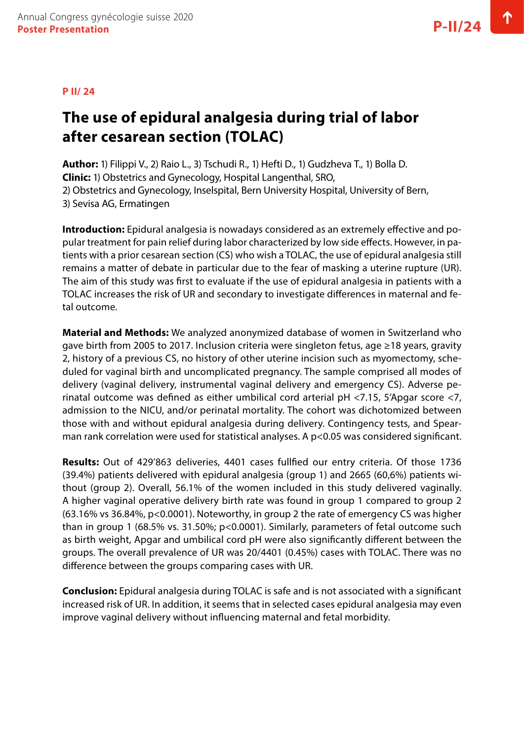**P II/ 24**

# The use of epidural analgesia during trial of labor after cesarean section (TOLAC)

**Author:** 1) Filippi V., 2) Raio L., 3) Tschudi R., 1) Hefti D., 1) Gudzheva T., 1) Bolla D.
**Clinic:** 1) Obstetrics and Gynecology, Hospital Langenthal, SRO,
2) Obstetrics and Gynecology, Inselspital, Bern University Hospital, University of Bern,
3) Sevisa AG, Ermatingen

**Introduction:** Epidural analgesia is nowadays considered as an extremely effective and popular treatment for pain relief during labor characterized by low side effects. However, in patients with a prior cesarean section (CS) who wish a TOLAC, the use of epidural analgesia still remains a matter of debate in particular due to the fear of masking a uterine rupture (UR). The aim of this study was first to evaluate if the use of epidural analgesia in patients with a TOLAC increases the risk of UR and secondary to investigate differences in maternal and fetal outcome.

**Material and Methods:** We analyzed anonymized database of women in Switzerland who gave birth from 2005 to 2017. Inclusion criteria were singleton fetus, age ≥18 years, gravity 2, history of a previous CS, no history of other uterine incision such as myomectomy, scheduled for vaginal birth and uncomplicated pregnancy. The sample comprised all modes of delivery (vaginal delivery, instrumental vaginal delivery and emergency CS). Adverse perinatal outcome was defined as either umbilical cord arterial pH <7.15, 5'Apgar score <7, admission to the NICU, and/or perinatal mortality. The cohort was dichotomized between those with and without epidural analgesia during delivery. Contingency tests, and Spearman rank correlation were used for statistical analyses. A p<0.05 was considered significant.

**Results:** Out of 429'863 deliveries, 4401 cases fulfilled our entry criteria. Of those 1736 (39.4%) patients delivered with epidural analgesia (group 1) and 2665 (60,6%) patients without (group 2). Overall, 56.1% of the women included in this study delivered vaginally. A higher vaginal operative delivery birth rate was found in group 1 compared to group 2 (63.16% vs 36.84%, p<0.0001). Noteworthy, in group 2 the rate of emergency CS was higher than in group 1 (68.5% vs. 31.50%; p<0.0001). Similarly, parameters of fetal outcome such as birth weight, Apgar and umbilical cord pH were also significantly different between the groups. The overall prevalence of UR was 20/4401 (0.45%) cases with TOLAC. There was no difference between the groups comparing cases with UR.

**Conclusion:** Epidural analgesia during TOLAC is safe and is not associated with a significant increased risk of UR. In addition, it seems that in selected cases epidural analgesia may even improve vaginal delivery without influencing maternal and fetal morbidity.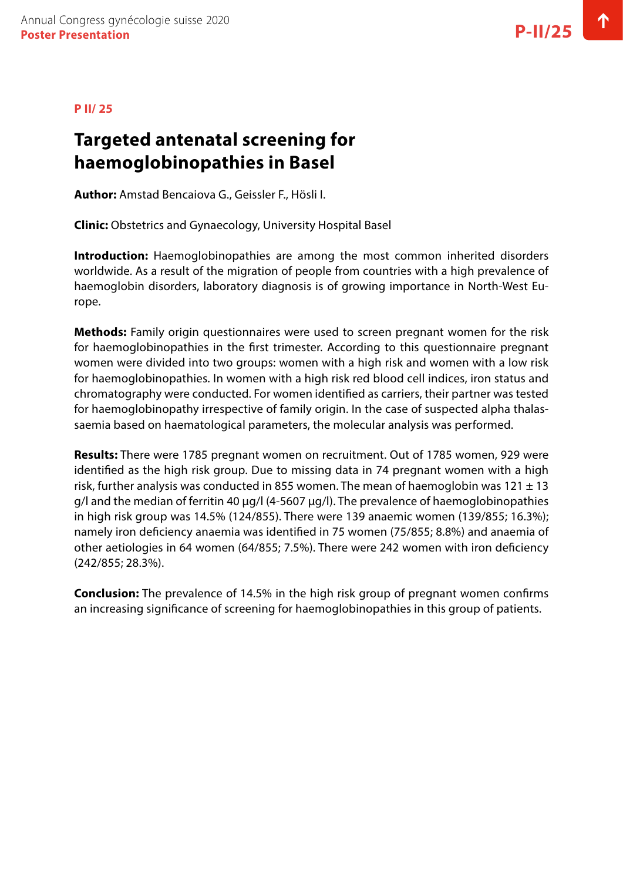**P II/ 25**

# Targeted antenatal screening for haemoglobinopathies in Basel

**Author:** Amstad Bencaiova G., Geissler F., Hösli I.

**Clinic:** Obstetrics and Gynaecology, University Hospital Basel

**Introduction:** Haemoglobinopathies are among the most common inherited disorders worldwide. As a result of the migration of people from countries with a high prevalence of haemoglobin disorders, laboratory diagnosis is of growing importance in North-West Europe.

**Methods:** Family origin questionnaires were used to screen pregnant women for the risk for haemoglobinopathies in the first trimester. According to this questionnaire pregnant women were divided into two groups: women with a high risk and women with a low risk for haemoglobinopathies. In women with a high risk red blood cell indices, iron status and chromatography were conducted. For women identified as carriers, their partner was tested for haemoglobinopathy irrespective of family origin. In the case of suspected alpha thalassaemia based on haematological parameters, the molecular analysis was performed.

**Results:** There were 1785 pregnant women on recruitment. Out of 1785 women, 929 were identified as the high risk group. Due to missing data in 74 pregnant women with a high risk, further analysis was conducted in 855 women. The mean of haemoglobin was 121 ± 13 g/l and the median of ferritin 40 µg/l (4-5607 µg/l). The prevalence of haemoglobinopathies in high risk group was 14.5% (124/855). There were 139 anaemic women (139/855; 16.3%); namely iron deficiency anaemia was identified in 75 women (75/855; 8.8%) and anaemia of other aetiologies in 64 women (64/855; 7.5%). There were 242 women with iron deficiency (242/855; 28.3%).

**Conclusion:** The prevalence of 14.5% in the high risk group of pregnant women confirms an increasing significance of screening for haemoglobinopathies in this group of patients.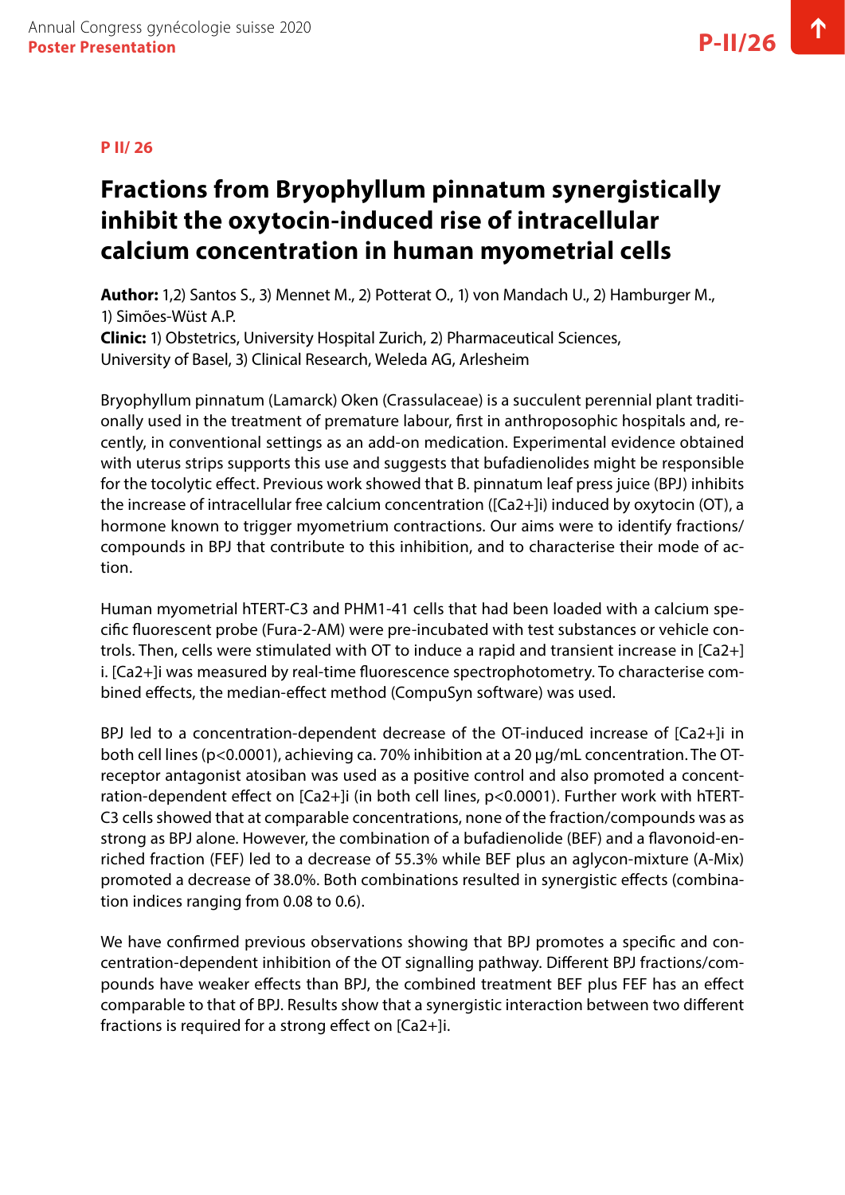**P II/ 26**

# Fractions from Bryophyllum pinnatum synergistically inhibit the oxytocin-induced rise of intracellular calcium concentration in human myometrial cells

**Author:** 1,2) Santos S., 3) Mennet M., 2) Potterat O., 1) von Mandach U., 2) Hamburger M., 1) Simões-Wüst A.P.
**Clinic:** 1) Obstetrics, University Hospital Zurich, 2) Pharmaceutical Sciences, University of Basel, 3) Clinical Research, Weleda AG, Arlesheim

Bryophyllum pinnatum (Lamarck) Oken (Crassulaceae) is a succulent perennial plant traditionally used in the treatment of premature labour, first in anthroposophic hospitals and, recently, in conventional settings as an add-on medication. Experimental evidence obtained with uterus strips supports this use and suggests that bufadienolides might be responsible for the tocolytic effect. Previous work showed that B. pinnatum leaf press juice (BPJ) inhibits the increase of intracellular free calcium concentration ($[Ca^{2+}]_i$) induced by oxytocin (OT), a hormone known to trigger myometrium contractions. Our aims were to identify fractions/compounds in BPJ that contribute to this inhibition, and to characterise their mode of action.

Human myometrial hTERT-C3 and PHM1-41 cells that had been loaded with a calcium specific fluorescent probe (Fura-2-AM) were pre-incubated with test substances or vehicle controls. Then, cells were stimulated with OT to induce a rapid and transient increase in $[Ca^{2+}]_i$. $[Ca^{2+}]_i$ was measured by real-time fluorescence spectrophotometry. To characterise combined effects, the median-effect method (CompuSyn software) was used.

BPJ led to a concentration-dependent decrease of the OT-induced increase of $[Ca^{2+}]_i$ in both cell lines ($p<0.0001$), achieving ca. 70% inhibition at a 20 µg/mL concentration. The OT-receptor antagonist atosiban was used as a positive control and also promoted a concentration-dependent effect on $[Ca^{2+}]_i$ (in both cell lines, $p<0.0001$). Further work with hTERT-C3 cells showed that at comparable concentrations, none of the fraction/compounds was as strong as BPJ alone. However, the combination of a bufadienolide (BEF) and a flavonoid-enriched fraction (FEF) led to a decrease of 55.3% while BEF plus an aglycon-mixture (A-Mix) promoted a decrease of 38.0%. Both combinations resulted in synergistic effects (combination indices ranging from 0.08 to 0.6).

We have confirmed previous observations showing that BPJ promotes a specific and concentration-dependent inhibition of the OT signalling pathway. Different BPJ fractions/compounds have weaker effects than BPJ, the combined treatment BEF plus FEF has an effect comparable to that of BPJ. Results show that a synergistic interaction between two different fractions is required for a strong effect on $[Ca^{2+}]_i$.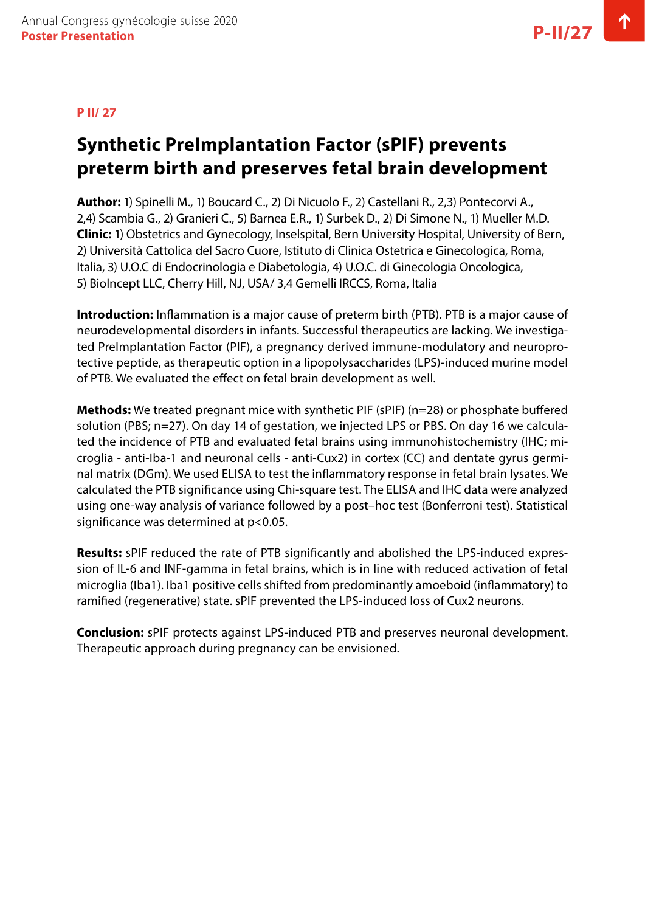**P II/ 27**

# Synthetic PreImplantation Factor (sPIF) prevents preterm birth and preserves fetal brain development

**Author:** 1) Spinelli M., 1) Boucard C., 2) Di Nicuolo F., 2) Castellani R., 2,3) Pontecorvi A., 2,4) Scambia G., 2) Granieri C., 5) Barnea E.R., 1) Surbek D., 2) Di Simone N., 1) Mueller M.D.
**Clinic:** 1) Obstetrics and Gynecology, Inselspital, Bern University Hospital, University of Bern, 2) Università Cattolica del Sacro Cuore, Istituto di Clinica Ostetrica e Ginecologica, Roma, Italia, 3) U.O.C di Endocrinologia e Diabetologia, 4) U.O.C. di Ginecologia Oncologica, 5) BioIncept LLC, Cherry Hill, NJ, USA/ 3,4 Gemelli IRCCS, Roma, Italia

**Introduction:** Inflammation is a major cause of preterm birth (PTB). PTB is a major cause of neurodevelopmental disorders in infants. Successful therapeutics are lacking. We investigated PreImplantation Factor (PIF), a pregnancy derived immune-modulatory and neuroprotective peptide, as therapeutic option in a lipopolysaccharides (LPS)-induced murine model of PTB. We evaluated the effect on fetal brain development as well.

**Methods:** We treated pregnant mice with synthetic PIF (sPIF) (n=28) or phosphate buffered solution (PBS; n=27). On day 14 of gestation, we injected LPS or PBS. On day 16 we calculated the incidence of PTB and evaluated fetal brains using immunohistochemistry (IHC; microglia - anti-Iba-1 and neuronal cells - anti-Cux2) in cortex (CC) and dentate gyrus germinal matrix (DGm). We used ELISA to test the inflammatory response in fetal brain lysates. We calculated the PTB significance using Chi-square test. The ELISA and IHC data were analyzed using one-way analysis of variance followed by a post–hoc test (Bonferroni test). Statistical significance was determined at $p<0.05$.

**Results:** sPIF reduced the rate of PTB significantly and abolished the LPS-induced expression of IL-6 and INF-gamma in fetal brains, which is in line with reduced activation of fetal microglia (Iba1). Iba1 positive cells shifted from predominantly amoeboid (inflammatory) to ramified (regenerative) state. sPIF prevented the LPS-induced loss of Cux2 neurons.

**Conclusion:** sPIF protects against LPS-induced PTB and preserves neuronal development. Therapeutic approach during pregnancy can be envisioned.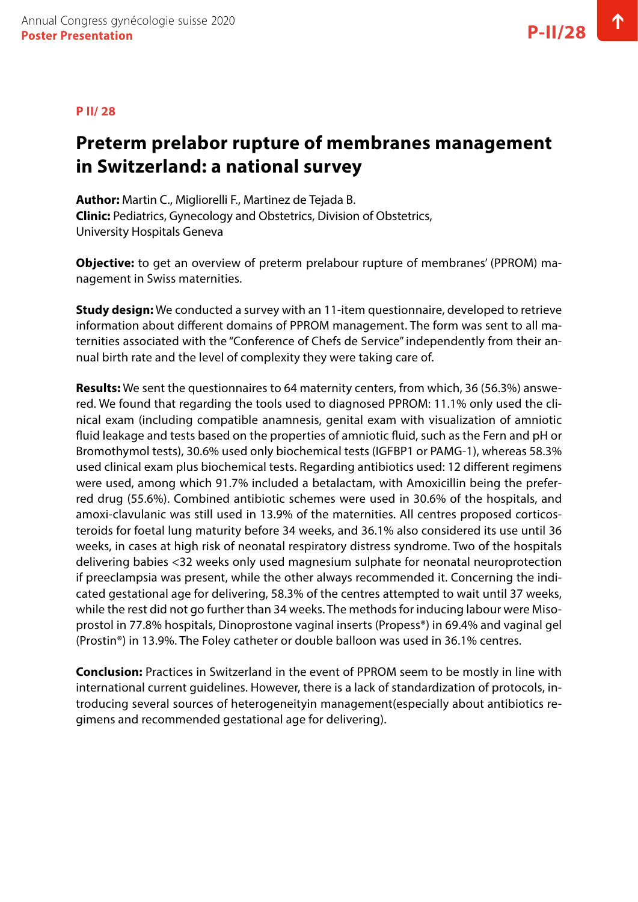**P II/ 28**

# Preterm prelabor rupture of membranes management in Switzerland: a national survey

**Author:** Martin C., Migliorelli F., Martinez de Tejada B.
**Clinic:** Pediatrics, Gynecology and Obstetrics, Division of Obstetrics, University Hospitals Geneva

**Objective:** to get an overview of preterm prelabour rupture of membranes' (PPROM) management in Swiss maternities.

**Study design:** We conducted a survey with an 11-item questionnaire, developed to retrieve information about different domains of PPROM management. The form was sent to all maternities associated with the "Conference of Chefs de Service" independently from their annual birth rate and the level of complexity they were taking care of.

**Results:** We sent the questionnaires to 64 maternity centers, from which, 36 (56.3%) answered. We found that regarding the tools used to diagnosed PPROM: 11.1% only used the clinical exam (including compatible anamnesis, genital exam with visualization of amniotic fluid leakage and tests based on the properties of amniotic fluid, such as the Fern and pH or Bromothymol tests), 30.6% used only biochemical tests (IGFBP1 or PAMG-1), whereas 58.3% used clinical exam plus biochemical tests. Regarding antibiotics used: 12 different regimens were used, among which 91.7% included a betalactam, with Amoxicillin being the preferred drug (55.6%). Combined antibiotic schemes were used in 30.6% of the hospitals, and amoxi-clavulanic was still used in 13.9% of the maternities. All centres proposed corticosteroids for foetal lung maturity before 34 weeks, and 36.1% also considered its use until 36 weeks, in cases at high risk of neonatal respiratory distress syndrome. Two of the hospitals delivering babies <32 weeks only used magnesium sulphate for neonatal neuroprotection if preeclampsia was present, while the other always recommended it. Concerning the indicated gestational age for delivering, 58.3% of the centres attempted to wait until 37 weeks, while the rest did not go further than 34 weeks. The methods for inducing labour were Misoprostol in 77.8% hospitals, Dinoprostone vaginal inserts (Propess®) in 69.4% and vaginal gel (Prostin®) in 13.9%. The Foley catheter or double balloon was used in 36.1% centres.

**Conclusion:** Practices in Switzerland in the event of PPROM seem to be mostly in line with international current guidelines. However, there is a lack of standardization of protocols, introducing several sources of heterogeneityin management(especially about antibiotics regimens and recommended gestational age for delivering).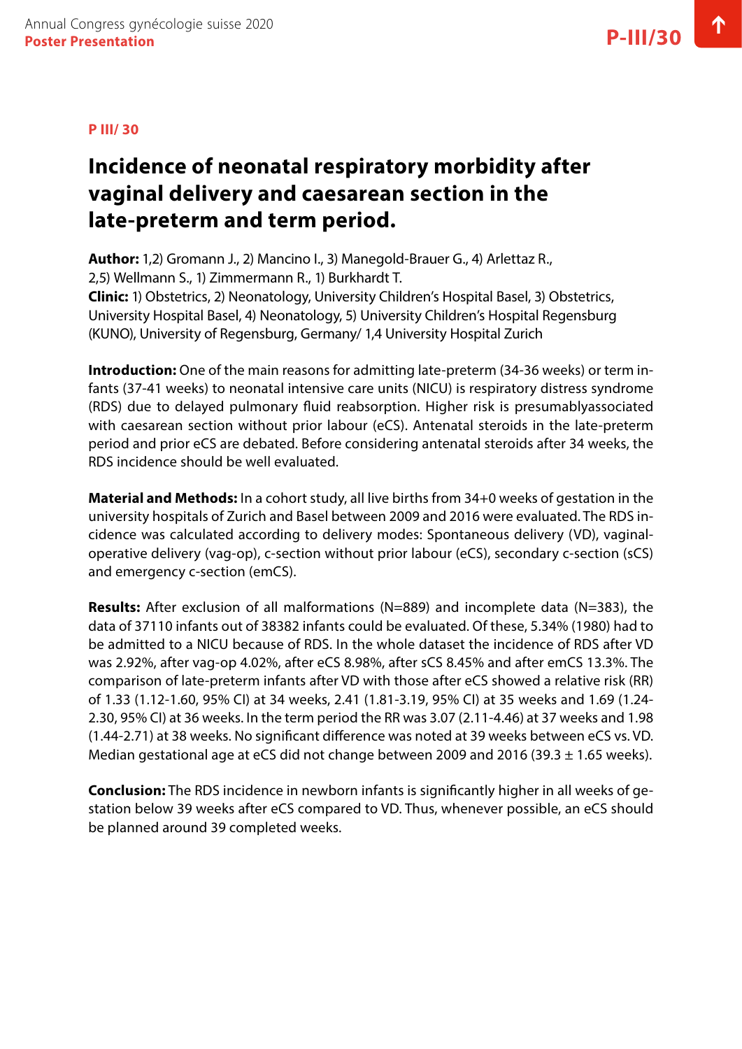**P III/ 30**

# Incidence of neonatal respiratory morbidity after vaginal delivery and caesarean section in the late-preterm and term period.

**Author:** 1,2) Gromann J., 2) Mancino I., 3) Manegold-Brauer G., 4) Arlettaz R., 2,5) Wellmann S., 1) Zimmermann R., 1) Burkhardt T.
**Clinic:** 1) Obstetrics, 2) Neonatology, University Children's Hospital Basel, 3) Obstetrics, University Hospital Basel, 4) Neonatology, 5) University Children's Hospital Regensburg (KUNO), University of Regensburg, Germany/ 1,4 University Hospital Zurich

**Introduction:** One of the main reasons for admitting late-preterm (34-36 weeks) or term infants (37-41 weeks) to neonatal intensive care units (NICU) is respiratory distress syndrome (RDS) due to delayed pulmonary fluid reabsorption. Higher risk is presumablyassociated with caesarean section without prior labour (eCS). Antenatal steroids in the late-preterm period and prior eCS are debated. Before considering antenatal steroids after 34 weeks, the RDS incidence should be well evaluated.

**Material and Methods:** In a cohort study, all live births from 34+0 weeks of gestation in the university hospitals of Zurich and Basel between 2009 and 2016 were evaluated. The RDS incidence was calculated according to delivery modes: Spontaneous delivery (VD), vaginal-operative delivery (vag-op), c-section without prior labour (eCS), secondary c-section (sCS) and emergency c-section (emCS).

**Results:** After exclusion of all malformations (N=889) and incomplete data (N=383), the data of 37110 infants out of 38382 infants could be evaluated. Of these, 5.34% (1980) had to be admitted to a NICU because of RDS. In the whole dataset the incidence of RDS after VD was 2.92%, after vag-op 4.02%, after eCS 8.98%, after sCS 8.45% and after emCS 13.3%. The comparison of late-preterm infants after VD with those after eCS showed a relative risk (RR) of 1.33 (1.12-1.60, 95% CI) at 34 weeks, 2.41 (1.81-3.19, 95% CI) at 35 weeks and 1.69 (1.24-2.30, 95% CI) at 36 weeks. In the term period the RR was 3.07 (2.11-4.46) at 37 weeks and 1.98 (1.44-2.71) at 38 weeks. No significant difference was noted at 39 weeks between eCS vs. VD. Median gestational age at eCS did not change between 2009 and 2016 (39.3 ± 1.65 weeks).

**Conclusion:** The RDS incidence in newborn infants is significantly higher in all weeks of gestation below 39 weeks after eCS compared to VD. Thus, whenever possible, an eCS should be planned around 39 completed weeks.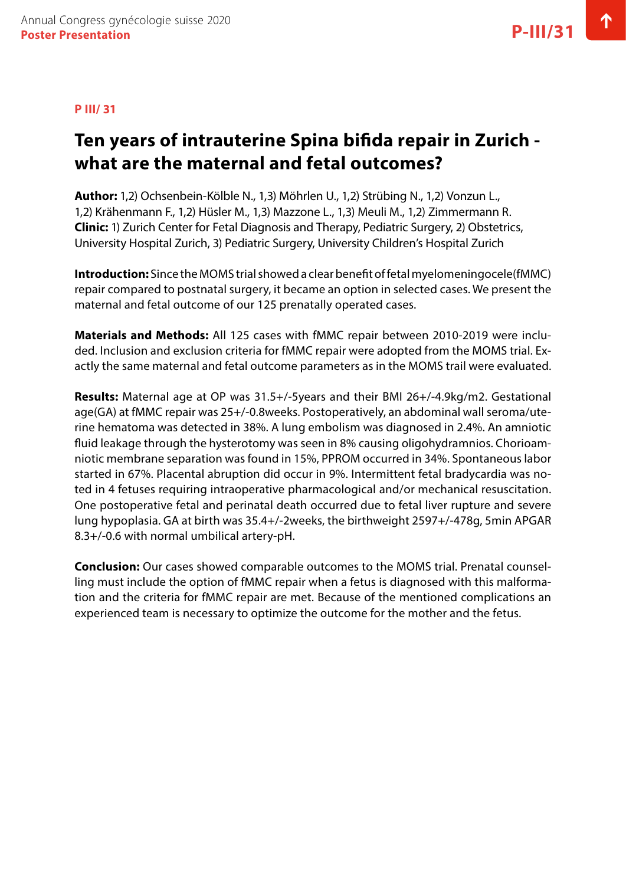**P III/ 31**

# Ten years of intrauterine Spina bifida repair in Zurich - what are the maternal and fetal outcomes?

**Author:** 1,2) Ochsenbein-Kölble N., 1,3) Möhrlen U., 1,2) Strübing N., 1,2) Vonzun L., 1,2) Krähenmann F., 1,2) Hüsler M., 1,3) Mazzone L., 1,3) Meuli M., 1,2) Zimmermann R.
**Clinic:** 1) Zurich Center for Fetal Diagnosis and Therapy, Pediatric Surgery, 2) Obstetrics, University Hospital Zurich, 3) Pediatric Surgery, University Children's Hospital Zurich

**Introduction:** Since the MOMS trial showed a clear benefit of fetal myelomeningocele(fMMC) repair compared to postnatal surgery, it became an option in selected cases. We present the maternal and fetal outcome of our 125 prenatally operated cases.

**Materials and Methods:** All 125 cases with fMMC repair between 2010-2019 were included. Inclusion and exclusion criteria for fMMC repair were adopted from the MOMS trial. Exactly the same maternal and fetal outcome parameters as in the MOMS trail were evaluated.

**Results:** Maternal age at OP was 31.5+/-5years and their BMI 26+/-4.9kg/m2. Gestational age(GA) at fMMC repair was 25+/-0.8weeks. Postoperatively, an abdominal wall seroma/uterine hematoma was detected in 38%. A lung embolism was diagnosed in 2.4%. An amniotic fluid leakage through the hysterotomy was seen in 8% causing oligohydramnios. Chorioamniotic membrane separation was found in 15%, PPROM occurred in 34%. Spontaneous labor started in 67%. Placental abruption did occur in 9%. Intermittent fetal bradycardia was noted in 4 fetuses requiring intraoperative pharmacological and/or mechanical resuscitation. One postoperative fetal and perinatal death occurred due to fetal liver rupture and severe lung hypoplasia. GA at birth was 35.4+/-2weeks, the birthweight 2597+/-478g, 5min APGAR 8.3+/-0.6 with normal umbilical artery-pH.

**Conclusion:** Our cases showed comparable outcomes to the MOMS trial. Prenatal counselling must include the option of fMMC repair when a fetus is diagnosed with this malformation and the criteria for fMMC repair are met. Because of the mentioned complications an experienced team is necessary to optimize the outcome for the mother and the fetus.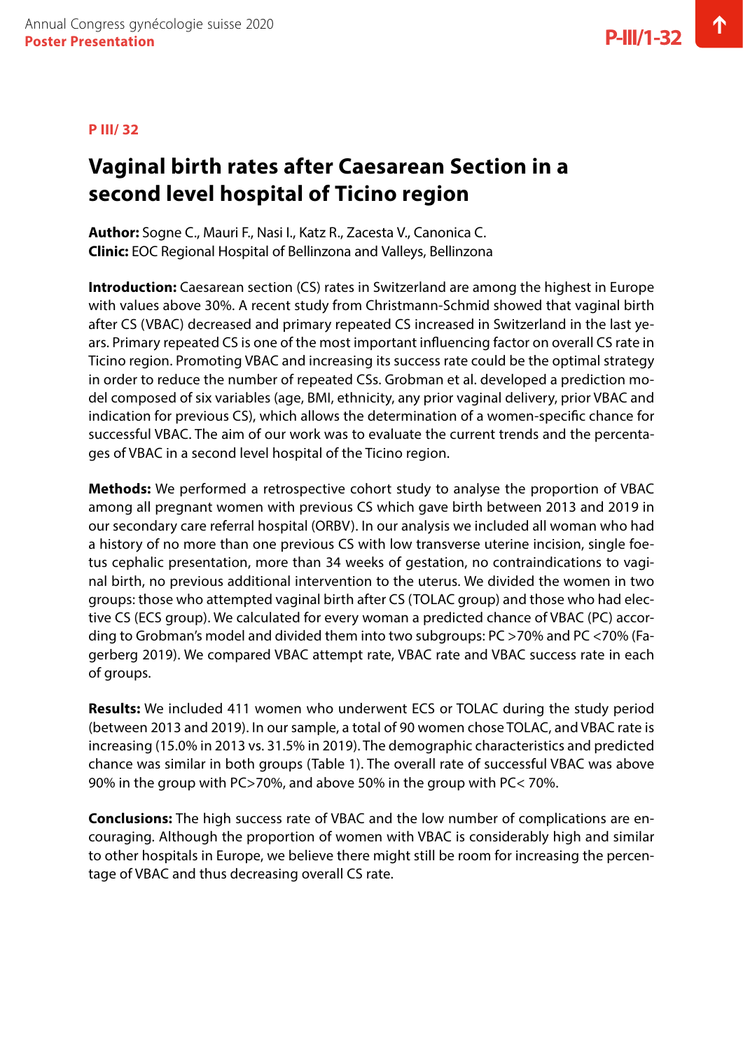**P III/ 32**

# Vaginal birth rates after Caesarean Section in a second level hospital of Ticino region

**Author:** Sogne C., Mauri F., Nasi I., Katz R., Zacesta V., Canonica C.
**Clinic:** EOC Regional Hospital of Bellinzona and Valleys, Bellinzona

**Introduction:** Caesarean section (CS) rates in Switzerland are among the highest in Europe with values above 30%. A recent study from Christmann-Schmid showed that vaginal birth after CS (VBAC) decreased and primary repeated CS increased in Switzerland in the last years. Primary repeated CS is one of the most important influencing factor on overall CS rate in Ticino region. Promoting VBAC and increasing its success rate could be the optimal strategy in order to reduce the number of repeated CSs. Grobman et al. developed a prediction model composed of six variables (age, BMI, ethnicity, any prior vaginal delivery, prior VBAC and indication for previous CS), which allows the determination of a women-specific chance for successful VBAC. The aim of our work was to evaluate the current trends and the percentages of VBAC in a second level hospital of the Ticino region.

**Methods:** We performed a retrospective cohort study to analyse the proportion of VBAC among all pregnant women with previous CS which gave birth between 2013 and 2019 in our secondary care referral hospital (ORBV). In our analysis we included all woman who had a history of no more than one previous CS with low transverse uterine incision, single foetus cephalic presentation, more than 34 weeks of gestation, no contraindications to vaginal birth, no previous additional intervention to the uterus. We divided the women in two groups: those who attempted vaginal birth after CS (TOLAC group) and those who had elective CS (ECS group). We calculated for every woman a predicted chance of VBAC (PC) according to Grobman's model and divided them into two subgroups: PC >70% and PC <70% (Fagerberg 2019). We compared VBAC attempt rate, VBAC rate and VBAC success rate in each of groups.

**Results:** We included 411 women who underwent ECS or TOLAC during the study period (between 2013 and 2019). In our sample, a total of 90 women chose TOLAC, and VBAC rate is increasing (15.0% in 2013 vs. 31.5% in 2019). The demographic characteristics and predicted chance was similar in both groups (Table 1). The overall rate of successful VBAC was above 90% in the group with PC>70%, and above 50% in the group with PC< 70%.

**Conclusions:** The high success rate of VBAC and the low number of complications are encouraging. Although the proportion of women with VBAC is considerably high and similar to other hospitals in Europe, we believe there might still be room for increasing the percentage of VBAC and thus decreasing overall CS rate.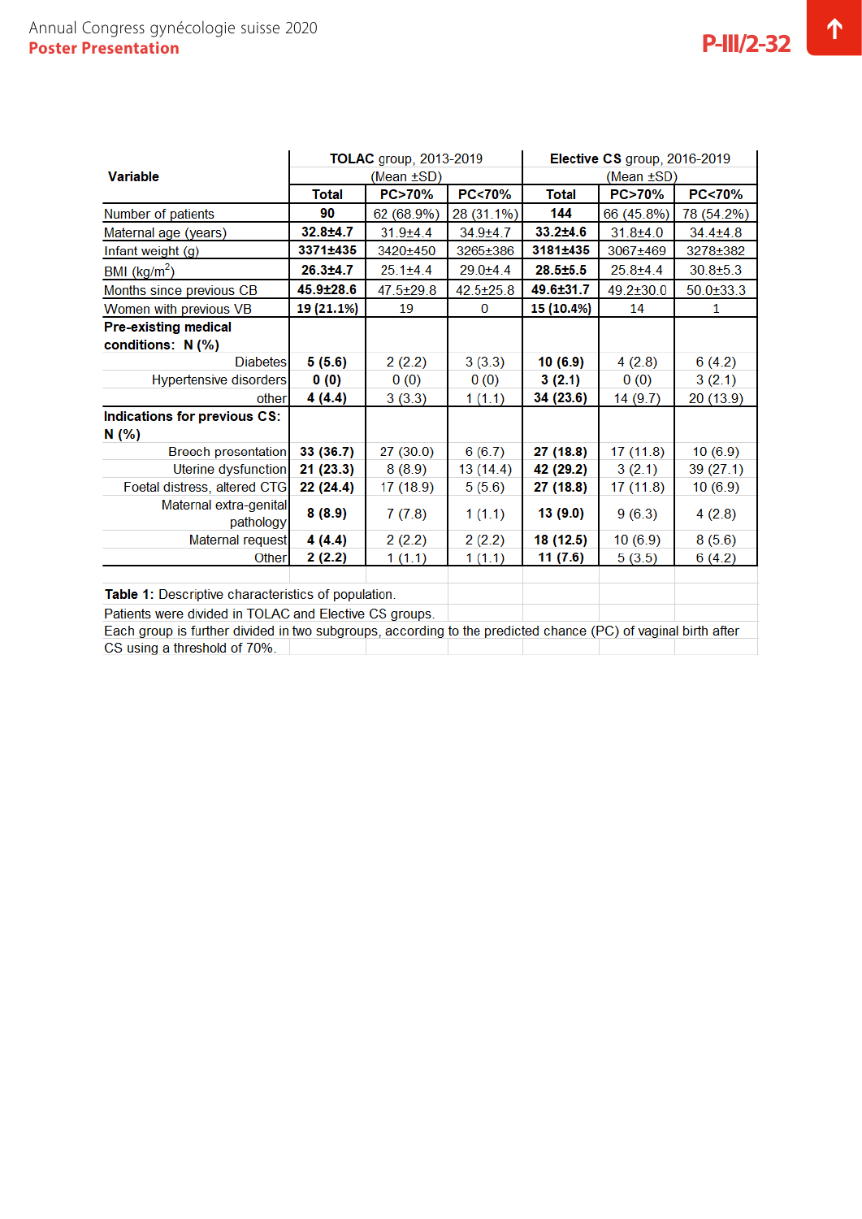| Variable | TOLAC group, 2013-2019 (Mean ±SD) | | | Elective CS group, 2016-2019 (Mean ±SD) | | |
|---|---|---|---|---|---|---|
| | **Total** | **PC>70%** | **PC<70%** | **Total** | **PC>70%** | **PC<70%** |
| Number of patients | **90** | 62 (68.9%) | 28 (31.1%) | **144** | 66 (45.8%) | 78 (54.2%) |
| Maternal age (years) | **32.8±4.7** | 31.9±4.4 | 34.9±4.7 | **33.2±4.6** | 31.8±4.0 | 34.4±4.8 |
| Infant weight (g) | **3371±435** | 3420±450 | 3265±386 | **3181±435** | 3067±469 | 3278±382 |
| BMI (kg/m$^2$) | **26.3±4.7** | 25.1±4.4 | 29.0±4.4 | **28.5±5.5** | 25.8±4.4 | 30.8±5.3 |
| Months since previous CB | **45.9±28.6** | 47.5±29.8 | 42.5±25.8 | **49.6±31.7** | 49.2±30.0 | 50.0±33.3 |
| Women with previous VB | **19 (21.1%)** | 19 | 0 | **15 (10.4%)** | 14 | 1 |
| **Pre-existing medical conditions: N (%)** | | | | | | |
| Diabetes | **5 (5.6)** | 2 (2.2) | 3 (3.3) | **10 (6.9)** | 4 (2.8) | 6 (4.2) |
| Hypertensive disorders | **0 (0)** | 0 (0) | 0 (0) | **3 (2.1)** | 0 (0) | 3 (2.1) |
| other | **4 (4.4)** | 3 (3.3) | 1 (1.1) | **34 (23.6)** | 14 (9.7) | 20 (13.9) |
| **Indications for previous CS: N (%)** | | | | | | |
| Breech presentation | **33 (36.7)** | 27 (30.0) | 6 (6.7) | **27 (18.8)** | 17 (11.8) | 10 (6.9) |
| Uterine dysfunction | **21 (23.3)** | 8 (8.9) | 13 (14.4) | **42 (29.2)** | 3 (2.1) | 39 (27.1) |
| Foetal distress, altered CTG | **22 (24.4)** | 17 (18.9) | 5 (5.6) | **27 (18.8)** | 17 (11.8) | 10 (6.9) |
| Maternal extra-genital pathology | **8 (8.9)** | 7 (7.8) | 1 (1.1) | **13 (9.0)** | 9 (6.3) | 4 (2.8) |
| Maternal request | **4 (4.4)** | 2 (2.2) | 2 (2.2) | **18 (12.5)** | 10 (6.9) | 8 (5.6) |
| Other | **2 (2.2)** | 1 (1.1) | 1 (1.1) | **11 (7.6)** | 5 (3.5) | 6 (4.2) |

**Table 1:** Descriptive characteristics of population.
Patients were divided in TOLAC and Elective CS groups.
Each group is further divided in two subgroups, according to the predicted chance (PC) of vaginal birth after CS using a threshold of 70%.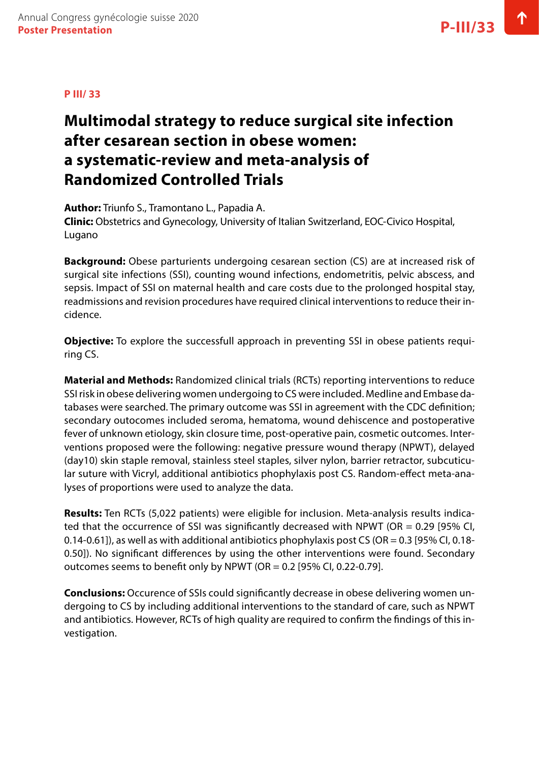**P III/ 33**

# Multimodal strategy to reduce surgical site infection after cesarean section in obese women: a systematic-review and meta-analysis of Randomized Controlled Trials

**Author:** Triunfo S., Tramontano L., Papadia A.
**Clinic:** Obstetrics and Gynecology, University of Italian Switzerland, EOC-Civico Hospital, Lugano

**Background:** Obese parturients undergoing cesarean section (CS) are at increased risk of surgical site infections (SSI), counting wound infections, endometritis, pelvic abscess, and sepsis. Impact of SSI on maternal health and care costs due to the prolonged hospital stay, readmissions and revision procedures have required clinical interventions to reduce their incidence.

**Objective:** To explore the successfull approach in preventing SSI in obese patients requiring CS.

**Material and Methods:** Randomized clinical trials (RCTs) reporting interventions to reduce SSI risk in obese delivering women undergoing to CS were included. Medline and Embase databases were searched. The primary outcome was SSI in agreement with the CDC definition; secondary outocomes included seroma, hematoma, wound dehiscence and postoperative fever of unknown etiology, skin closure time, post-operative pain, cosmetic outcomes. Interventions proposed were the following: negative pressure wound therapy (NPWT), delayed (day10) skin staple removal, stainless steel staples, silver nylon, barrier retractor, subcuticular suture with Vicryl, additional antibiotics phophylaxis post CS. Random-effect meta-analyses of proportions were used to analyze the data.

**Results:** Ten RCTs (5,022 patients) were eligible for inclusion. Meta-analysis results indicated that the occurrence of SSI was significantly decreased with NPWT (OR = 0.29 [95% CI, 0.14-0.61]), as well as with additional antibiotics phophylaxis post CS (OR = 0.3 [95% CI, 0.18-0.50]). No significant differences by using the other interventions were found. Secondary outcomes seems to benefit only by NPWT (OR = 0.2 [95% CI, 0.22-0.79].

**Conclusions:** Occurence of SSIs could significantly decrease in obese delivering women undergoing to CS by including additional interventions to the standard of care, such as NPWT and antibiotics. However, RCTs of high quality are required to confirm the findings of this investigation.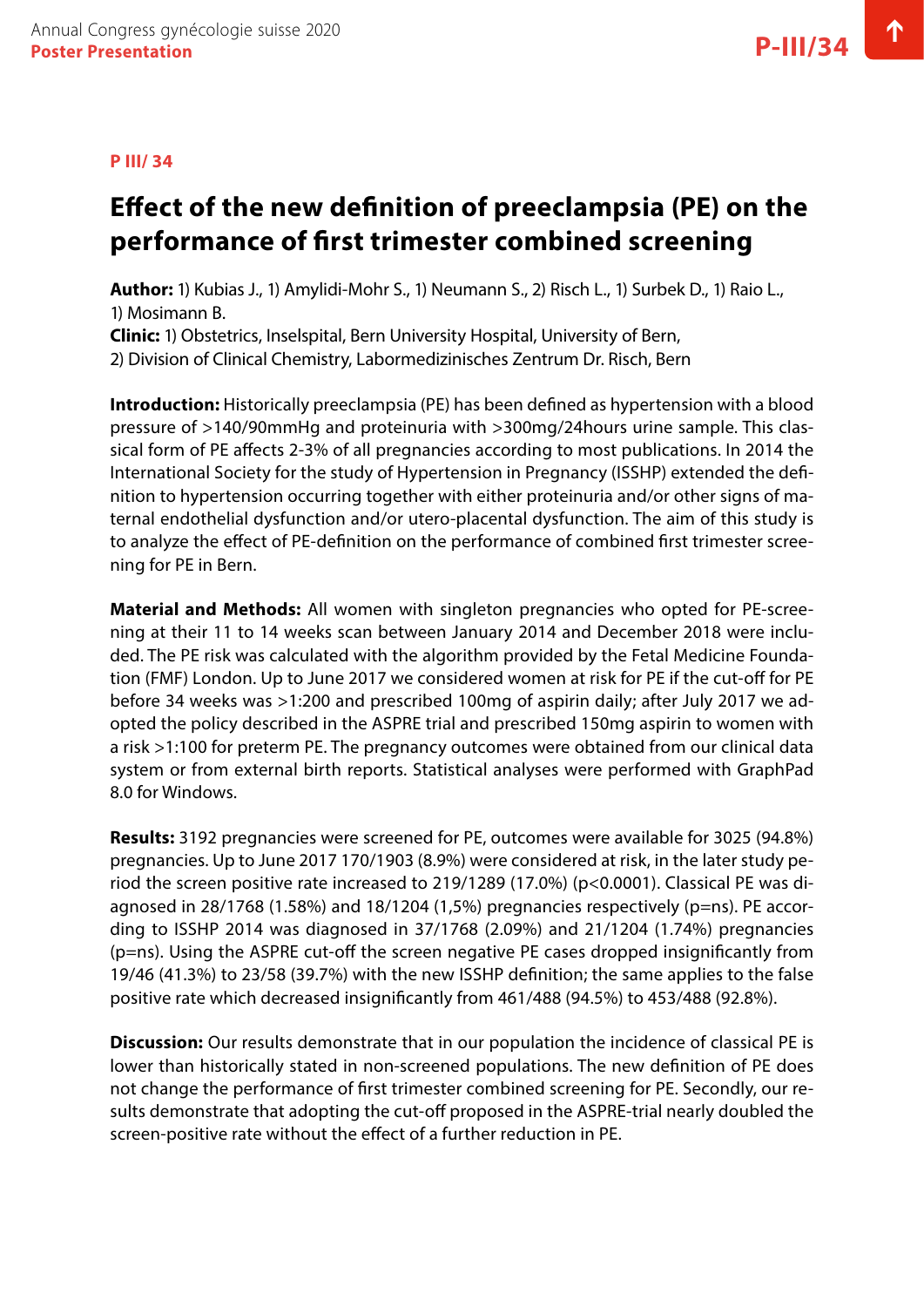**P III/ 34**

# Effect of the new definition of preeclampsia (PE) on the performance of first trimester combined screening

**Author:** 1) Kubias J., 1) Amylidi-Mohr S., 1) Neumann S., 2) Risch L., 1) Surbek D., 1) Raio L., 1) Mosimann B.
**Clinic:** 1) Obstetrics, Inselspital, Bern University Hospital, University of Bern, 2) Division of Clinical Chemistry, Labormedizinisches Zentrum Dr. Risch, Bern

**Introduction:** Historically preeclampsia (PE) has been defined as hypertension with a blood pressure of >140/90mmHg and proteinuria with >300mg/24hours urine sample. This classical form of PE affects 2-3% of all pregnancies according to most publications. In 2014 the International Society for the study of Hypertension in Pregnancy (ISSHP) extended the definition to hypertension occurring together with either proteinuria and/or other signs of maternal endothelial dysfunction and/or utero-placental dysfunction. The aim of this study is to analyze the effect of PE-definition on the performance of combined first trimester screening for PE in Bern.

**Material and Methods:** All women with singleton pregnancies who opted for PE-screening at their 11 to 14 weeks scan between January 2014 and December 2018 were included. The PE risk was calculated with the algorithm provided by the Fetal Medicine Foundation (FMF) London. Up to June 2017 we considered women at risk for PE if the cut-off for PE before 34 weeks was >1:200 and prescribed 100mg of aspirin daily; after July 2017 we adopted the policy described in the ASPRE trial and prescribed 150mg aspirin to women with a risk >1:100 for preterm PE. The pregnancy outcomes were obtained from our clinical data system or from external birth reports. Statistical analyses were performed with GraphPad 8.0 for Windows.

**Results:** 3192 pregnancies were screened for PE, outcomes were available for 3025 (94.8%) pregnancies. Up to June 2017 170/1903 (8.9%) were considered at risk, in the later study period the screen positive rate increased to 219/1289 (17.0%) ($p<0.0001$). Classical PE was diagnosed in 28/1768 (1.58%) and 18/1204 (1,5%) pregnancies respectively (p=ns). PE according to ISSHP 2014 was diagnosed in 37/1768 (2.09%) and 21/1204 (1.74%) pregnancies (p=ns). Using the ASPRE cut-off the screen negative PE cases dropped insignificantly from 19/46 (41.3%) to 23/58 (39.7%) with the new ISSHP definition; the same applies to the false positive rate which decreased insignificantly from 461/488 (94.5%) to 453/488 (92.8%).

**Discussion:** Our results demonstrate that in our population the incidence of classical PE is lower than historically stated in non-screened populations. The new definition of PE does not change the performance of first trimester combined screening for PE. Secondly, our results demonstrate that adopting the cut-off proposed in the ASPRE-trial nearly doubled the screen-positive rate without the effect of a further reduction in PE.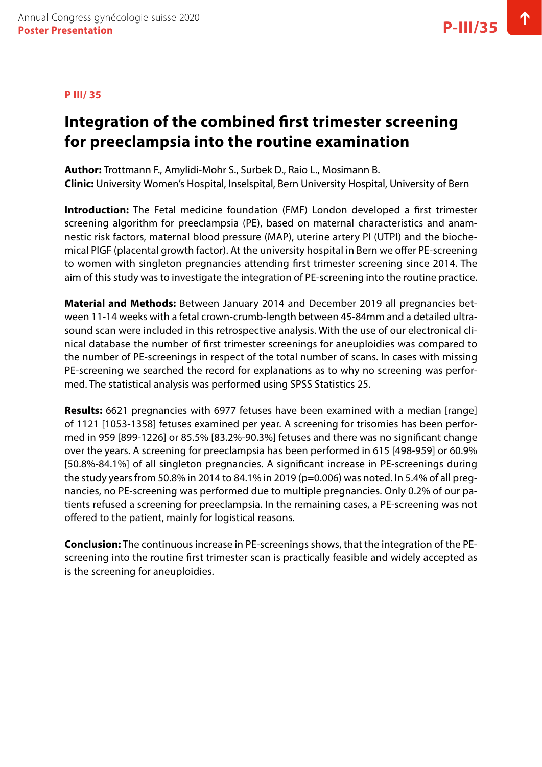P III/ 35

# Integration of the combined first trimester screening for preeclampsia into the routine examination

**Author:** Trottmann F., Amylidi-Mohr S., Surbek D., Raio L., Mosimann B.
**Clinic:** University Women's Hospital, Inselspital, Bern University Hospital, University of Bern

**Introduction:** The Fetal medicine foundation (FMF) London developed a first trimester screening algorithm for preeclampsia (PE), based on maternal characteristics and anamnestic risk factors, maternal blood pressure (MAP), uterine artery PI (UTPI) and the biochemical PlGF (placental growth factor). At the university hospital in Bern we offer PE-screening to women with singleton pregnancies attending first trimester screening since 2014. The aim of this study was to investigate the integration of PE-screening into the routine practice.

**Material and Methods:** Between January 2014 and December 2019 all pregnancies between 11-14 weeks with a fetal crown-crumb-length between 45-84mm and a detailed ultrasound scan were included in this retrospective analysis. With the use of our electronical clinical database the number of first trimester screenings for aneuploidies was compared to the number of PE-screenings in respect of the total number of scans. In cases with missing PE-screening we searched the record for explanations as to why no screening was performed. The statistical analysis was performed using SPSS Statistics 25.

**Results:** 6621 pregnancies with 6977 fetuses have been examined with a median [range] of 1121 [1053-1358] fetuses examined per year. A screening for trisomies has been performed in 959 [899-1226] or 85.5% [83.2%-90.3%] fetuses and there was no significant change over the years. A screening for preeclampsia has been performed in 615 [498-959] or 60.9% [50.8%-84.1%] of all singleton pregnancies. A significant increase in PE-screenings during the study years from 50.8% in 2014 to 84.1% in 2019 ($p=0.006$) was noted. In 5.4% of all pregnancies, no PE-screening was performed due to multiple pregnancies. Only 0.2% of our patients refused a screening for preeclampsia. In the remaining cases, a PE-screening was not offered to the patient, mainly for logistical reasons.

**Conclusion:** The continuous increase in PE-screenings shows, that the integration of the PE-screening into the routine first trimester scan is practically feasible and widely accepted as is the screening for aneuploidies.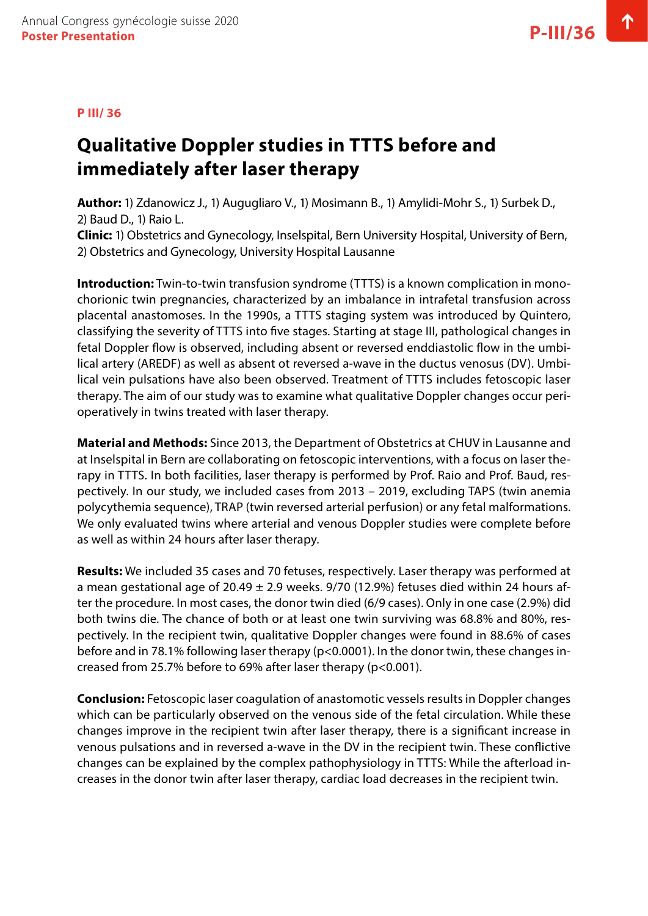**P III/ 36**

# Qualitative Doppler studies in TTTS before and immediately after laser therapy

**Author:** 1) Zdanowicz J., 1) Augugliaro V., 1) Mosimann B., 1) Amylidi-Mohr S., 1) Surbek D., 2) Baud D., 1) Raio L.
**Clinic:** 1) Obstetrics and Gynecology, Inselspital, Bern University Hospital, University of Bern, 2) Obstetrics and Gynecology, University Hospital Lausanne

**Introduction:** Twin-to-twin transfusion syndrome (TTTS) is a known complication in monochorionic twin pregnancies, characterized by an imbalance in intrafetal transfusion across placental anastomoses. In the 1990s, a TTTS staging system was introduced by Quintero, classifying the severity of TTTS into five stages. Starting at stage III, pathological changes in fetal Doppler flow is observed, including absent or reversed enddiastolic flow in the umbilical artery (AREDF) as well as absent ot reversed a-wave in the ductus venosus (DV). Umbilical vein pulsations have also been observed. Treatment of TTTS includes fetoscopic laser therapy. The aim of our study was to examine what qualitative Doppler changes occur perioperatively in twins treated with laser therapy.

**Material and Methods:** Since 2013, the Department of Obstetrics at CHUV in Lausanne and at Inselspital in Bern are collaborating on fetoscopic interventions, with a focus on laser therapy in TTTS. In both facilities, laser therapy is performed by Prof. Raio and Prof. Baud, respectively. In our study, we included cases from 2013 – 2019, excluding TAPS (twin anemia polycythemia sequence), TRAP (twin reversed arterial perfusion) or any fetal malformations. We only evaluated twins where arterial and venous Doppler studies were complete before as well as within 24 hours after laser therapy.

**Results:** We included 35 cases and 70 fetuses, respectively. Laser therapy was performed at a mean gestational age of 20.49 ± 2.9 weeks. 9/70 (12.9%) fetuses died within 24 hours after the procedure. In most cases, the donor twin died (6/9 cases). Only in one case (2.9%) did both twins die. The chance of both or at least one twin surviving was 68.8% and 80%, respectively. In the recipient twin, qualitative Doppler changes were found in 88.6% of cases before and in 78.1% following laser therapy ($p<0.0001$). In the donor twin, these changes increased from 25.7% before to 69% after laser therapy ($p<0.001$).

**Conclusion:** Fetoscopic laser coagulation of anastomotic vessels results in Doppler changes which can be particularly observed on the venous side of the fetal circulation. While these changes improve in the recipient twin after laser therapy, there is a significant increase in venous pulsations and in reversed a-wave in the DV in the recipient twin. These conflictive changes can be explained by the complex pathophysiology in TTTS: While the afterload increases in the donor twin after laser therapy, cardiac load decreases in the recipient twin.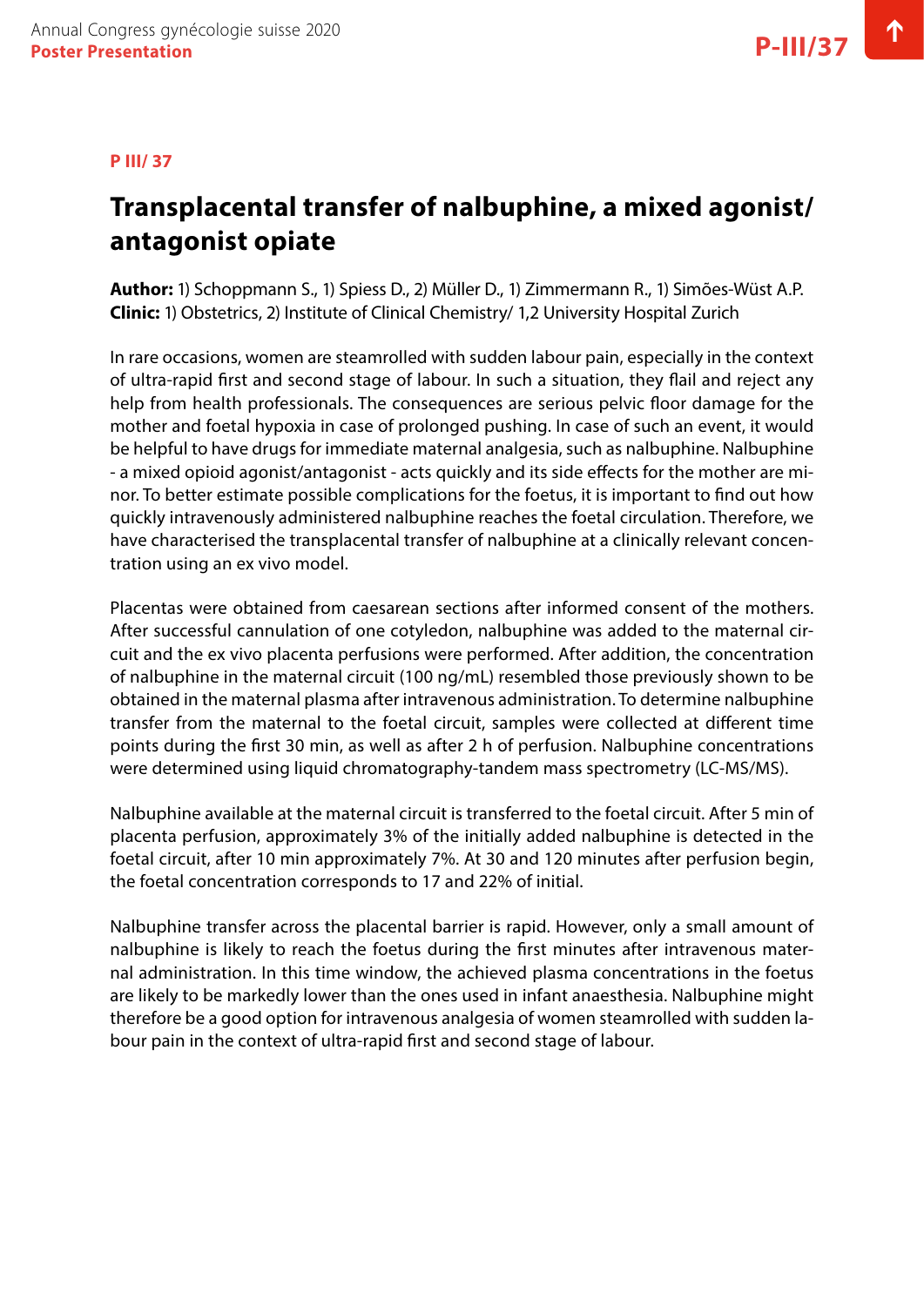**P III/ 37**

# Transplacental transfer of nalbuphine, a mixed agonist/ antagonist opiate

**Author:** 1) Schoppmann S., 1) Spiess D., 2) Müller D., 1) Zimmermann R., 1) Simões-Wüst A.P.
**Clinic:** 1) Obstetrics, 2) Institute of Clinical Chemistry/ 1,2 University Hospital Zurich

In rare occasions, women are steamrolled with sudden labour pain, especially in the context of ultra-rapid first and second stage of labour. In such a situation, they flail and reject any help from health professionals. The consequences are serious pelvic floor damage for the mother and foetal hypoxia in case of prolonged pushing. In case of such an event, it would be helpful to have drugs for immediate maternal analgesia, such as nalbuphine. Nalbuphine - a mixed opioid agonist/antagonist - acts quickly and its side effects for the mother are minor. To better estimate possible complications for the foetus, it is important to find out how quickly intravenously administered nalbuphine reaches the foetal circulation. Therefore, we have characterised the transplacental transfer of nalbuphine at a clinically relevant concentration using an ex vivo model.

Placentas were obtained from caesarean sections after informed consent of the mothers. After successful cannulation of one cotyledon, nalbuphine was added to the maternal circuit and the ex vivo placenta perfusions were performed. After addition, the concentration of nalbuphine in the maternal circuit (100 ng/mL) resembled those previously shown to be obtained in the maternal plasma after intravenous administration. To determine nalbuphine transfer from the maternal to the foetal circuit, samples were collected at different time points during the first 30 min, as well as after 2 h of perfusion. Nalbuphine concentrations were determined using liquid chromatography-tandem mass spectrometry (LC-MS/MS).

Nalbuphine available at the maternal circuit is transferred to the foetal circuit. After 5 min of placenta perfusion, approximately 3% of the initially added nalbuphine is detected in the foetal circuit, after 10 min approximately 7%. At 30 and 120 minutes after perfusion begin, the foetal concentration corresponds to 17 and 22% of initial.

Nalbuphine transfer across the placental barrier is rapid. However, only a small amount of nalbuphine is likely to reach the foetus during the first minutes after intravenous maternal administration. In this time window, the achieved plasma concentrations in the foetus are likely to be markedly lower than the ones used in infant anaesthesia. Nalbuphine might therefore be a good option for intravenous analgesia of women steamrolled with sudden labour pain in the context of ultra-rapid first and second stage of labour.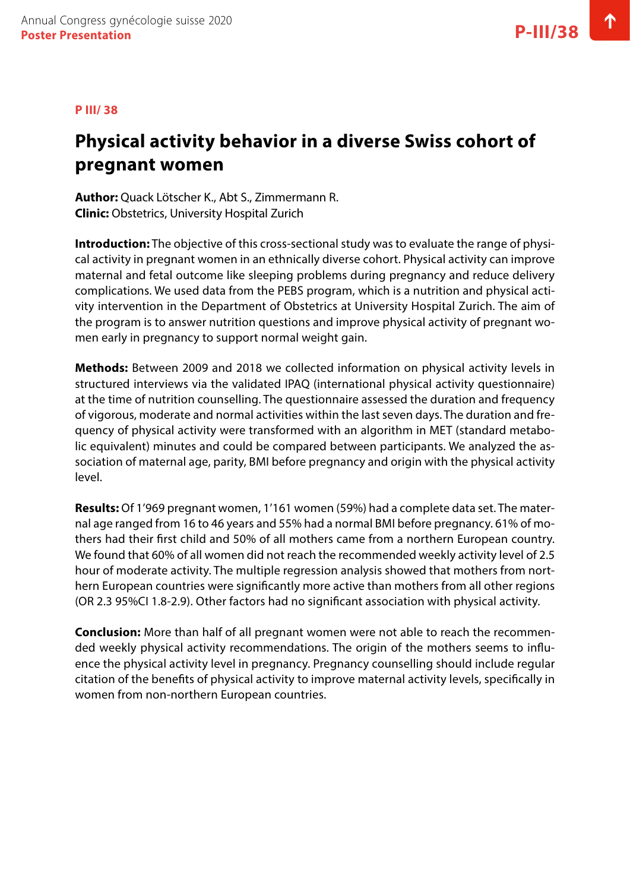P III/ 38

# Physical activity behavior in a diverse Swiss cohort of pregnant women

**Author:** Quack Lötscher K., Abt S., Zimmermann R.
**Clinic:** Obstetrics, University Hospital Zurich

**Introduction:** The objective of this cross-sectional study was to evaluate the range of physical activity in pregnant women in an ethnically diverse cohort. Physical activity can improve maternal and fetal outcome like sleeping problems during pregnancy and reduce delivery complications. We used data from the PEBS program, which is a nutrition and physical activity intervention in the Department of Obstetrics at University Hospital Zurich. The aim of the program is to answer nutrition questions and improve physical activity of pregnant women early in pregnancy to support normal weight gain.

**Methods:** Between 2009 and 2018 we collected information on physical activity levels in structured interviews via the validated IPAQ (international physical activity questionnaire) at the time of nutrition counselling. The questionnaire assessed the duration and frequency of vigorous, moderate and normal activities within the last seven days. The duration and frequency of physical activity were transformed with an algorithm in MET (standard metabolic equivalent) minutes and could be compared between participants. We analyzed the association of maternal age, parity, BMI before pregnancy and origin with the physical activity level.

**Results:** Of 1'969 pregnant women, 1'161 women (59%) had a complete data set. The maternal age ranged from 16 to 46 years and 55% had a normal BMI before pregnancy. 61% of mothers had their first child and 50% of all mothers came from a northern European country. We found that 60% of all women did not reach the recommended weekly activity level of 2.5 hour of moderate activity. The multiple regression analysis showed that mothers from northern European countries were significantly more active than mothers from all other regions (OR 2.3 95%CI 1.8-2.9). Other factors had no significant association with physical activity.

**Conclusion:** More than half of all pregnant women were not able to reach the recommended weekly physical activity recommendations. The origin of the mothers seems to influence the physical activity level in pregnancy. Pregnancy counselling should include regular citation of the benefits of physical activity to improve maternal activity levels, specifically in women from non-northern European countries.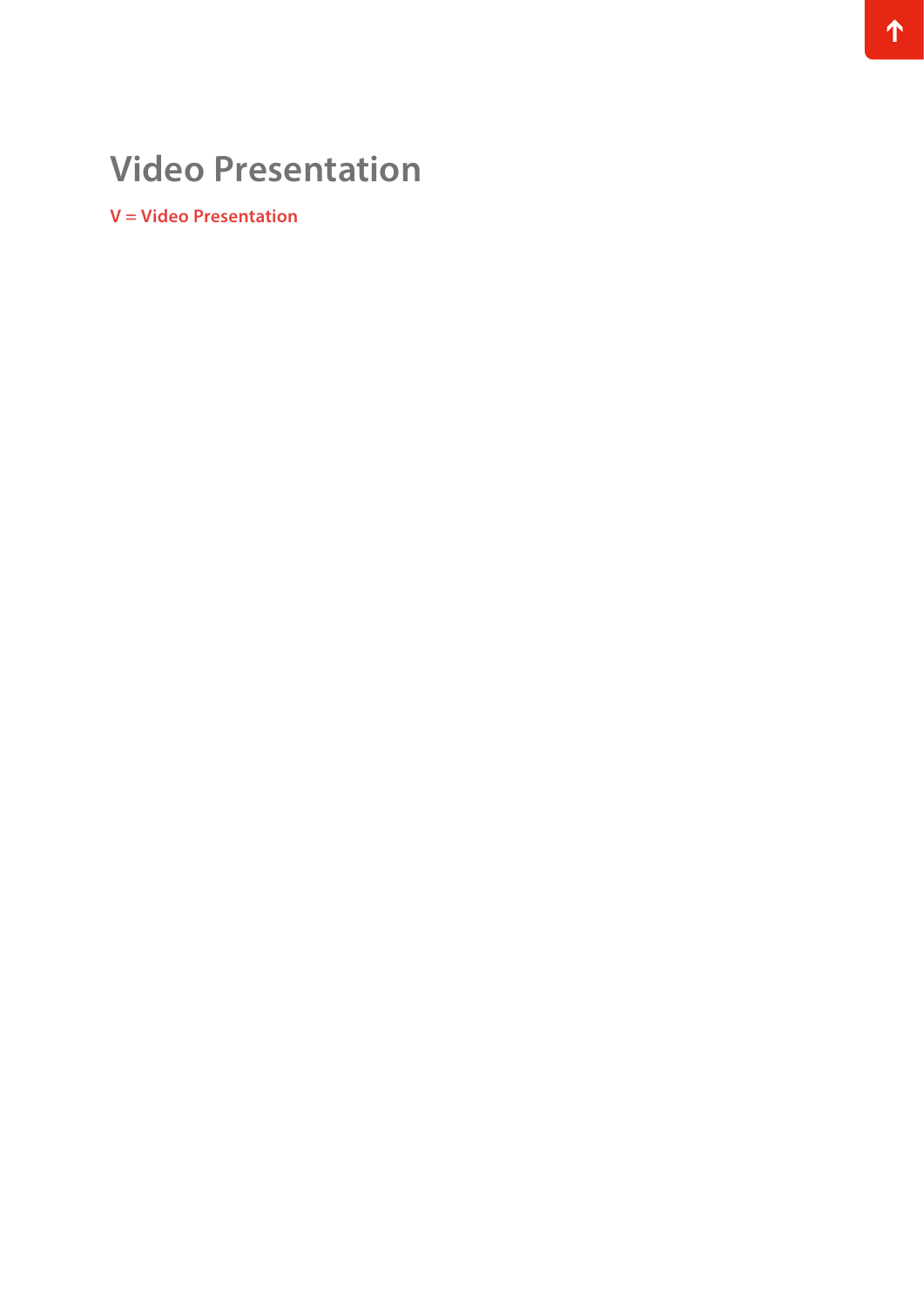# Video Presentation

**V = Video Presentation**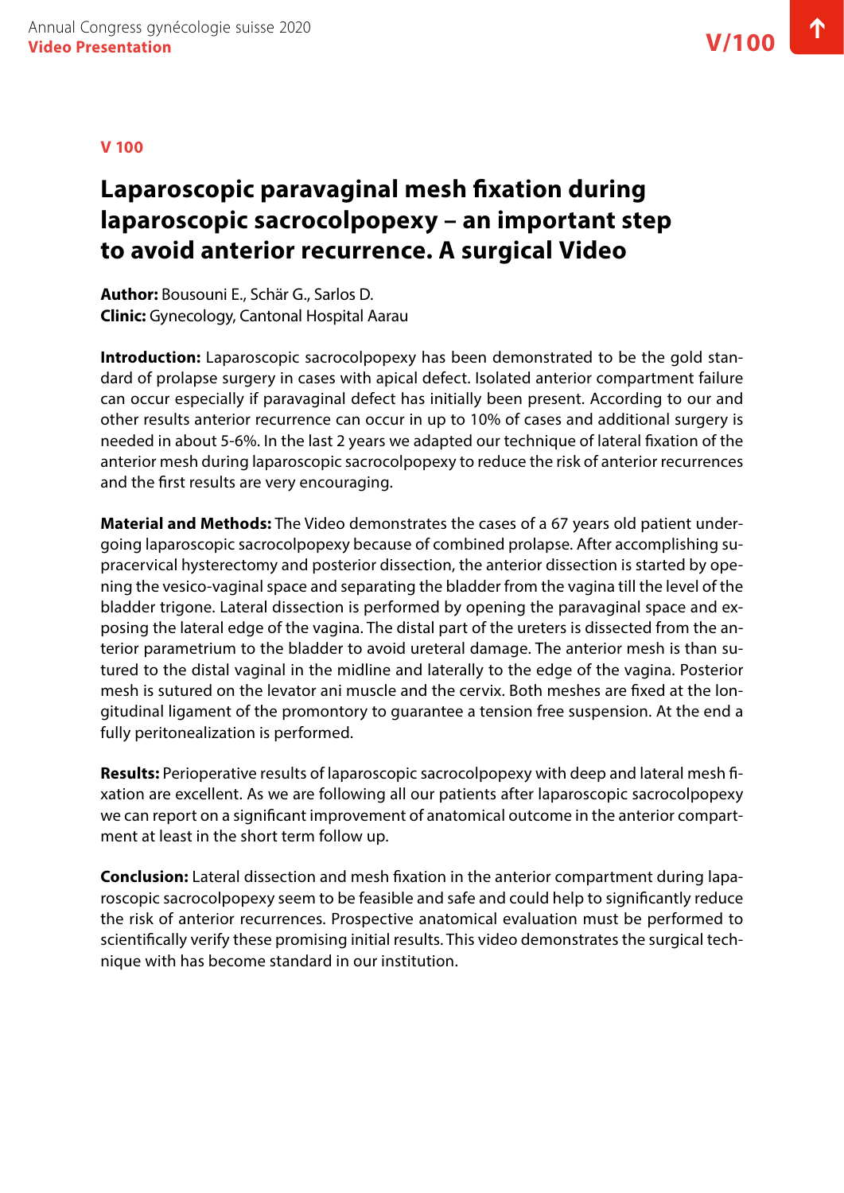V 100

# Laparoscopic paravaginal mesh fixation during laparoscopic sacrocolpopexy – an important step to avoid anterior recurrence. A surgical Video

**Author:** Bousouni E., Schär G., Sarlos D.
**Clinic:** Gynecology, Cantonal Hospital Aarau

**Introduction:** Laparoscopic sacrocolpopexy has been demonstrated to be the gold standard of prolapse surgery in cases with apical defect. Isolated anterior compartment failure can occur especially if paravaginal defect has initially been present. According to our and other results anterior recurrence can occur in up to 10% of cases and additional surgery is needed in about 5-6%. In the last 2 years we adapted our technique of lateral fixation of the anterior mesh during laparoscopic sacrocolpopexy to reduce the risk of anterior recurrences and the first results are very encouraging.

**Material and Methods:** The Video demonstrates the cases of a 67 years old patient undergoing laparoscopic sacrocolpopexy because of combined prolapse. After accomplishing supracervical hysterectomy and posterior dissection, the anterior dissection is started by opening the vesico-vaginal space and separating the bladder from the vagina till the level of the bladder trigone. Lateral dissection is performed by opening the paravaginal space and exposing the lateral edge of the vagina. The distal part of the ureters is dissected from the anterior parametrium to the bladder to avoid ureteral damage. The anterior mesh is than sutured to the distal vaginal in the midline and laterally to the edge of the vagina. Posterior mesh is sutured on the levator ani muscle and the cervix. Both meshes are fixed at the longitudinal ligament of the promontory to guarantee a tension free suspension. At the end a fully peritonealization is performed.

**Results:** Perioperative results of laparoscopic sacrocolpopexy with deep and lateral mesh fixation are excellent. As we are following all our patients after laparoscopic sacrocolpopexy we can report on a significant improvement of anatomical outcome in the anterior compartment at least in the short term follow up.

**Conclusion:** Lateral dissection and mesh fixation in the anterior compartment during laparoscopic sacrocolpopexy seem to be feasible and safe and could help to significantly reduce the risk of anterior recurrences. Prospective anatomical evaluation must be performed to scientifically verify these promising initial results. This video demonstrates the surgical technique with has become standard in our institution.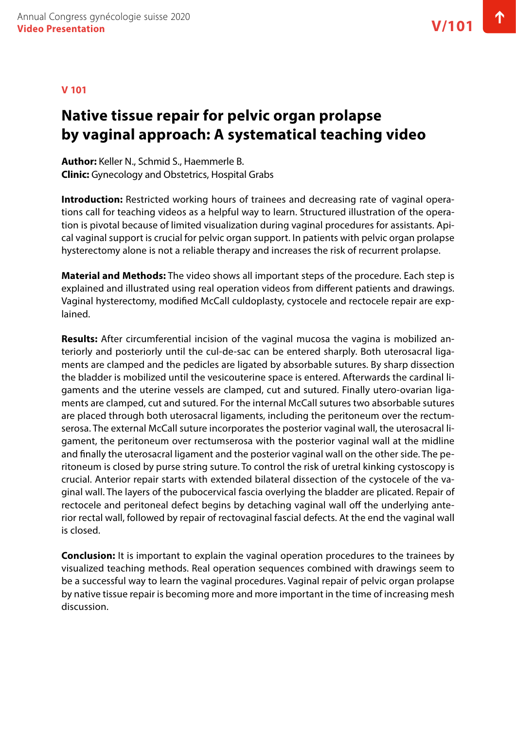**V 101**

# Native tissue repair for pelvic organ prolapse by vaginal approach: A systematical teaching video

**Author:** Keller N., Schmid S., Haemmerle B.
**Clinic:** Gynecology and Obstetrics, Hospital Grabs

**Introduction:** Restricted working hours of trainees and decreasing rate of vaginal operations call for teaching videos as a helpful way to learn. Structured illustration of the operation is pivotal because of limited visualization during vaginal procedures for assistants. Apical vaginal support is crucial for pelvic organ support. In patients with pelvic organ prolapse hysterectomy alone is not a reliable therapy and increases the risk of recurrent prolapse.

**Material and Methods:** The video shows all important steps of the procedure. Each step is explained and illustrated using real operation videos from different patients and drawings. Vaginal hysterectomy, modified McCall culdoplasty, cystocele and rectocele repair are explained.

**Results:** After circumferential incision of the vaginal mucosa the vagina is mobilized anteriorly and posteriorly until the cul-de-sac can be entered sharply. Both uterosacral ligaments are clamped and the pedicles are ligated by absorbable sutures. By sharp dissection the bladder is mobilized until the vesicouterine space is entered. Afterwards the cardinal ligaments and the uterine vessels are clamped, cut and sutured. Finally utero-ovarian ligaments are clamped, cut and sutured. For the internal McCall sutures two absorbable sutures are placed through both uterosacral ligaments, including the peritoneum over the rectumserosa. The external McCall suture incorporates the posterior vaginal wall, the uterosacral ligament, the peritoneum over rectumserosa with the posterior vaginal wall at the midline and finally the uterosacral ligament and the posterior vaginal wall on the other side. The peritoneum is closed by purse string suture. To control the risk of uretral kinking cystoscopy is crucial. Anterior repair starts with extended bilateral dissection of the cystocele of the vaginal wall. The layers of the pubocervical fascia overlying the bladder are plicated. Repair of rectocele and peritoneal defect begins by detaching vaginal wall off the underlying anterior rectal wall, followed by repair of rectovaginal fascial defects. At the end the vaginal wall is closed.

**Conclusion:** It is important to explain the vaginal operation procedures to the trainees by visualized teaching methods. Real operation sequences combined with drawings seem to be a successful way to learn the vaginal procedures. Vaginal repair of pelvic organ prolapse by native tissue repair is becoming more and more important in the time of increasing mesh discussion.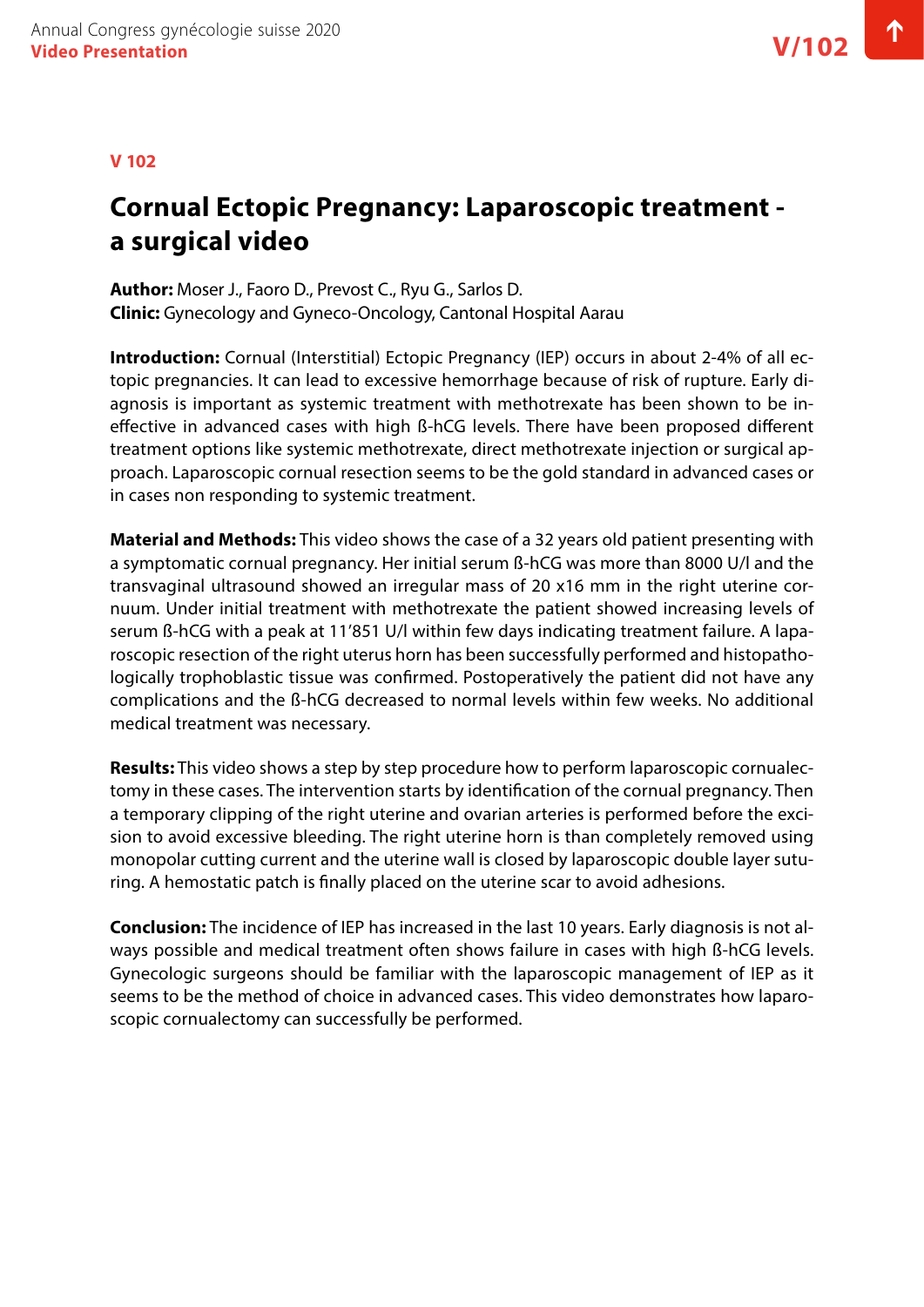V 102

# Cornual Ectopic Pregnancy: Laparoscopic treatment - a surgical video

**Author:** Moser J., Faoro D., Prevost C., Ryu G., Sarlos D.
**Clinic:** Gynecology and Gyneco-Oncology, Cantonal Hospital Aarau

**Introduction:** Cornual (Interstitial) Ectopic Pregnancy (IEP) occurs in about 2-4% of all ectopic pregnancies. It can lead to excessive hemorrhage because of risk of rupture. Early diagnosis is important as systemic treatment with methotrexate has been shown to be ineffective in advanced cases with high ß-hCG levels. There have been proposed different treatment options like systemic methotrexate, direct methotrexate injection or surgical approach. Laparoscopic cornual resection seems to be the gold standard in advanced cases or in cases non responding to systemic treatment.

**Material and Methods:** This video shows the case of a 32 years old patient presenting with a symptomatic cornual pregnancy. Her initial serum ß-hCG was more than 8000 U/l and the transvaginal ultrasound showed an irregular mass of 20 x16 mm in the right uterine cornuum. Under initial treatment with methotrexate the patient showed increasing levels of serum ß-hCG with a peak at 11'851 U/l within few days indicating treatment failure. A laparoscopic resection of the right uterus horn has been successfully performed and histopathologically trophoblastic tissue was confirmed. Postoperatively the patient did not have any complications and the ß-hCG decreased to normal levels within few weeks. No additional medical treatment was necessary.

**Results:** This video shows a step by step procedure how to perform laparoscopic cornualectomy in these cases. The intervention starts by identification of the cornual pregnancy. Then a temporary clipping of the right uterine and ovarian arteries is performed before the excision to avoid excessive bleeding. The right uterine horn is than completely removed using monopolar cutting current and the uterine wall is closed by laparoscopic double layer suturing. A hemostatic patch is finally placed on the uterine scar to avoid adhesions.

**Conclusion:** The incidence of IEP has increased in the last 10 years. Early diagnosis is not always possible and medical treatment often shows failure in cases with high ß-hCG levels. Gynecologic surgeons should be familiar with the laparoscopic management of IEP as it seems to be the method of choice in advanced cases. This video demonstrates how laparoscopic cornualectomy can successfully be performed.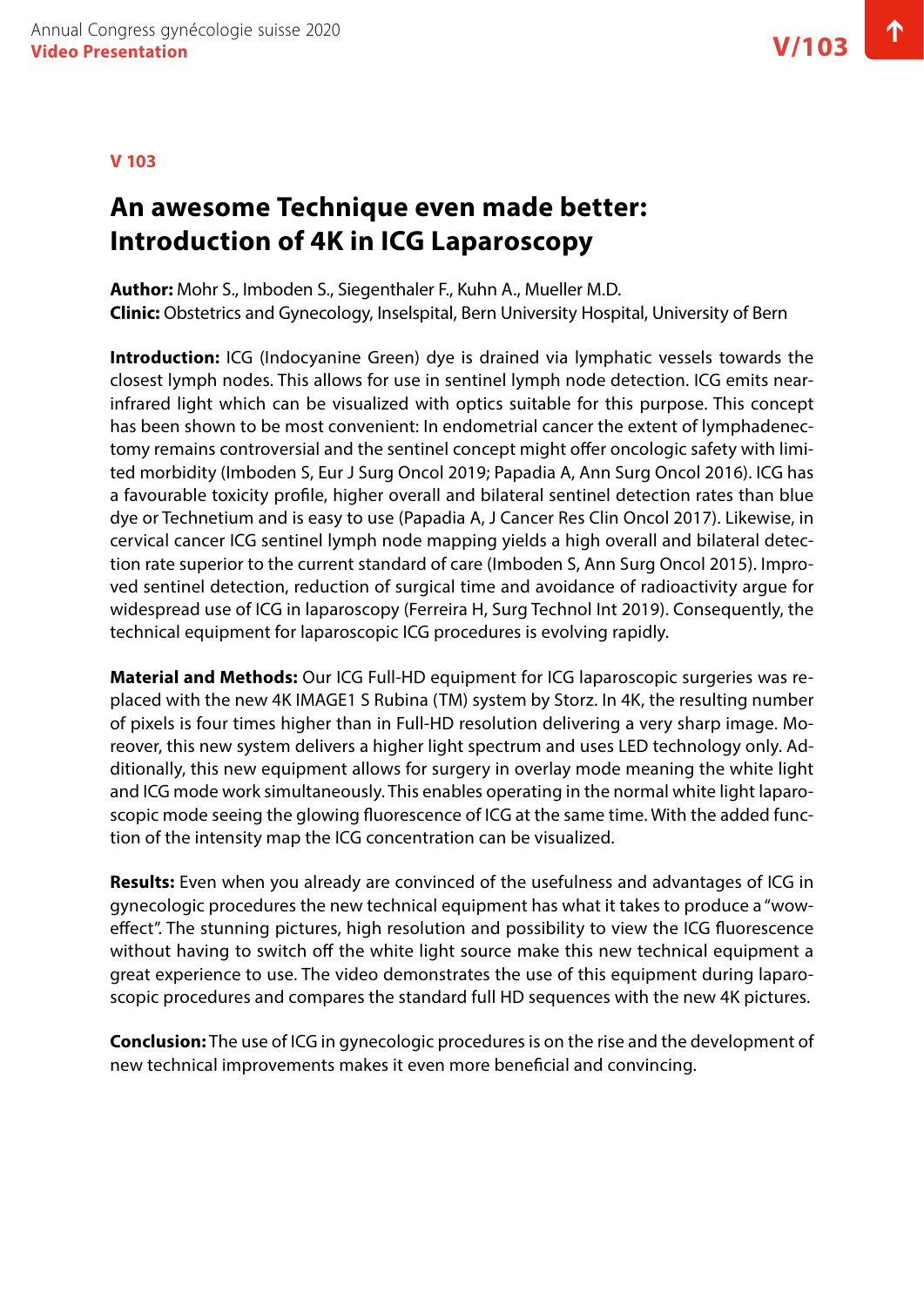**V 103**

# An awesome Technique even made better: Introduction of 4K in ICG Laparoscopy

**Author:** Mohr S., Imboden S., Siegenthaler F., Kuhn A., Mueller M.D.
**Clinic:** Obstetrics and Gynecology, Inselspital, Bern University Hospital, University of Bern

**Introduction:** ICG (Indocyanine Green) dye is drained via lymphatic vessels towards the closest lymph nodes. This allows for use in sentinel lymph node detection. ICG emits near-infrared light which can be visualized with optics suitable for this purpose. This concept has been shown to be most convenient: In endometrial cancer the extent of lymphadenectomy remains controversial and the sentinel concept might offer oncologic safety with limited morbidity (Imboden S, Eur J Surg Oncol 2019; Papadia A, Ann Surg Oncol 2016). ICG has a favourable toxicity profile, higher overall and bilateral sentinel detection rates than blue dye or Technetium and is easy to use (Papadia A, J Cancer Res Clin Oncol 2017). Likewise, in cervical cancer ICG sentinel lymph node mapping yields a high overall and bilateral detection rate superior to the current standard of care (Imboden S, Ann Surg Oncol 2015). Improved sentinel detection, reduction of surgical time and avoidance of radioactivity argue for widespread use of ICG in laparoscopy (Ferreira H, Surg Technol Int 2019). Consequently, the technical equipment for laparoscopic ICG procedures is evolving rapidly.

**Material and Methods:** Our ICG Full-HD equipment for ICG laparoscopic surgeries was replaced with the new 4K IMAGE1 S Rubina (TM) system by Storz. In 4K, the resulting number of pixels is four times higher than in Full-HD resolution delivering a very sharp image. Moreover, this new system delivers a higher light spectrum and uses LED technology only. Additionally, this new equipment allows for surgery in overlay mode meaning the white light and ICG mode work simultaneously. This enables operating in the normal white light laparoscopic mode seeing the glowing fluorescence of ICG at the same time. With the added function of the intensity map the ICG concentration can be visualized.

**Results:** Even when you already are convinced of the usefulness and advantages of ICG in gynecologic procedures the new technical equipment has what it takes to produce a "wow-effect". The stunning pictures, high resolution and possibility to view the ICG fluorescence without having to switch off the white light source make this new technical equipment a great experience to use. The video demonstrates the use of this equipment during laparoscopic procedures and compares the standard full HD sequences with the new 4K pictures.

**Conclusion:** The use of ICG in gynecologic procedures is on the rise and the development of new technical improvements makes it even more beneficial and convincing.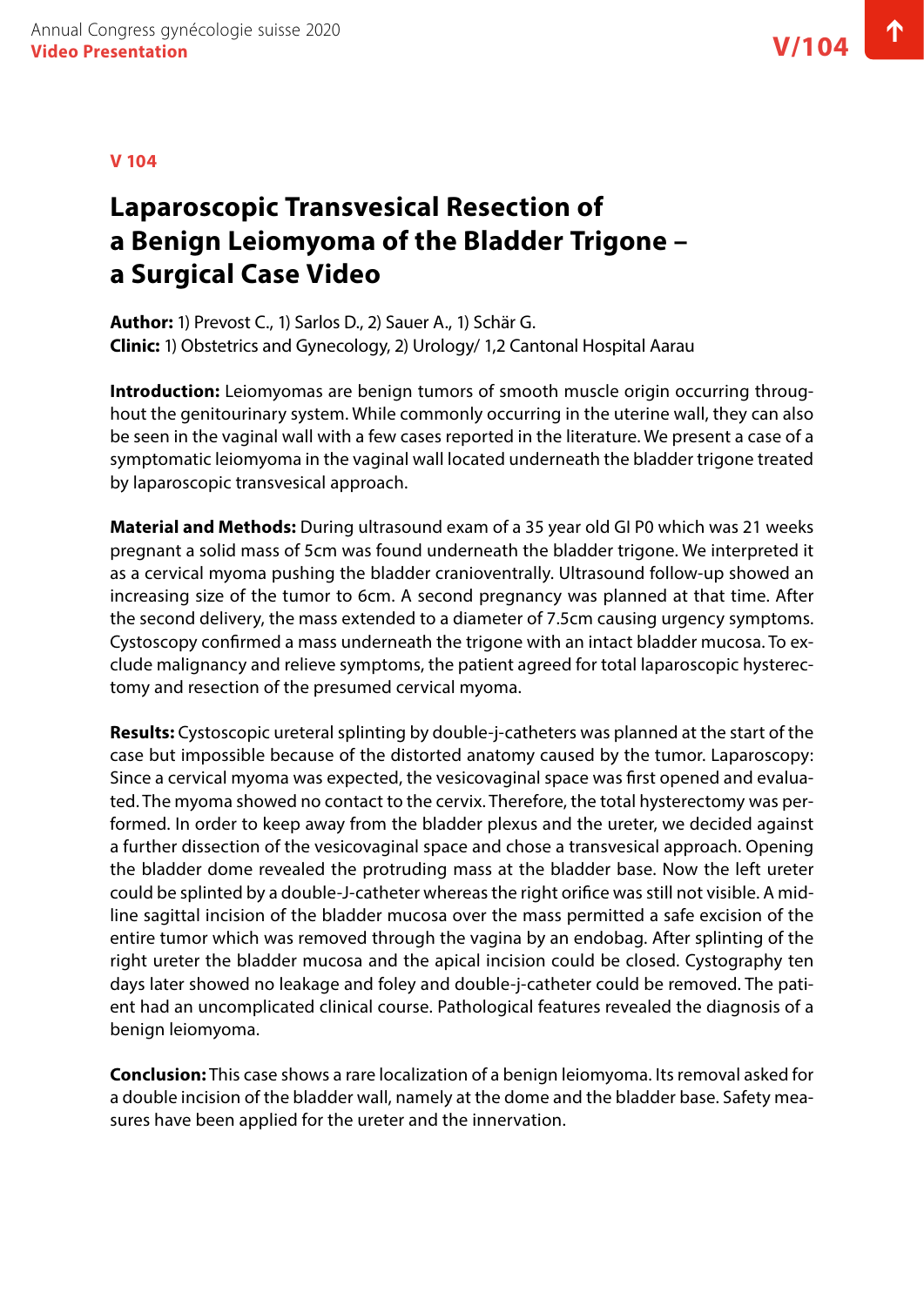**V 104**

# Laparoscopic Transvesical Resection of a Benign Leiomyoma of the Bladder Trigone – a Surgical Case Video

**Author:** 1) Prevost C., 1) Sarlos D., 2) Sauer A., 1) Schär G.
**Clinic:** 1) Obstetrics and Gynecology, 2) Urology/ 1,2 Cantonal Hospital Aarau

**Introduction:** Leiomyomas are benign tumors of smooth muscle origin occurring throughout the genitourinary system. While commonly occurring in the uterine wall, they can also be seen in the vaginal wall with a few cases reported in the literature. We present a case of a symptomatic leiomyoma in the vaginal wall located underneath the bladder trigone treated by laparoscopic transvesical approach.

**Material and Methods:** During ultrasound exam of a 35 year old GI P0 which was 21 weeks pregnant a solid mass of 5cm was found underneath the bladder trigone. We interpreted it as a cervical myoma pushing the bladder cranioventrally. Ultrasound follow-up showed an increasing size of the tumor to 6cm. A second pregnancy was planned at that time. After the second delivery, the mass extended to a diameter of 7.5cm causing urgency symptoms. Cystoscopy confirmed a mass underneath the trigone with an intact bladder mucosa. To exclude malignancy and relieve symptoms, the patient agreed for total laparoscopic hysterectomy and resection of the presumed cervical myoma.

**Results:** Cystoscopic ureteral splinting by double-j-catheters was planned at the start of the case but impossible because of the distorted anatomy caused by the tumor. Laparoscopy: Since a cervical myoma was expected, the vesicovaginal space was first opened and evaluated. The myoma showed no contact to the cervix. Therefore, the total hysterectomy was performed. In order to keep away from the bladder plexus and the ureter, we decided against a further dissection of the vesicovaginal space and chose a transvesical approach. Opening the bladder dome revealed the protruding mass at the bladder base. Now the left ureter could be splinted by a double-J-catheter whereas the right orifice was still not visible. A midline sagittal incision of the bladder mucosa over the mass permitted a safe excision of the entire tumor which was removed through the vagina by an endobag. After splinting of the right ureter the bladder mucosa and the apical incision could be closed. Cystography ten days later showed no leakage and foley and double-j-catheter could be removed. The patient had an uncomplicated clinical course. Pathological features revealed the diagnosis of a benign leiomyoma.

**Conclusion:** This case shows a rare localization of a benign leiomyoma. Its removal asked for a double incision of the bladder wall, namely at the dome and the bladder base. Safety measures have been applied for the ureter and the innervation.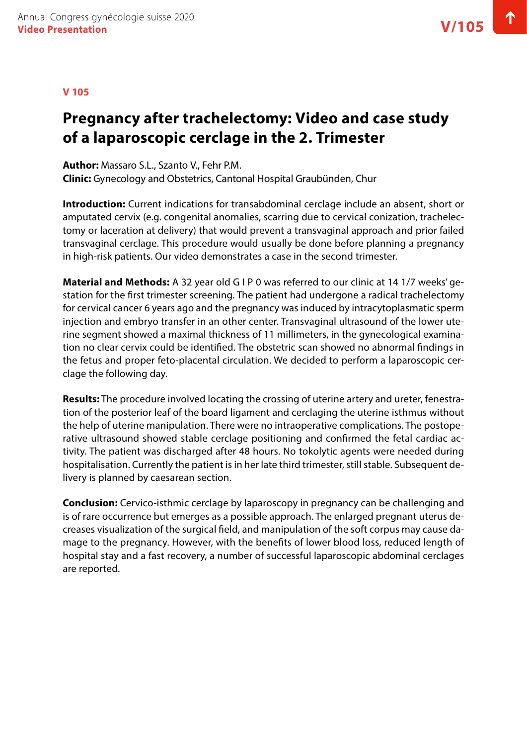V 105

# Pregnancy after trachelectomy: Video and case study of a laparoscopic cerclage in the 2. Trimester

**Author:** Massaro S.L., Szanto V., Fehr P.M.
**Clinic:** Gynecology and Obstetrics, Cantonal Hospital Graubünden, Chur

**Introduction:** Current indications for transabdominal cerclage include an absent, short or amputated cervix (e.g. congenital anomalies, scarring due to cervical conization, trachelectomy or laceration at delivery) that would prevent a transvaginal approach and prior failed transvaginal cerclage. This procedure would usually be done before planning a pregnancy in high-risk patients. Our video demonstrates a case in the second trimester.

**Material and Methods:** A 32 year old G I P 0 was referred to our clinic at 14 1/7 weeks' gestation for the first trimester screening. The patient had undergone a radical trachelectomy for cervical cancer 6 years ago and the pregnancy was induced by intracytoplasmatic sperm injection and embryo transfer in an other center. Transvaginal ultrasound of the lower uterine segment showed a maximal thickness of 11 millimeters, in the gynecological examination no clear cervix could be identified. The obstetric scan showed no abnormal findings in the fetus and proper feto-placental circulation. We decided to perform a laparoscopic cerclage the following day.

**Results:** The procedure involved locating the crossing of uterine artery and ureter, fenestration of the posterior leaf of the board ligament and cerclaging the uterine isthmus without the help of uterine manipulation. There were no intraoperative complications. The postoperative ultrasound showed stable cerclage positioning and confirmed the fetal cardiac activity. The patient was discharged after 48 hours. No tokolytic agents were needed during hospitalisation. Currently the patient is in her late third trimester, still stable. Subsequent delivery is planned by caesarean section.

**Conclusion:** Cervico-isthmic cerclage by laparoscopy in pregnancy can be challenging and is of rare occurrence but emerges as a possible approach. The enlarged pregnant uterus decreases visualization of the surgical field, and manipulation of the soft corpus may cause damage to the pregnancy. However, with the benefits of lower blood loss, reduced length of hospital stay and a fast recovery, a number of successful laparoscopic abdominal cerclages are reported.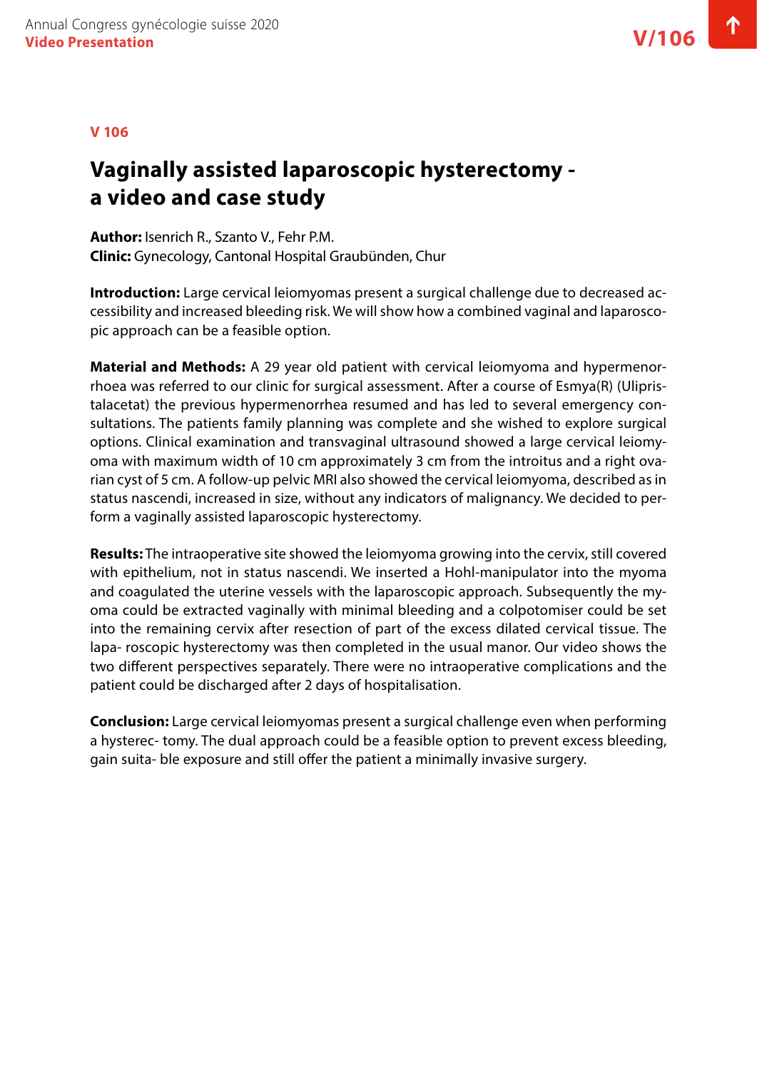**V 106**

# Vaginally assisted laparoscopic hysterectomy - a video and case study

**Author:** Isenrich R., Szanto V., Fehr P.M.
**Clinic:** Gynecology, Cantonal Hospital Graubünden, Chur

**Introduction:** Large cervical leiomyomas present a surgical challenge due to decreased accessibility and increased bleeding risk. We will show how a combined vaginal and laparoscopic approach can be a feasible option.

**Material and Methods:** A 29 year old patient with cervical leiomyoma and hypermenorrhoea was referred to our clinic for surgical assessment. After a course of Esmya(R) (Ulipristalacetat) the previous hypermenorrhea resumed and has led to several emergency consultations. The patients family planning was complete and she wished to explore surgical options. Clinical examination and transvaginal ultrasound showed a large cervical leiomyoma with maximum width of 10 cm approximately 3 cm from the introitus and a right ovarian cyst of 5 cm. A follow-up pelvic MRI also showed the cervical leiomyoma, described as in status nascendi, increased in size, without any indicators of malignancy. We decided to perform a vaginally assisted laparoscopic hysterectomy.

**Results:** The intraoperative site showed the leiomyoma growing into the cervix, still covered with epithelium, not in status nascendi. We inserted a Hohl-manipulator into the myoma and coagulated the uterine vessels with the laparoscopic approach. Subsequently the myoma could be extracted vaginally with minimal bleeding and a colpotomiser could be set into the remaining cervix after resection of part of the excess dilated cervical tissue. The lapa- roscopic hysterectomy was then completed in the usual manor. Our video shows the two different perspectives separately. There were no intraoperative complications and the patient could be discharged after 2 days of hospitalisation.

**Conclusion:** Large cervical leiomyomas present a surgical challenge even when performing a hysterec- tomy. The dual approach could be a feasible option to prevent excess bleeding, gain suita- ble exposure and still offer the patient a minimally invasive surgery.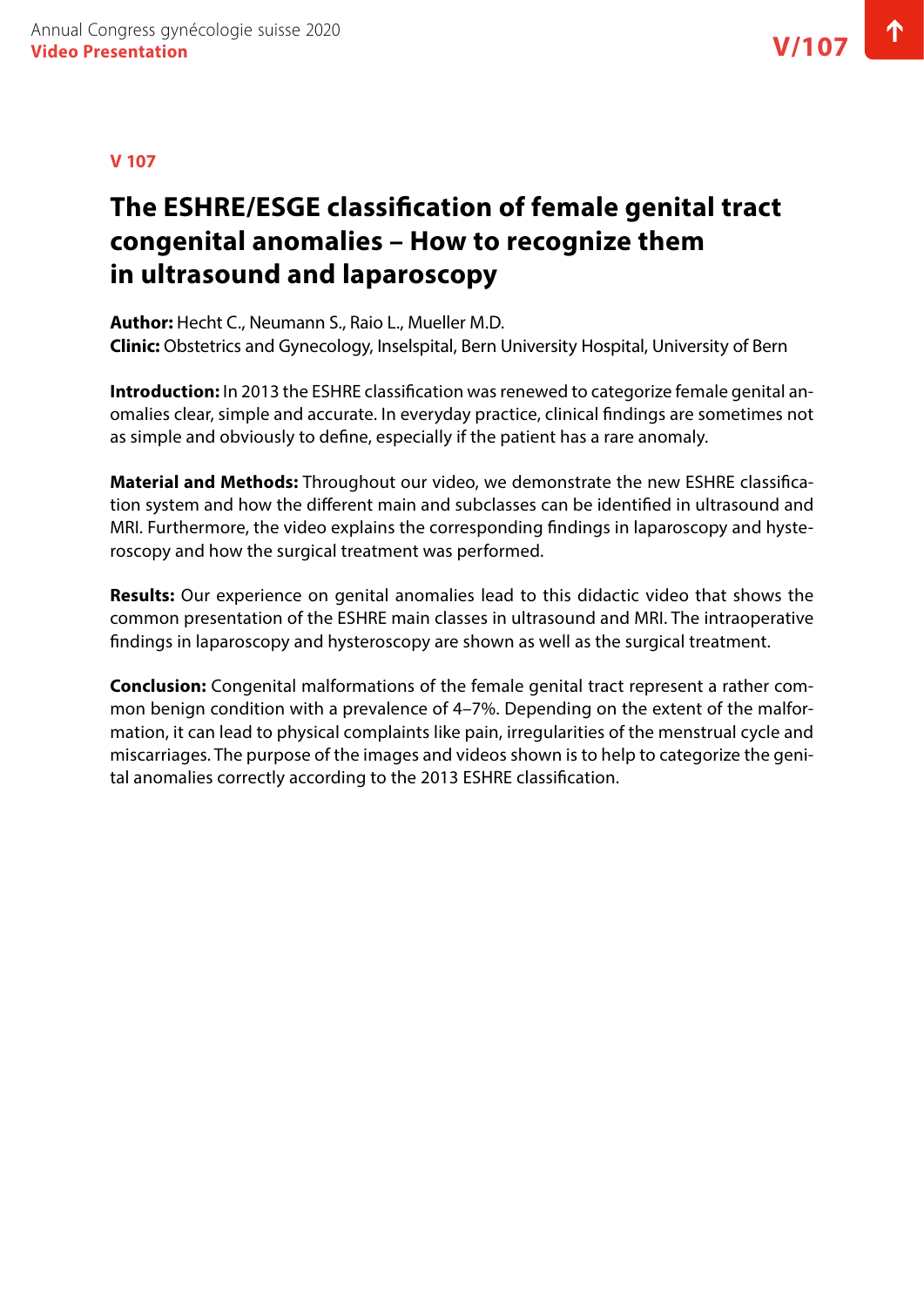V 107

# The ESHRE/ESGE classification of female genital tract congenital anomalies – How to recognize them in ultrasound and laparoscopy

**Author:** Hecht C., Neumann S., Raio L., Mueller M.D.
**Clinic:** Obstetrics and Gynecology, Inselspital, Bern University Hospital, University of Bern

**Introduction:** In 2013 the ESHRE classification was renewed to categorize female genital anomalies clear, simple and accurate. In everyday practice, clinical findings are sometimes not as simple and obviously to define, especially if the patient has a rare anomaly.

**Material and Methods:** Throughout our video, we demonstrate the new ESHRE classification system and how the different main and subclasses can be identified in ultrasound and MRI. Furthermore, the video explains the corresponding findings in laparoscopy and hysteroscopy and how the surgical treatment was performed.

**Results:** Our experience on genital anomalies lead to this didactic video that shows the common presentation of the ESHRE main classes in ultrasound and MRI. The intraoperative findings in laparoscopy and hysteroscopy are shown as well as the surgical treatment.

**Conclusion:** Congenital malformations of the female genital tract represent a rather common benign condition with a prevalence of 4–7%. Depending on the extent of the malformation, it can lead to physical complaints like pain, irregularities of the menstrual cycle and miscarriages. The purpose of the images and videos shown is to help to categorize the genital anomalies correctly according to the 2013 ESHRE classification.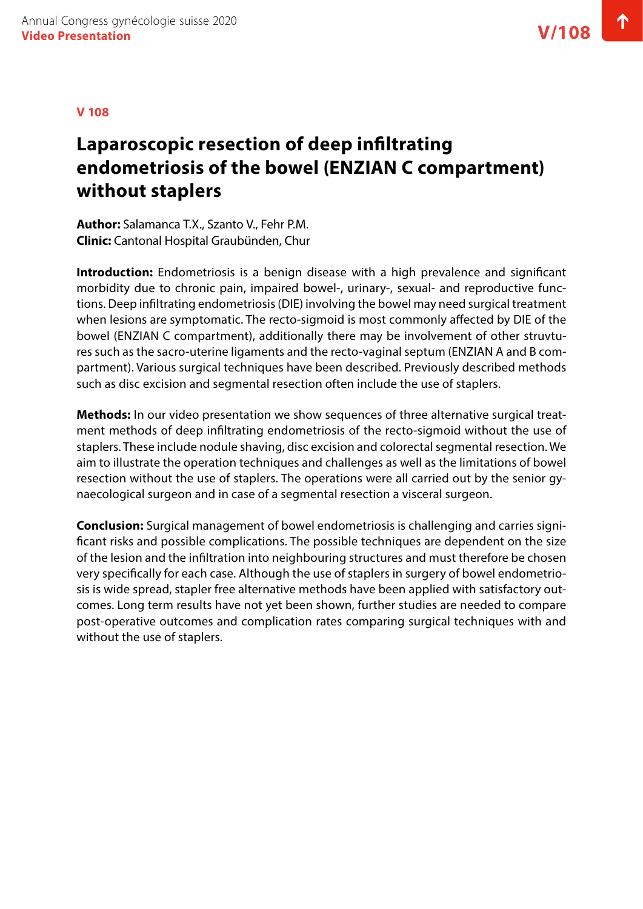V 108

# Laparoscopic resection of deep infiltrating endometriosis of the bowel (ENZIAN C compartment) without staplers

**Author:** Salamanca T.X., Szanto V., Fehr P.M.
**Clinic:** Cantonal Hospital Graubünden, Chur

**Introduction:** Endometriosis is a benign disease with a high prevalence and significant morbidity due to chronic pain, impaired bowel-, urinary-, sexual- and reproductive functions. Deep infiltrating endometriosis (DIE) involving the bowel may need surgical treatment when lesions are symptomatic. The recto-sigmoid is most commonly affected by DIE of the bowel (ENZIAN C compartment), additionally there may be involvement of other struvtures such as the sacro-uterine ligaments and the recto-vaginal septum (ENZIAN A and B compartment). Various surgical techniques have been described. Previously described methods such as disc excision and segmental resection often include the use of staplers.

**Methods:** In our video presentation we show sequences of three alternative surgical treatment methods of deep infiltrating endometriosis of the recto-sigmoid without the use of staplers. These include nodule shaving, disc excision and colorectal segmental resection. We aim to illustrate the operation techniques and challenges as well as the limitations of bowel resection without the use of staplers. The operations were all carried out by the senior gynaecological surgeon and in case of a segmental resection a visceral surgeon.

**Conclusion:** Surgical management of bowel endometriosis is challenging and carries significant risks and possible complications. The possible techniques are dependent on the size of the lesion and the infiltration into neighbouring structures and must therefore be chosen very specifically for each case. Although the use of staplers in surgery of bowel endometriosis is wide spread, stapler free alternative methods have been applied with satisfactory outcomes. Long term results have not yet been shown, further studies are needed to compare post-operative outcomes and complication rates comparing surgical techniques with and without the use of staplers.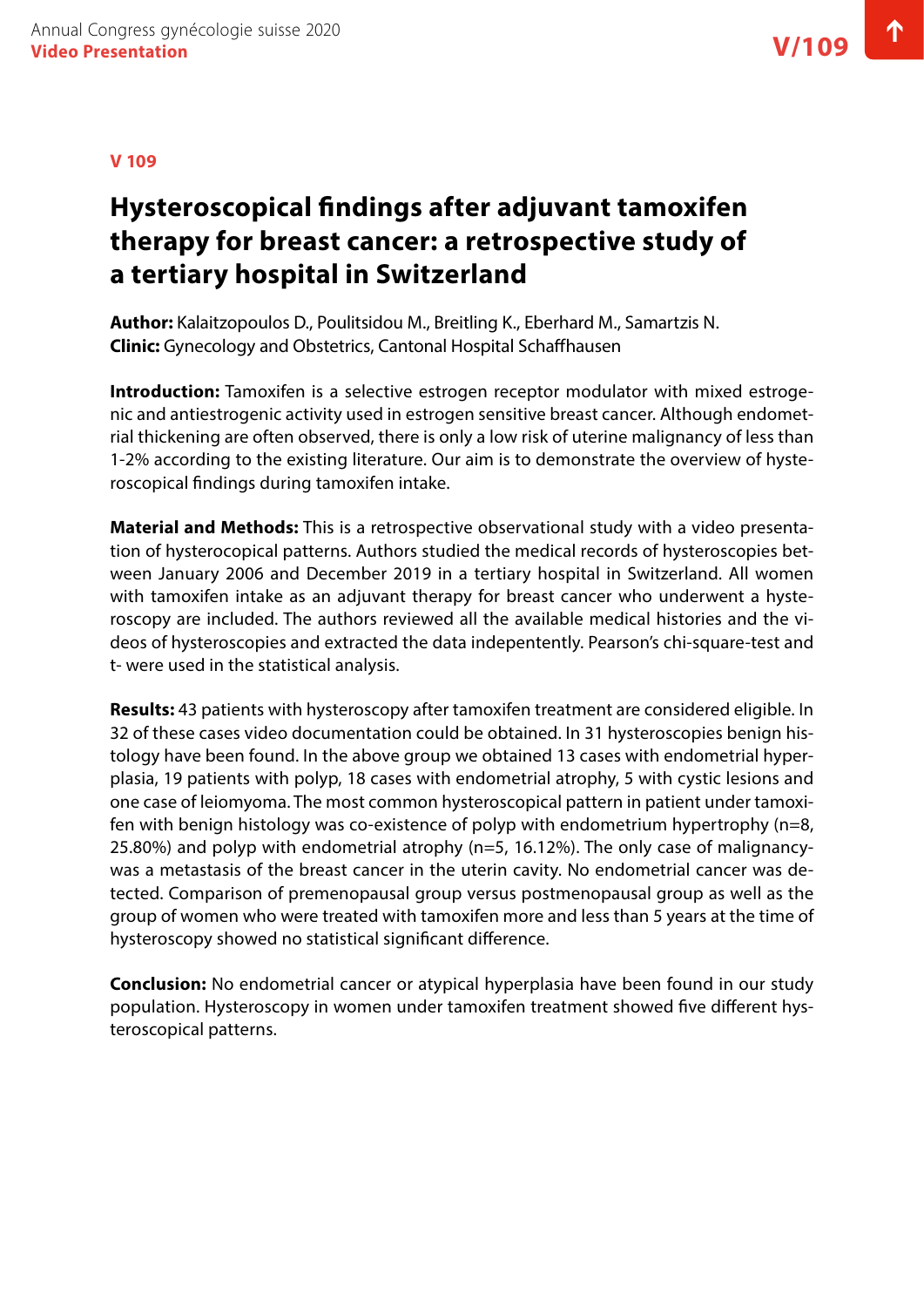**V 109**

# Hysteroscopical findings after adjuvant tamoxifen therapy for breast cancer: a retrospective study of a tertiary hospital in Switzerland

**Author:** Kalaitzopoulos D., Poulitsidou M., Breitling K., Eberhard M., Samartzis N.
**Clinic:** Gynecology and Obstetrics, Cantonal Hospital Schaffhausen

**Introduction:** Tamoxifen is a selective estrogen receptor modulator with mixed estrogenic and antiestrogenic activity used in estrogen sensitive breast cancer. Although endometrial thickening are often observed, there is only a low risk of uterine malignancy of less than 1-2% according to the existing literature. Our aim is to demonstrate the overview of hysteroscopical findings during tamoxifen intake.

**Material and Methods:** This is a retrospective observational study with a video presentation of hysterocopical patterns. Authors studied the medical records of hysteroscopies between January 2006 and December 2019 in a tertiary hospital in Switzerland. All women with tamoxifen intake as an adjuvant therapy for breast cancer who underwent a hysteroscopy are included. The authors reviewed all the available medical histories and the videos of hysteroscopies and extracted the data indepentently. Pearson's chi-square-test and t- were used in the statistical analysis.

**Results:** 43 patients with hysteroscopy after tamoxifen treatment are considered eligible. In 32 of these cases video documentation could be obtained. In 31 hysteroscopies benign histology have been found. In the above group we obtained 13 cases with endometrial hyperplasia, 19 patients with polyp, 18 cases with endometrial atrophy, 5 with cystic lesions and one case of leiomyoma. The most common hysteroscopical pattern in patient under tamoxifen with benign histology was co-existence of polyp with endometrium hypertrophy (n=8, 25.80%) and polyp with endometrial atrophy (n=5, 16.12%). The only case of malignancywas a metastasis of the breast cancer in the uterin cavity. No endometrial cancer was detected. Comparison of premenopausal group versus postmenopausal group as well as the group of women who were treated with tamoxifen more and less than 5 years at the time of hysteroscopy showed no statistical significant difference.

**Conclusion:** No endometrial cancer or atypical hyperplasia have been found in our study population. Hysteroscopy in women under tamoxifen treatment showed five different hysteroscopical patterns.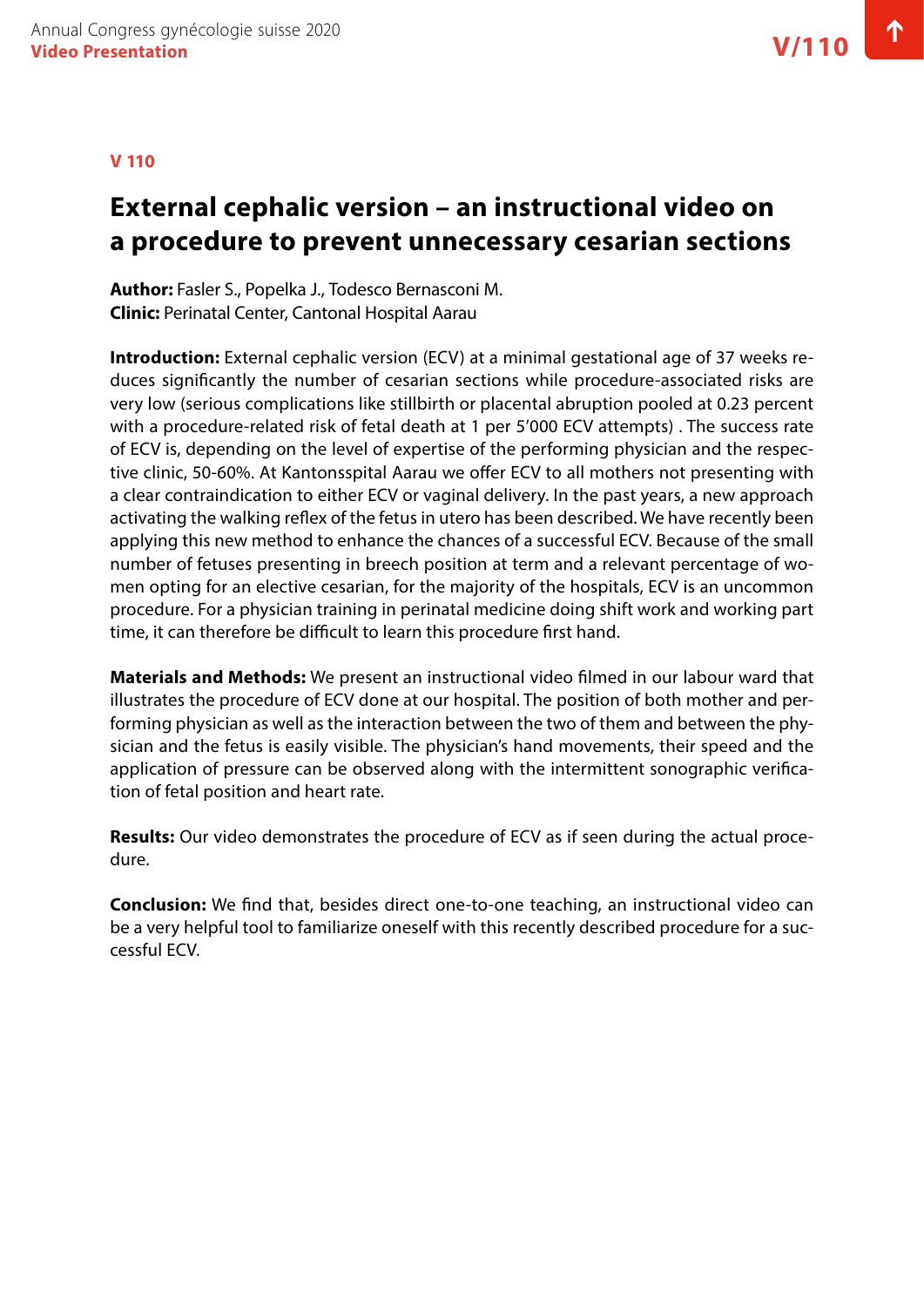V 110

# External cephalic version – an instructional video on a procedure to prevent unnecessary cesarian sections

**Author:** Fasler S., Popelka J., Todesco Bernasconi M.
**Clinic:** Perinatal Center, Cantonal Hospital Aarau

**Introduction:** External cephalic version (ECV) at a minimal gestational age of 37 weeks reduces significantly the number of cesarian sections while procedure-associated risks are very low (serious complications like stillbirth or placental abruption pooled at 0.23 percent with a procedure-related risk of fetal death at 1 per 5'000 ECV attempts) . The success rate of ECV is, depending on the level of expertise of the performing physician and the respective clinic, 50-60%. At Kantonsspital Aarau we offer ECV to all mothers not presenting with a clear contraindication to either ECV or vaginal delivery. In the past years, a new approach activating the walking reflex of the fetus in utero has been described. We have recently been applying this new method to enhance the chances of a successful ECV. Because of the small number of fetuses presenting in breech position at term and a relevant percentage of women opting for an elective cesarian, for the majority of the hospitals, ECV is an uncommon procedure. For a physician training in perinatal medicine doing shift work and working part time, it can therefore be difficult to learn this procedure first hand.

**Materials and Methods:** We present an instructional video filmed in our labour ward that illustrates the procedure of ECV done at our hospital. The position of both mother and performing physician as well as the interaction between the two of them and between the physician and the fetus is easily visible. The physician's hand movements, their speed and the application of pressure can be observed along with the intermittent sonographic verification of fetal position and heart rate.

**Results:** Our video demonstrates the procedure of ECV as if seen during the actual procedure.

**Conclusion:** We find that, besides direct one-to-one teaching, an instructional video can be a very helpful tool to familiarize oneself with this recently described procedure for a successful ECV.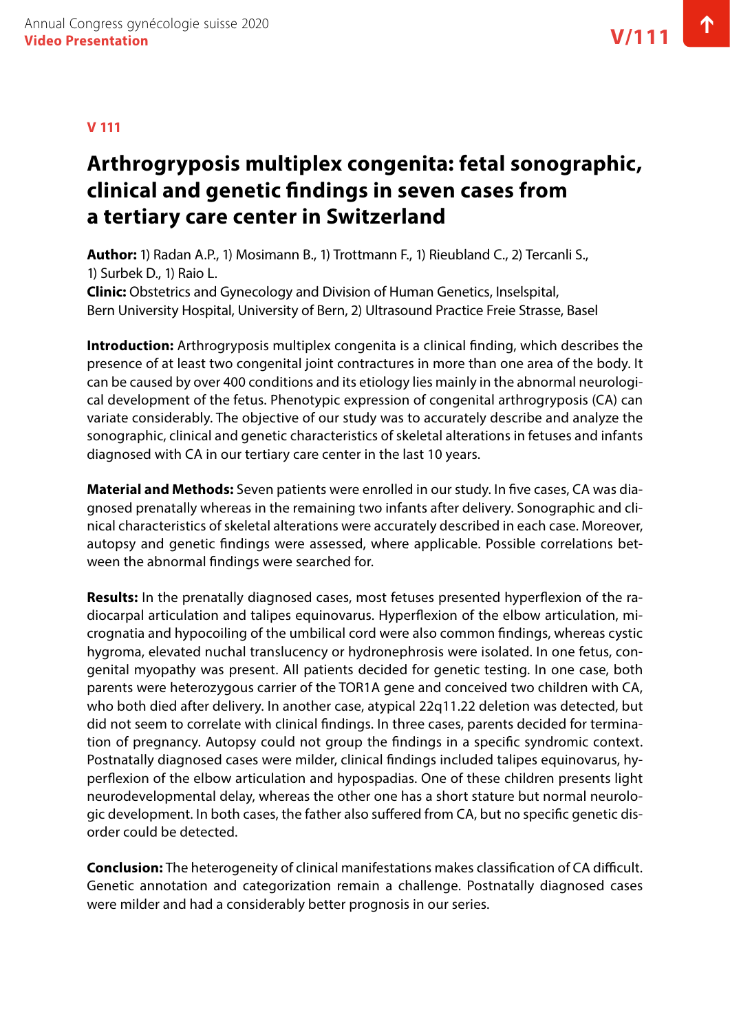V 111

# Arthrogryposis multiplex congenita: fetal sonographic, clinical and genetic findings in seven cases from a tertiary care center in Switzerland

**Author:** 1) Radan A.P., 1) Mosimann B., 1) Trottmann F., 1) Rieubland C., 2) Tercanli S., 1) Surbek D., 1) Raio L.
**Clinic:** Obstetrics and Gynecology and Division of Human Genetics, Inselspital, Bern University Hospital, University of Bern, 2) Ultrasound Practice Freie Strasse, Basel

**Introduction:** Arthrogryposis multiplex congenita is a clinical finding, which describes the presence of at least two congenital joint contractures in more than one area of the body. It can be caused by over 400 conditions and its etiology lies mainly in the abnormal neurological development of the fetus. Phenotypic expression of congenital arthrogryposis (CA) can variate considerably. The objective of our study was to accurately describe and analyze the sonographic, clinical and genetic characteristics of skeletal alterations in fetuses and infants diagnosed with CA in our tertiary care center in the last 10 years.

**Material and Methods:** Seven patients were enrolled in our study. In five cases, CA was diagnosed prenatally whereas in the remaining two infants after delivery. Sonographic and clinical characteristics of skeletal alterations were accurately described in each case. Moreover, autopsy and genetic findings were assessed, where applicable. Possible correlations between the abnormal findings were searched for.

**Results:** In the prenatally diagnosed cases, most fetuses presented hyperflexion of the radiocarpal articulation and talipes equinovarus. Hyperflexion of the elbow articulation, micrognatia and hypocoiling of the umbilical cord were also common findings, whereas cystic hygroma, elevated nuchal translucency or hydronephrosis were isolated. In one fetus, congenital myopathy was present. All patients decided for genetic testing. In one case, both parents were heterozygous carrier of the TOR1A gene and conceived two children with CA, who both died after delivery. In another case, atypical 22q11.22 deletion was detected, but did not seem to correlate with clinical findings. In three cases, parents decided for termination of pregnancy. Autopsy could not group the findings in a specific syndromic context. Postnatally diagnosed cases were milder, clinical findings included talipes equinovarus, hyperflexion of the elbow articulation and hypospadias. One of these children presents light neurodevelopmental delay, whereas the other one has a short stature but normal neurologic development. In both cases, the father also suffered from CA, but no specific genetic disorder could be detected.

**Conclusion:** The heterogeneity of clinical manifestations makes classification of CA difficult. Genetic annotation and categorization remain a challenge. Postnatally diagnosed cases were milder and had a considerably better prognosis in our series.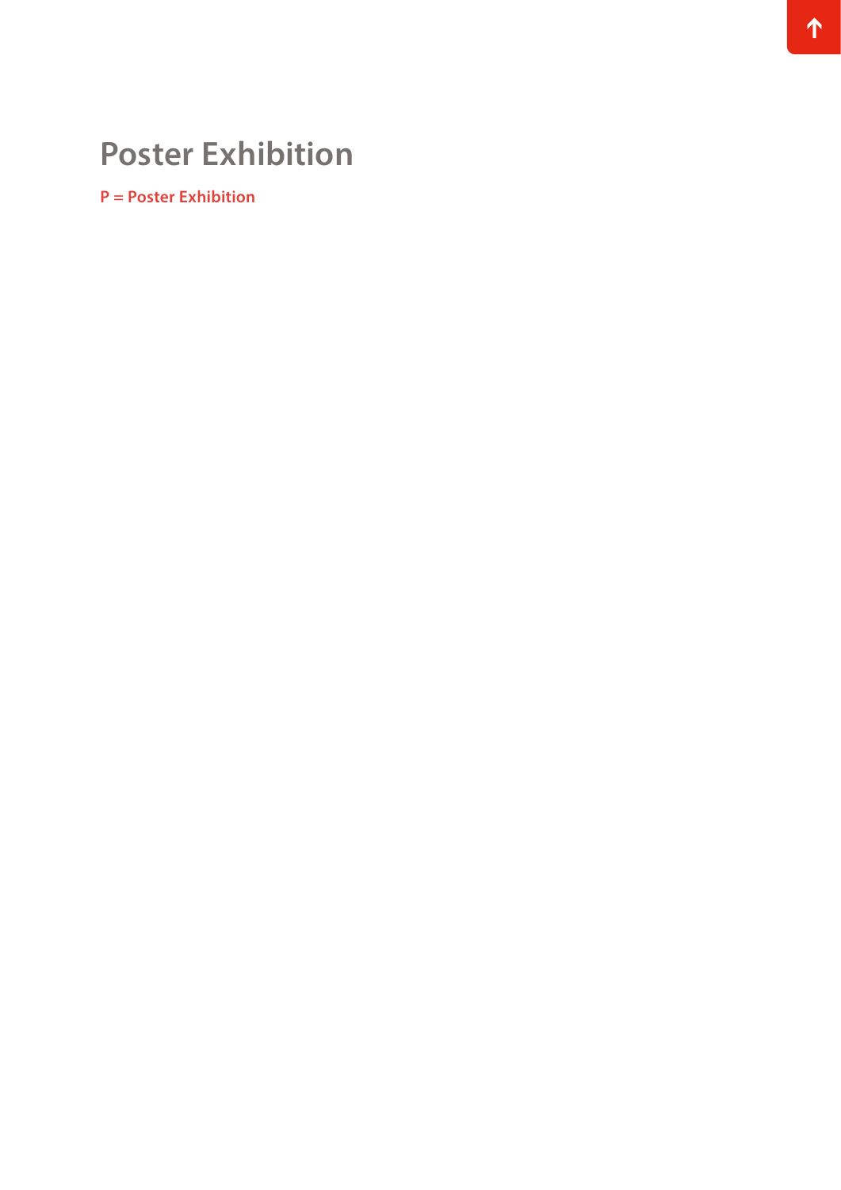# Poster Exhibition

**P = Poster Exhibition**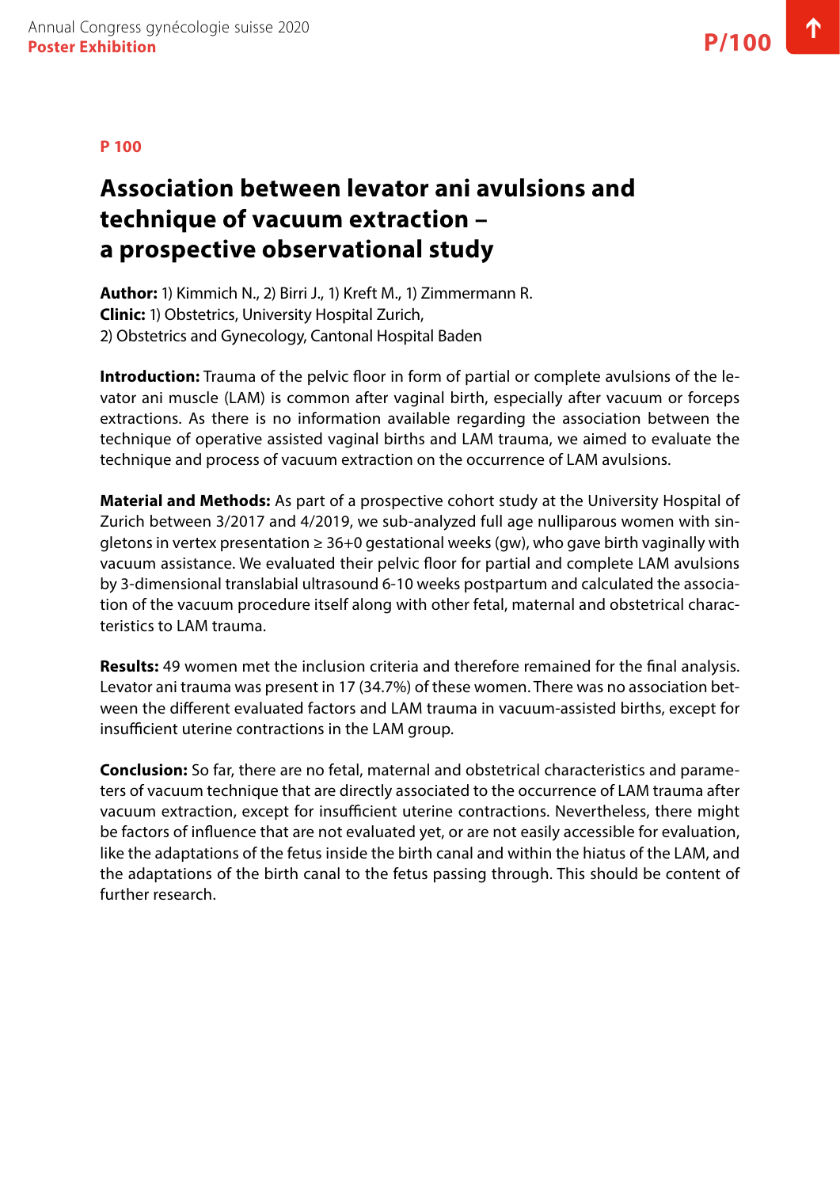**P 100**

# Association between levator ani avulsions and technique of vacuum extraction – a prospective observational study

**Author:** 1) Kimmich N., 2) Birri J., 1) Kreft M., 1) Zimmermann R.
**Clinic:** 1) Obstetrics, University Hospital Zurich,
2) Obstetrics and Gynecology, Cantonal Hospital Baden

**Introduction:** Trauma of the pelvic floor in form of partial or complete avulsions of the levator ani muscle (LAM) is common after vaginal birth, especially after vacuum or forceps extractions. As there is no information available regarding the association between the technique of operative assisted vaginal births and LAM trauma, we aimed to evaluate the technique and process of vacuum extraction on the occurrence of LAM avulsions.

**Material and Methods:** As part of a prospective cohort study at the University Hospital of Zurich between 3/2017 and 4/2019, we sub-analyzed full age nulliparous women with singletons in vertex presentation ≥ 36+0 gestational weeks (gw), who gave birth vaginally with vacuum assistance. We evaluated their pelvic floor for partial and complete LAM avulsions by 3-dimensional translabial ultrasound 6-10 weeks postpartum and calculated the association of the vacuum procedure itself along with other fetal, maternal and obstetrical characteristics to LAM trauma.

**Results:** 49 women met the inclusion criteria and therefore remained for the final analysis. Levator ani trauma was present in 17 (34.7%) of these women. There was no association between the different evaluated factors and LAM trauma in vacuum-assisted births, except for insufficient uterine contractions in the LAM group.

**Conclusion:** So far, there are no fetal, maternal and obstetrical characteristics and parameters of vacuum technique that are directly associated to the occurrence of LAM trauma after vacuum extraction, except for insufficient uterine contractions. Nevertheless, there might be factors of influence that are not evaluated yet, or are not easily accessible for evaluation, like the adaptations of the fetus inside the birth canal and within the hiatus of the LAM, and the adaptations of the birth canal to the fetus passing through. This should be content of further research.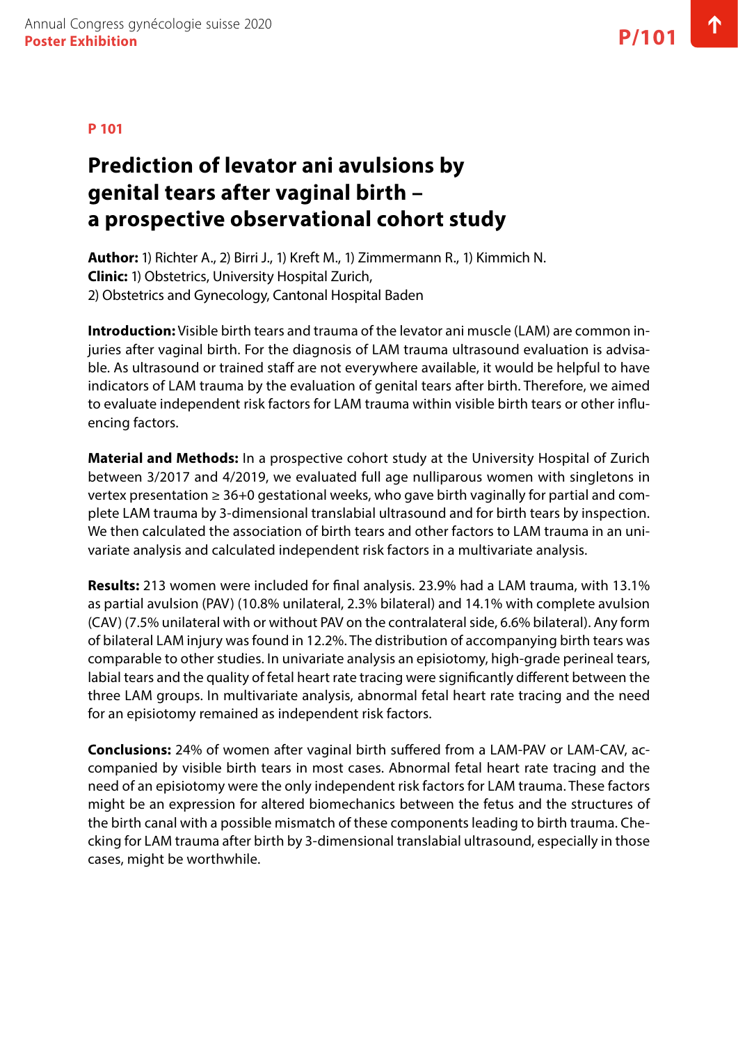**P 101**

# Prediction of levator ani avulsions by genital tears after vaginal birth – a prospective observational cohort study

**Author:** 1) Richter A., 2) Birri J., 1) Kreft M., 1) Zimmermann R., 1) Kimmich N.
**Clinic:** 1) Obstetrics, University Hospital Zurich,
2) Obstetrics and Gynecology, Cantonal Hospital Baden

**Introduction:** Visible birth tears and trauma of the levator ani muscle (LAM) are common injuries after vaginal birth. For the diagnosis of LAM trauma ultrasound evaluation is advisable. As ultrasound or trained staff are not everywhere available, it would be helpful to have indicators of LAM trauma by the evaluation of genital tears after birth. Therefore, we aimed to evaluate independent risk factors for LAM trauma within visible birth tears or other influencing factors.

**Material and Methods:** In a prospective cohort study at the University Hospital of Zurich between 3/2017 and 4/2019, we evaluated full age nulliparous women with singletons in vertex presentation ≥ 36+0 gestational weeks, who gave birth vaginally for partial and complete LAM trauma by 3-dimensional translabial ultrasound and for birth tears by inspection. We then calculated the association of birth tears and other factors to LAM trauma in an univariate analysis and calculated independent risk factors in a multivariate analysis.

**Results:** 213 women were included for final analysis. 23.9% had a LAM trauma, with 13.1% as partial avulsion (PAV) (10.8% unilateral, 2.3% bilateral) and 14.1% with complete avulsion (CAV) (7.5% unilateral with or without PAV on the contralateral side, 6.6% bilateral). Any form of bilateral LAM injury was found in 12.2%. The distribution of accompanying birth tears was comparable to other studies. In univariate analysis an episiotomy, high-grade perineal tears, labial tears and the quality of fetal heart rate tracing were significantly different between the three LAM groups. In multivariate analysis, abnormal fetal heart rate tracing and the need for an episiotomy remained as independent risk factors.

**Conclusions:** 24% of women after vaginal birth suffered from a LAM-PAV or LAM-CAV, accompanied by visible birth tears in most cases. Abnormal fetal heart rate tracing and the need of an episiotomy were the only independent risk factors for LAM trauma. These factors might be an expression for altered biomechanics between the fetus and the structures of the birth canal with a possible mismatch of these components leading to birth trauma. Checking for LAM trauma after birth by 3-dimensional translabial ultrasound, especially in those cases, might be worthwhile.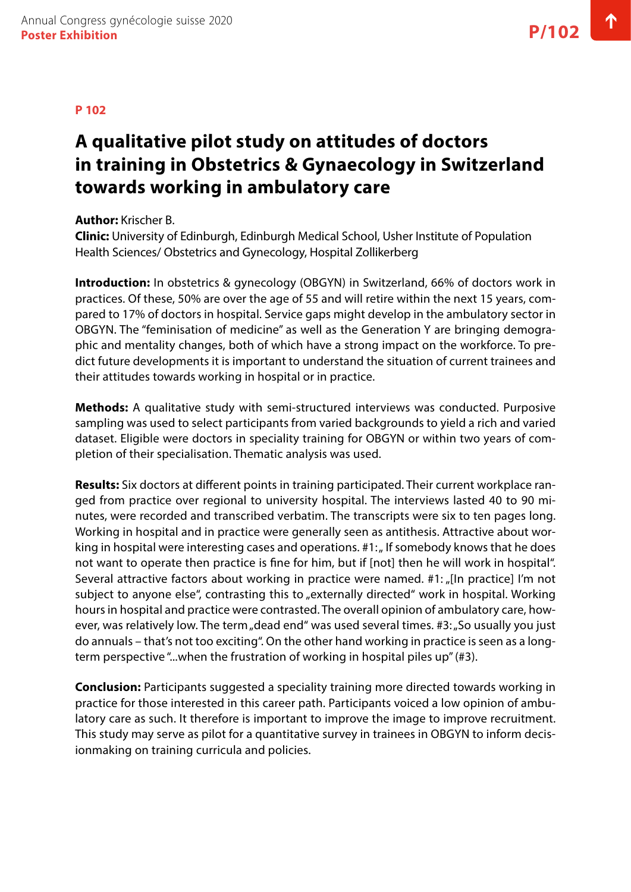P 102

# A qualitative pilot study on attitudes of doctors in training in Obstetrics & Gynaecology in Switzerland towards working in ambulatory care

**Author:** Krischer B.
**Clinic:** University of Edinburgh, Edinburgh Medical School, Usher Institute of Population Health Sciences/ Obstetrics and Gynecology, Hospital Zollikerberg

**Introduction:** In obstetrics & gynecology (OBGYN) in Switzerland, 66% of doctors work in practices. Of these, 50% are over the age of 55 and will retire within the next 15 years, compared to 17% of doctors in hospital. Service gaps might develop in the ambulatory sector in OBGYN. The "feminisation of medicine" as well as the Generation Y are bringing demographic and mentality changes, both of which have a strong impact on the workforce. To predict future developments it is important to understand the situation of current trainees and their attitudes towards working in hospital or in practice.

**Methods:** A qualitative study with semi-structured interviews was conducted. Purposive sampling was used to select participants from varied backgrounds to yield a rich and varied dataset. Eligible were doctors in speciality training for OBGYN or within two years of completion of their specialisation. Thematic analysis was used.

**Results:** Six doctors at different points in training participated. Their current workplace ranged from practice over regional to university hospital. The interviews lasted 40 to 90 minutes, were recorded and transcribed verbatim. The transcripts were six to ten pages long. Working in hospital and in practice were generally seen as antithesis. Attractive about working in hospital were interesting cases and operations. #1: „ If somebody knows that he does not want to operate then practice is fine for him, but if [not] then he will work in hospital". Several attractive factors about working in practice were named. #1: „[In practice] I'm not subject to anyone else", contrasting this to „externally directed" work in hospital. Working hours in hospital and practice were contrasted. The overall opinion of ambulatory care, however, was relatively low. The term „dead end" was used several times. #3: „So usually you just do annuals – that's not too exciting". On the other hand working in practice is seen as a long-term perspective "...when the frustration of working in hospital piles up" (#3).

**Conclusion:** Participants suggested a speciality training more directed towards working in practice for those interested in this career path. Participants voiced a low opinion of ambulatory care as such. It therefore is important to improve the image to improve recruitment. This study may serve as pilot for a quantitative survey in trainees in OBGYN to inform decisionmaking on training curricula and policies.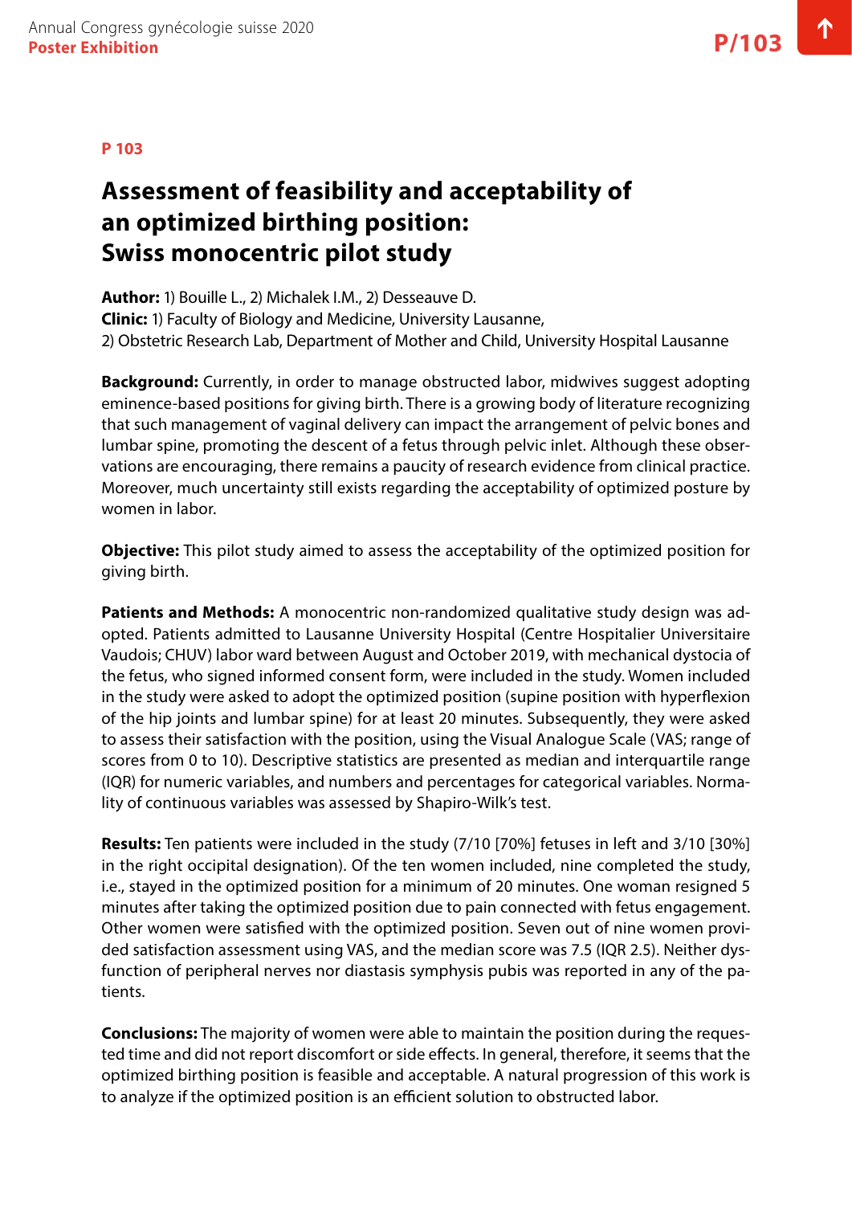**P 103**

# Assessment of feasibility and acceptability of an optimized birthing position: Swiss monocentric pilot study

**Author:** 1) Bouille L., 2) Michalek I.M., 2) Desseauve D.
**Clinic:** 1) Faculty of Biology and Medicine, University Lausanne,
2) Obstetric Research Lab, Department of Mother and Child, University Hospital Lausanne

**Background:** Currently, in order to manage obstructed labor, midwives suggest adopting eminence-based positions for giving birth. There is a growing body of literature recognizing that such management of vaginal delivery can impact the arrangement of pelvic bones and lumbar spine, promoting the descent of a fetus through pelvic inlet. Although these observations are encouraging, there remains a paucity of research evidence from clinical practice. Moreover, much uncertainty still exists regarding the acceptability of optimized posture by women in labor.

**Objective:** This pilot study aimed to assess the acceptability of the optimized position for giving birth.

**Patients and Methods:** A monocentric non-randomized qualitative study design was adopted. Patients admitted to Lausanne University Hospital (Centre Hospitalier Universitaire Vaudois; CHUV) labor ward between August and October 2019, with mechanical dystocia of the fetus, who signed informed consent form, were included in the study. Women included in the study were asked to adopt the optimized position (supine position with hyperflexion of the hip joints and lumbar spine) for at least 20 minutes. Subsequently, they were asked to assess their satisfaction with the position, using the Visual Analogue Scale (VAS; range of scores from 0 to 10). Descriptive statistics are presented as median and interquartile range (IQR) for numeric variables, and numbers and percentages for categorical variables. Normality of continuous variables was assessed by Shapiro-Wilk's test.

**Results:** Ten patients were included in the study (7/10 [70%] fetuses in left and 3/10 [30%] in the right occipital designation). Of the ten women included, nine completed the study, i.e., stayed in the optimized position for a minimum of 20 minutes. One woman resigned 5 minutes after taking the optimized position due to pain connected with fetus engagement. Other women were satisfied with the optimized position. Seven out of nine women provided satisfaction assessment using VAS, and the median score was 7.5 (IQR 2.5). Neither dysfunction of peripheral nerves nor diastasis symphysis pubis was reported in any of the patients.

**Conclusions:** The majority of women were able to maintain the position during the requested time and did not report discomfort or side effects. In general, therefore, it seems that the optimized birthing position is feasible and acceptable. A natural progression of this work is to analyze if the optimized position is an efficient solution to obstructed labor.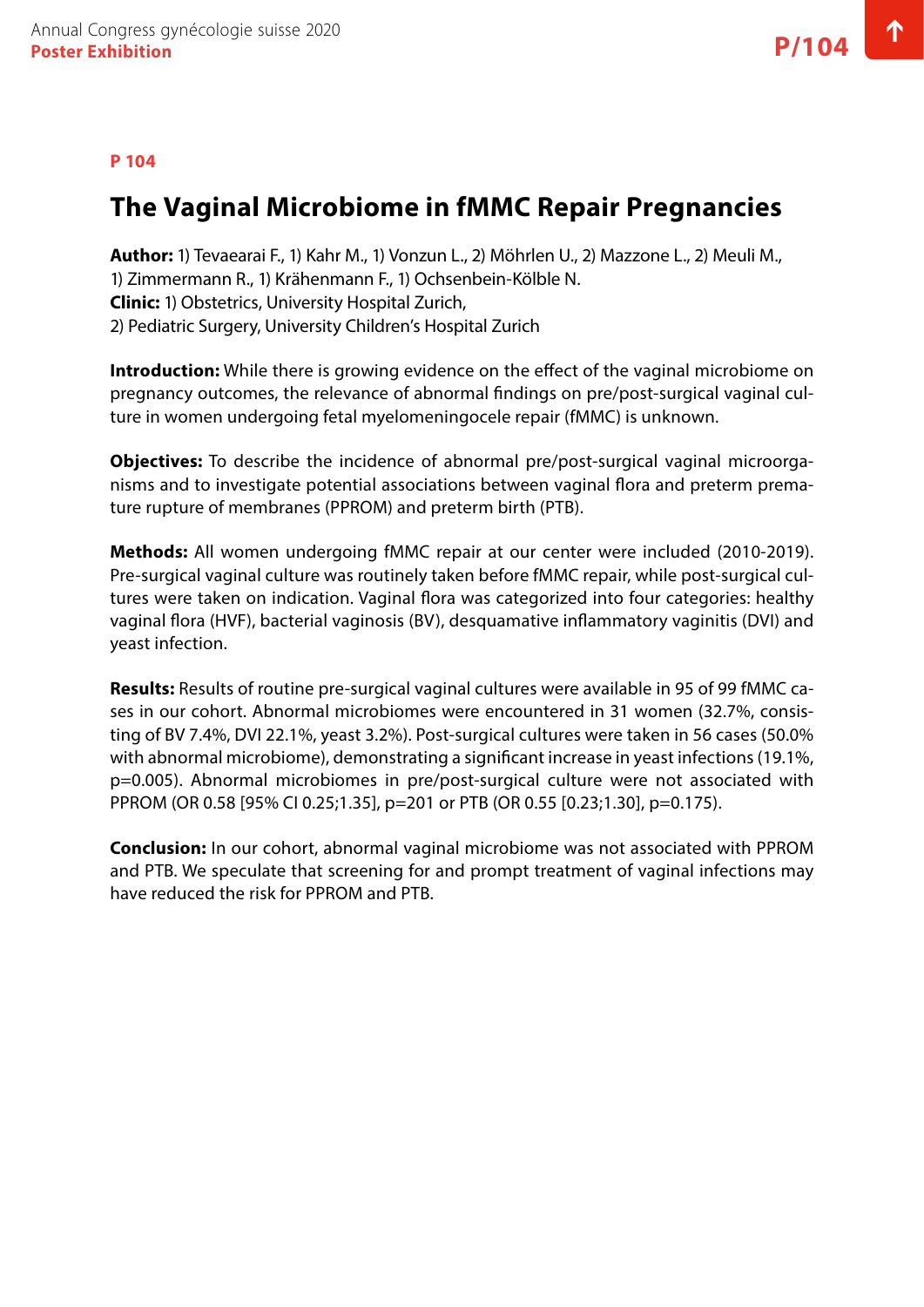**P 104**

# The Vaginal Microbiome in fMMC Repair Pregnancies

**Author:** 1) Tevaearai F., 1) Kahr M., 1) Vonzun L., 2) Möhrlen U., 2) Mazzone L., 2) Meuli M., 1) Zimmermann R., 1) Krähenmann F., 1) Ochsenbein-Kölble N.
**Clinic:** 1) Obstetrics, University Hospital Zurich,
2) Pediatric Surgery, University Children's Hospital Zurich

**Introduction:** While there is growing evidence on the effect of the vaginal microbiome on pregnancy outcomes, the relevance of abnormal findings on pre/post-surgical vaginal culture in women undergoing fetal myelomeningocele repair (fMMC) is unknown.

**Objectives:** To describe the incidence of abnormal pre/post-surgical vaginal microorganisms and to investigate potential associations between vaginal flora and preterm premature rupture of membranes (PPROM) and preterm birth (PTB).

**Methods:** All women undergoing fMMC repair at our center were included (2010-2019). Pre-surgical vaginal culture was routinely taken before fMMC repair, while post-surgical cultures were taken on indication. Vaginal flora was categorized into four categories: healthy vaginal flora (HVF), bacterial vaginosis (BV), desquamative inflammatory vaginitis (DVI) and yeast infection.

**Results:** Results of routine pre-surgical vaginal cultures were available in 95 of 99 fMMC cases in our cohort. Abnormal microbiomes were encountered in 31 women (32.7%, consisting of BV 7.4%, DVI 22.1%, yeast 3.2%). Post-surgical cultures were taken in 56 cases (50.0% with abnormal microbiome), demonstrating a significant increase in yeast infections (19.1%, p=0.005). Abnormal microbiomes in pre/post-surgical culture were not associated with PPROM (OR 0.58 [95% CI 0.25;1.35], p=201 or PTB (OR 0.55 [0.23;1.30], p=0.175).

**Conclusion:** In our cohort, abnormal vaginal microbiome was not associated with PPROM and PTB. We speculate that screening for and prompt treatment of vaginal infections may have reduced the risk for PPROM and PTB.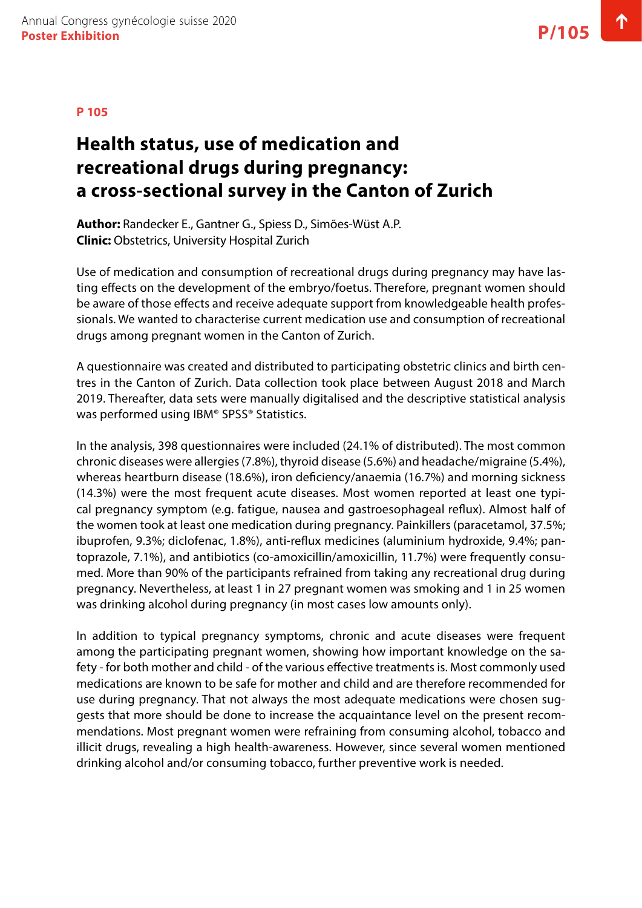**P 105**

# Health status, use of medication and recreational drugs during pregnancy: a cross-sectional survey in the Canton of Zurich

**Author:** Randecker E., Gantner G., Spiess D., Simões-Wüst A.P.
**Clinic:** Obstetrics, University Hospital Zurich

Use of medication and consumption of recreational drugs during pregnancy may have lasting effects on the development of the embryo/foetus. Therefore, pregnant women should be aware of those effects and receive adequate support from knowledgeable health professionals. We wanted to characterise current medication use and consumption of recreational drugs among pregnant women in the Canton of Zurich.

A questionnaire was created and distributed to participating obstetric clinics and birth centres in the Canton of Zurich. Data collection took place between August 2018 and March 2019. Thereafter, data sets were manually digitalised and the descriptive statistical analysis was performed using IBM® SPSS® Statistics.

In the analysis, 398 questionnaires were included (24.1% of distributed). The most common chronic diseases were allergies (7.8%), thyroid disease (5.6%) and headache/migraine (5.4%), whereas heartburn disease (18.6%), iron deficiency/anaemia (16.7%) and morning sickness (14.3%) were the most frequent acute diseases. Most women reported at least one typical pregnancy symptom (e.g. fatigue, nausea and gastroesophageal reflux). Almost half of the women took at least one medication during pregnancy. Painkillers (paracetamol, 37.5%; ibuprofen, 9.3%; diclofenac, 1.8%), anti-reflux medicines (aluminium hydroxide, 9.4%; pantoprazole, 7.1%), and antibiotics (co-amoxicillin/amoxicillin, 11.7%) were frequently consumed. More than 90% of the participants refrained from taking any recreational drug during pregnancy. Nevertheless, at least 1 in 27 pregnant women was smoking and 1 in 25 women was drinking alcohol during pregnancy (in most cases low amounts only).

In addition to typical pregnancy symptoms, chronic and acute diseases were frequent among the participating pregnant women, showing how important knowledge on the safety - for both mother and child - of the various effective treatments is. Most commonly used medications are known to be safe for mother and child and are therefore recommended for use during pregnancy. That not always the most adequate medications were chosen suggests that more should be done to increase the acquaintance level on the present recommendations. Most pregnant women were refraining from consuming alcohol, tobacco and illicit drugs, revealing a high health-awareness. However, since several women mentioned drinking alcohol and/or consuming tobacco, further preventive work is needed.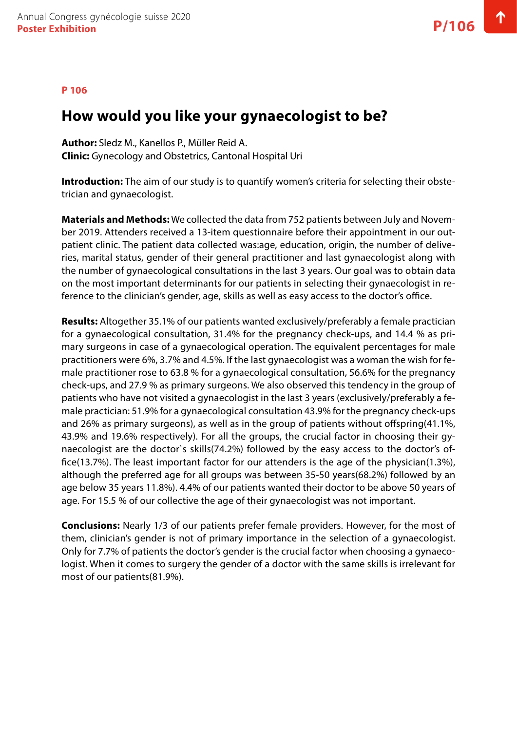P 106

## How would you like your gynaecologist to be?

**Author:** Sledz M., Kanellos P., Müller Reid A.
**Clinic:** Gynecology and Obstetrics, Cantonal Hospital Uri

**Introduction:** The aim of our study is to quantify women's criteria for selecting their obstetrician and gynaecologist.

**Materials and Methods:** We collected the data from 752 patients between July and November 2019. Attenders received a 13-item questionnaire before their appointment in our outpatient clinic. The patient data collected was:age, education, origin, the number of deliveries, marital status, gender of their general practitioner and last gynaecologist along with the number of gynaecological consultations in the last 3 years. Our goal was to obtain data on the most important determinants for our patients in selecting their gynaecologist in reference to the clinician's gender, age, skills as well as easy access to the doctor's office.

**Results:** Altogether 35.1% of our patients wanted exclusively/preferably a female practician for a gynaecological consultation, 31.4% for the pregnancy check-ups, and 14.4 % as primary surgeons in case of a gynaecological operation. The equivalent percentages for male practitioners were 6%, 3.7% and 4.5%. If the last gynaecologist was a woman the wish for female practitioner rose to 63.8 % for a gynaecological consultation, 56.6% for the pregnancy check-ups, and 27.9 % as primary surgeons. We also observed this tendency in the group of patients who have not visited a gynaecologist in the last 3 years (exclusively/preferably a female practician: 51.9% for a gynaecological consultation 43.9% for the pregnancy check-ups and 26% as primary surgeons), as well as in the group of patients without offspring(41.1%, 43.9% and 19.6% respectively). For all the groups, the crucial factor in choosing their gynaecologist are the doctor`s skills(74.2%) followed by the easy access to the doctor's office(13.7%). The least important factor for our attenders is the age of the physician(1.3%), although the preferred age for all groups was between 35-50 years(68.2%) followed by an age below 35 years 11.8%). 4.4% of our patients wanted their doctor to be above 50 years of age. For 15.5 % of our collective the age of their gynaecologist was not important.

**Conclusions:** Nearly 1/3 of our patients prefer female providers. However, for the most of them, clinician's gender is not of primary importance in the selection of a gynaecologist. Only for 7.7% of patients the doctor's gender is the crucial factor when choosing a gynaecologist. When it comes to surgery the gender of a doctor with the same skills is irrelevant for most of our patients(81.9%).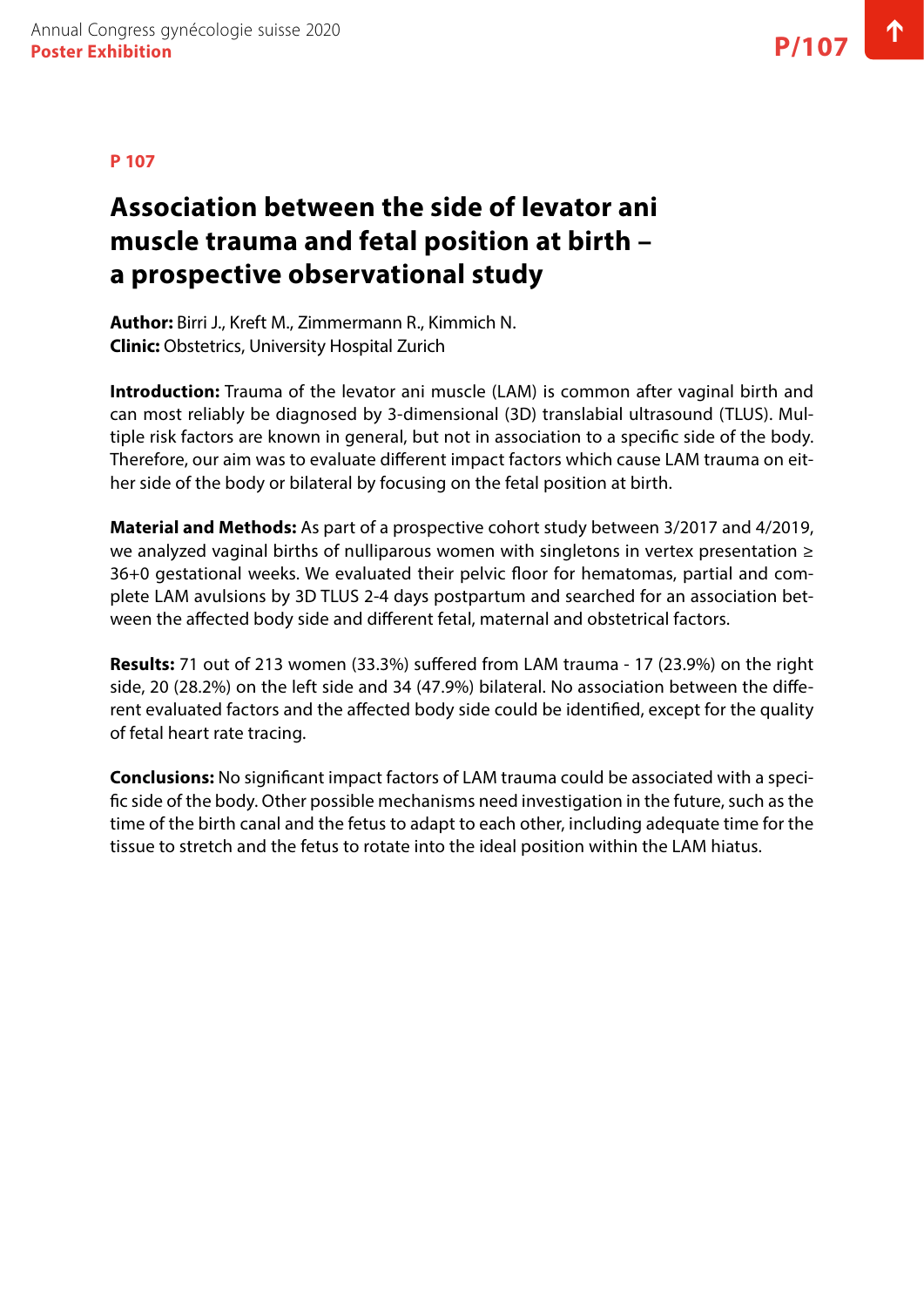**P 107**

# Association between the side of levator ani muscle trauma and fetal position at birth – a prospective observational study

**Author:** Birri J., Kreft M., Zimmermann R., Kimmich N.
**Clinic:** Obstetrics, University Hospital Zurich

**Introduction:** Trauma of the levator ani muscle (LAM) is common after vaginal birth and can most reliably be diagnosed by 3-dimensional (3D) translabial ultrasound (TLUS). Multiple risk factors are known in general, but not in association to a specific side of the body. Therefore, our aim was to evaluate different impact factors which cause LAM trauma on either side of the body or bilateral by focusing on the fetal position at birth.

**Material and Methods:** As part of a prospective cohort study between 3/2017 and 4/2019, we analyzed vaginal births of nulliparous women with singletons in vertex presentation ≥ 36+0 gestational weeks. We evaluated their pelvic floor for hematomas, partial and complete LAM avulsions by 3D TLUS 2-4 days postpartum and searched for an association between the affected body side and different fetal, maternal and obstetrical factors.

**Results:** 71 out of 213 women (33.3%) suffered from LAM trauma - 17 (23.9%) on the right side, 20 (28.2%) on the left side and 34 (47.9%) bilateral. No association between the different evaluated factors and the affected body side could be identified, except for the quality of fetal heart rate tracing.

**Conclusions:** No significant impact factors of LAM trauma could be associated with a specific side of the body. Other possible mechanisms need investigation in the future, such as the time of the birth canal and the fetus to adapt to each other, including adequate time for the tissue to stretch and the fetus to rotate into the ideal position within the LAM hiatus.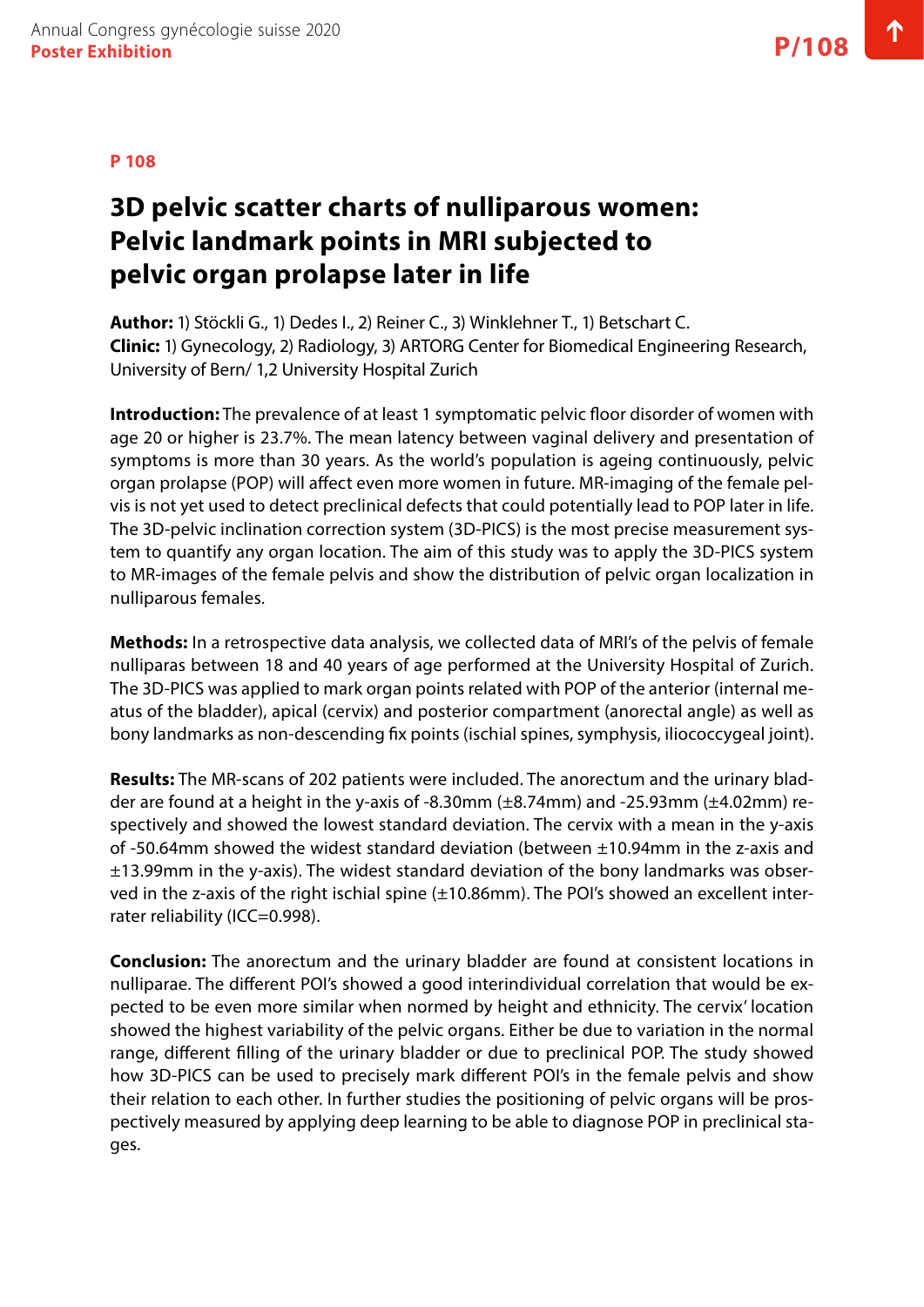## P 108

# 3D pelvic scatter charts of nulliparous women: Pelvic landmark points in MRI subjected to pelvic organ prolapse later in life

**Author:** 1) Stöckli G., 1) Dedes I., 2) Reiner C., 3) Winklehner T., 1) Betschart C.
**Clinic:** 1) Gynecology, 2) Radiology, 3) ARTORG Center for Biomedical Engineering Research, University of Bern/ 1,2 University Hospital Zurich

**Introduction:** The prevalence of at least 1 symptomatic pelvic floor disorder of women with age 20 or higher is 23.7%. The mean latency between vaginal delivery and presentation of symptoms is more than 30 years. As the world's population is ageing continuously, pelvic organ prolapse (POP) will affect even more women in future. MR-imaging of the female pelvis is not yet used to detect preclinical defects that could potentially lead to POP later in life. The 3D-pelvic inclination correction system (3D-PICS) is the most precise measurement system to quantify any organ location. The aim of this study was to apply the 3D-PICS system to MR-images of the female pelvis and show the distribution of pelvic organ localization in nulliparous females.

**Methods:** In a retrospective data analysis, we collected data of MRI's of the pelvis of female nulliparas between 18 and 40 years of age performed at the University Hospital of Zurich. The 3D-PICS was applied to mark organ points related with POP of the anterior (internal meatus of the bladder), apical (cervix) and posterior compartment (anorectal angle) as well as bony landmarks as non-descending fix points (ischial spines, symphysis, iliococcygeal joint).

**Results:** The MR-scans of 202 patients were included. The anorectum and the urinary bladder are found at a height in the y-axis of -8.30mm (±8.74mm) and -25.93mm (±4.02mm) respectively and showed the lowest standard deviation. The cervix with a mean in the y-axis of -50.64mm showed the widest standard deviation (between ±10.94mm in the z-axis and ±13.99mm in the y-axis). The widest standard deviation of the bony landmarks was observed in the z-axis of the right ischial spine (±10.86mm). The POI's showed an excellent interrater reliability (ICC=0.998).

**Conclusion:** The anorectum and the urinary bladder are found at consistent locations in nulliparae. The different POI's showed a good interindividual correlation that would be expected to be even more similar when normed by height and ethnicity. The cervix' location showed the highest variability of the pelvic organs. Either be due to variation in the normal range, different filling of the urinary bladder or due to preclinical POP. The study showed how 3D-PICS can be used to precisely mark different POI's in the female pelvis and show their relation to each other. In further studies the positioning of pelvic organs will be prospectively measured by applying deep learning to be able to diagnose POP in preclinical stages.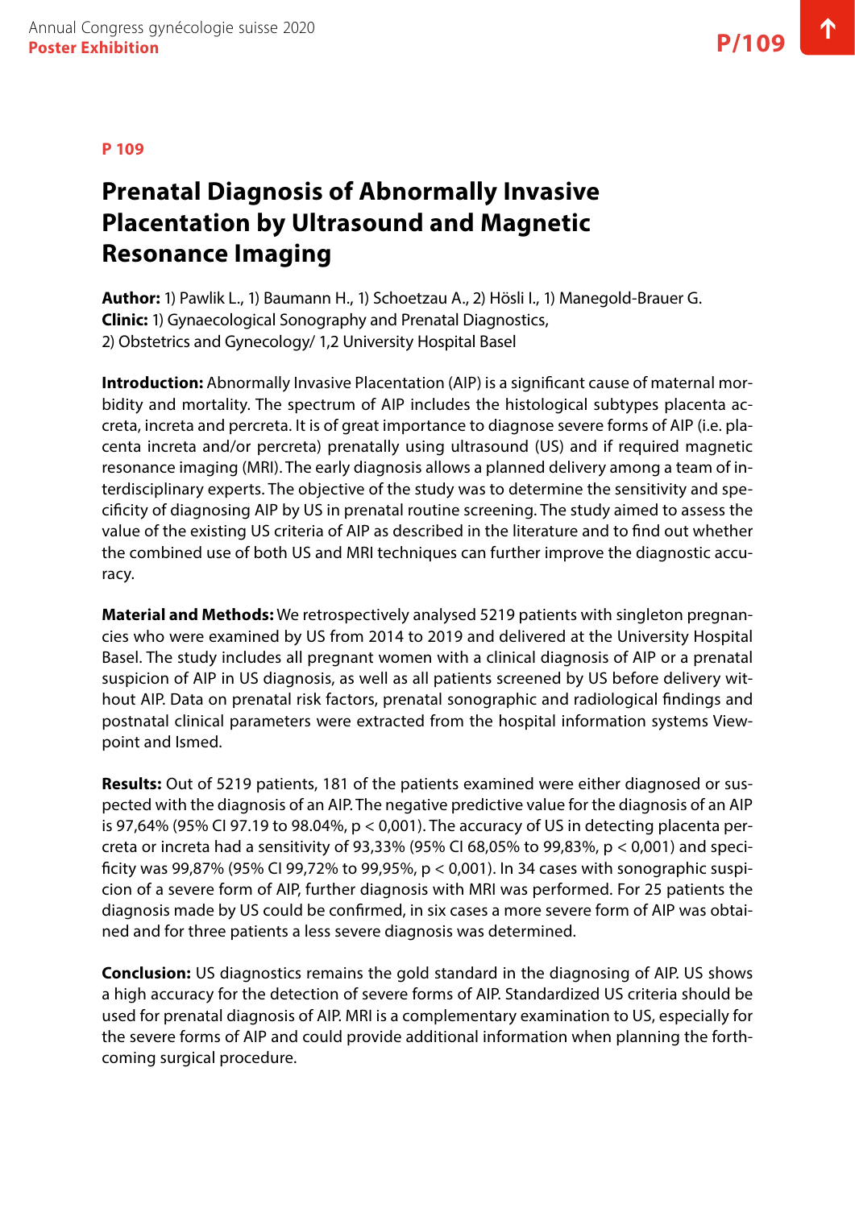## P 109

# Prenatal Diagnosis of Abnormally Invasive Placentation by Ultrasound and Magnetic Resonance Imaging

**Author:** 1) Pawlik L., 1) Baumann H., 1) Schoetzau A., 2) Hösli I., 1) Manegold-Brauer G.
**Clinic:** 1) Gynaecological Sonography and Prenatal Diagnostics,
2) Obstetrics and Gynecology/ 1,2 University Hospital Basel

**Introduction:** Abnormally Invasive Placentation (AIP) is a significant cause of maternal morbidity and mortality. The spectrum of AIP includes the histological subtypes placenta accreta, increta and percreta. It is of great importance to diagnose severe forms of AIP (i.e. placenta increta and/or percreta) prenatally using ultrasound (US) and if required magnetic resonance imaging (MRI). The early diagnosis allows a planned delivery among a team of interdisciplinary experts. The objective of the study was to determine the sensitivity and specificity of diagnosing AIP by US in prenatal routine screening. The study aimed to assess the value of the existing US criteria of AIP as described in the literature and to find out whether the combined use of both US and MRI techniques can further improve the diagnostic accuracy.

**Material and Methods:** We retrospectively analysed 5219 patients with singleton pregnancies who were examined by US from 2014 to 2019 and delivered at the University Hospital Basel. The study includes all pregnant women with a clinical diagnosis of AIP or a prenatal suspicion of AIP in US diagnosis, as well as all patients screened by US before delivery without AIP. Data on prenatal risk factors, prenatal sonographic and radiological findings and postnatal clinical parameters were extracted from the hospital information systems Viewpoint and Ismed.

**Results:** Out of 5219 patients, 181 of the patients examined were either diagnosed or suspected with the diagnosis of an AIP. The negative predictive value for the diagnosis of an AIP is 97,64% (95% CI 97.19 to 98.04%, $p < 0{,}001$). The accuracy of US in detecting placenta percreta or increta had a sensitivity of 93,33% (95% CI 68,05% to 99,83%, $p < 0{,}001$) and specificity was 99,87% (95% CI 99,72% to 99,95%, $p < 0{,}001$). In 34 cases with sonographic suspicion of a severe form of AIP, further diagnosis with MRI was performed. For 25 patients the diagnosis made by US could be confirmed, in six cases a more severe form of AIP was obtained and for three patients a less severe diagnosis was determined.

**Conclusion:** US diagnostics remains the gold standard in the diagnosing of AIP. US shows a high accuracy for the detection of severe forms of AIP. Standardized US criteria should be used for prenatal diagnosis of AIP. MRI is a complementary examination to US, especially for the severe forms of AIP and could provide additional information when planning the forthcoming surgical procedure.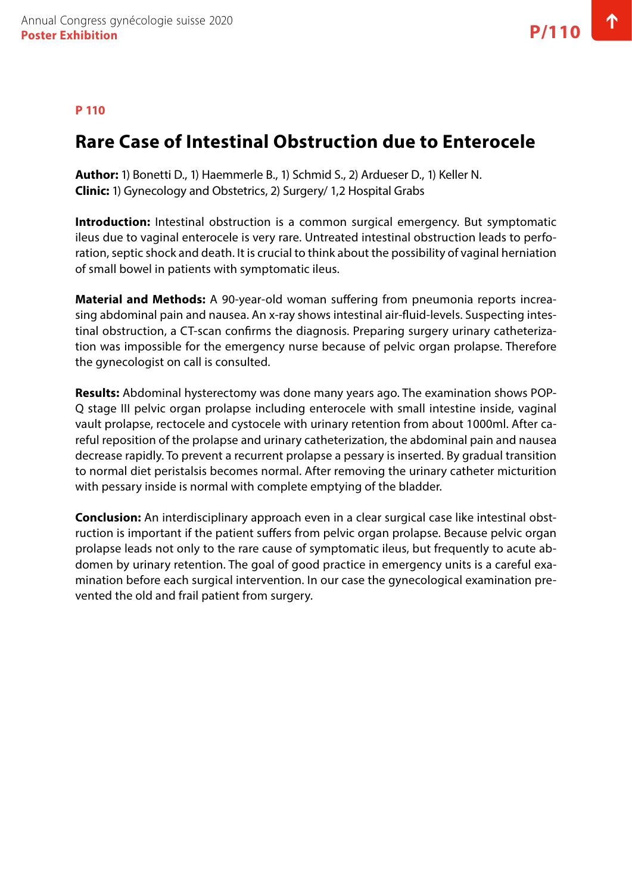P 110

# Rare Case of Intestinal Obstruction due to Enterocele

**Author:** 1) Bonetti D., 1) Haemmerle B., 1) Schmid S., 2) Ardueser D., 1) Keller N.
**Clinic:** 1) Gynecology and Obstetrics, 2) Surgery/ 1,2 Hospital Grabs

**Introduction:** Intestinal obstruction is a common surgical emergency. But symptomatic ileus due to vaginal enterocele is very rare. Untreated intestinal obstruction leads to perforation, septic shock and death. It is crucial to think about the possibility of vaginal herniation of small bowel in patients with symptomatic ileus.

**Material and Methods:** A 90-year-old woman suffering from pneumonia reports increasing abdominal pain and nausea. An x-ray shows intestinal air-fluid-levels. Suspecting intestinal obstruction, a CT-scan confirms the diagnosis. Preparing surgery urinary catheterization was impossible for the emergency nurse because of pelvic organ prolapse. Therefore the gynecologist on call is consulted.

**Results:** Abdominal hysterectomy was done many years ago. The examination shows POP-Q stage III pelvic organ prolapse including enterocele with small intestine inside, vaginal vault prolapse, rectocele and cystocele with urinary retention from about 1000ml. After careful reposition of the prolapse and urinary catheterization, the abdominal pain and nausea decrease rapidly. To prevent a recurrent prolapse a pessary is inserted. By gradual transition to normal diet peristalsis becomes normal. After removing the urinary catheter micturition with pessary inside is normal with complete emptying of the bladder.

**Conclusion:** An interdisciplinary approach even in a clear surgical case like intestinal obstruction is important if the patient suffers from pelvic organ prolapse. Because pelvic organ prolapse leads not only to the rare cause of symptomatic ileus, but frequently to acute abdomen by urinary retention. The goal of good practice in emergency units is a careful examination before each surgical intervention. In our case the gynecological examination prevented the old and frail patient from surgery.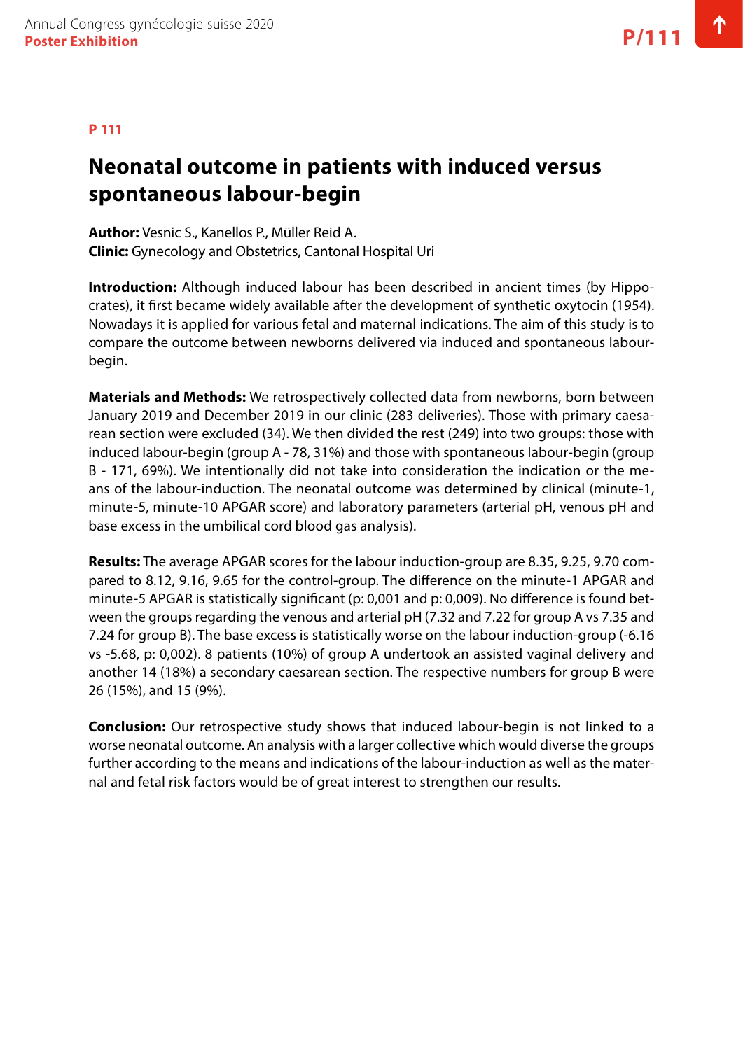**P 111**

# Neonatal outcome in patients with induced versus spontaneous labour-begin

**Author:** Vesnic S., Kanellos P., Müller Reid A.
**Clinic:** Gynecology and Obstetrics, Cantonal Hospital Uri

**Introduction:** Although induced labour has been described in ancient times (by Hippocrates), it first became widely available after the development of synthetic oxytocin (1954). Nowadays it is applied for various fetal and maternal indications. The aim of this study is to compare the outcome between newborns delivered via induced and spontaneous labour-begin.

**Materials and Methods:** We retrospectively collected data from newborns, born between January 2019 and December 2019 in our clinic (283 deliveries). Those with primary caesarean section were excluded (34). We then divided the rest (249) into two groups: those with induced labour-begin (group A - 78, 31%) and those with spontaneous labour-begin (group B - 171, 69%). We intentionally did not take into consideration the indication or the means of the labour-induction. The neonatal outcome was determined by clinical (minute-1, minute-5, minute-10 APGAR score) and laboratory parameters (arterial pH, venous pH and base excess in the umbilical cord blood gas analysis).

**Results:** The average APGAR scores for the labour induction-group are 8.35, 9.25, 9.70 compared to 8.12, 9.16, 9.65 for the control-group. The difference on the minute-1 APGAR and minute-5 APGAR is statistically significant (p: 0,001 and p: 0,009). No difference is found between the groups regarding the venous and arterial pH (7.32 and 7.22 for group A vs 7.35 and 7.24 for group B). The base excess is statistically worse on the labour induction-group (-6.16 vs -5.68, p: 0,002). 8 patients (10%) of group A undertook an assisted vaginal delivery and another 14 (18%) a secondary caesarean section. The respective numbers for group B were 26 (15%), and 15 (9%).

**Conclusion:** Our retrospective study shows that induced labour-begin is not linked to a worse neonatal outcome. An analysis with a larger collective which would diverse the groups further according to the means and indications of the labour-induction as well as the maternal and fetal risk factors would be of great interest to strengthen our results.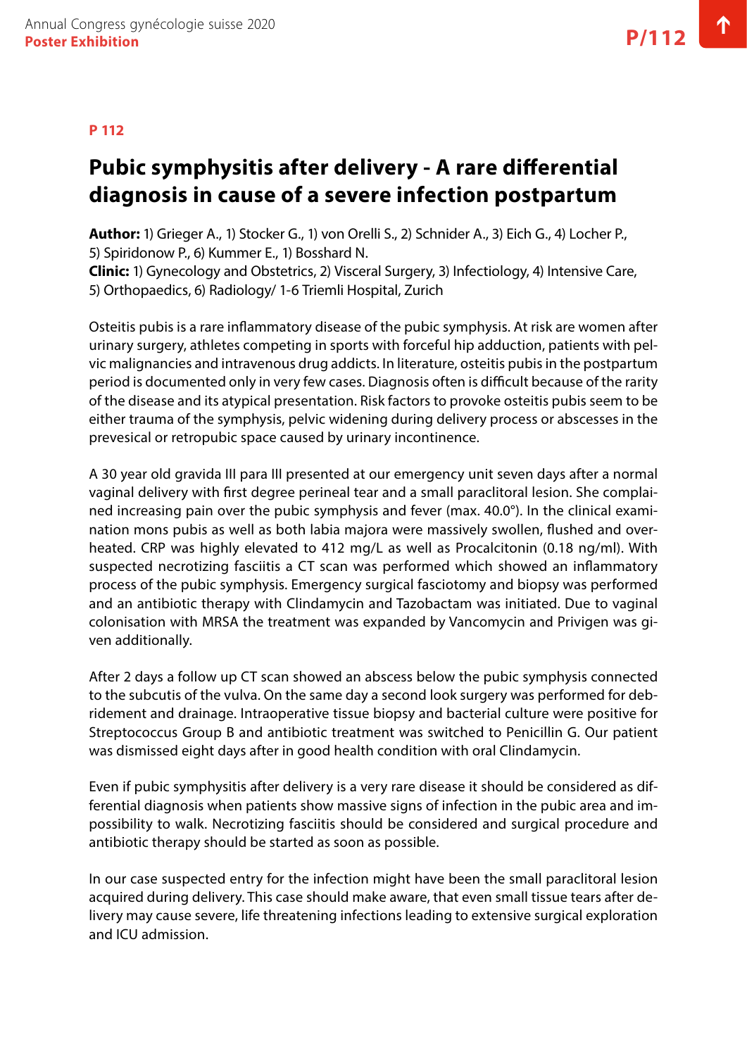**P 112**

# Pubic symphysitis after delivery - A rare differential diagnosis in cause of a severe infection postpartum

**Author:** 1) Grieger A., 1) Stocker G., 1) von Orelli S., 2) Schnider A., 3) Eich G., 4) Locher P., 5) Spiridonow P., 6) Kummer E., 1) Bosshard N.
**Clinic:** 1) Gynecology and Obstetrics, 2) Visceral Surgery, 3) Infectiology, 4) Intensive Care, 5) Orthopaedics, 6) Radiology/ 1-6 Triemli Hospital, Zurich

Osteitis pubis is a rare inflammatory disease of the pubic symphysis. At risk are women after urinary surgery, athletes competing in sports with forceful hip adduction, patients with pelvic malignancies and intravenous drug addicts. In literature, osteitis pubis in the postpartum period is documented only in very few cases. Diagnosis often is difficult because of the rarity of the disease and its atypical presentation. Risk factors to provoke osteitis pubis seem to be either trauma of the symphysis, pelvic widening during delivery process or abscesses in the prevesical or retropubic space caused by urinary incontinence.

A 30 year old gravida III para III presented at our emergency unit seven days after a normal vaginal delivery with first degree perineal tear and a small paraclitoral lesion. She complained increasing pain over the pubic symphysis and fever (max. 40.0°). In the clinical examination mons pubis as well as both labia majora were massively swollen, flushed and overheated. CRP was highly elevated to 412 mg/L as well as Procalcitonin (0.18 ng/ml). With suspected necrotizing fasciitis a CT scan was performed which showed an inflammatory process of the pubic symphysis. Emergency surgical fasciotomy and biopsy was performed and an antibiotic therapy with Clindamycin and Tazobactam was initiated. Due to vaginal colonisation with MRSA the treatment was expanded by Vancomycin and Privigen was given additionally.

After 2 days a follow up CT scan showed an abscess below the pubic symphysis connected to the subcutis of the vulva. On the same day a second look surgery was performed for debridement and drainage. Intraoperative tissue biopsy and bacterial culture were positive for Streptococcus Group B and antibiotic treatment was switched to Penicillin G. Our patient was dismissed eight days after in good health condition with oral Clindamycin.

Even if pubic symphysitis after delivery is a very rare disease it should be considered as differential diagnosis when patients show massive signs of infection in the pubic area and impossibility to walk. Necrotizing fasciitis should be considered and surgical procedure and antibiotic therapy should be started as soon as possible.

In our case suspected entry for the infection might have been the small paraclitoral lesion acquired during delivery. This case should make aware, that even small tissue tears after delivery may cause severe, life threatening infections leading to extensive surgical exploration and ICU admission.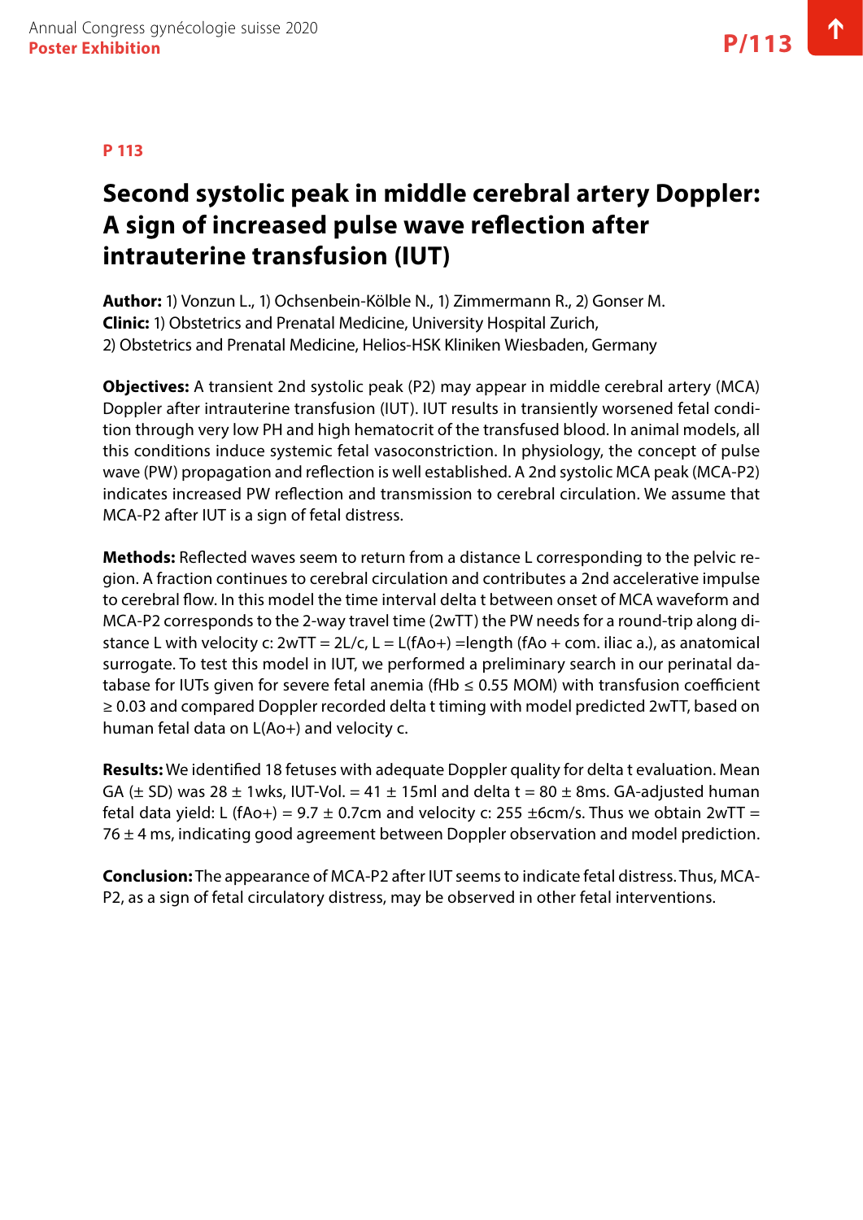**P 113**

# Second systolic peak in middle cerebral artery Doppler: A sign of increased pulse wave reflection after intrauterine transfusion (IUT)

**Author:** 1) Vonzun L., 1) Ochsenbein-Kölble N., 1) Zimmermann R., 2) Gonser M.
**Clinic:** 1) Obstetrics and Prenatal Medicine, University Hospital Zurich,
2) Obstetrics and Prenatal Medicine, Helios-HSK Kliniken Wiesbaden, Germany

**Objectives:** A transient 2nd systolic peak (P2) may appear in middle cerebral artery (MCA) Doppler after intrauterine transfusion (IUT). IUT results in transiently worsened fetal condition through very low PH and high hematocrit of the transfused blood. In animal models, all this conditions induce systemic fetal vasoconstriction. In physiology, the concept of pulse wave (PW) propagation and reflection is well established. A 2nd systolic MCA peak (MCA-P2) indicates increased PW reflection and transmission to cerebral circulation. We assume that MCA-P2 after IUT is a sign of fetal distress.

**Methods:** Reflected waves seem to return from a distance L corresponding to the pelvic region. A fraction continues to cerebral circulation and contributes a 2nd accelerative impulse to cerebral flow. In this model the time interval delta t between onset of MCA waveform and MCA-P2 corresponds to the 2-way travel time (2wTT) the PW needs for a round-trip along distance L with velocity c: 2wTT = 2L/c, L = L(fAo+) =length (fAo + com. iliac a.), as anatomical surrogate. To test this model in IUT, we performed a preliminary search in our perinatal database for IUTs given for severe fetal anemia (fHb ≤ 0.55 MOM) with transfusion coefficient ≥ 0.03 and compared Doppler recorded delta t timing with model predicted 2wTT, based on human fetal data on L(Ao+) and velocity c.

**Results:** We identified 18 fetuses with adequate Doppler quality for delta t evaluation. Mean GA (± SD) was 28 ± 1wks, IUT-Vol. = 41 ± 15ml and delta t = 80 ± 8ms. GA-adjusted human fetal data yield: L (fAo+) = 9.7 ± 0.7cm and velocity c: 255 ±6cm/s. Thus we obtain 2wTT = 76 ± 4 ms, indicating good agreement between Doppler observation and model prediction.

**Conclusion:** The appearance of MCA-P2 after IUT seems to indicate fetal distress. Thus, MCA-P2, as a sign of fetal circulatory distress, may be observed in other fetal interventions.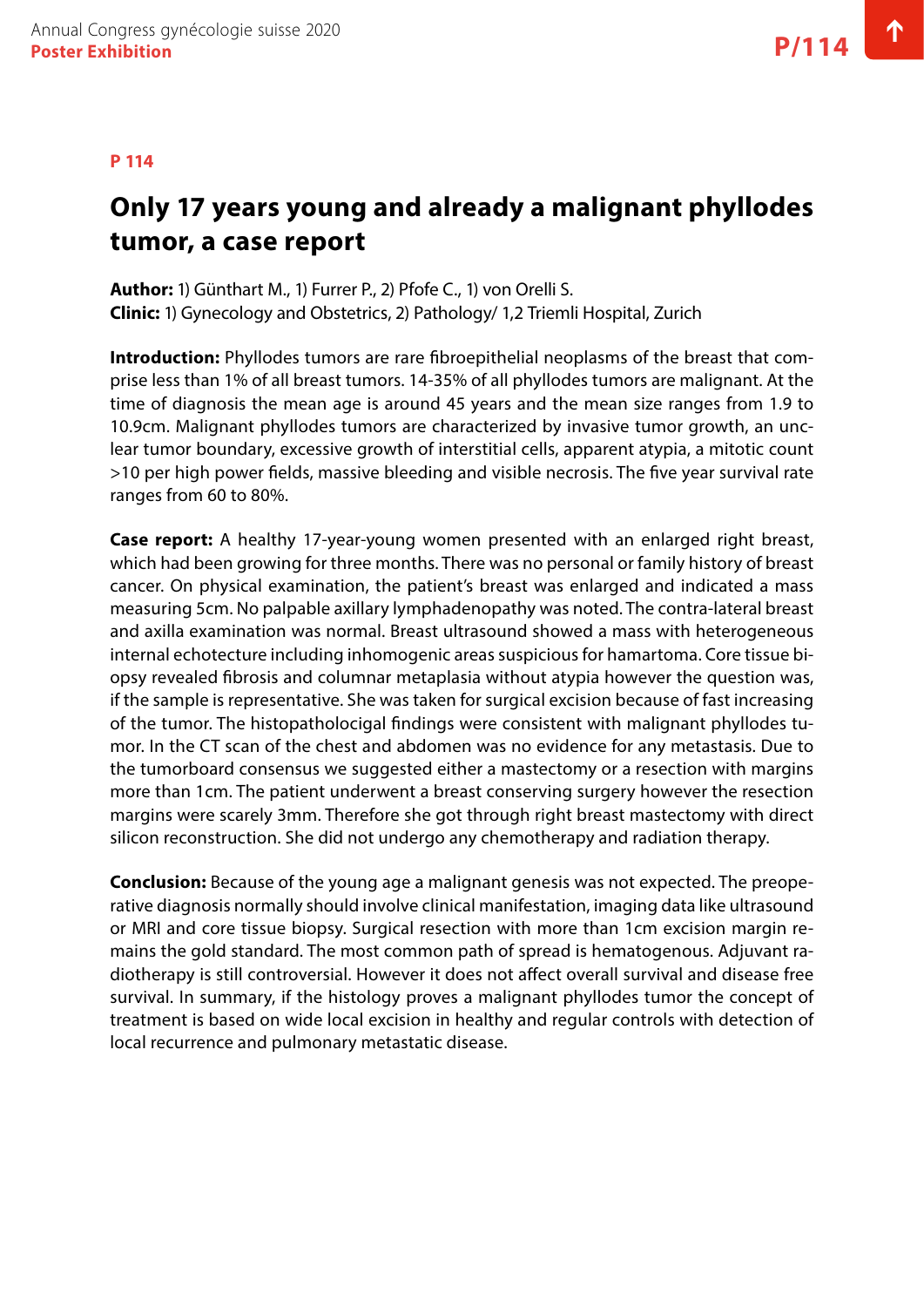**P 114**

# Only 17 years young and already a malignant phyllodes tumor, a case report

**Author:** 1) Günthart M., 1) Furrer P., 2) Pfofe C., 1) von Orelli S.
**Clinic:** 1) Gynecology and Obstetrics, 2) Pathology/ 1,2 Triemli Hospital, Zurich

**Introduction:** Phyllodes tumors are rare fibroepithelial neoplasms of the breast that comprise less than 1% of all breast tumors. 14-35% of all phyllodes tumors are malignant. At the time of diagnosis the mean age is around 45 years and the mean size ranges from 1.9 to 10.9cm. Malignant phyllodes tumors are characterized by invasive tumor growth, an unclear tumor boundary, excessive growth of interstitial cells, apparent atypia, a mitotic count >10 per high power fields, massive bleeding and visible necrosis. The five year survival rate ranges from 60 to 80%.

**Case report:** A healthy 17-year-young women presented with an enlarged right breast, which had been growing for three months. There was no personal or family history of breast cancer. On physical examination, the patient's breast was enlarged and indicated a mass measuring 5cm. No palpable axillary lymphadenopathy was noted. The contra-lateral breast and axilla examination was normal. Breast ultrasound showed a mass with heterogeneous internal echotecture including inhomogenic areas suspicious for hamartoma. Core tissue biopsy revealed fibrosis and columnar metaplasia without atypia however the question was, if the sample is representative. She was taken for surgical excision because of fast increasing of the tumor. The histopatholocigal findings were consistent with malignant phyllodes tumor. In the CT scan of the chest and abdomen was no evidence for any metastasis. Due to the tumorboard consensus we suggested either a mastectomy or a resection with margins more than 1cm. The patient underwent a breast conserving surgery however the resection margins were scarely 3mm. Therefore she got through right breast mastectomy with direct silicon reconstruction. She did not undergo any chemotherapy and radiation therapy.

**Conclusion:** Because of the young age a malignant genesis was not expected. The preoperative diagnosis normally should involve clinical manifestation, imaging data like ultrasound or MRI and core tissue biopsy. Surgical resection with more than 1cm excision margin remains the gold standard. The most common path of spread is hematogenous. Adjuvant radiotherapy is still controversial. However it does not affect overall survival and disease free survival. In summary, if the histology proves a malignant phyllodes tumor the concept of treatment is based on wide local excision in healthy and regular controls with detection of local recurrence and pulmonary metastatic disease.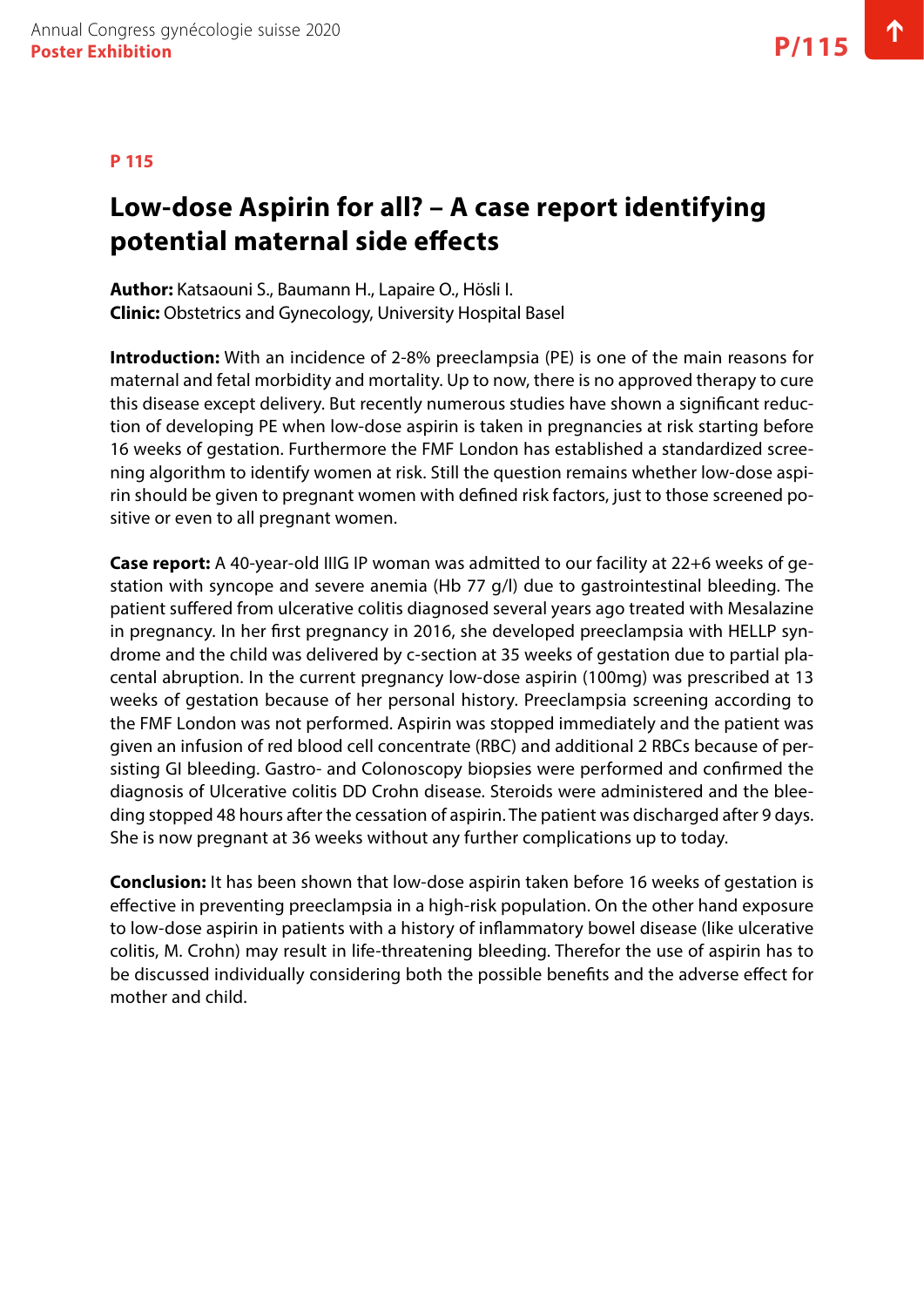P 115

# Low-dose Aspirin for all? – A case report identifying potential maternal side effects

**Author:** Katsaouni S., Baumann H., Lapaire O., Hösli I.
**Clinic:** Obstetrics and Gynecology, University Hospital Basel

**Introduction:** With an incidence of 2-8% preeclampsia (PE) is one of the main reasons for maternal and fetal morbidity and mortality. Up to now, there is no approved therapy to cure this disease except delivery. But recently numerous studies have shown a significant reduction of developing PE when low-dose aspirin is taken in pregnancies at risk starting before 16 weeks of gestation. Furthermore the FMF London has established a standardized screening algorithm to identify women at risk. Still the question remains whether low-dose aspirin should be given to pregnant women with defined risk factors, just to those screened positive or even to all pregnant women.

**Case report:** A 40-year-old IIIG IP woman was admitted to our facility at 22+6 weeks of gestation with syncope and severe anemia (Hb 77 g/l) due to gastrointestinal bleeding. The patient suffered from ulcerative colitis diagnosed several years ago treated with Mesalazine in pregnancy. In her first pregnancy in 2016, she developed preeclampsia with HELLP syndrome and the child was delivered by c-section at 35 weeks of gestation due to partial placental abruption. In the current pregnancy low-dose aspirin (100mg) was prescribed at 13 weeks of gestation because of her personal history. Preeclampsia screening according to the FMF London was not performed. Aspirin was stopped immediately and the patient was given an infusion of red blood cell concentrate (RBC) and additional 2 RBCs because of persisting GI bleeding. Gastro- and Colonoscopy biopsies were performed and confirmed the diagnosis of Ulcerative colitis DD Crohn disease. Steroids were administered and the bleeding stopped 48 hours after the cessation of aspirin. The patient was discharged after 9 days. She is now pregnant at 36 weeks without any further complications up to today.

**Conclusion:** It has been shown that low-dose aspirin taken before 16 weeks of gestation is effective in preventing preeclampsia in a high-risk population. On the other hand exposure to low-dose aspirin in patients with a history of inflammatory bowel disease (like ulcerative colitis, M. Crohn) may result in life-threatening bleeding. Therefor the use of aspirin has to be discussed individually considering both the possible benefits and the adverse effect for mother and child.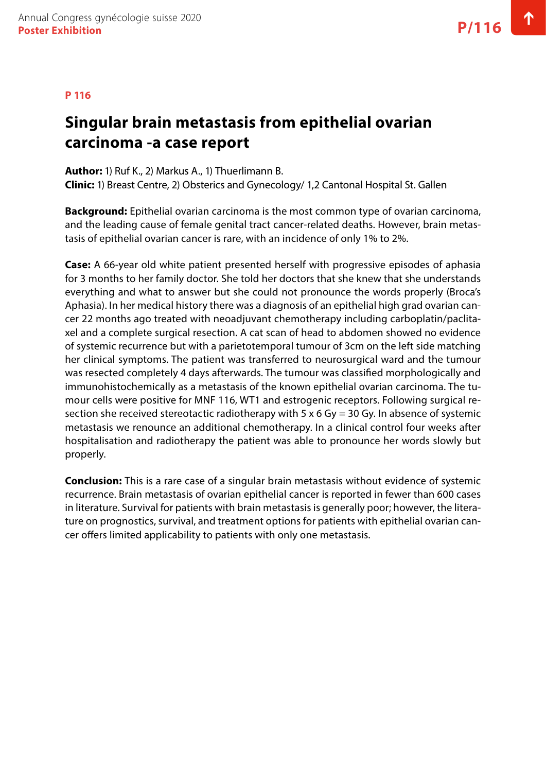**P 116**

# Singular brain metastasis from epithelial ovarian carcinoma -a case report

**Author:** 1) Ruf K., 2) Markus A., 1) Thuerlimann B.
**Clinic:** 1) Breast Centre, 2) Obsterics and Gynecology/ 1,2 Cantonal Hospital St. Gallen

**Background:** Epithelial ovarian carcinoma is the most common type of ovarian carcinoma, and the leading cause of female genital tract cancer-related deaths. However, brain metastasis of epithelial ovarian cancer is rare, with an incidence of only 1% to 2%.

**Case:** A 66-year old white patient presented herself with progressive episodes of aphasia for 3 months to her family doctor. She told her doctors that she knew that she understands everything and what to answer but she could not pronounce the words properly (Broca's Aphasia). In her medical history there was a diagnosis of an epithelial high grad ovarian cancer 22 months ago treated with neoadjuvant chemotherapy including carboplatin/paclitaxel and a complete surgical resection. A cat scan of head to abdomen showed no evidence of systemic recurrence but with a parietotemporal tumour of 3cm on the left side matching her clinical symptoms. The patient was transferred to neurosurgical ward and the tumour was resected completely 4 days afterwards. The tumour was classified morphologically and immunohistochemically as a metastasis of the known epithelial ovarian carcinoma. The tumour cells were positive for MNF 116, WT1 and estrogenic receptors. Following surgical resection she received stereotactic radiotherapy with 5 x 6 Gy = 30 Gy. In absence of systemic metastasis we renounce an additional chemotherapy. In a clinical control four weeks after hospitalisation and radiotherapy the patient was able to pronounce her words slowly but properly.

**Conclusion:** This is a rare case of a singular brain metastasis without evidence of systemic recurrence. Brain metastasis of ovarian epithelial cancer is reported in fewer than 600 cases in literature. Survival for patients with brain metastasis is generally poor; however, the literature on prognostics, survival, and treatment options for patients with epithelial ovarian cancer offers limited applicability to patients with only one metastasis.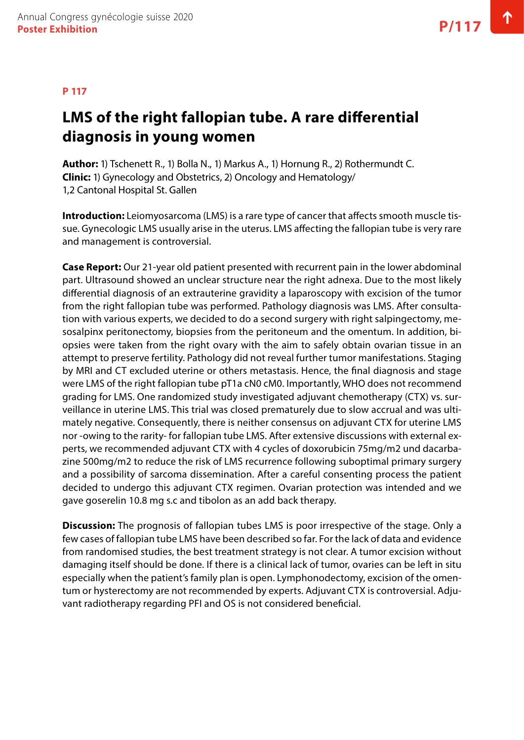P 117

# LMS of the right fallopian tube. A rare differential diagnosis in young women

**Author:** 1) Tschenett R., 1) Bolla N., 1) Markus A., 1) Hornung R., 2) Rothermundt C.
**Clinic:** 1) Gynecology and Obstetrics, 2) Oncology and Hematology/
1,2 Cantonal Hospital St. Gallen

**Introduction:** Leiomyosarcoma (LMS) is a rare type of cancer that affects smooth muscle tissue. Gynecologic LMS usually arise in the uterus. LMS affecting the fallopian tube is very rare and management is controversial.

**Case Report:** Our 21-year old patient presented with recurrent pain in the lower abdominal part. Ultrasound showed an unclear structure near the right adnexa. Due to the most likely differential diagnosis of an extrauterine gravidity a laparoscopy with excision of the tumor from the right fallopian tube was performed. Pathology diagnosis was LMS. After consultation with various experts, we decided to do a second surgery with right salpingectomy, mesosalpinx peritonectomy, biopsies from the peritoneum and the omentum. In addition, biopsies were taken from the right ovary with the aim to safely obtain ovarian tissue in an attempt to preserve fertility. Pathology did not reveal further tumor manifestations. Staging by MRI and CT excluded uterine or others metastasis. Hence, the final diagnosis and stage were LMS of the right fallopian tube pT1a cN0 cM0. Importantly, WHO does not recommend grading for LMS. One randomized study investigated adjuvant chemotherapy (CTX) vs. surveillance in uterine LMS. This trial was closed prematurely due to slow accrual and was ultimately negative. Consequently, there is neither consensus on adjuvant CTX for uterine LMS nor -owing to the rarity- for fallopian tube LMS. After extensive discussions with external experts, we recommended adjuvant CTX with 4 cycles of doxorubicin 75mg/m2 und dacarbazine 500mg/m2 to reduce the risk of LMS recurrence following suboptimal primary surgery and a possibility of sarcoma dissemination. After a careful consenting process the patient decided to undergo this adjuvant CTX regimen. Ovarian protection was intended and we gave goserelin 10.8 mg s.c and tibolon as an add back therapy.

**Discussion:** The prognosis of fallopian tubes LMS is poor irrespective of the stage. Only a few cases of fallopian tube LMS have been described so far. For the lack of data and evidence from randomised studies, the best treatment strategy is not clear. A tumor excision without damaging itself should be done. If there is a clinical lack of tumor, ovaries can be left in situ especially when the patient's family plan is open. Lymphonodectomy, excision of the omentum or hysterectomy are not recommended by experts. Adjuvant CTX is controversial. Adjuvant radiotherapy regarding PFI and OS is not considered beneficial.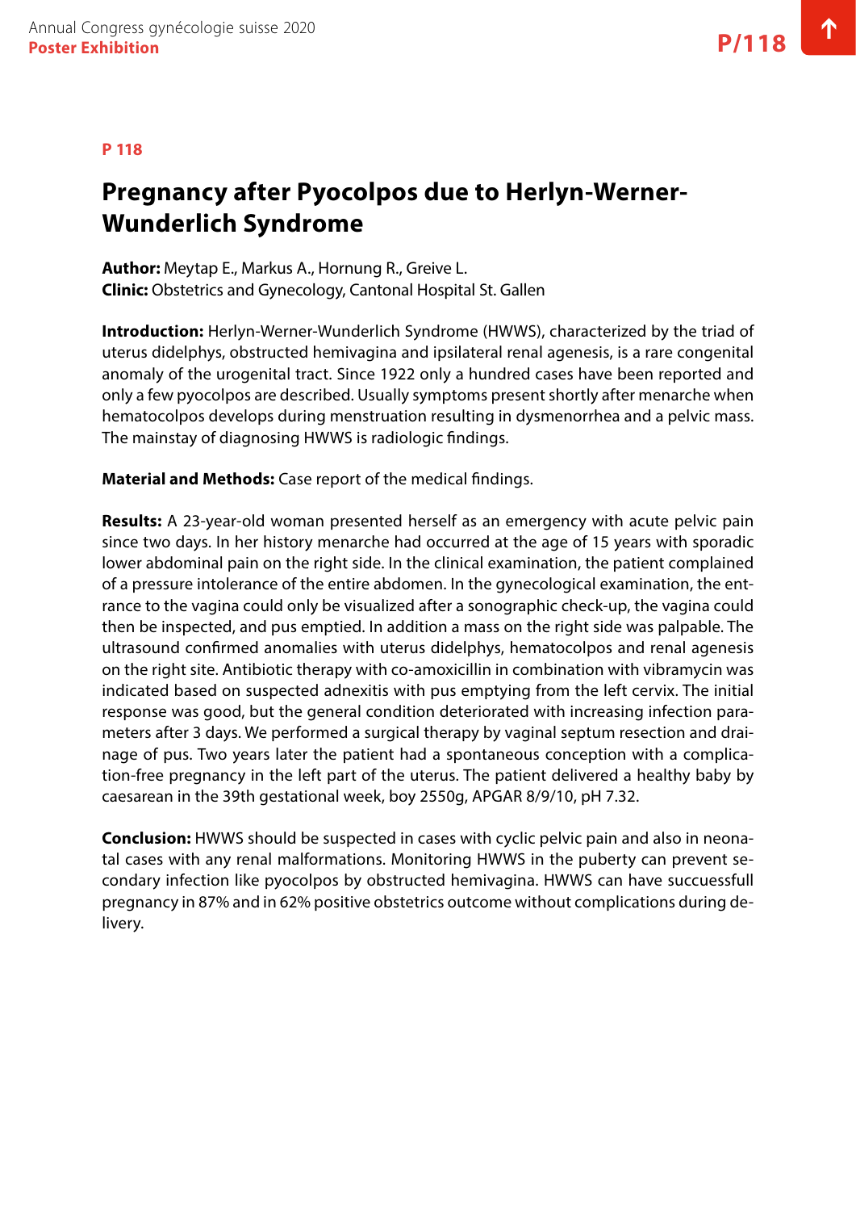**P 118**

# Pregnancy after Pyocolpos due to Herlyn-Werner-Wunderlich Syndrome

**Author:** Meytap E., Markus A., Hornung R., Greive L.
**Clinic:** Obstetrics and Gynecology, Cantonal Hospital St. Gallen

**Introduction:** Herlyn-Werner-Wunderlich Syndrome (HWWS), characterized by the triad of uterus didelphys, obstructed hemivagina and ipsilateral renal agenesis, is a rare congenital anomaly of the urogenital tract. Since 1922 only a hundred cases have been reported and only a few pyocolpos are described. Usually symptoms present shortly after menarche when hematocolpos develops during menstruation resulting in dysmenorrhea and a pelvic mass. The mainstay of diagnosing HWWS is radiologic findings.

**Material and Methods:** Case report of the medical findings.

**Results:** A 23-year-old woman presented herself as an emergency with acute pelvic pain since two days. In her history menarche had occurred at the age of 15 years with sporadic lower abdominal pain on the right side. In the clinical examination, the patient complained of a pressure intolerance of the entire abdomen. In the gynecological examination, the entrance to the vagina could only be visualized after a sonographic check-up, the vagina could then be inspected, and pus emptied. In addition a mass on the right side was palpable. The ultrasound confirmed anomalies with uterus didelphys, hematocolpos and renal agenesis on the right site. Antibiotic therapy with co-amoxicillin in combination with vibramycin was indicated based on suspected adnexitis with pus emptying from the left cervix. The initial response was good, but the general condition deteriorated with increasing infection parameters after 3 days. We performed a surgical therapy by vaginal septum resection and drainage of pus. Two years later the patient had a spontaneous conception with a complication-free pregnancy in the left part of the uterus. The patient delivered a healthy baby by caesarean in the 39th gestational week, boy 2550g, APGAR 8/9/10, pH 7.32.

**Conclusion:** HWWS should be suspected in cases with cyclic pelvic pain and also in neonatal cases with any renal malformations. Monitoring HWWS in the puberty can prevent secondary infection like pyocolpos by obstructed hemivagina. HWWS can have succuessfull pregnancy in 87% and in 62% positive obstetrics outcome without complications during delivery.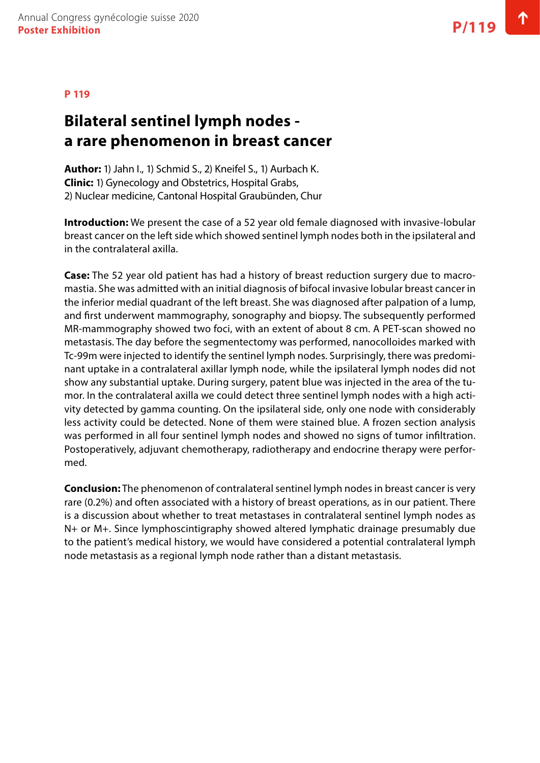P 119

# Bilateral sentinel lymph nodes - a rare phenomenon in breast cancer

**Author:** 1) Jahn I., 1) Schmid S., 2) Kneifel S., 1) Aurbach K.
**Clinic:** 1) Gynecology and Obstetrics, Hospital Grabs,
2) Nuclear medicine, Cantonal Hospital Graubünden, Chur

**Introduction:** We present the case of a 52 year old female diagnosed with invasive-lobular breast cancer on the left side which showed sentinel lymph nodes both in the ipsilateral and in the contralateral axilla.

**Case:** The 52 year old patient has had a history of breast reduction surgery due to macromastia. She was admitted with an initial diagnosis of bifocal invasive lobular breast cancer in the inferior medial quadrant of the left breast. She was diagnosed after palpation of a lump, and first underwent mammography, sonography and biopsy. The subsequently performed MR-mammography showed two foci, with an extent of about 8 cm. A PET-scan showed no metastasis. The day before the segmentectomy was performed, nanocolloides marked with Tc-99m were injected to identify the sentinel lymph nodes. Surprisingly, there was predominant uptake in a contralateral axillar lymph node, while the ipsilateral lymph nodes did not show any substantial uptake. During surgery, patent blue was injected in the area of the tumor. In the contralateral axilla we could detect three sentinel lymph nodes with a high activity detected by gamma counting. On the ipsilateral side, only one node with considerably less activity could be detected. None of them were stained blue. A frozen section analysis was performed in all four sentinel lymph nodes and showed no signs of tumor infiltration. Postoperatively, adjuvant chemotherapy, radiotherapy and endocrine therapy were performed.

**Conclusion:** The phenomenon of contralateral sentinel lymph nodes in breast cancer is very rare (0.2%) and often associated with a history of breast operations, as in our patient. There is a discussion about whether to treat metastases in contralateral sentinel lymph nodes as N+ or M+. Since lymphoscintigraphy showed altered lymphatic drainage presumably due to the patient's medical history, we would have considered a potential contralateral lymph node metastasis as a regional lymph node rather than a distant metastasis.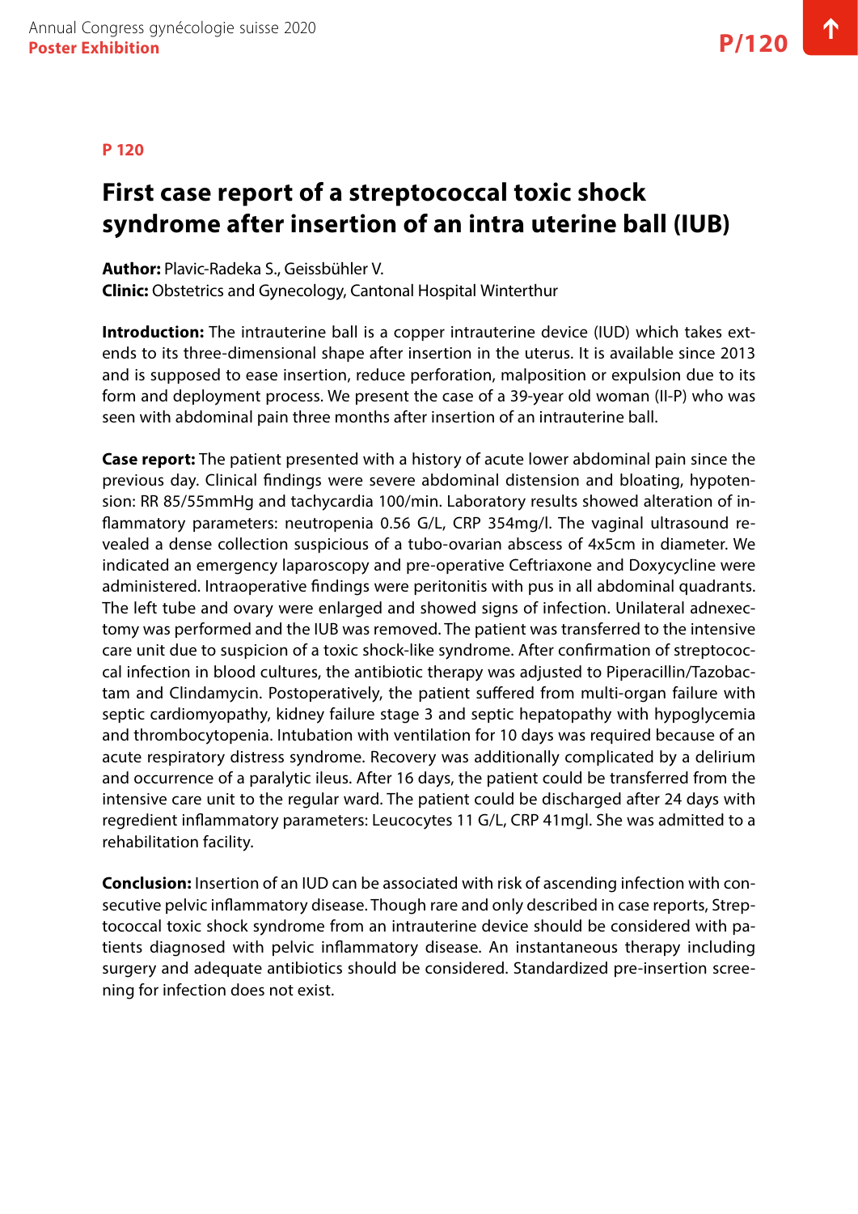**P 120**

# First case report of a streptococcal toxic shock syndrome after insertion of an intra uterine ball (IUB)

**Author:** Plavic-Radeka S., Geissbühler V.
**Clinic:** Obstetrics and Gynecology, Cantonal Hospital Winterthur

**Introduction:** The intrauterine ball is a copper intrauterine device (IUD) which takes extends to its three-dimensional shape after insertion in the uterus. It is available since 2013 and is supposed to ease insertion, reduce perforation, malposition or expulsion due to its form and deployment process. We present the case of a 39-year old woman (II-P) who was seen with abdominal pain three months after insertion of an intrauterine ball.

**Case report:** The patient presented with a history of acute lower abdominal pain since the previous day. Clinical findings were severe abdominal distension and bloating, hypotension: RR 85/55mmHg and tachycardia 100/min. Laboratory results showed alteration of inflammatory parameters: neutropenia 0.56 G/L, CRP 354mg/l. The vaginal ultrasound revealed a dense collection suspicious of a tubo-ovarian abscess of 4x5cm in diameter. We indicated an emergency laparoscopy and pre-operative Ceftriaxone and Doxycycline were administered. Intraoperative findings were peritonitis with pus in all abdominal quadrants. The left tube and ovary were enlarged and showed signs of infection. Unilateral adnexectomy was performed and the IUB was removed. The patient was transferred to the intensive care unit due to suspicion of a toxic shock-like syndrome. After confirmation of streptococcal infection in blood cultures, the antibiotic therapy was adjusted to Piperacillin/Tazobactam and Clindamycin. Postoperatively, the patient suffered from multi-organ failure with septic cardiomyopathy, kidney failure stage 3 and septic hepatopathy with hypoglycemia and thrombocytopenia. Intubation with ventilation for 10 days was required because of an acute respiratory distress syndrome. Recovery was additionally complicated by a delirium and occurrence of a paralytic ileus. After 16 days, the patient could be transferred from the intensive care unit to the regular ward. The patient could be discharged after 24 days with regredient inflammatory parameters: Leucocytes 11 G/L, CRP 41mgl. She was admitted to a rehabilitation facility.

**Conclusion:** Insertion of an IUD can be associated with risk of ascending infection with consecutive pelvic inflammatory disease. Though rare and only described in case reports, Streptococcal toxic shock syndrome from an intrauterine device should be considered with patients diagnosed with pelvic inflammatory disease. An instantaneous therapy including surgery and adequate antibiotics should be considered. Standardized pre-insertion screening for infection does not exist.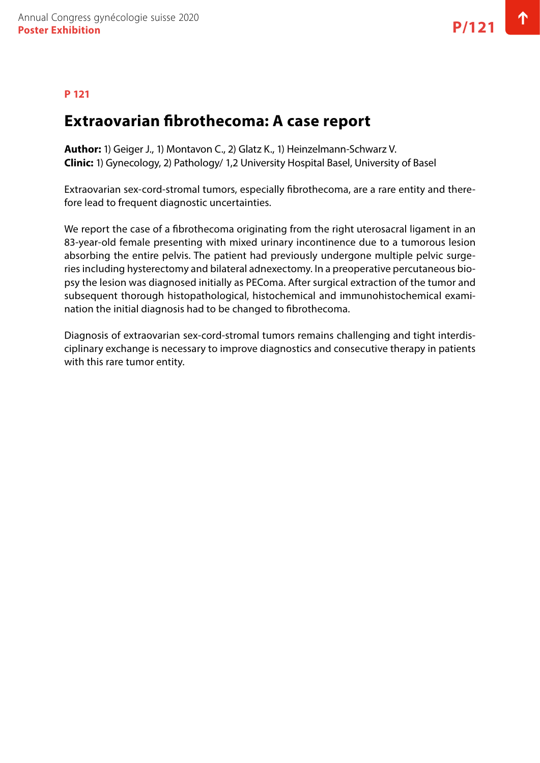P 121

## Extraovarian fibrothecoma: A case report

**Author:** 1) Geiger J., 1) Montavon C., 2) Glatz K., 1) Heinzelmann-Schwarz V.
**Clinic:** 1) Gynecology, 2) Pathology/ 1,2 University Hospital Basel, University of Basel

Extraovarian sex-cord-stromal tumors, especially fibrothecoma, are a rare entity and therefore lead to frequent diagnostic uncertainties.

We report the case of a fibrothecoma originating from the right uterosacral ligament in an 83-year-old female presenting with mixed urinary incontinence due to a tumorous lesion absorbing the entire pelvis. The patient had previously undergone multiple pelvic surgeries including hysterectomy and bilateral adnexectomy. In a preoperative percutaneous biopsy the lesion was diagnosed initially as PEComa. After surgical extraction of the tumor and subsequent thorough histopathological, histochemical and immunohistochemical examination the initial diagnosis had to be changed to fibrothecoma.

Diagnosis of extraovarian sex-cord-stromal tumors remains challenging and tight interdisciplinary exchange is necessary to improve diagnostics and consecutive therapy in patients with this rare tumor entity.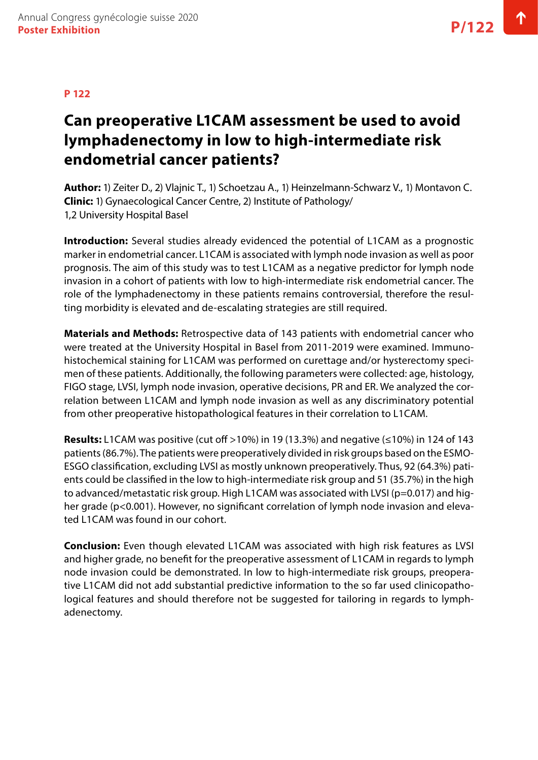**P 122**

# Can preoperative L1CAM assessment be used to avoid lymphadenectomy in low to high-intermediate risk endometrial cancer patients?

**Author:** 1) Zeiter D., 2) Vlajnic T., 1) Schoetzau A., 1) Heinzelmann-Schwarz V., 1) Montavon C.
**Clinic:** 1) Gynaecological Cancer Centre, 2) Institute of Pathology/
1,2 University Hospital Basel

**Introduction:** Several studies already evidenced the potential of L1CAM as a prognostic marker in endometrial cancer. L1CAM is associated with lymph node invasion as well as poor prognosis. The aim of this study was to test L1CAM as a negative predictor for lymph node invasion in a cohort of patients with low to high-intermediate risk endometrial cancer. The role of the lymphadenectomy in these patients remains controversial, therefore the resulting morbidity is elevated and de-escalating strategies are still required.

**Materials and Methods:** Retrospective data of 143 patients with endometrial cancer who were treated at the University Hospital in Basel from 2011-2019 were examined. Immunohistochemical staining for L1CAM was performed on curettage and/or hysterectomy specimen of these patients. Additionally, the following parameters were collected: age, histology, FIGO stage, LVSI, lymph node invasion, operative decisions, PR and ER. We analyzed the correlation between L1CAM and lymph node invasion as well as any discriminatory potential from other preoperative histopathological features in their correlation to L1CAM.

**Results:** L1CAM was positive (cut off >10%) in 19 (13.3%) and negative (≤10%) in 124 of 143 patients (86.7%). The patients were preoperatively divided in risk groups based on the ESMO-ESGO classification, excluding LVSI as mostly unknown preoperatively. Thus, 92 (64.3%) patients could be classified in the low to high-intermediate risk group and 51 (35.7%) in the high to advanced/metastatic risk group. High L1CAM was associated with LVSI ($p=0.017$) and higher grade ($p<0.001$). However, no significant correlation of lymph node invasion and elevated L1CAM was found in our cohort.

**Conclusion:** Even though elevated L1CAM was associated with high risk features as LVSI and higher grade, no benefit for the preoperative assessment of L1CAM in regards to lymph node invasion could be demonstrated. In low to high-intermediate risk groups, preoperative L1CAM did not add substantial predictive information to the so far used clinicopathological features and should therefore not be suggested for tailoring in regards to lymphadenectomy.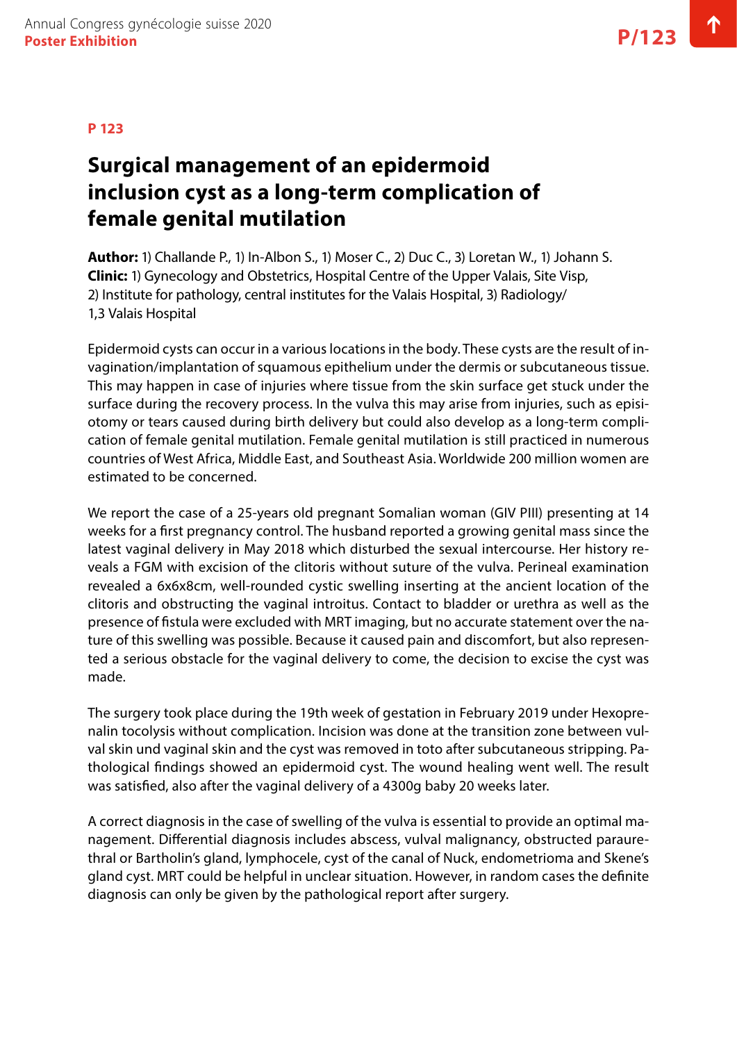P 123

# Surgical management of an epidermoid inclusion cyst as a long-term complication of female genital mutilation

**Author:** 1) Challande P., 1) In-Albon S., 1) Moser C., 2) Duc C., 3) Loretan W., 1) Johann S.
**Clinic:** 1) Gynecology and Obstetrics, Hospital Centre of the Upper Valais, Site Visp, 2) Institute for pathology, central institutes for the Valais Hospital, 3) Radiology/ 1,3 Valais Hospital

Epidermoid cysts can occur in a various locations in the body. These cysts are the result of invagination/implantation of squamous epithelium under the dermis or subcutaneous tissue. This may happen in case of injuries where tissue from the skin surface get stuck under the surface during the recovery process. In the vulva this may arise from injuries, such as episiotomy or tears caused during birth delivery but could also develop as a long-term complication of female genital mutilation. Female genital mutilation is still practiced in numerous countries of West Africa, Middle East, and Southeast Asia. Worldwide 200 million women are estimated to be concerned.

We report the case of a 25-years old pregnant Somalian woman (GIV PIII) presenting at 14 weeks for a first pregnancy control. The husband reported a growing genital mass since the latest vaginal delivery in May 2018 which disturbed the sexual intercourse. Her history reveals a FGM with excision of the clitoris without suture of the vulva. Perineal examination revealed a 6x6x8cm, well-rounded cystic swelling inserting at the ancient location of the clitoris and obstructing the vaginal introitus. Contact to bladder or urethra as well as the presence of fistula were excluded with MRT imaging, but no accurate statement over the nature of this swelling was possible. Because it caused pain and discomfort, but also represented a serious obstacle for the vaginal delivery to come, the decision to excise the cyst was made.

The surgery took place during the 19th week of gestation in February 2019 under Hexoprenalin tocolysis without complication. Incision was done at the transition zone between vulval skin und vaginal skin and the cyst was removed in toto after subcutaneous stripping. Pathological findings showed an epidermoid cyst. The wound healing went well. The result was satisfied, also after the vaginal delivery of a 4300g baby 20 weeks later.

A correct diagnosis in the case of swelling of the vulva is essential to provide an optimal management. Differential diagnosis includes abscess, vulval malignancy, obstructed paraurethral or Bartholin's gland, lymphocele, cyst of the canal of Nuck, endometrioma and Skene's gland cyst. MRT could be helpful in unclear situation. However, in random cases the definite diagnosis can only be given by the pathological report after surgery.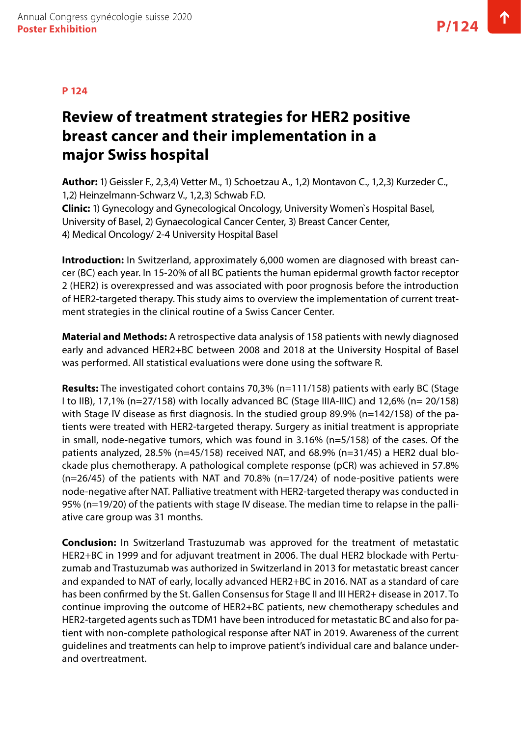**P 124**

# Review of treatment strategies for HER2 positive breast cancer and their implementation in a major Swiss hospital

**Author:** 1) Geissler F., 2,3,4) Vetter M., 1) Schoetzau A., 1,2) Montavon C., 1,2,3) Kurzeder C., 1,2) Heinzelmann-Schwarz V., 1,2,3) Schwab F.D.

**Clinic:** 1) Gynecology and Gynecological Oncology, University Women`s Hospital Basel, University of Basel, 2) Gynaecological Cancer Center, 3) Breast Cancer Center, 4) Medical Oncology/ 2-4 University Hospital Basel

**Introduction:** In Switzerland, approximately 6,000 women are diagnosed with breast cancer (BC) each year. In 15-20% of all BC patients the human epidermal growth factor receptor 2 (HER2) is overexpressed and was associated with poor prognosis before the introduction of HER2-targeted therapy. This study aims to overview the implementation of current treatment strategies in the clinical routine of a Swiss Cancer Center.

**Material and Methods:** A retrospective data analysis of 158 patients with newly diagnosed early and advanced HER2+BC between 2008 and 2018 at the University Hospital of Basel was performed. All statistical evaluations were done using the software R.

**Results:** The investigated cohort contains 70,3% (n=111/158) patients with early BC (Stage I to IIB), 17,1% (n=27/158) with locally advanced BC (Stage IIIA-IIIC) and 12,6% (n= 20/158) with Stage IV disease as first diagnosis. In the studied group 89.9% (n=142/158) of the patients were treated with HER2-targeted therapy. Surgery as initial treatment is appropriate in small, node-negative tumors, which was found in 3.16% (n=5/158) of the cases. Of the patients analyzed, 28.5% (n=45/158) received NAT, and 68.9% (n=31/45) a HER2 dual blockade plus chemotherapy. A pathological complete response (pCR) was achieved in 57.8% (n=26/45) of the patients with NAT and 70.8% (n=17/24) of node-positive patients were node-negative after NAT. Palliative treatment with HER2-targeted therapy was conducted in 95% (n=19/20) of the patients with stage IV disease. The median time to relapse in the palliative care group was 31 months.

**Conclusion:** In Switzerland Trastuzumab was approved for the treatment of metastatic HER2+BC in 1999 and for adjuvant treatment in 2006. The dual HER2 blockade with Pertuzumab and Trastuzumab was authorized in Switzerland in 2013 for metastatic breast cancer and expanded to NAT of early, locally advanced HER2+BC in 2016. NAT as a standard of care has been confirmed by the St. Gallen Consensus for Stage II and III HER2+ disease in 2017. To continue improving the outcome of HER2+BC patients, new chemotherapy schedules and HER2-targeted agents such as TDM1 have been introduced for metastatic BC and also for patient with non-complete pathological response after NAT in 2019. Awareness of the current guidelines and treatments can help to improve patient's individual care and balance under- and overtreatment.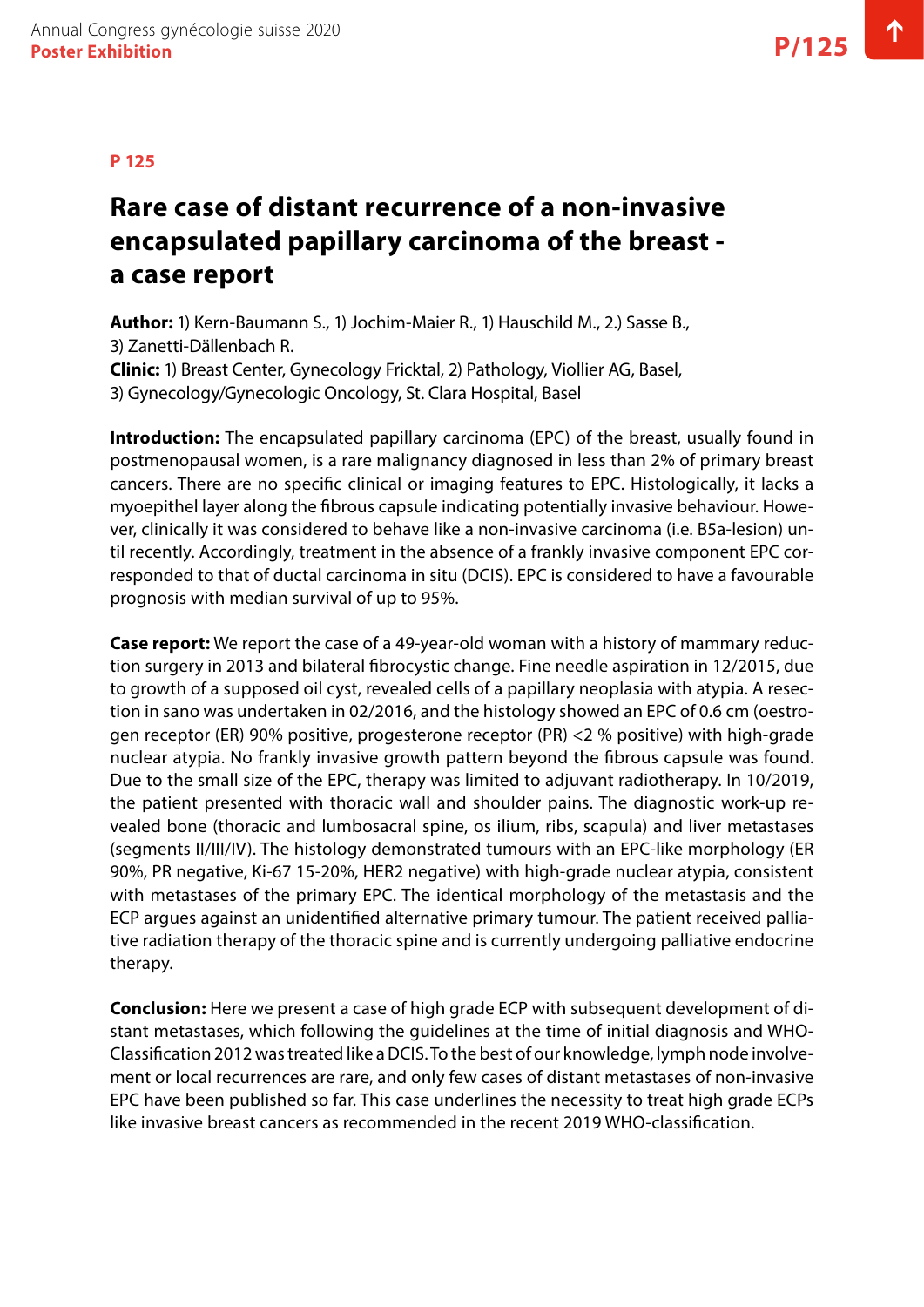**P 125**

# Rare case of distant recurrence of a non-invasive encapsulated papillary carcinoma of the breast - a case report

**Author:** 1) Kern-Baumann S., 1) Jochim-Maier R., 1) Hauschild M., 2.) Sasse B., 3) Zanetti-Dällenbach R.
**Clinic:** 1) Breast Center, Gynecology Fricktal, 2) Pathology, Viollier AG, Basel, 3) Gynecology/Gynecologic Oncology, St. Clara Hospital, Basel

**Introduction:** The encapsulated papillary carcinoma (EPC) of the breast, usually found in postmenopausal women, is a rare malignancy diagnosed in less than 2% of primary breast cancers. There are no specific clinical or imaging features to EPC. Histologically, it lacks a myoepithel layer along the fibrous capsule indicating potentially invasive behaviour. However, clinically it was considered to behave like a non-invasive carcinoma (i.e. B5a-lesion) until recently. Accordingly, treatment in the absence of a frankly invasive component EPC corresponded to that of ductal carcinoma in situ (DCIS). EPC is considered to have a favourable prognosis with median survival of up to 95%.

**Case report:** We report the case of a 49-year-old woman with a history of mammary reduction surgery in 2013 and bilateral fibrocystic change. Fine needle aspiration in 12/2015, due to growth of a supposed oil cyst, revealed cells of a papillary neoplasia with atypia. A resection in sano was undertaken in 02/2016, and the histology showed an EPC of 0.6 cm (oestrogen receptor (ER) 90% positive, progesterone receptor (PR) <2 % positive) with high-grade nuclear atypia. No frankly invasive growth pattern beyond the fibrous capsule was found. Due to the small size of the EPC, therapy was limited to adjuvant radiotherapy. In 10/2019, the patient presented with thoracic wall and shoulder pains. The diagnostic work-up revealed bone (thoracic and lumbosacral spine, os ilium, ribs, scapula) and liver metastases (segments II/III/IV). The histology demonstrated tumours with an EPC-like morphology (ER 90%, PR negative, Ki-67 15-20%, HER2 negative) with high-grade nuclear atypia, consistent with metastases of the primary EPC. The identical morphology of the metastasis and the ECP argues against an unidentified alternative primary tumour. The patient received palliative radiation therapy of the thoracic spine and is currently undergoing palliative endocrine therapy.

**Conclusion:** Here we present a case of high grade ECP with subsequent development of distant metastases, which following the guidelines at the time of initial diagnosis and WHO-Classification 2012 was treated like a DCIS. To the best of our knowledge, lymph node involvement or local recurrences are rare, and only few cases of distant metastases of non-invasive EPC have been published so far. This case underlines the necessity to treat high grade ECPs like invasive breast cancers as recommended in the recent 2019 WHO-classification.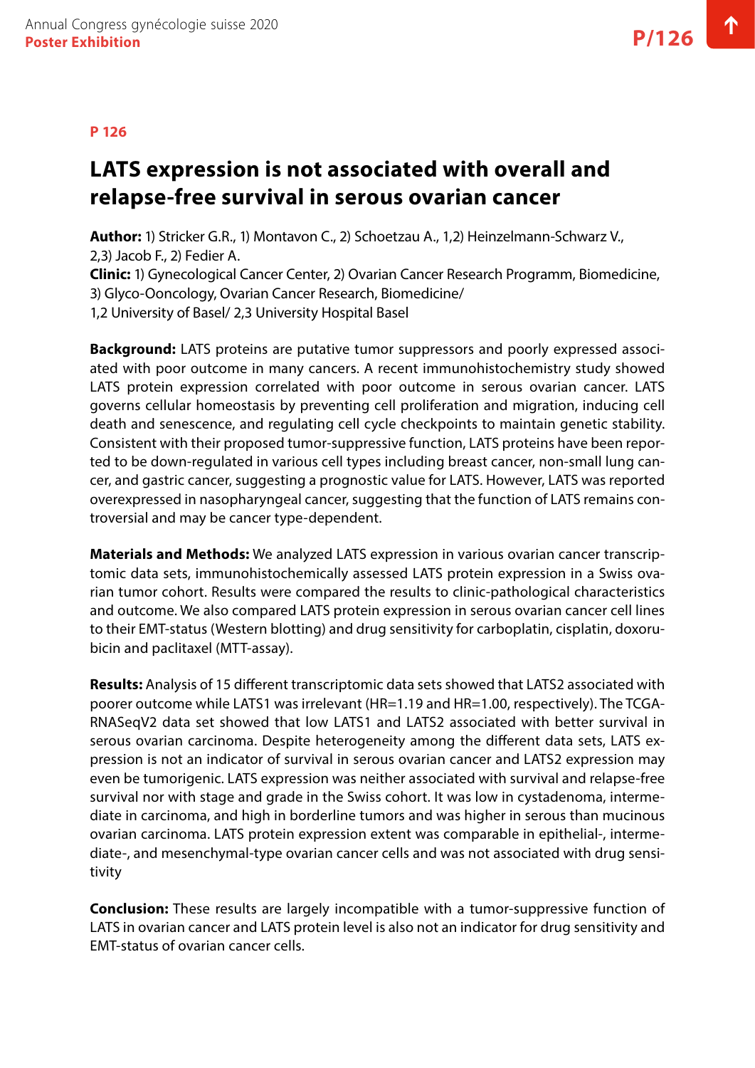**P 126**

# LATS expression is not associated with overall and relapse-free survival in serous ovarian cancer

**Author:** 1) Stricker G.R., 1) Montavon C., 2) Schoetzau A., 1,2) Heinzelmann-Schwarz V., 2,3) Jacob F., 2) Fedier A.
**Clinic:** 1) Gynecological Cancer Center, 2) Ovarian Cancer Research Programm, Biomedicine, 3) Glyco-Ooncology, Ovarian Cancer Research, Biomedicine/
1,2 University of Basel/ 2,3 University Hospital Basel

**Background:** LATS proteins are putative tumor suppressors and poorly expressed associated with poor outcome in many cancers. A recent immunohistochemistry study showed LATS protein expression correlated with poor outcome in serous ovarian cancer. LATS governs cellular homeostasis by preventing cell proliferation and migration, inducing cell death and senescence, and regulating cell cycle checkpoints to maintain genetic stability. Consistent with their proposed tumor-suppressive function, LATS proteins have been reported to be down-regulated in various cell types including breast cancer, non-small lung cancer, and gastric cancer, suggesting a prognostic value for LATS. However, LATS was reported overexpressed in nasopharyngeal cancer, suggesting that the function of LATS remains controversial and may be cancer type-dependent.

**Materials and Methods:** We analyzed LATS expression in various ovarian cancer transcriptomic data sets, immunohistochemically assessed LATS protein expression in a Swiss ovarian tumor cohort. Results were compared the results to clinic-pathological characteristics and outcome. We also compared LATS protein expression in serous ovarian cancer cell lines to their EMT-status (Western blotting) and drug sensitivity for carboplatin, cisplatin, doxorubicin and paclitaxel (MTT-assay).

**Results:** Analysis of 15 different transcriptomic data sets showed that LATS2 associated with poorer outcome while LATS1 was irrelevant (HR=1.19 and HR=1.00, respectively). The TCGA-RNASeqV2 data set showed that low LATS1 and LATS2 associated with better survival in serous ovarian carcinoma. Despite heterogeneity among the different data sets, LATS expression is not an indicator of survival in serous ovarian cancer and LATS2 expression may even be tumorigenic. LATS expression was neither associated with survival and relapse-free survival nor with stage and grade in the Swiss cohort. It was low in cystadenoma, intermediate in carcinoma, and high in borderline tumors and was higher in serous than mucinous ovarian carcinoma. LATS protein expression extent was comparable in epithelial-, intermediate-, and mesenchymal-type ovarian cancer cells and was not associated with drug sensitivity

**Conclusion:** These results are largely incompatible with a tumor-suppressive function of LATS in ovarian cancer and LATS protein level is also not an indicator for drug sensitivity and EMT-status of ovarian cancer cells.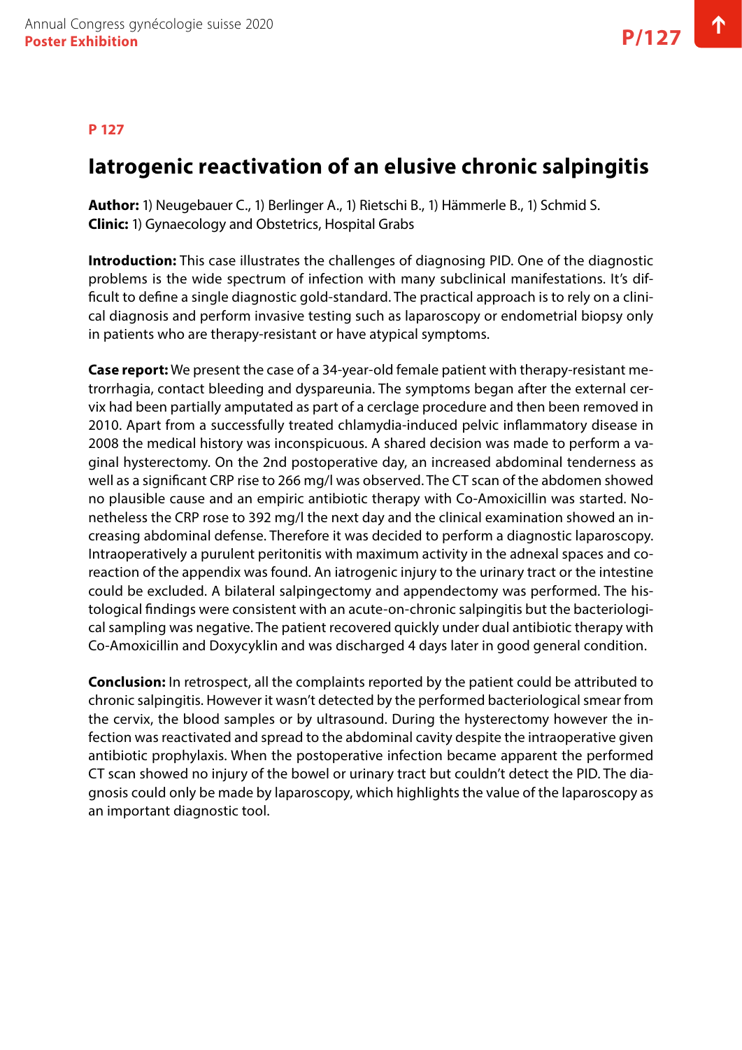**P 127**

# Iatrogenic reactivation of an elusive chronic salpingitis

**Author:** 1) Neugebauer C., 1) Berlinger A., 1) Rietschi B., 1) Hämmerle B., 1) Schmid S.
**Clinic:** 1) Gynaecology and Obstetrics, Hospital Grabs

**Introduction:** This case illustrates the challenges of diagnosing PID. One of the diagnostic problems is the wide spectrum of infection with many subclinical manifestations. It's difficult to define a single diagnostic gold-standard. The practical approach is to rely on a clinical diagnosis and perform invasive testing such as laparoscopy or endometrial biopsy only in patients who are therapy-resistant or have atypical symptoms.

**Case report:** We present the case of a 34-year-old female patient with therapy-resistant metrorrhagia, contact bleeding and dyspareunia. The symptoms began after the external cervix had been partially amputated as part of a cerclage procedure and then been removed in 2010. Apart from a successfully treated chlamydia-induced pelvic inflammatory disease in 2008 the medical history was inconspicuous. A shared decision was made to perform a vaginal hysterectomy. On the 2nd postoperative day, an increased abdominal tenderness as well as a significant CRP rise to 266 mg/l was observed. The CT scan of the abdomen showed no plausible cause and an empiric antibiotic therapy with Co-Amoxicillin was started. Nonetheless the CRP rose to 392 mg/l the next day and the clinical examination showed an increasing abdominal defense. Therefore it was decided to perform a diagnostic laparoscopy. Intraoperatively a purulent peritonitis with maximum activity in the adnexal spaces and coreaction of the appendix was found. An iatrogenic injury to the urinary tract or the intestine could be excluded. A bilateral salpingectomy and appendectomy was performed. The histological findings were consistent with an acute-on-chronic salpingitis but the bacteriological sampling was negative. The patient recovered quickly under dual antibiotic therapy with Co-Amoxicillin and Doxycyklin and was discharged 4 days later in good general condition.

**Conclusion:** In retrospect, all the complaints reported by the patient could be attributed to chronic salpingitis. However it wasn't detected by the performed bacteriological smear from the cervix, the blood samples or by ultrasound. During the hysterectomy however the infection was reactivated and spread to the abdominal cavity despite the intraoperative given antibiotic prophylaxis. When the postoperative infection became apparent the performed CT scan showed no injury of the bowel or urinary tract but couldn't detect the PID. The diagnosis could only be made by laparoscopy, which highlights the value of the laparoscopy as an important diagnostic tool.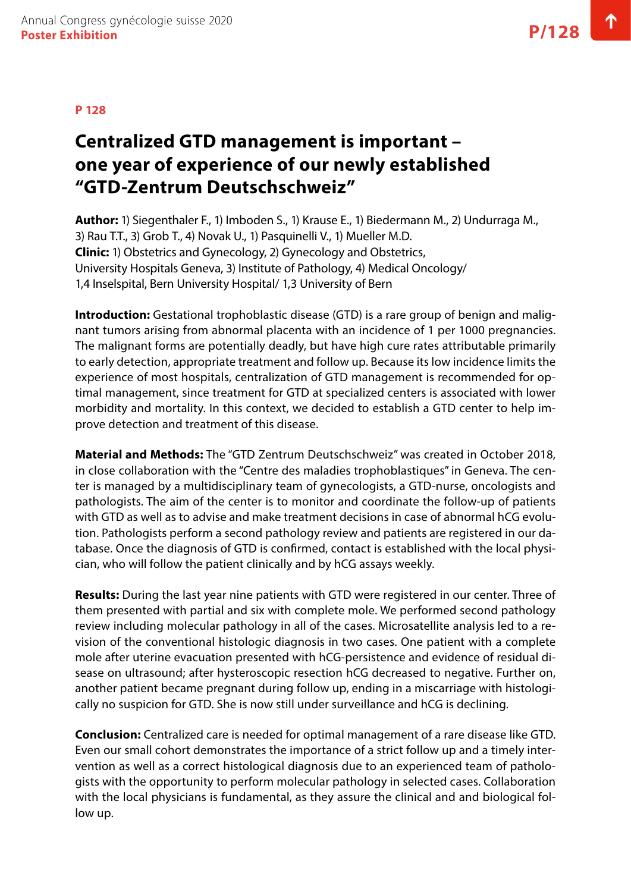**P 128**

# Centralized GTD management is important – one year of experience of our newly established "GTD-Zentrum Deutschschweiz"

**Author:** 1) Siegenthaler F., 1) Imboden S., 1) Krause E., 1) Biedermann M., 2) Undurraga M., 3) Rau T.T., 3) Grob T., 4) Novak U., 1) Pasquinelli V., 1) Mueller M.D.
**Clinic:** 1) Obstetrics and Gynecology, 2) Gynecology and Obstetrics, University Hospitals Geneva, 3) Institute of Pathology, 4) Medical Oncology/ 1,4 Inselspital, Bern University Hospital/ 1,3 University of Bern

**Introduction:** Gestational trophoblastic disease (GTD) is a rare group of benign and malignant tumors arising from abnormal placenta with an incidence of 1 per 1000 pregnancies. The malignant forms are potentially deadly, but have high cure rates attributable primarily to early detection, appropriate treatment and follow up. Because its low incidence limits the experience of most hospitals, centralization of GTD management is recommended for optimal management, since treatment for GTD at specialized centers is associated with lower morbidity and mortality. In this context, we decided to establish a GTD center to help improve detection and treatment of this disease.

**Material and Methods:** The "GTD Zentrum Deutschschweiz" was created in October 2018, in close collaboration with the "Centre des maladies trophoblastiques" in Geneva. The center is managed by a multidisciplinary team of gynecologists, a GTD-nurse, oncologists and pathologists. The aim of the center is to monitor and coordinate the follow-up of patients with GTD as well as to advise and make treatment decisions in case of abnormal hCG evolution. Pathologists perform a second pathology review and patients are registered in our database. Once the diagnosis of GTD is confirmed, contact is established with the local physician, who will follow the patient clinically and by hCG assays weekly.

**Results:** During the last year nine patients with GTD were registered in our center. Three of them presented with partial and six with complete mole. We performed second pathology review including molecular pathology in all of the cases. Microsatellite analysis led to a revision of the conventional histologic diagnosis in two cases. One patient with a complete mole after uterine evacuation presented with hCG-persistence and evidence of residual disease on ultrasound; after hysteroscopic resection hCG decreased to negative. Further on, another patient became pregnant during follow up, ending in a miscarriage with histologically no suspicion for GTD. She is now still under surveillance and hCG is declining.

**Conclusion:** Centralized care is needed for optimal management of a rare disease like GTD. Even our small cohort demonstrates the importance of a strict follow up and a timely intervention as well as a correct histological diagnosis due to an experienced team of pathologists with the opportunity to perform molecular pathology in selected cases. Collaboration with the local physicians is fundamental, as they assure the clinical and and biological follow up.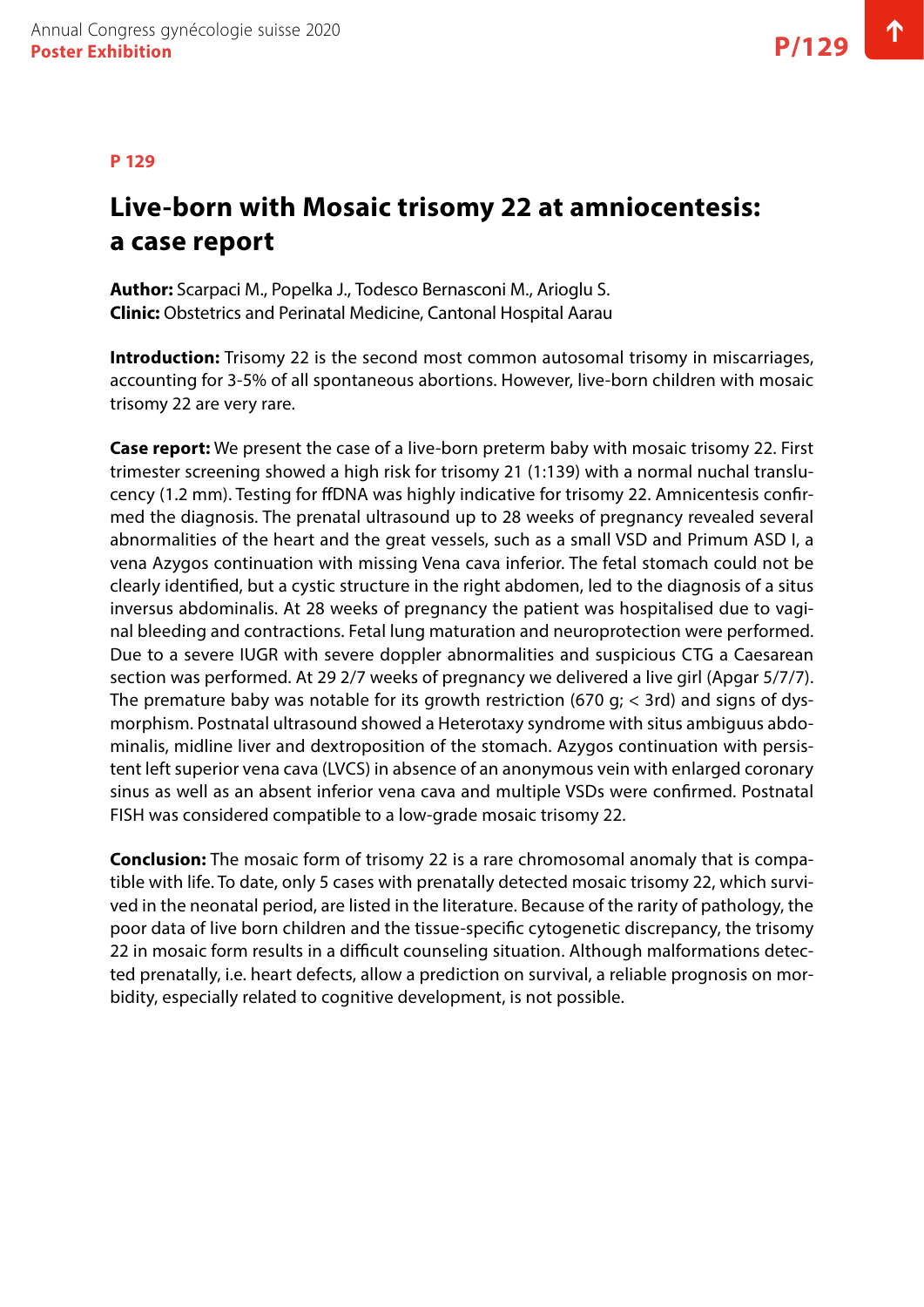**P 129**

# Live-born with Mosaic trisomy 22 at amniocentesis: a case report

**Author:** Scarpaci M., Popelka J., Todesco Bernasconi M., Arioglu S.
**Clinic:** Obstetrics and Perinatal Medicine, Cantonal Hospital Aarau

**Introduction:** Trisomy 22 is the second most common autosomal trisomy in miscarriages, accounting for 3-5% of all spontaneous abortions. However, live-born children with mosaic trisomy 22 are very rare.

**Case report:** We present the case of a live-born preterm baby with mosaic trisomy 22. First trimester screening showed a high risk for trisomy 21 (1:139) with a normal nuchal translucency (1.2 mm). Testing for ffDNA was highly indicative for trisomy 22. Amnicentesis confirmed the diagnosis. The prenatal ultrasound up to 28 weeks of pregnancy revealed several abnormalities of the heart and the great vessels, such as a small VSD and Primum ASD I, a vena Azygos continuation with missing Vena cava inferior. The fetal stomach could not be clearly identified, but a cystic structure in the right abdomen, led to the diagnosis of a situs inversus abdominalis. At 28 weeks of pregnancy the patient was hospitalised due to vaginal bleeding and contractions. Fetal lung maturation and neuroprotection were performed. Due to a severe IUGR with severe doppler abnormalities and suspicious CTG a Caesarean section was performed. At 29 2/7 weeks of pregnancy we delivered a live girl (Apgar 5/7/7). The premature baby was notable for its growth restriction (670 g; < 3rd) and signs of dysmorphism. Postnatal ultrasound showed a Heterotaxy syndrome with situs ambiguus abdominalis, midline liver and dextroposition of the stomach. Azygos continuation with persistent left superior vena cava (LVCS) in absence of an anonymous vein with enlarged coronary sinus as well as an absent inferior vena cava and multiple VSDs were confirmed. Postnatal FISH was considered compatible to a low-grade mosaic trisomy 22.

**Conclusion:** The mosaic form of trisomy 22 is a rare chromosomal anomaly that is compatible with life. To date, only 5 cases with prenatally detected mosaic trisomy 22, which survived in the neonatal period, are listed in the literature. Because of the rarity of pathology, the poor data of live born children and the tissue-specific cytogenetic discrepancy, the trisomy 22 in mosaic form results in a difficult counseling situation. Although malformations detected prenatally, i.e. heart defects, allow a prediction on survival, a reliable prognosis on morbidity, especially related to cognitive development, is not possible.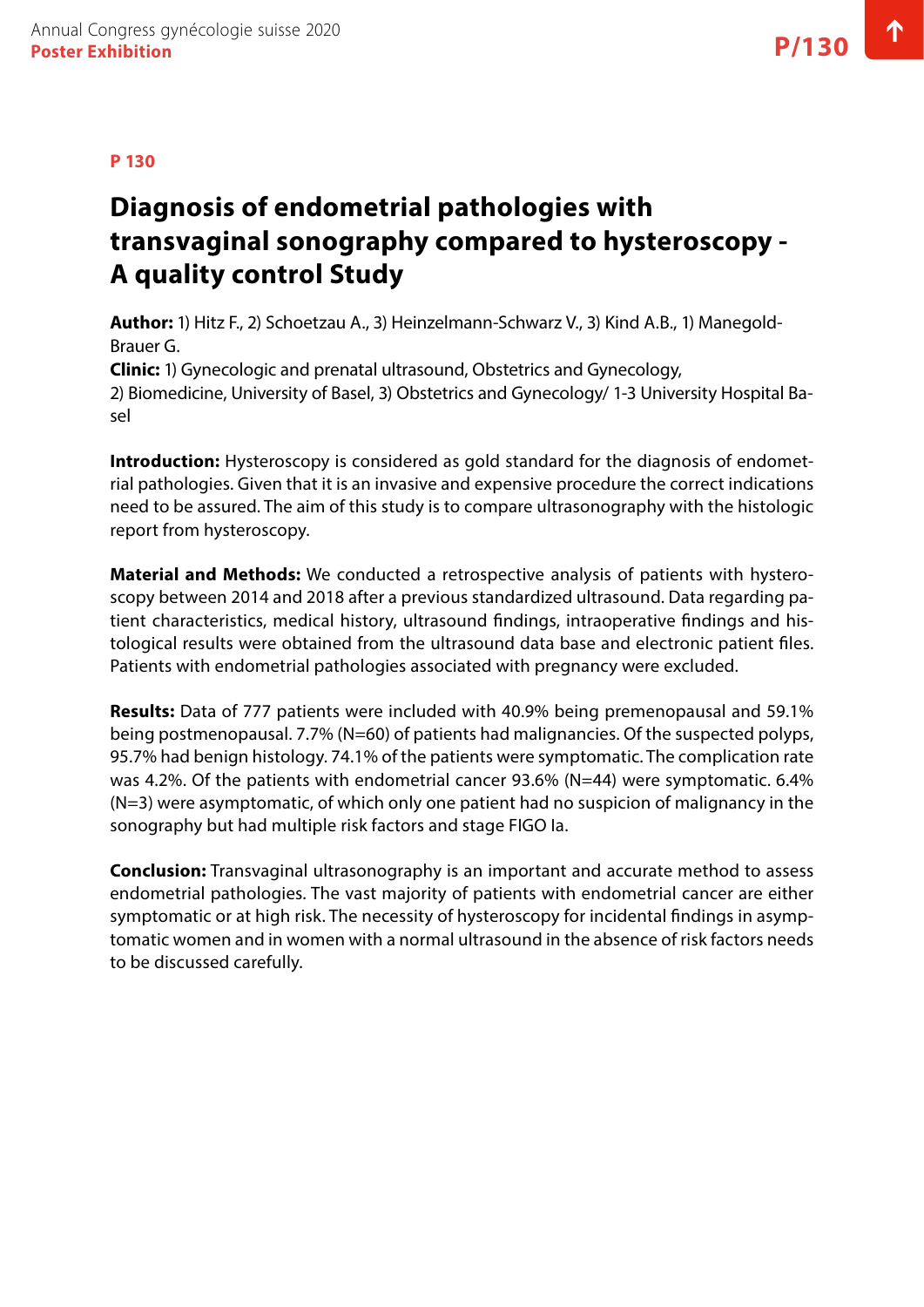**P 130**

# Diagnosis of endometrial pathologies with transvaginal sonography compared to hysteroscopy - A quality control Study

**Author:** 1) Hitz F., 2) Schoetzau A., 3) Heinzelmann-Schwarz V., 3) Kind A.B., 1) Manegold-Brauer G.
**Clinic:** 1) Gynecologic and prenatal ultrasound, Obstetrics and Gynecology, 2) Biomedicine, University of Basel, 3) Obstetrics and Gynecology/ 1-3 University Hospital Basel

**Introduction:** Hysteroscopy is considered as gold standard for the diagnosis of endometrial pathologies. Given that it is an invasive and expensive procedure the correct indications need to be assured. The aim of this study is to compare ultrasonography with the histologic report from hysteroscopy.

**Material and Methods:** We conducted a retrospective analysis of patients with hysteroscopy between 2014 and 2018 after a previous standardized ultrasound. Data regarding patient characteristics, medical history, ultrasound findings, intraoperative findings and histological results were obtained from the ultrasound data base and electronic patient files. Patients with endometrial pathologies associated with pregnancy were excluded.

**Results:** Data of 777 patients were included with 40.9% being premenopausal and 59.1% being postmenopausal. 7.7% (N=60) of patients had malignancies. Of the suspected polyps, 95.7% had benign histology. 74.1% of the patients were symptomatic. The complication rate was 4.2%. Of the patients with endometrial cancer 93.6% (N=44) were symptomatic. 6.4% (N=3) were asymptomatic, of which only one patient had no suspicion of malignancy in the sonography but had multiple risk factors and stage FIGO Ia.

**Conclusion:** Transvaginal ultrasonography is an important and accurate method to assess endometrial pathologies. The vast majority of patients with endometrial cancer are either symptomatic or at high risk. The necessity of hysteroscopy for incidental findings in asymptomatic women and in women with a normal ultrasound in the absence of risk factors needs to be discussed carefully.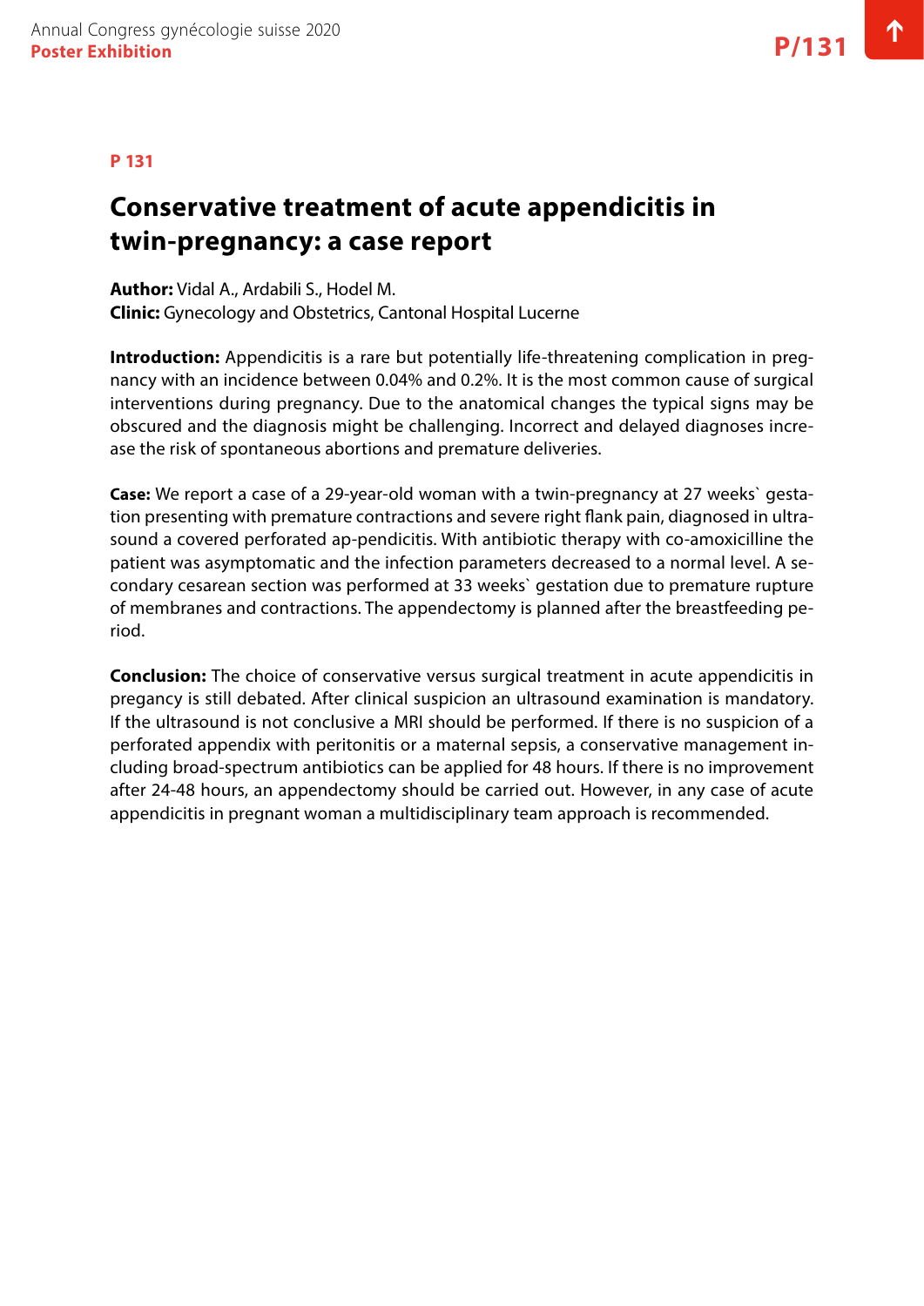**P 131**

## Conservative treatment of acute appendicitis in twin-pregnancy: a case report

**Author:** Vidal A., Ardabili S., Hodel M.
**Clinic:** Gynecology and Obstetrics, Cantonal Hospital Lucerne

**Introduction:** Appendicitis is a rare but potentially life-threatening complication in pregnancy with an incidence between 0.04% and 0.2%. It is the most common cause of surgical interventions during pregnancy. Due to the anatomical changes the typical signs may be obscured and the diagnosis might be challenging. Incorrect and delayed diagnoses increase the risk of spontaneous abortions and premature deliveries.

**Case:** We report a case of a 29-year-old woman with a twin-pregnancy at 27 weeks` gestation presenting with premature contractions and severe right flank pain, diagnosed in ultrasound a covered perforated ap-pendicitis. With antibiotic therapy with co-amoxicilline the patient was asymptomatic and the infection parameters decreased to a normal level. A secondary cesarean section was performed at 33 weeks` gestation due to premature rupture of membranes and contractions. The appendectomy is planned after the breastfeeding period.

**Conclusion:** The choice of conservative versus surgical treatment in acute appendicitis in pregancy is still debated. After clinical suspicion an ultrasound examination is mandatory. If the ultrasound is not conclusive a MRI should be performed. If there is no suspicion of a perforated appendix with peritonitis or a maternal sepsis, a conservative management including broad-spectrum antibiotics can be applied for 48 hours. If there is no improvement after 24-48 hours, an appendectomy should be carried out. However, in any case of acute appendicitis in pregnant woman a multidisciplinary team approach is recommended.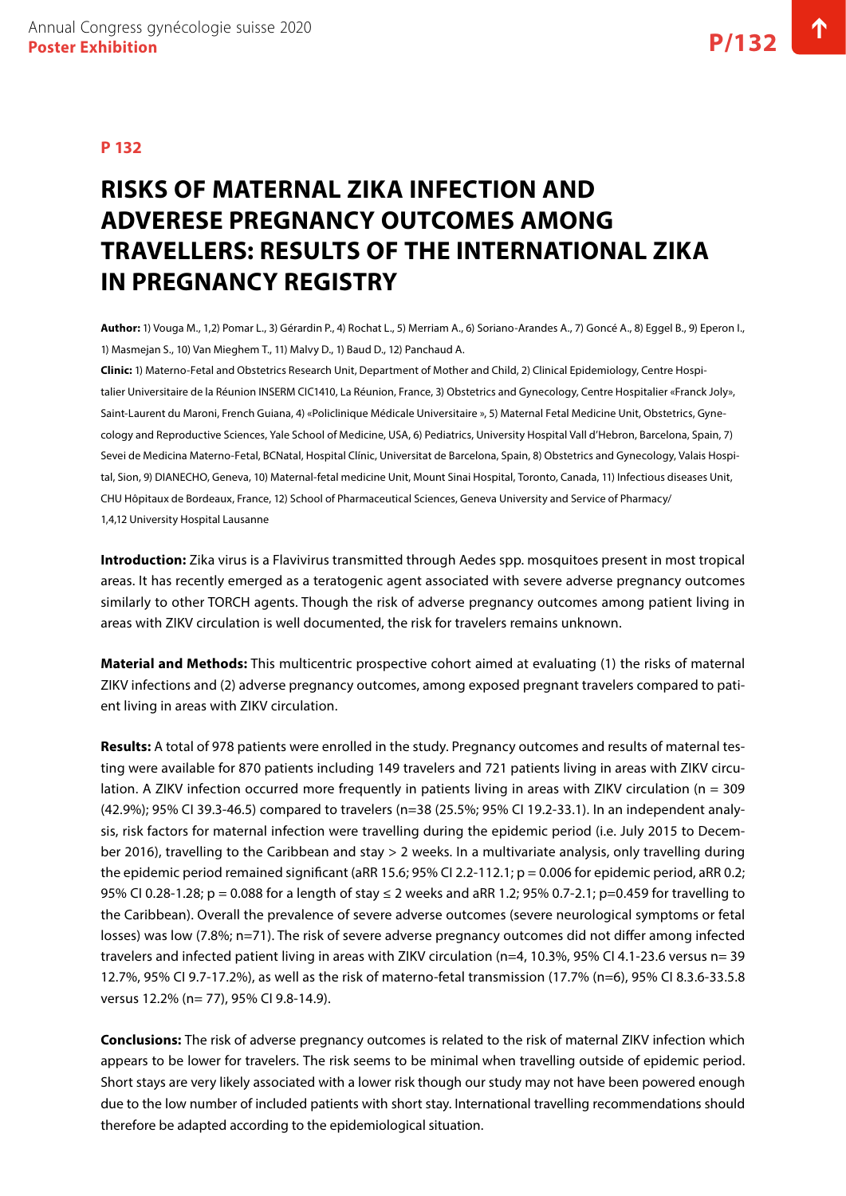## P 132

# RISKS OF MATERNAL ZIKA INFECTION AND ADVERESE PREGNANCY OUTCOMES AMONG TRAVELLERS: RESULTS OF THE INTERNATIONAL ZIKA IN PREGNANCY REGISTRY

**Author:** 1) Vouga M., 1,2) Pomar L., 3) Gérardin P., 4) Rochat L., 5) Merriam A., 6) Soriano-Arandes A., 7) Goncé A., 8) Eggel B., 9) Eperon I., 1) Masmejan S., 10) Van Mieghem T., 11) Malvy D., 1) Baud D., 12) Panchaud A.

**Clinic:** 1) Materno-Fetal and Obstetrics Research Unit, Department of Mother and Child, 2) Clinical Epidemiology, Centre Hospitalier Universitaire de la Réunion INSERM CIC1410, La Réunion, France, 3) Obstetrics and Gynecology, Centre Hospitalier «Franck Joly», Saint-Laurent du Maroni, French Guiana, 4) «Policlinique Médicale Universitaire », 5) Maternal Fetal Medicine Unit, Obstetrics, Gynecology and Reproductive Sciences, Yale School of Medicine, USA, 6) Pediatrics, University Hospital Vall d'Hebron, Barcelona, Spain, 7) Sevei de Medicina Materno-Fetal, BCNatal, Hospital Clínic, Universitat de Barcelona, Spain, 8) Obstetrics and Gynecology, Valais Hospital, Sion, 9) DIANECHO, Geneva, 10) Maternal-fetal medicine Unit, Mount Sinai Hospital, Toronto, Canada, 11) Infectious diseases Unit, CHU Hôpitaux de Bordeaux, France, 12) School of Pharmaceutical Sciences, Geneva University and Service of Pharmacy/ 1,4,12 University Hospital Lausanne

**Introduction:** Zika virus is a Flavivirus transmitted through Aedes spp. mosquitoes present in most tropical areas. It has recently emerged as a teratogenic agent associated with severe adverse pregnancy outcomes similarly to other TORCH agents. Though the risk of adverse pregnancy outcomes among patient living in areas with ZIKV circulation is well documented, the risk for travelers remains unknown.

**Material and Methods:** This multicentric prospective cohort aimed at evaluating (1) the risks of maternal ZIKV infections and (2) adverse pregnancy outcomes, among exposed pregnant travelers compared to patient living in areas with ZIKV circulation.

**Results:** A total of 978 patients were enrolled in the study. Pregnancy outcomes and results of maternal testing were available for 870 patients including 149 travelers and 721 patients living in areas with ZIKV circulation. A ZIKV infection occurred more frequently in patients living in areas with ZIKV circulation (n = 309 (42.9%); 95% CI 39.3-46.5) compared to travelers (n=38 (25.5%; 95% CI 19.2-33.1). In an independent analysis, risk factors for maternal infection were travelling during the epidemic period (i.e. July 2015 to December 2016), travelling to the Caribbean and stay > 2 weeks. In a multivariate analysis, only travelling during the epidemic period remained significant (aRR 15.6; 95% CI 2.2-112.1; p = 0.006 for epidemic period, aRR 0.2; 95% CI 0.28-1.28; p = 0.088 for a length of stay ≤ 2 weeks and aRR 1.2; 95% 0.7-2.1; p=0.459 for travelling to the Caribbean). Overall the prevalence of severe adverse outcomes (severe neurological symptoms or fetal losses) was low (7.8%; n=71). The risk of severe adverse pregnancy outcomes did not differ among infected travelers and infected patient living in areas with ZIKV circulation (n=4, 10.3%, 95% CI 4.1-23.6 versus n= 39 12.7%, 95% CI 9.7-17.2%), as well as the risk of materno-fetal transmission (17.7% (n=6), 95% CI 8.3.6-33.5.8 versus 12.2% (n= 77), 95% CI 9.8-14.9).

**Conclusions:** The risk of adverse pregnancy outcomes is related to the risk of maternal ZIKV infection which appears to be lower for travelers. The risk seems to be minimal when travelling outside of epidemic period. Short stays are very likely associated with a lower risk though our study may not have been powered enough due to the low number of included patients with short stay. International travelling recommendations should therefore be adapted according to the epidemiological situation.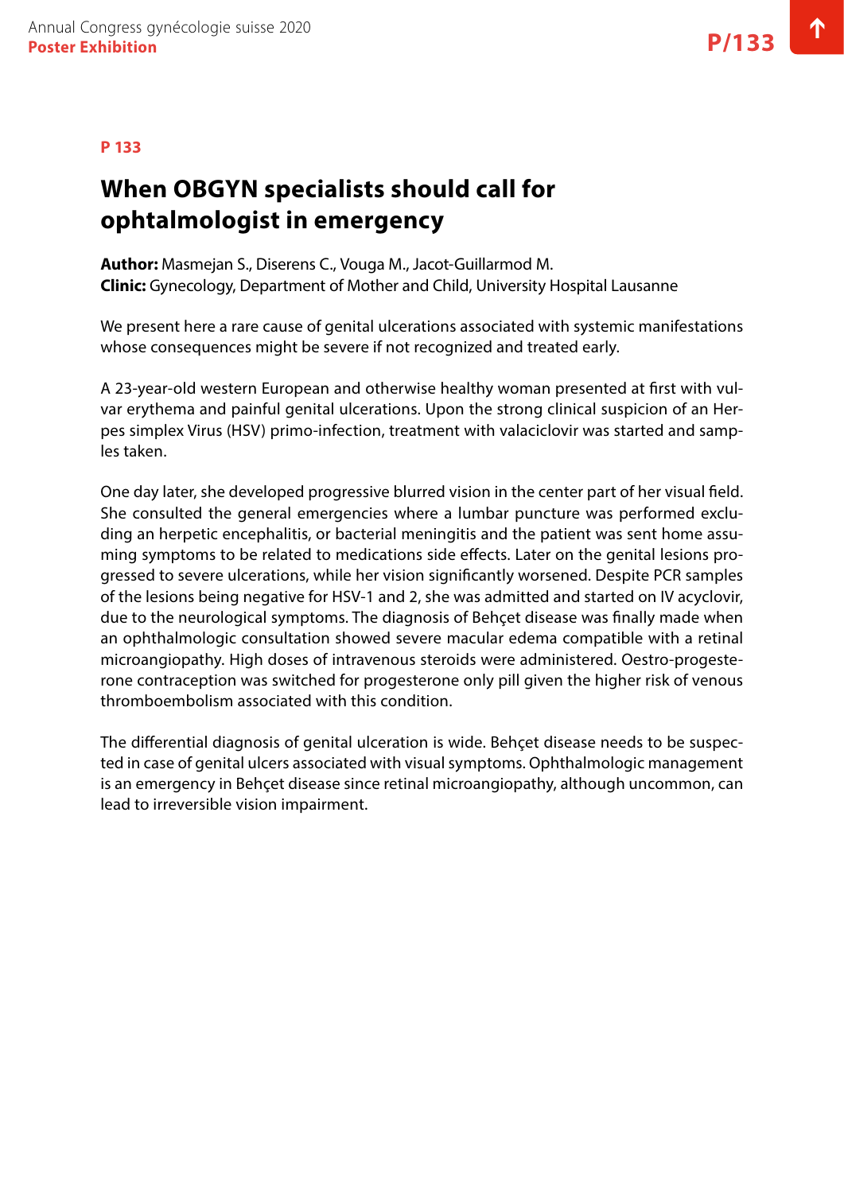**P 133**

# When OBGYN specialists should call for ophtalmologist in emergency

**Author:** Masmejan S., Diserens C., Vouga M., Jacot-Guillarmod M.
**Clinic:** Gynecology, Department of Mother and Child, University Hospital Lausanne

We present here a rare cause of genital ulcerations associated with systemic manifestations whose consequences might be severe if not recognized and treated early.

A 23-year-old western European and otherwise healthy woman presented at first with vulvar erythema and painful genital ulcerations. Upon the strong clinical suspicion of an Herpes simplex Virus (HSV) primo-infection, treatment with valaciclovir was started and samples taken.

One day later, she developed progressive blurred vision in the center part of her visual field. She consulted the general emergencies where a lumbar puncture was performed excluding an herpetic encephalitis, or bacterial meningitis and the patient was sent home assuming symptoms to be related to medications side effects. Later on the genital lesions progressed to severe ulcerations, while her vision significantly worsened. Despite PCR samples of the lesions being negative for HSV-1 and 2, she was admitted and started on IV acyclovir, due to the neurological symptoms. The diagnosis of Behçet disease was finally made when an ophthalmologic consultation showed severe macular edema compatible with a retinal microangiopathy. High doses of intravenous steroids were administered. Oestro-progesterone contraception was switched for progesterone only pill given the higher risk of venous thromboembolism associated with this condition.

The differential diagnosis of genital ulceration is wide. Behçet disease needs to be suspected in case of genital ulcers associated with visual symptoms. Ophthalmologic management is an emergency in Behçet disease since retinal microangiopathy, although uncommon, can lead to irreversible vision impairment.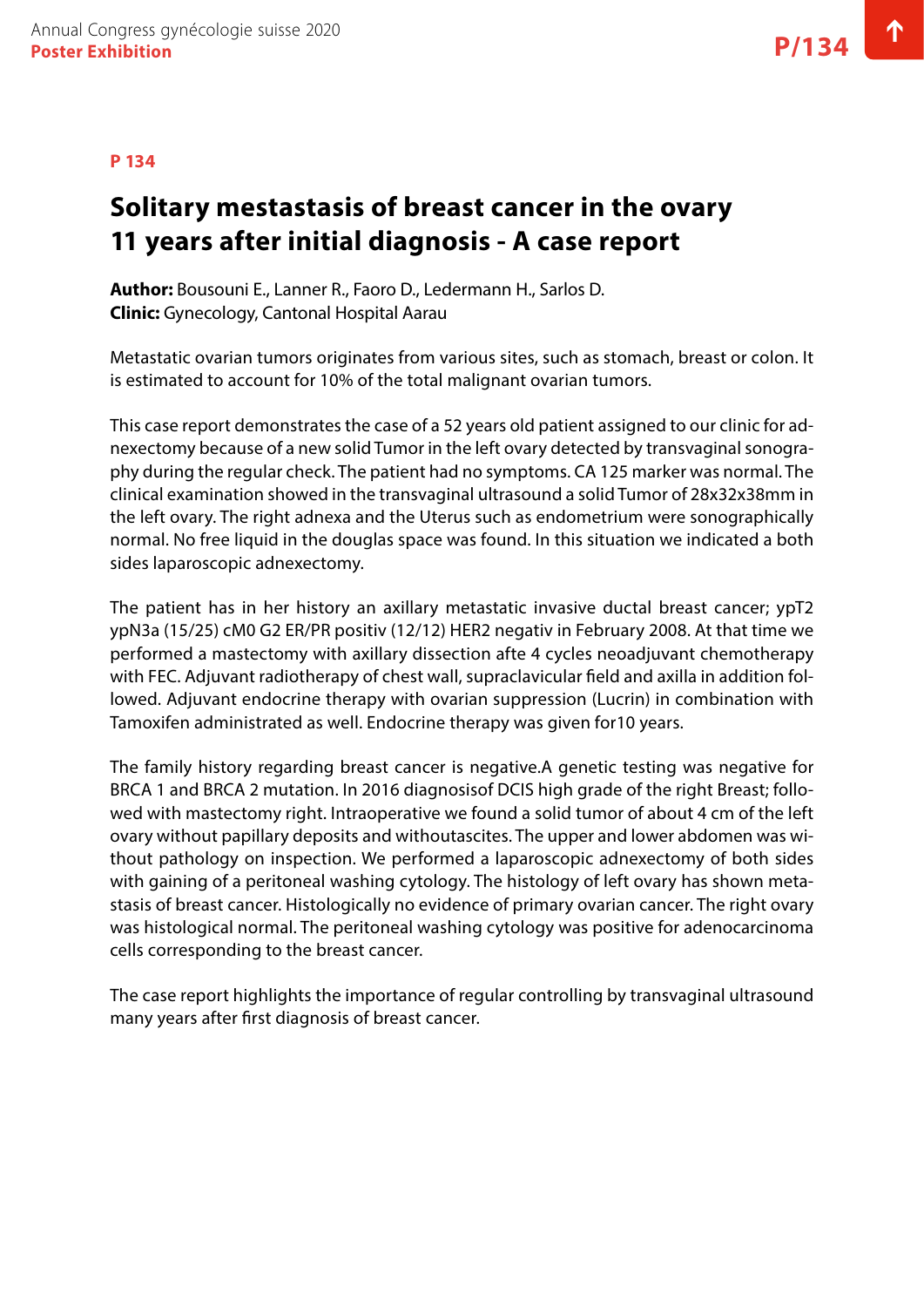**P 134**

# Solitary mestastasis of breast cancer in the ovary 11 years after initial diagnosis - A case report

**Author:** Bousouni E., Lanner R., Faoro D., Ledermann H., Sarlos D.
**Clinic:** Gynecology, Cantonal Hospital Aarau

Metastatic ovarian tumors originates from various sites, such as stomach, breast or colon. It is estimated to account for 10% of the total malignant ovarian tumors.

This case report demonstrates the case of a 52 years old patient assigned to our clinic for adnexectomy because of a new solid Tumor in the left ovary detected by transvaginal sonography during the regular check. The patient had no symptoms. CA 125 marker was normal. The clinical examination showed in the transvaginal ultrasound a solid Tumor of 28x32x38mm in the left ovary. The right adnexa and the Uterus such as endometrium were sonographically normal. No free liquid in the douglas space was found. In this situation we indicated a both sides laparoscopic adnexectomy.

The patient has in her history an axillary metastatic invasive ductal breast cancer; ypT2 ypN3a (15/25) cM0 G2 ER/PR positiv (12/12) HER2 negativ in February 2008. At that time we performed a mastectomy with axillary dissection afte 4 cycles neoadjuvant chemotherapy with FEC. Adjuvant radiotherapy of chest wall, supraclavicular field and axilla in addition followed. Adjuvant endocrine therapy with ovarian suppression (Lucrin) in combination with Tamoxifen administrated as well. Endocrine therapy was given for10 years.

The family history regarding breast cancer is negative.A genetic testing was negative for BRCA 1 and BRCA 2 mutation. In 2016 diagnosisof DCIS high grade of the right Breast; followed with mastectomy right. Intraoperative we found a solid tumor of about 4 cm of the left ovary without papillary deposits and withoutascites. The upper and lower abdomen was without pathology on inspection. We performed a laparoscopic adnexectomy of both sides with gaining of a peritoneal washing cytology. The histology of left ovary has shown metastasis of breast cancer. Histologically no evidence of primary ovarian cancer. The right ovary was histological normal. The peritoneal washing cytology was positive for adenocarcinoma cells corresponding to the breast cancer.

The case report highlights the importance of regular controlling by transvaginal ultrasound many years after first diagnosis of breast cancer.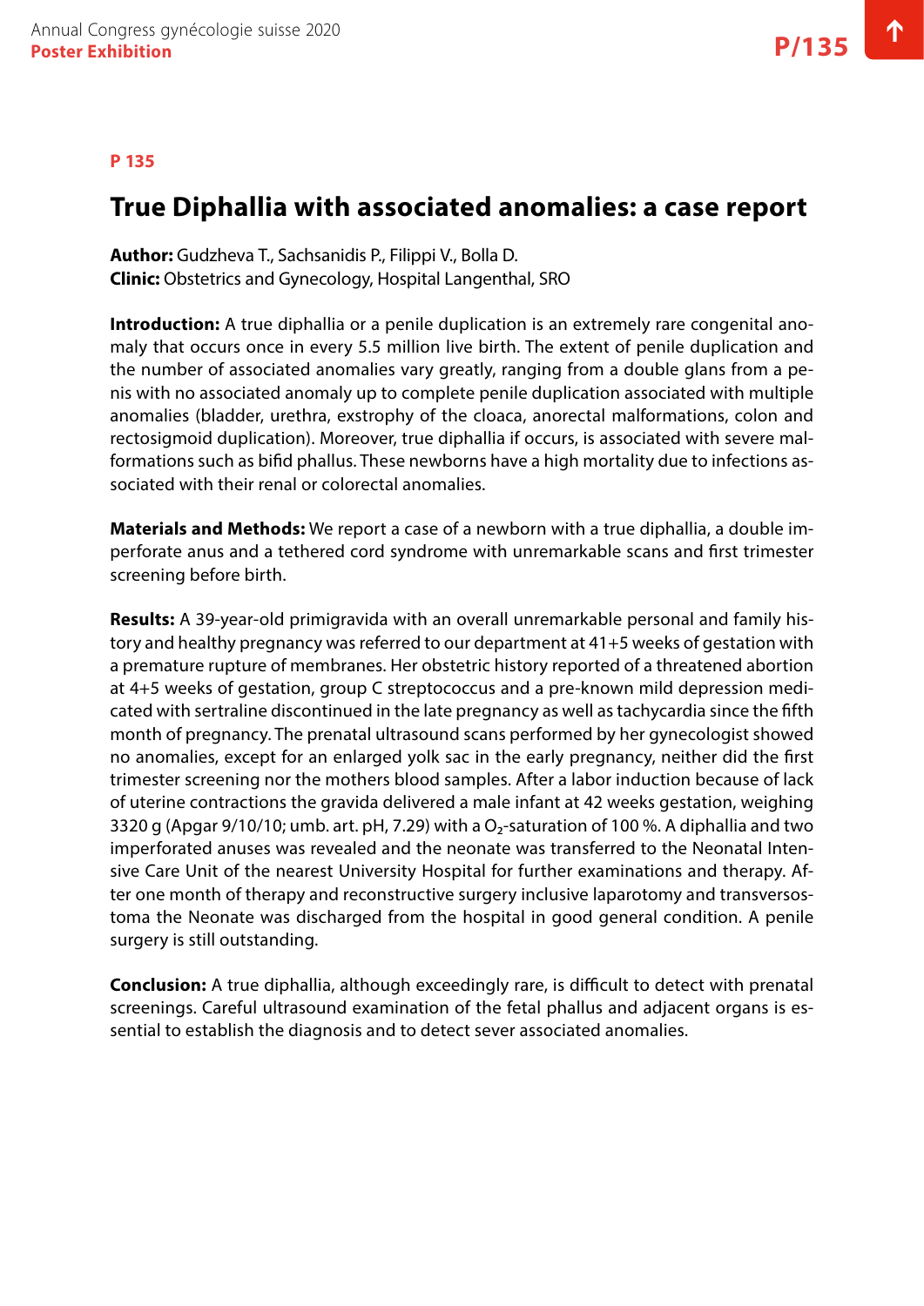P 135

# True Diphallia with associated anomalies: a case report

**Author:** Gudzheva T., Sachsanidis P., Filippi V., Bolla D.
**Clinic:** Obstetrics and Gynecology, Hospital Langenthal, SRO

**Introduction:** A true diphallia or a penile duplication is an extremely rare congenital anomaly that occurs once in every 5.5 million live birth. The extent of penile duplication and the number of associated anomalies vary greatly, ranging from a double glans from a penis with no associated anomaly up to complete penile duplication associated with multiple anomalies (bladder, urethra, exstrophy of the cloaca, anorectal malformations, colon and rectosigmoid duplication). Moreover, true diphallia if occurs, is associated with severe malformations such as bifid phallus. These newborns have a high mortality due to infections associated with their renal or colorectal anomalies.

**Materials and Methods:** We report a case of a newborn with a true diphallia, a double imperforate anus and a tethered cord syndrome with unremarkable scans and first trimester screening before birth.

**Results:** A 39-year-old primigravida with an overall unremarkable personal and family history and healthy pregnancy was referred to our department at 41+5 weeks of gestation with a premature rupture of membranes. Her obstetric history reported of a threatened abortion at 4+5 weeks of gestation, group C streptococcus and a pre-known mild depression medicated with sertraline discontinued in the late pregnancy as well as tachycardia since the fifth month of pregnancy. The prenatal ultrasound scans performed by her gynecologist showed no anomalies, except for an enlarged yolk sac in the early pregnancy, neither did the first trimester screening nor the mothers blood samples. After a labor induction because of lack of uterine contractions the gravida delivered a male infant at 42 weeks gestation, weighing 3320 g (Apgar 9/10/10; umb. art. pH, 7.29) with a $O_2$-saturation of 100 %. A diphallia and two imperforated anuses was revealed and the neonate was transferred to the Neonatal Intensive Care Unit of the nearest University Hospital for further examinations and therapy. After one month of therapy and reconstructive surgery inclusive laparotomy and transversostoma the Neonate was discharged from the hospital in good general condition. A penile surgery is still outstanding.

**Conclusion:** A true diphallia, although exceedingly rare, is difficult to detect with prenatal screenings. Careful ultrasound examination of the fetal phallus and adjacent organs is essential to establish the diagnosis and to detect sever associated anomalies.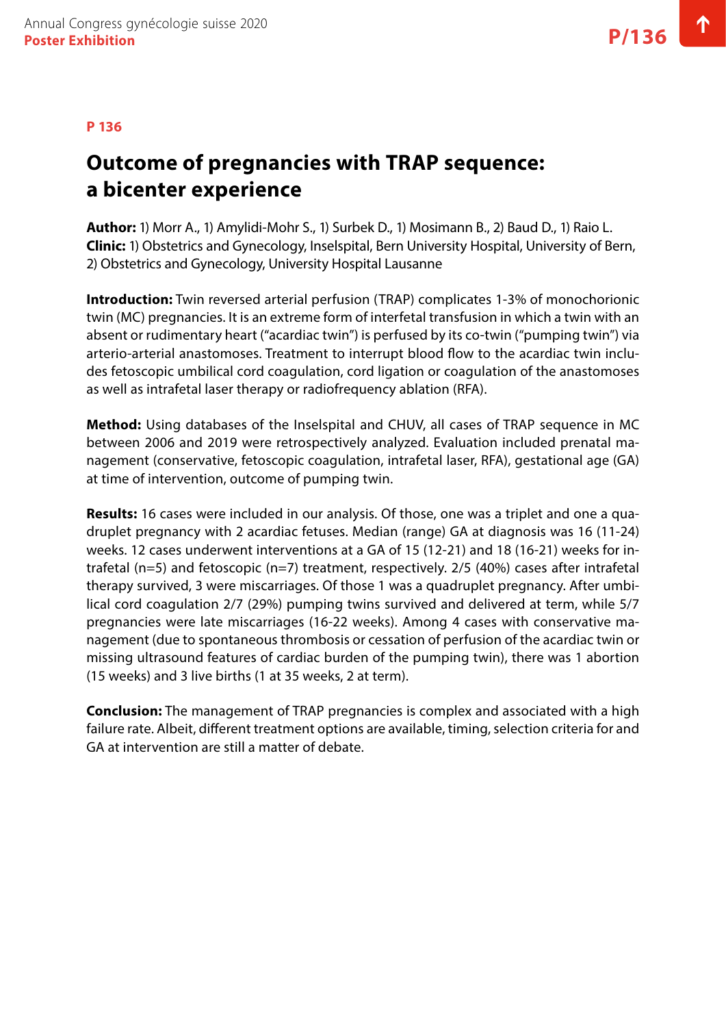**P 136**

# Outcome of pregnancies with TRAP sequence: a bicenter experience

**Author:** 1) Morr A., 1) Amylidi-Mohr S., 1) Surbek D., 1) Mosimann B., 2) Baud D., 1) Raio L.
**Clinic:** 1) Obstetrics and Gynecology, Inselspital, Bern University Hospital, University of Bern, 2) Obstetrics and Gynecology, University Hospital Lausanne

**Introduction:** Twin reversed arterial perfusion (TRAP) complicates 1-3% of monochorionic twin (MC) pregnancies. It is an extreme form of interfetal transfusion in which a twin with an absent or rudimentary heart ("acardiac twin") is perfused by its co-twin ("pumping twin") via arterio-arterial anastomoses. Treatment to interrupt blood flow to the acardiac twin includes fetoscopic umbilical cord coagulation, cord ligation or coagulation of the anastomoses as well as intrafetal laser therapy or radiofrequency ablation (RFA).

**Method:** Using databases of the Inselspital and CHUV, all cases of TRAP sequence in MC between 2006 and 2019 were retrospectively analyzed. Evaluation included prenatal management (conservative, fetoscopic coagulation, intrafetal laser, RFA), gestational age (GA) at time of intervention, outcome of pumping twin.

**Results:** 16 cases were included in our analysis. Of those, one was a triplet and one a quadruplet pregnancy with 2 acardiac fetuses. Median (range) GA at diagnosis was 16 (11-24) weeks. 12 cases underwent interventions at a GA of 15 (12-21) and 18 (16-21) weeks for intrafetal (n=5) and fetoscopic (n=7) treatment, respectively. 2/5 (40%) cases after intrafetal therapy survived, 3 were miscarriages. Of those 1 was a quadruplet pregnancy. After umbilical cord coagulation 2/7 (29%) pumping twins survived and delivered at term, while 5/7 pregnancies were late miscarriages (16-22 weeks). Among 4 cases with conservative management (due to spontaneous thrombosis or cessation of perfusion of the acardiac twin or missing ultrasound features of cardiac burden of the pumping twin), there was 1 abortion (15 weeks) and 3 live births (1 at 35 weeks, 2 at term).

**Conclusion:** The management of TRAP pregnancies is complex and associated with a high failure rate. Albeit, different treatment options are available, timing, selection criteria for and GA at intervention are still a matter of debate.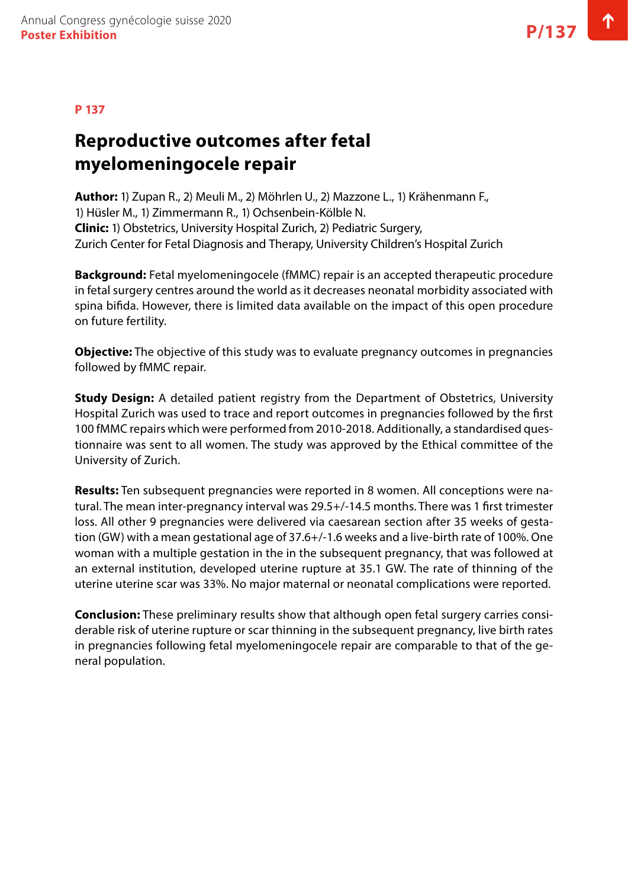P 137

# Reproductive outcomes after fetal myelomeningocele repair

**Author:** 1) Zupan R., 2) Meuli M., 2) Möhrlen U., 2) Mazzone L., 1) Krähenmann F., 1) Hüsler M., 1) Zimmermann R., 1) Ochsenbein-Kölble N.
**Clinic:** 1) Obstetrics, University Hospital Zurich, 2) Pediatric Surgery, Zurich Center for Fetal Diagnosis and Therapy, University Children's Hospital Zurich

**Background:** Fetal myelomeningocele (fMMC) repair is an accepted therapeutic procedure in fetal surgery centres around the world as it decreases neonatal morbidity associated with spina bifida. However, there is limited data available on the impact of this open procedure on future fertility.

**Objective:** The objective of this study was to evaluate pregnancy outcomes in pregnancies followed by fMMC repair.

**Study Design:** A detailed patient registry from the Department of Obstetrics, University Hospital Zurich was used to trace and report outcomes in pregnancies followed by the first 100 fMMC repairs which were performed from 2010-2018. Additionally, a standardised questionnaire was sent to all women. The study was approved by the Ethical committee of the University of Zurich.

**Results:** Ten subsequent pregnancies were reported in 8 women. All conceptions were natural. The mean inter-pregnancy interval was 29.5+/-14.5 months. There was 1 first trimester loss. All other 9 pregnancies were delivered via caesarean section after 35 weeks of gestation (GW) with a mean gestational age of 37.6+/-1.6 weeks and a live-birth rate of 100%. One woman with a multiple gestation in the in the subsequent pregnancy, that was followed at an external institution, developed uterine rupture at 35.1 GW. The rate of thinning of the uterine uterine scar was 33%. No major maternal or neonatal complications were reported.

**Conclusion:** These preliminary results show that although open fetal surgery carries considerable risk of uterine rupture or scar thinning in the subsequent pregnancy, live birth rates in pregnancies following fetal myelomeningocele repair are comparable to that of the general population.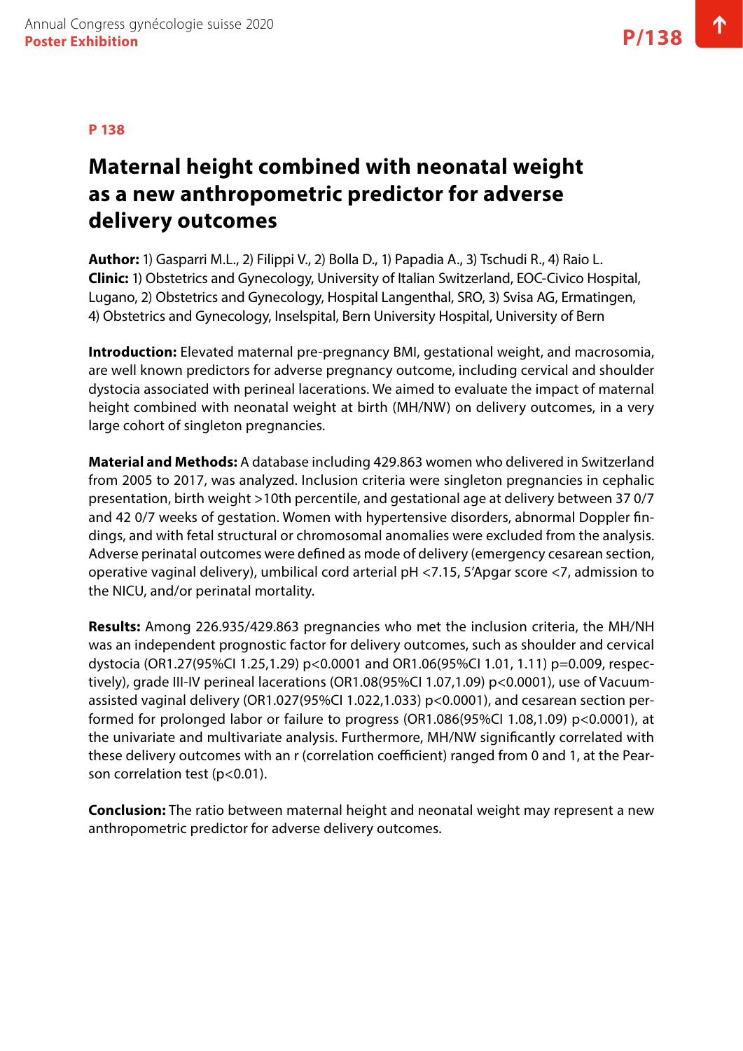**P 138**

# Maternal height combined with neonatal weight as a new anthropometric predictor for adverse delivery outcomes

**Author:** 1) Gasparri M.L., 2) Filippi V., 2) Bolla D., 1) Papadia A., 3) Tschudi R., 4) Raio L.
**Clinic:** 1) Obstetrics and Gynecology, University of Italian Switzerland, EOC-Civico Hospital, Lugano, 2) Obstetrics and Gynecology, Hospital Langenthal, SRO, 3) Svisa AG, Ermatingen, 4) Obstetrics and Gynecology, Inselspital, Bern University Hospital, University of Bern

**Introduction:** Elevated maternal pre-pregnancy BMI, gestational weight, and macrosomia, are well known predictors for adverse pregnancy outcome, including cervical and shoulder dystocia associated with perineal lacerations. We aimed to evaluate the impact of maternal height combined with neonatal weight at birth (MH/NW) on delivery outcomes, in a very large cohort of singleton pregnancies.

**Material and Methods:** A database including 429.863 women who delivered in Switzerland from 2005 to 2017, was analyzed. Inclusion criteria were singleton pregnancies in cephalic presentation, birth weight >10th percentile, and gestational age at delivery between 37 0/7 and 42 0/7 weeks of gestation. Women with hypertensive disorders, abnormal Doppler findings, and with fetal structural or chromosomal anomalies were excluded from the analysis. Adverse perinatal outcomes were defined as mode of delivery (emergency cesarean section, operative vaginal delivery), umbilical cord arterial pH <7.15, 5'Apgar score <7, admission to the NICU, and/or perinatal mortality.

**Results:** Among 226.935/429.863 pregnancies who met the inclusion criteria, the MH/NH was an independent prognostic factor for delivery outcomes, such as shoulder and cervical dystocia (OR1.27(95%CI 1.25,1.29) p<0.0001 and OR1.06(95%CI 1.01, 1.11) p=0.009, respectively), grade III-IV perineal lacerations (OR1.08(95%CI 1.07,1.09) p<0.0001), use of Vacuum-assisted vaginal delivery (OR1.027(95%CI 1.022,1.033) p<0.0001), and cesarean section performed for prolonged labor or failure to progress (OR1.086(95%CI 1.08,1.09) p<0.0001), at the univariate and multivariate analysis. Furthermore, MH/NW significantly correlated with these delivery outcomes with an r (correlation coefficient) ranged from 0 and 1, at the Pearson correlation test (p<0.01).

**Conclusion:** The ratio between maternal height and neonatal weight may represent a new anthropometric predictor for adverse delivery outcomes.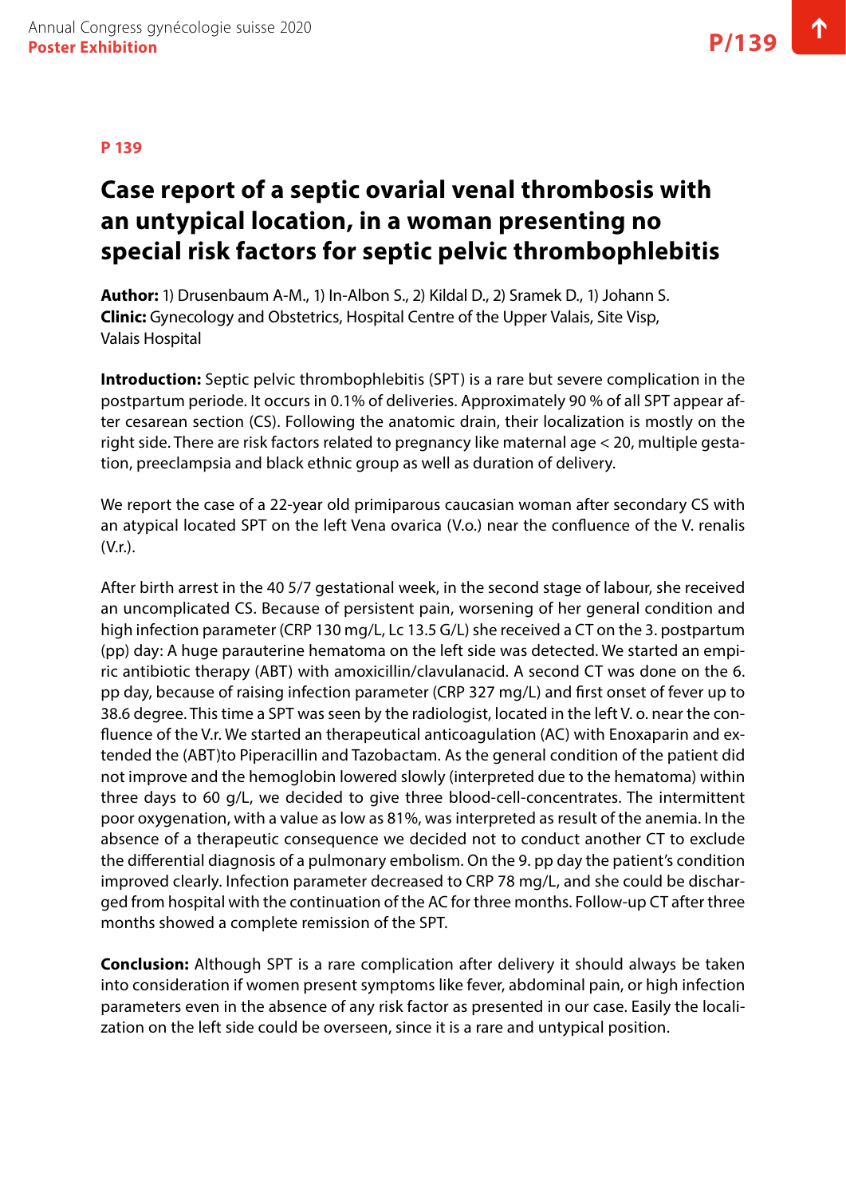**P 139**

# Case report of a septic ovarial venal thrombosis with an untypical location, in a woman presenting no special risk factors for septic pelvic thrombophlebitis

**Author:** 1) Drusenbaum A-M., 1) In-Albon S., 2) Kildal D., 2) Sramek D., 1) Johann S.
**Clinic:** Gynecology and Obstetrics, Hospital Centre of the Upper Valais, Site Visp, Valais Hospital

**Introduction:** Septic pelvic thrombophlebitis (SPT) is a rare but severe complication in the postpartum periode. It occurs in 0.1% of deliveries. Approximately 90 % of all SPT appear after cesarean section (CS). Following the anatomic drain, their localization is mostly on the right side. There are risk factors related to pregnancy like maternal age < 20, multiple gestation, preeclampsia and black ethnic group as well as duration of delivery.

We report the case of a 22-year old primiparous caucasian woman after secondary CS with an atypical located SPT on the left Vena ovarica (V.o.) near the confluence of the V. renalis (V.r.).

After birth arrest in the 40 5/7 gestational week, in the second stage of labour, she received an uncomplicated CS. Because of persistent pain, worsening of her general condition and high infection parameter (CRP 130 mg/L, Lc 13.5 G/L) she received a CT on the 3. postpartum (pp) day: A huge parauterine hematoma on the left side was detected. We started an empiric antibiotic therapy (ABT) with amoxicillin/clavulanacid. A second CT was done on the 6. pp day, because of raising infection parameter (CRP 327 mg/L) and first onset of fever up to 38.6 degree. This time a SPT was seen by the radiologist, located in the left V. o. near the confluence of the V.r. We started an therapeutical anticoagulation (AC) with Enoxaparin and extended the (ABT)to Piperacillin and Tazobactam. As the general condition of the patient did not improve and the hemoglobin lowered slowly (interpreted due to the hematoma) within three days to 60 g/L, we decided to give three blood-cell-concentrates. The intermittent poor oxygenation, with a value as low as 81%, was interpreted as result of the anemia. In the absence of a therapeutic consequence we decided not to conduct another CT to exclude the differential diagnosis of a pulmonary embolism. On the 9. pp day the patient's condition improved clearly. Infection parameter decreased to CRP 78 mg/L, and she could be discharged from hospital with the continuation of the AC for three months. Follow-up CT after three months showed a complete remission of the SPT.

**Conclusion:** Although SPT is a rare complication after delivery it should always be taken into consideration if women present symptoms like fever, abdominal pain, or high infection parameters even in the absence of any risk factor as presented in our case. Easily the localization on the left side could be overseen, since it is a rare and untypical position.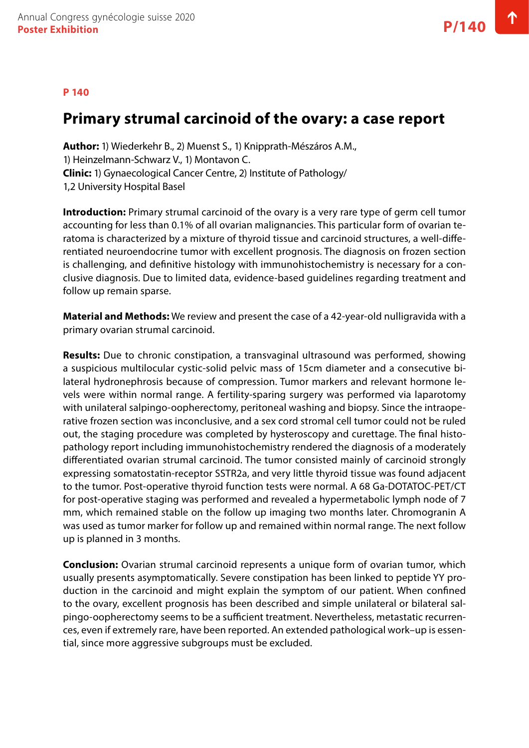P 140

# Primary strumal carcinoid of the ovary: a case report

**Author:** 1) Wiederkehr B., 2) Muenst S., 1) Knipprath-Mészáros A.M., 1) Heinzelmann-Schwarz V., 1) Montavon C.
**Clinic:** 1) Gynaecological Cancer Centre, 2) Institute of Pathology/ 1,2 University Hospital Basel

**Introduction:** Primary strumal carcinoid of the ovary is a very rare type of germ cell tumor accounting for less than 0.1% of all ovarian malignancies. This particular form of ovarian teratoma is characterized by a mixture of thyroid tissue and carcinoid structures, a well-differentiated neuroendocrine tumor with excellent prognosis. The diagnosis on frozen section is challenging, and definitive histology with immunohistochemistry is necessary for a conclusive diagnosis. Due to limited data, evidence-based guidelines regarding treatment and follow up remain sparse.

**Material and Methods:** We review and present the case of a 42-year-old nulligravida with a primary ovarian strumal carcinoid.

**Results:** Due to chronic constipation, a transvaginal ultrasound was performed, showing a suspicious multilocular cystic-solid pelvic mass of 15cm diameter and a consecutive bilateral hydronephrosis because of compression. Tumor markers and relevant hormone levels were within normal range. A fertility-sparing surgery was performed via laparotomy with unilateral salpingo-oopherectomy, peritoneal washing and biopsy. Since the intraoperative frozen section was inconclusive, and a sex cord stromal cell tumor could not be ruled out, the staging procedure was completed by hysteroscopy and curettage. The final histopathology report including immunohistochemistry rendered the diagnosis of a moderately differentiated ovarian strumal carcinoid. The tumor consisted mainly of carcinoid strongly expressing somatostatin-receptor SSTR2a, and very little thyroid tissue was found adjacent to the tumor. Post-operative thyroid function tests were normal. A 68 Ga-DOTATOC-PET/CT for post-operative staging was performed and revealed a hypermetabolic lymph node of 7 mm, which remained stable on the follow up imaging two months later. Chromogranin A was used as tumor marker for follow up and remained within normal range. The next follow up is planned in 3 months.

**Conclusion:** Ovarian strumal carcinoid represents a unique form of ovarian tumor, which usually presents asymptomatically. Severe constipation has been linked to peptide YY production in the carcinoid and might explain the symptom of our patient. When confined to the ovary, excellent prognosis has been described and simple unilateral or bilateral salpingo-oopherectomy seems to be a sufficient treatment. Nevertheless, metastatic recurrences, even if extremely rare, have been reported. An extended pathological work–up is essential, since more aggressive subgroups must be excluded.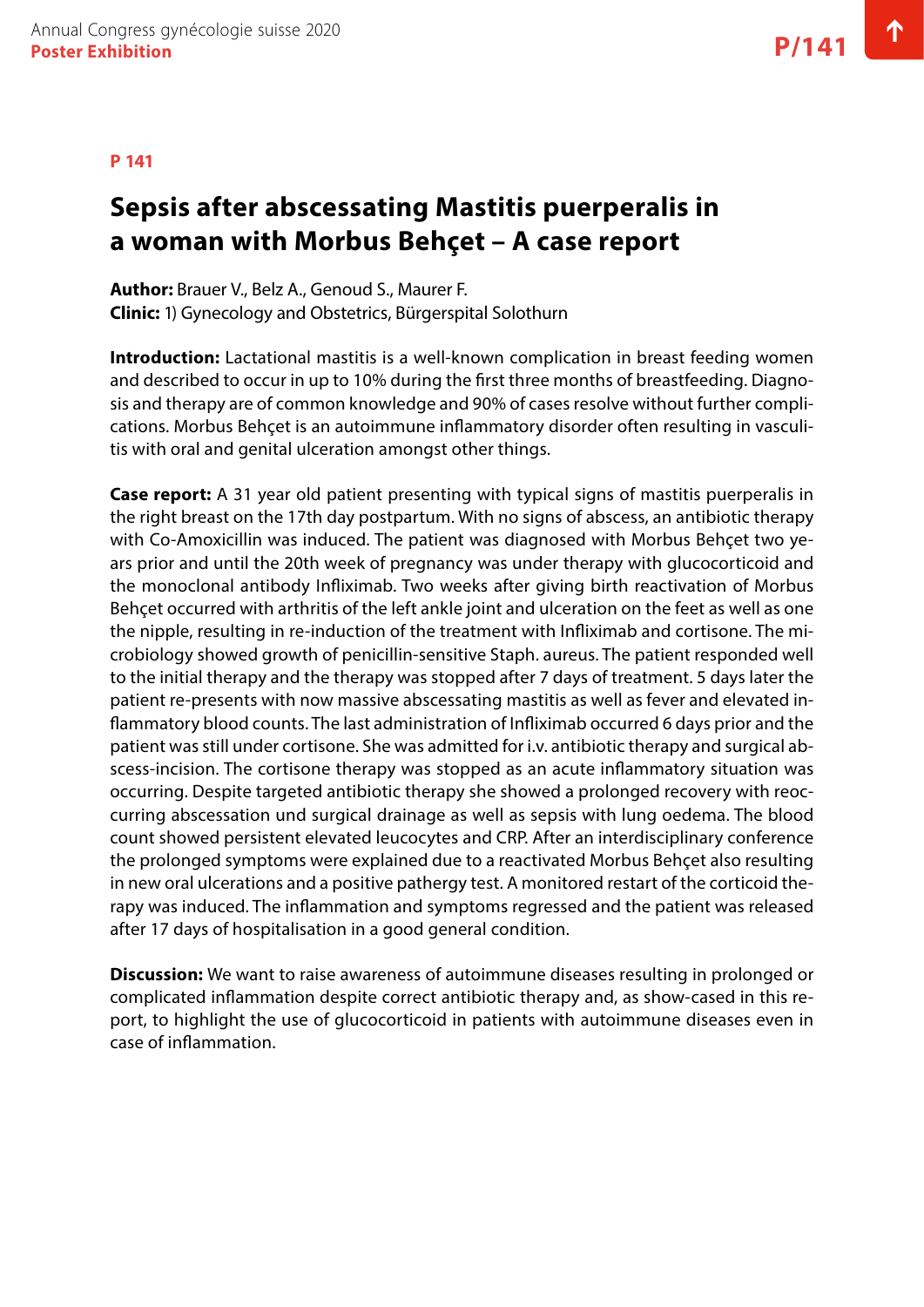**P 141**

# Sepsis after abscessating Mastitis puerperalis in a woman with Morbus Behçet – A case report

**Author:** Brauer V., Belz A., Genoud S., Maurer F.
**Clinic:** 1) Gynecology and Obstetrics, Bürgerspital Solothurn

**Introduction:** Lactational mastitis is a well-known complication in breast feeding women and described to occur in up to 10% during the first three months of breastfeeding. Diagnosis and therapy are of common knowledge and 90% of cases resolve without further complications. Morbus Behçet is an autoimmune inflammatory disorder often resulting in vasculitis with oral and genital ulceration amongst other things.

**Case report:** A 31 year old patient presenting with typical signs of mastitis puerperalis in the right breast on the 17th day postpartum. With no signs of abscess, an antibiotic therapy with Co-Amoxicillin was induced. The patient was diagnosed with Morbus Behçet two years prior and until the 20th week of pregnancy was under therapy with glucocorticoid and the monoclonal antibody Infliximab. Two weeks after giving birth reactivation of Morbus Behçet occurred with arthritis of the left ankle joint and ulceration on the feet as well as one the nipple, resulting in re-induction of the treatment with Infliximab and cortisone. The microbiology showed growth of penicillin-sensitive Staph. aureus. The patient responded well to the initial therapy and the therapy was stopped after 7 days of treatment. 5 days later the patient re-presents with now massive abscessating mastitis as well as fever and elevated inflammatory blood counts. The last administration of Infliximab occurred 6 days prior and the patient was still under cortisone. She was admitted for i.v. antibiotic therapy and surgical abscess-incision. The cortisone therapy was stopped as an acute inflammatory situation was occurring. Despite targeted antibiotic therapy she showed a prolonged recovery with reoccurring abscessation und surgical drainage as well as sepsis with lung oedema. The blood count showed persistent elevated leucocytes and CRP. After an interdisciplinary conference the prolonged symptoms were explained due to a reactivated Morbus Behçet also resulting in new oral ulcerations and a positive pathergy test. A monitored restart of the corticoid therapy was induced. The inflammation and symptoms regressed and the patient was released after 17 days of hospitalisation in a good general condition.

**Discussion:** We want to raise awareness of autoimmune diseases resulting in prolonged or complicated inflammation despite correct antibiotic therapy and, as show-cased in this report, to highlight the use of glucocorticoid in patients with autoimmune diseases even in case of inflammation.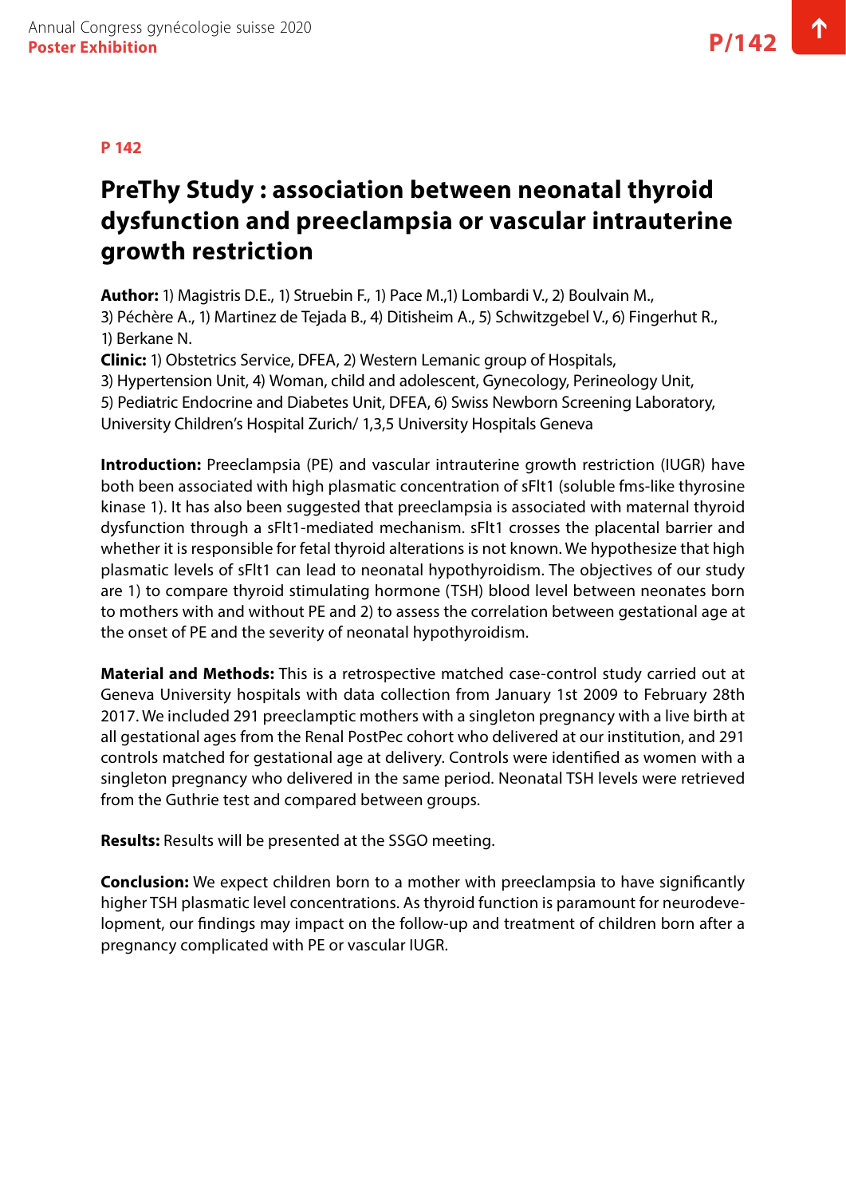**P 142**

# PreThy Study : association between neonatal thyroid dysfunction and preeclampsia or vascular intrauterine growth restriction

**Author:** 1) Magistris D.E., 1) Struebin F., 1) Pace M.,1) Lombardi V., 2) Boulvain M., 3) Péchère A., 1) Martinez de Tejada B., 4) Ditisheim A., 5) Schwitzgebel V., 6) Fingerhut R., 1) Berkane N.

**Clinic:** 1) Obstetrics Service, DFEA, 2) Western Lemanic group of Hospitals, 3) Hypertension Unit, 4) Woman, child and adolescent, Gynecology, Perineology Unit, 5) Pediatric Endocrine and Diabetes Unit, DFEA, 6) Swiss Newborn Screening Laboratory, University Children's Hospital Zurich/ 1,3,5 University Hospitals Geneva

**Introduction:** Preeclampsia (PE) and vascular intrauterine growth restriction (IUGR) have both been associated with high plasmatic concentration of sFlt1 (soluble fms-like thyrosine kinase 1). It has also been suggested that preeclampsia is associated with maternal thyroid dysfunction through a sFlt1-mediated mechanism. sFlt1 crosses the placental barrier and whether it is responsible for fetal thyroid alterations is not known. We hypothesize that high plasmatic levels of sFlt1 can lead to neonatal hypothyroidism. The objectives of our study are 1) to compare thyroid stimulating hormone (TSH) blood level between neonates born to mothers with and without PE and 2) to assess the correlation between gestational age at the onset of PE and the severity of neonatal hypothyroidism.

**Material and Methods:** This is a retrospective matched case-control study carried out at Geneva University hospitals with data collection from January 1st 2009 to February 28th 2017. We included 291 preeclamptic mothers with a singleton pregnancy with a live birth at all gestational ages from the Renal PostPec cohort who delivered at our institution, and 291 controls matched for gestational age at delivery. Controls were identified as women with a singleton pregnancy who delivered in the same period. Neonatal TSH levels were retrieved from the Guthrie test and compared between groups.

**Results:** Results will be presented at the SSGO meeting.

**Conclusion:** We expect children born to a mother with preeclampsia to have significantly higher TSH plasmatic level concentrations. As thyroid function is paramount for neurodevelopment, our findings may impact on the follow-up and treatment of children born after a pregnancy complicated with PE or vascular IUGR.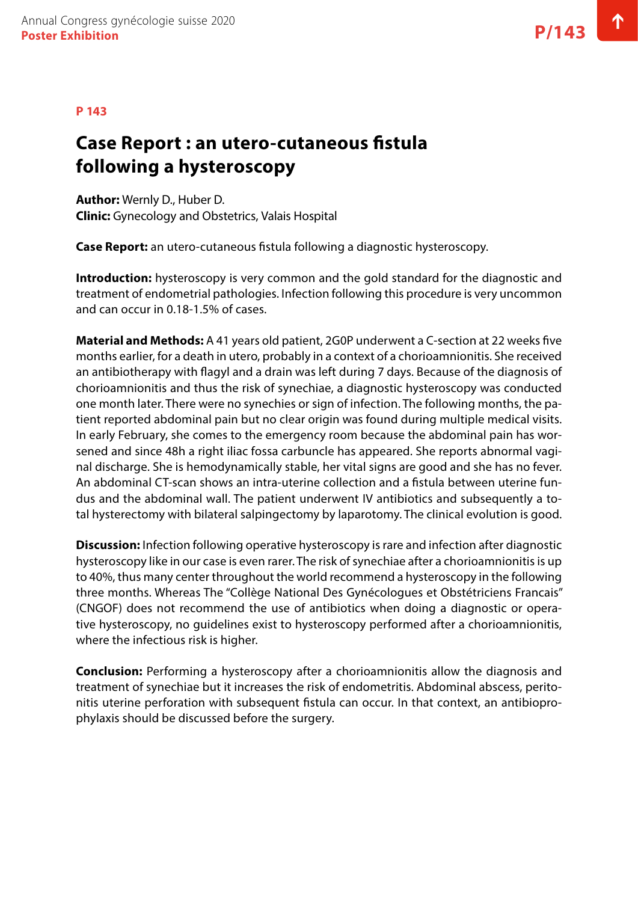P 143

# Case Report : an utero-cutaneous fistula following a hysteroscopy

**Author:** Wernly D., Huber D.
**Clinic:** Gynecology and Obstetrics, Valais Hospital

**Case Report:** an utero-cutaneous fistula following a diagnostic hysteroscopy.

**Introduction:** hysteroscopy is very common and the gold standard for the diagnostic and treatment of endometrial pathologies. Infection following this procedure is very uncommon and can occur in 0.18-1.5% of cases.

**Material and Methods:** A 41 years old patient, 2G0P underwent a C-section at 22 weeks five months earlier, for a death in utero, probably in a context of a chorioamnionitis. She received an antibiotherapy with flagyl and a drain was left during 7 days. Because of the diagnosis of chorioamnionitis and thus the risk of synechiae, a diagnostic hysteroscopy was conducted one month later. There were no synechies or sign of infection. The following months, the patient reported abdominal pain but no clear origin was found during multiple medical visits. In early February, she comes to the emergency room because the abdominal pain has worsened and since 48h a right iliac fossa carbuncle has appeared. She reports abnormal vaginal discharge. She is hemodynamically stable, her vital signs are good and she has no fever. An abdominal CT-scan shows an intra-uterine collection and a fistula between uterine fundus and the abdominal wall. The patient underwent IV antibiotics and subsequently a total hysterectomy with bilateral salpingectomy by laparotomy. The clinical evolution is good.

**Discussion:** Infection following operative hysteroscopy is rare and infection after diagnostic hysteroscopy like in our case is even rarer. The risk of synechiae after a chorioamnionitis is up to 40%, thus many center throughout the world recommend a hysteroscopy in the following three months. Whereas The "Collège National Des Gynécologues et Obstétriciens Francais" (CNGOF) does not recommend the use of antibiotics when doing a diagnostic or operative hysteroscopy, no guidelines exist to hysteroscopy performed after a chorioamnionitis, where the infectious risk is higher.

**Conclusion:** Performing a hysteroscopy after a chorioamnionitis allow the diagnosis and treatment of synechiae but it increases the risk of endometritis. Abdominal abscess, peritonitis uterine perforation with subsequent fistula can occur. In that context, an antibioprophylaxis should be discussed before the surgery.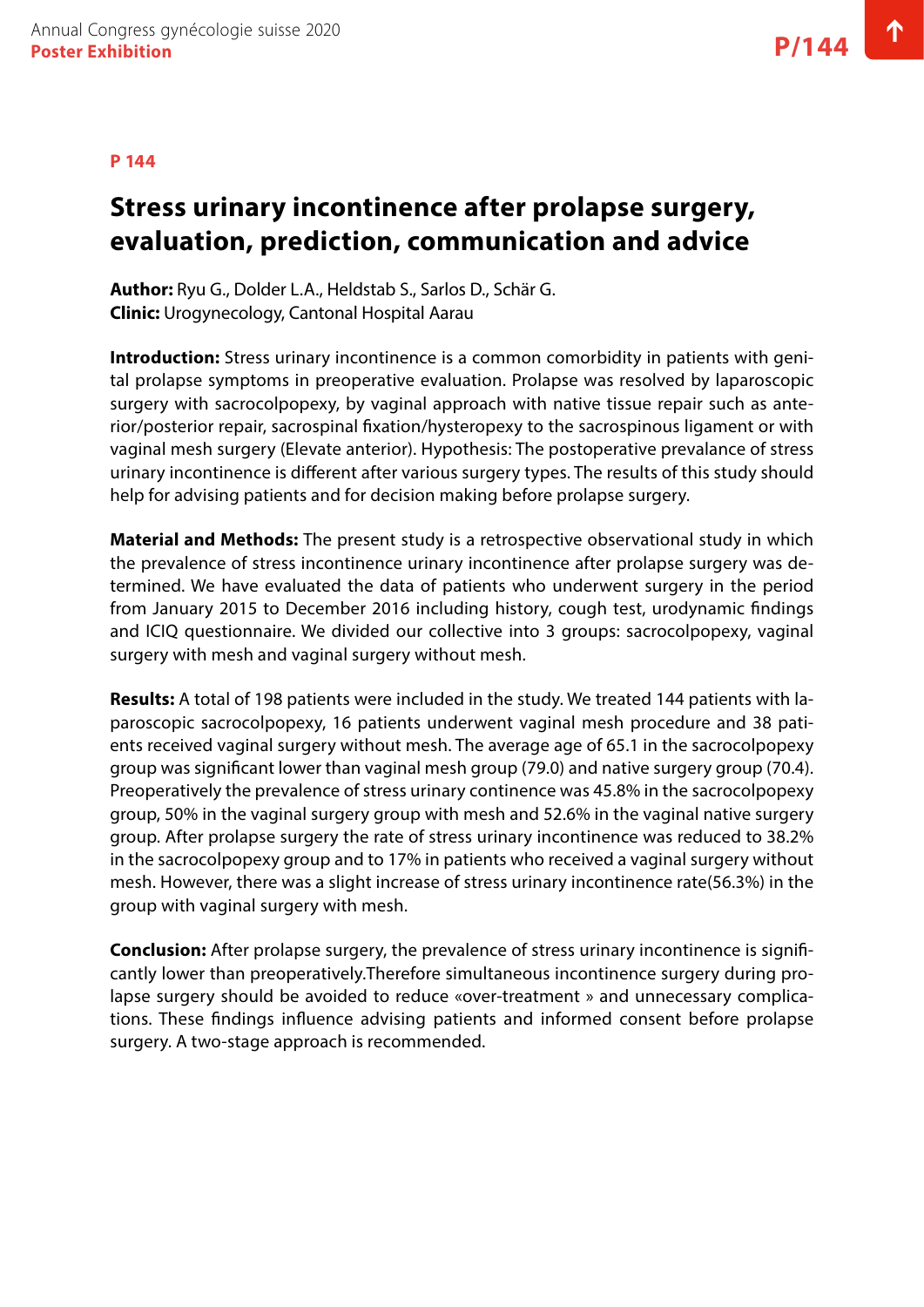P 144

# Stress urinary incontinence after prolapse surgery, evaluation, prediction, communication and advice

**Author:** Ryu G., Dolder L.A., Heldstab S., Sarlos D., Schär G.
**Clinic:** Urogynecology, Cantonal Hospital Aarau

**Introduction:** Stress urinary incontinence is a common comorbidity in patients with genital prolapse symptoms in preoperative evaluation. Prolapse was resolved by laparoscopic surgery with sacrocolpopexy, by vaginal approach with native tissue repair such as anterior/posterior repair, sacrospinal fixation/hysteropexy to the sacrospinous ligament or with vaginal mesh surgery (Elevate anterior). Hypothesis: The postoperative prevalance of stress urinary incontinence is different after various surgery types. The results of this study should help for advising patients and for decision making before prolapse surgery.

**Material and Methods:** The present study is a retrospective observational study in which the prevalence of stress incontinence urinary incontinence after prolapse surgery was determined. We have evaluated the data of patients who underwent surgery in the period from January 2015 to December 2016 including history, cough test, urodynamic findings and ICIQ questionnaire. We divided our collective into 3 groups: sacrocolpopexy, vaginal surgery with mesh and vaginal surgery without mesh.

**Results:** A total of 198 patients were included in the study. We treated 144 patients with laparoscopic sacrocolpopexy, 16 patients underwent vaginal mesh procedure and 38 patients received vaginal surgery without mesh. The average age of 65.1 in the sacrocolpopexy group was significant lower than vaginal mesh group (79.0) and native surgery group (70.4). Preoperatively the prevalence of stress urinary continence was 45.8% in the sacrocolpopexy group, 50% in the vaginal surgery group with mesh and 52.6% in the vaginal native surgery group. After prolapse surgery the rate of stress urinary incontinence was reduced to 38.2% in the sacrocolpopexy group and to 17% in patients who received a vaginal surgery without mesh. However, there was a slight increase of stress urinary incontinence rate(56.3%) in the group with vaginal surgery with mesh.

**Conclusion:** After prolapse surgery, the prevalence of stress urinary incontinence is significantly lower than preoperatively.Therefore simultaneous incontinence surgery during prolapse surgery should be avoided to reduce «over-treatment » and unnecessary complications. These findings influence advising patients and informed consent before prolapse surgery. A two-stage approach is recommended.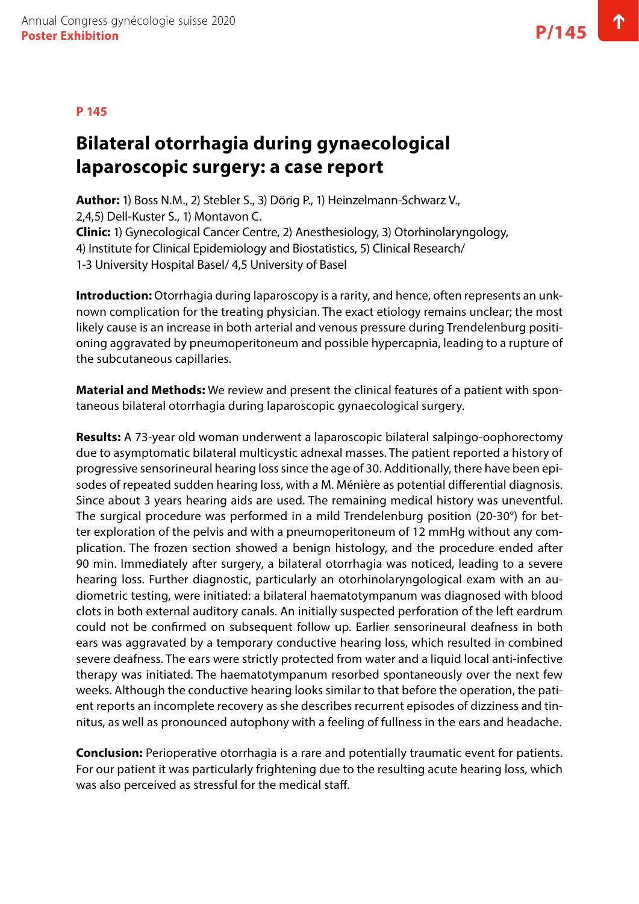**P 145**

# Bilateral otorrhagia during gynaecological laparoscopic surgery: a case report

**Author:** 1) Boss N.M., 2) Stebler S., 3) Dörig P., 1) Heinzelmann-Schwarz V., 2,4,5) Dell-Kuster S., 1) Montavon C.
**Clinic:** 1) Gynecological Cancer Centre, 2) Anesthesiology, 3) Otorhinolaryngology, 4) Institute for Clinical Epidemiology and Biostatistics, 5) Clinical Research/ 1-3 University Hospital Basel/ 4,5 University of Basel

**Introduction:** Otorrhagia during laparoscopy is a rarity, and hence, often represents an unknown complication for the treating physician. The exact etiology remains unclear; the most likely cause is an increase in both arterial and venous pressure during Trendelenburg positioning aggravated by pneumoperitoneum and possible hypercapnia, leading to a rupture of the subcutaneous capillaries.

**Material and Methods:** We review and present the clinical features of a patient with spontaneous bilateral otorrhagia during laparoscopic gynaecological surgery.

**Results:** A 73-year old woman underwent a laparoscopic bilateral salpingo-oophorectomy due to asymptomatic bilateral multicystic adnexal masses. The patient reported a history of progressive sensorineural hearing loss since the age of 30. Additionally, there have been episodes of repeated sudden hearing loss, with a M. Ménière as potential differential diagnosis. Since about 3 years hearing aids are used. The remaining medical history was uneventful. The surgical procedure was performed in a mild Trendelenburg position (20-30°) for better exploration of the pelvis and with a pneumoperitoneum of 12 mmHg without any complication. The frozen section showed a benign histology, and the procedure ended after 90 min. Immediately after surgery, a bilateral otorrhagia was noticed, leading to a severe hearing loss. Further diagnostic, particularly an otorhinolaryngological exam with an audiometric testing, were initiated: a bilateral haematotympanum was diagnosed with blood clots in both external auditory canals. An initially suspected perforation of the left eardrum could not be confirmed on subsequent follow up. Earlier sensorineural deafness in both ears was aggravated by a temporary conductive hearing loss, which resulted in combined severe deafness. The ears were strictly protected from water and a liquid local anti-infective therapy was initiated. The haematotympanum resorbed spontaneously over the next few weeks. Although the conductive hearing looks similar to that before the operation, the patient reports an incomplete recovery as she describes recurrent episodes of dizziness and tinnitus, as well as pronounced autophony with a feeling of fullness in the ears and headache.

**Conclusion:** Perioperative otorrhagia is a rare and potentially traumatic event for patients. For our patient it was particularly frightening due to the resulting acute hearing loss, which was also perceived as stressful for the medical staff.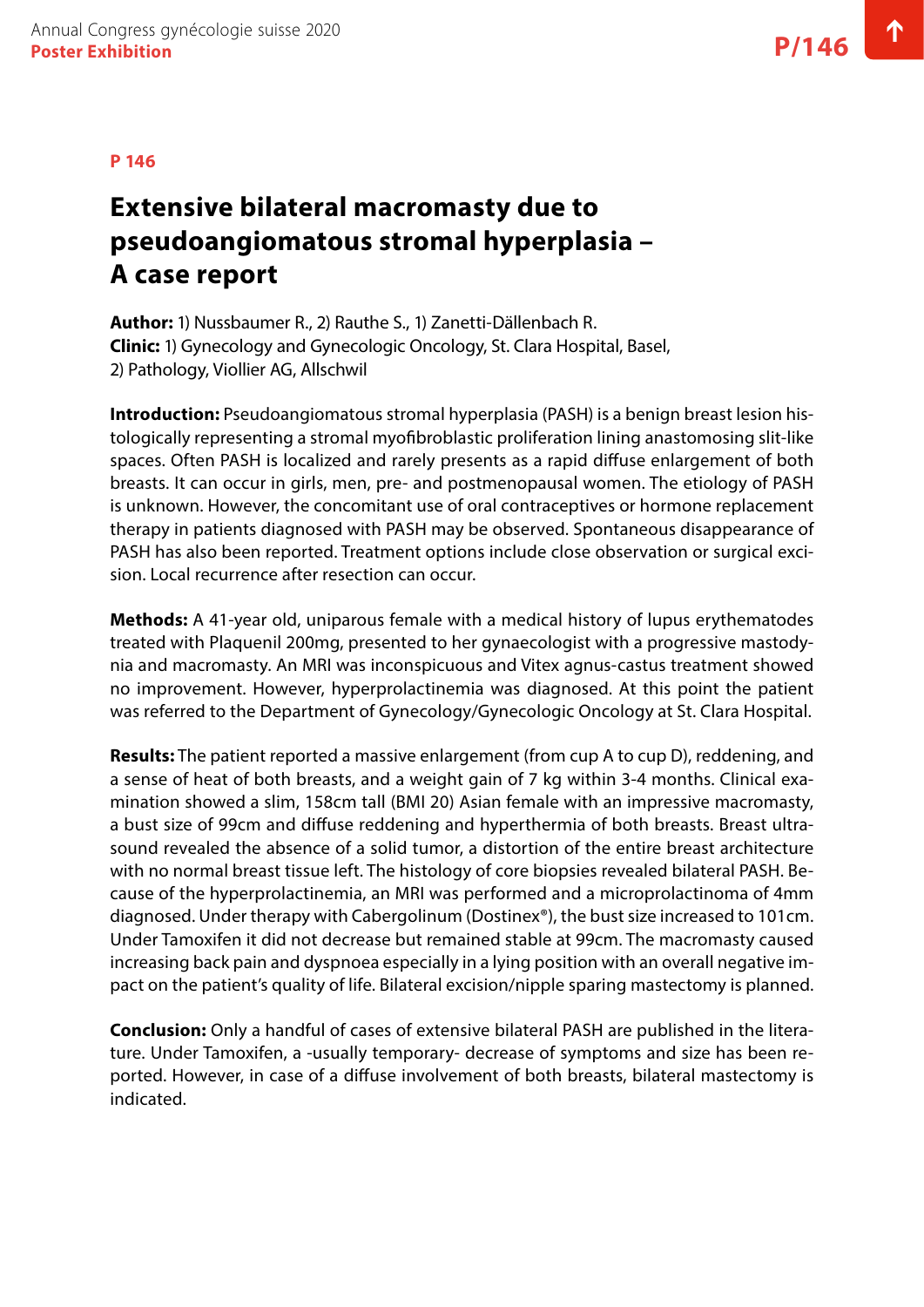P 146

# Extensive bilateral macromasty due to pseudoangiomatous stromal hyperplasia – A case report

**Author:** 1) Nussbaumer R., 2) Rauthe S., 1) Zanetti-Dällenbach R.
**Clinic:** 1) Gynecology and Gynecologic Oncology, St. Clara Hospital, Basel, 2) Pathology, Viollier AG, Allschwil

**Introduction:** Pseudoangiomatous stromal hyperplasia (PASH) is a benign breast lesion histologically representing a stromal myofibroblastic proliferation lining anastomosing slit-like spaces. Often PASH is localized and rarely presents as a rapid diffuse enlargement of both breasts. It can occur in girls, men, pre- and postmenopausal women. The etiology of PASH is unknown. However, the concomitant use of oral contraceptives or hormone replacement therapy in patients diagnosed with PASH may be observed. Spontaneous disappearance of PASH has also been reported. Treatment options include close observation or surgical excision. Local recurrence after resection can occur.

**Methods:** A 41-year old, uniparous female with a medical history of lupus erythematodes treated with Plaquenil 200mg, presented to her gynaecologist with a progressive mastodynia and macromasty. An MRI was inconspicuous and Vitex agnus-castus treatment showed no improvement. However, hyperprolactinemia was diagnosed. At this point the patient was referred to the Department of Gynecology/Gynecologic Oncology at St. Clara Hospital.

**Results:** The patient reported a massive enlargement (from cup A to cup D), reddening, and a sense of heat of both breasts, and a weight gain of 7 kg within 3-4 months. Clinical examination showed a slim, 158cm tall (BMI 20) Asian female with an impressive macromasty, a bust size of 99cm and diffuse reddening and hyperthermia of both breasts. Breast ultrasound revealed the absence of a solid tumor, a distortion of the entire breast architecture with no normal breast tissue left. The histology of core biopsies revealed bilateral PASH. Because of the hyperprolactinemia, an MRI was performed and a microprolactinoma of 4mm diagnosed. Under therapy with Cabergolinum (Dostinex®), the bust size increased to 101cm. Under Tamoxifen it did not decrease but remained stable at 99cm. The macromasty caused increasing back pain and dyspnoea especially in a lying position with an overall negative impact on the patient's quality of life. Bilateral excision/nipple sparing mastectomy is planned.

**Conclusion:** Only a handful of cases of extensive bilateral PASH are published in the literature. Under Tamoxifen, a -usually temporary- decrease of symptoms and size has been reported. However, in case of a diffuse involvement of both breasts, bilateral mastectomy is indicated.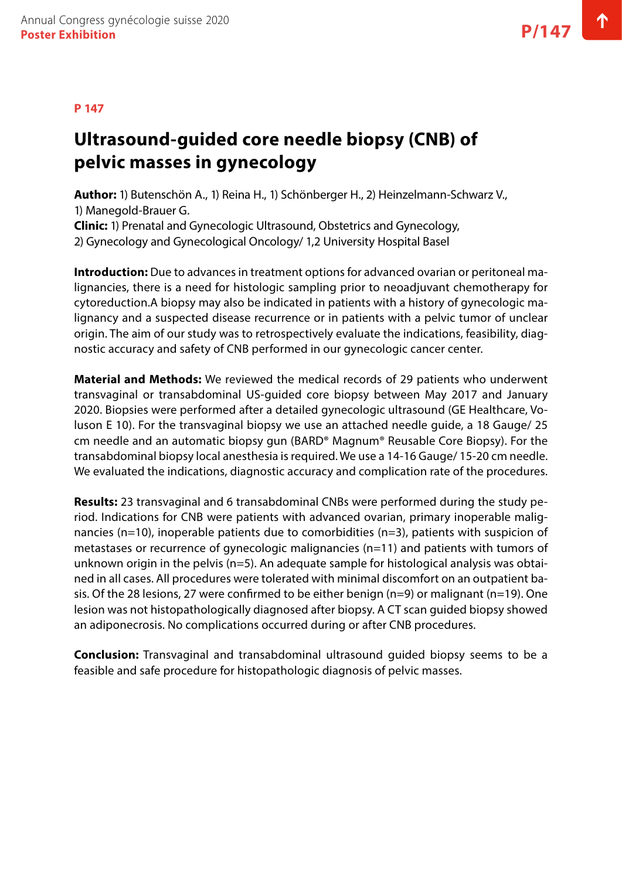P 147

# Ultrasound-guided core needle biopsy (CNB) of pelvic masses in gynecology

**Author:** 1) Butenschön A., 1) Reina H., 1) Schönberger H., 2) Heinzelmann-Schwarz V., 1) Manegold-Brauer G.
**Clinic:** 1) Prenatal and Gynecologic Ultrasound, Obstetrics and Gynecology, 2) Gynecology and Gynecological Oncology/ 1,2 University Hospital Basel

**Introduction:** Due to advances in treatment options for advanced ovarian or peritoneal malignancies, there is a need for histologic sampling prior to neoadjuvant chemotherapy for cytoreduction.A biopsy may also be indicated in patients with a history of gynecologic malignancy and a suspected disease recurrence or in patients with a pelvic tumor of unclear origin. The aim of our study was to retrospectively evaluate the indications, feasibility, diagnostic accuracy and safety of CNB performed in our gynecologic cancer center.

**Material and Methods:** We reviewed the medical records of 29 patients who underwent transvaginal or transabdominal US-guided core biopsy between May 2017 and January 2020. Biopsies were performed after a detailed gynecologic ultrasound (GE Healthcare, Voluson E 10). For the transvaginal biopsy we use an attached needle guide, a 18 Gauge/ 25 cm needle and an automatic biopsy gun (BARD® Magnum® Reusable Core Biopsy). For the transabdominal biopsy local anesthesia is required. We use a 14-16 Gauge/ 15-20 cm needle. We evaluated the indications, diagnostic accuracy and complication rate of the procedures.

**Results:** 23 transvaginal and 6 transabdominal CNBs were performed during the study period. Indications for CNB were patients with advanced ovarian, primary inoperable malignancies (n=10), inoperable patients due to comorbidities (n=3), patients with suspicion of metastases or recurrence of gynecologic malignancies (n=11) and patients with tumors of unknown origin in the pelvis (n=5). An adequate sample for histological analysis was obtained in all cases. All procedures were tolerated with minimal discomfort on an outpatient basis. Of the 28 lesions, 27 were confirmed to be either benign (n=9) or malignant (n=19). One lesion was not histopathologically diagnosed after biopsy. A CT scan guided biopsy showed an adiponecrosis. No complications occurred during or after CNB procedures.

**Conclusion:** Transvaginal and transabdominal ultrasound guided biopsy seems to be a feasible and safe procedure for histopathologic diagnosis of pelvic masses.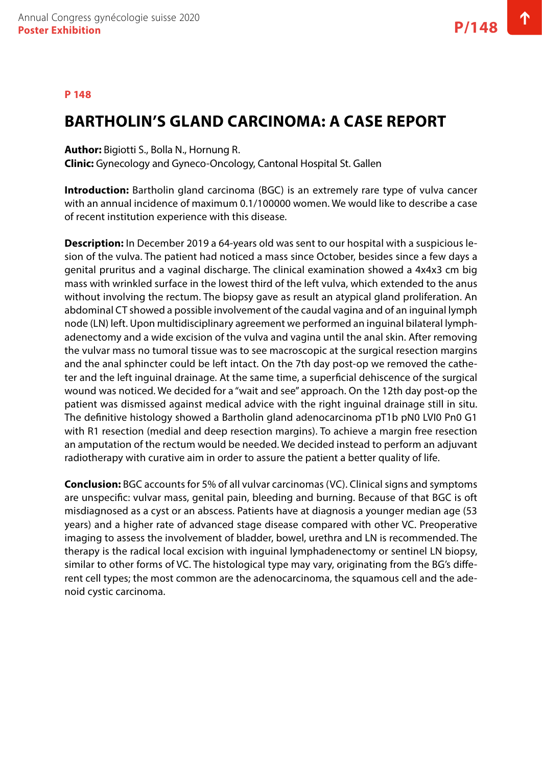**P 148**

# BARTHOLIN'S GLAND CARCINOMA: A CASE REPORT

**Author:** Bigiotti S., Bolla N., Hornung R.
**Clinic:** Gynecology and Gyneco-Oncology, Cantonal Hospital St. Gallen

**Introduction:** Bartholin gland carcinoma (BGC) is an extremely rare type of vulva cancer with an annual incidence of maximum 0.1/100000 women. We would like to describe a case of recent institution experience with this disease.

**Description:** In December 2019 a 64-years old was sent to our hospital with a suspicious lesion of the vulva. The patient had noticed a mass since October, besides since a few days a genital pruritus and a vaginal discharge. The clinical examination showed a 4x4x3 cm big mass with wrinkled surface in the lowest third of the left vulva, which extended to the anus without involving the rectum. The biopsy gave as result an atypical gland proliferation. An abdominal CT showed a possible involvement of the caudal vagina and of an inguinal lymph node (LN) left. Upon multidisciplinary agreement we performed an inguinal bilateral lymphadenectomy and a wide excision of the vulva and vagina until the anal skin. After removing the vulvar mass no tumoral tissue was to see macroscopic at the surgical resection margins and the anal sphincter could be left intact. On the 7th day post-op we removed the catheter and the left inguinal drainage. At the same time, a superficial dehiscence of the surgical wound was noticed. We decided for a "wait and see" approach. On the 12th day post-op the patient was dismissed against medical advice with the right inguinal drainage still in situ. The definitive histology showed a Bartholin gland adenocarcinoma pT1b pN0 LVI0 Pn0 G1 with R1 resection (medial and deep resection margins). To achieve a margin free resection an amputation of the rectum would be needed. We decided instead to perform an adjuvant radiotherapy with curative aim in order to assure the patient a better quality of life.

**Conclusion:** BGC accounts for 5% of all vulvar carcinomas (VC). Clinical signs and symptoms are unspecific: vulvar mass, genital pain, bleeding and burning. Because of that BGC is oft misdiagnosed as a cyst or an abscess. Patients have at diagnosis a younger median age (53 years) and a higher rate of advanced stage disease compared with other VC. Preoperative imaging to assess the involvement of bladder, bowel, urethra and LN is recommended. The therapy is the radical local excision with inguinal lymphadenectomy or sentinel LN biopsy, similar to other forms of VC. The histological type may vary, originating from the BG's different cell types; the most common are the adenocarcinoma, the squamous cell and the adenoid cystic carcinoma.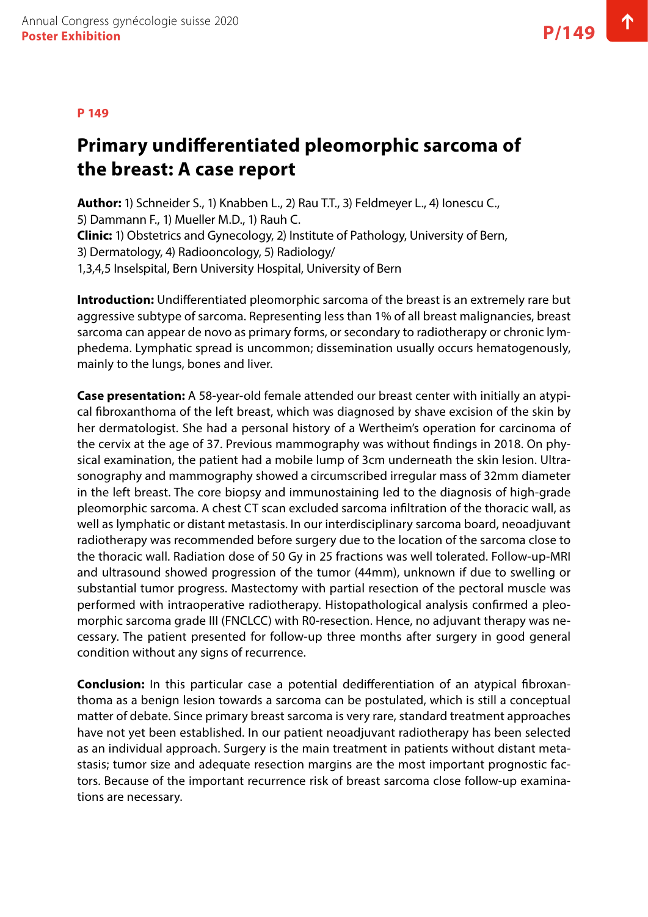**P 149**

# Primary undifferentiated pleomorphic sarcoma of the breast: A case report

**Author:** 1) Schneider S., 1) Knabben L., 2) Rau T.T., 3) Feldmeyer L., 4) Ionescu C., 5) Dammann F., 1) Mueller M.D., 1) Rauh C.
**Clinic:** 1) Obstetrics and Gynecology, 2) Institute of Pathology, University of Bern, 3) Dermatology, 4) Radiooncology, 5) Radiology/
1,3,4,5 Inselspital, Bern University Hospital, University of Bern

**Introduction:** Undifferentiated pleomorphic sarcoma of the breast is an extremely rare but aggressive subtype of sarcoma. Representing less than 1% of all breast malignancies, breast sarcoma can appear de novo as primary forms, or secondary to radiotherapy or chronic lymphedema. Lymphatic spread is uncommon; dissemination usually occurs hematogenously, mainly to the lungs, bones and liver.

**Case presentation:** A 58-year-old female attended our breast center with initially an atypical fibroxanthoma of the left breast, which was diagnosed by shave excision of the skin by her dermatologist. She had a personal history of a Wertheim's operation for carcinoma of the cervix at the age of 37. Previous mammography was without findings in 2018. On physical examination, the patient had a mobile lump of 3cm underneath the skin lesion. Ultrasonography and mammography showed a circumscribed irregular mass of 32mm diameter in the left breast. The core biopsy and immunostaining led to the diagnosis of high-grade pleomorphic sarcoma. A chest CT scan excluded sarcoma infiltration of the thoracic wall, as well as lymphatic or distant metastasis. In our interdisciplinary sarcoma board, neoadjuvant radiotherapy was recommended before surgery due to the location of the sarcoma close to the thoracic wall. Radiation dose of 50 Gy in 25 fractions was well tolerated. Follow-up-MRI and ultrasound showed progression of the tumor (44mm), unknown if due to swelling or substantial tumor progress. Mastectomy with partial resection of the pectoral muscle was performed with intraoperative radiotherapy. Histopathological analysis confirmed a pleomorphic sarcoma grade III (FNCLCC) with R0-resection. Hence, no adjuvant therapy was necessary. The patient presented for follow-up three months after surgery in good general condition without any signs of recurrence.

**Conclusion:** In this particular case a potential dedifferentiation of an atypical fibroxanthoma as a benign lesion towards a sarcoma can be postulated, which is still a conceptual matter of debate. Since primary breast sarcoma is very rare, standard treatment approaches have not yet been established. In our patient neoadjuvant radiotherapy has been selected as an individual approach. Surgery is the main treatment in patients without distant metastasis; tumor size and adequate resection margins are the most important prognostic factors. Because of the important recurrence risk of breast sarcoma close follow-up examinations are necessary.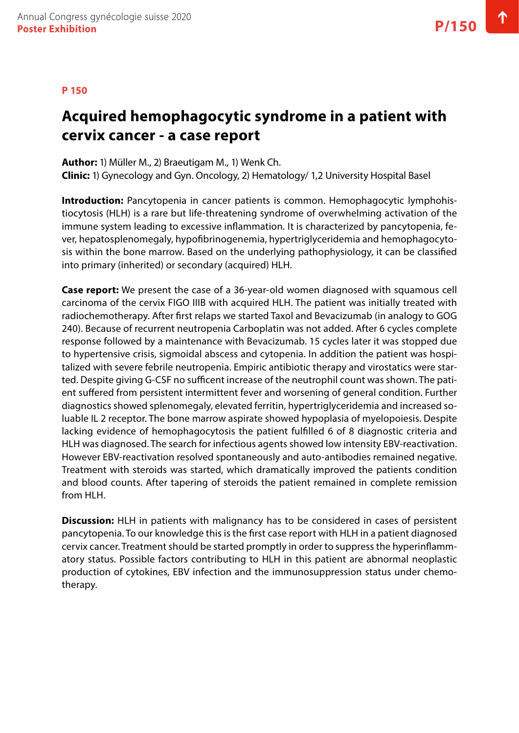**P 150**

# Acquired hemophagocytic syndrome in a patient with cervix cancer - a case report

**Author:** 1) Müller M., 2) Braeutigam M., 1) Wenk Ch.
**Clinic:** 1) Gynecology and Gyn. Oncology, 2) Hematology/ 1,2 University Hospital Basel

**Introduction:** Pancytopenia in cancer patients is common. Hemophagocytic lymphohistiocytosis (HLH) is a rare but life-threatening syndrome of overwhelming activation of the immune system leading to excessive inflammation. It is characterized by pancytopenia, fever, hepatosplenomegaly, hypofibrinogenemia, hypertriglyceridemia and hemophagocytosis within the bone marrow. Based on the underlying pathophysiology, it can be classified into primary (inherited) or secondary (acquired) HLH.

**Case report:** We present the case of a 36-year-old women diagnosed with squamous cell carcinoma of the cervix FIGO IIIB with acquired HLH. The patient was initially treated with radiochemotherapy. After first relaps we started Taxol and Bevacizumab (in analogy to GOG 240). Because of recurrent neutropenia Carboplatin was not added. After 6 cycles complete response followed by a maintenance with Bevacizumab. 15 cycles later it was stopped due to hypertensive crisis, sigmoidal abscess and cytopenia. In addition the patient was hospitalized with severe febrile neutropenia. Empiric antibiotic therapy and virostatics were started. Despite giving G-CSF no sufficent increase of the neutrophil count was shown. The patient suffered from persistent intermittent fever and worsening of general condition. Further diagnostics showed splenomegaly, elevated ferritin, hypertriglyceridemia and increased soluable IL 2 receptor. The bone marrow aspirate showed hypoplasia of myelopoiesis. Despite lacking evidence of hemophagocytosis the patient fulfilled 6 of 8 diagnostic criteria and HLH was diagnosed. The search for infectious agents showed low intensity EBV-reactivation. However EBV-reactivation resolved spontaneously and auto-antibodies remained negative. Treatment with steroids was started, which dramatically improved the patients condition and blood counts. After tapering of steroids the patient remained in complete remission from HLH.

**Discussion:** HLH in patients with malignancy has to be considered in cases of persistent pancytopenia. To our knowledge this is the first case report with HLH in a patient diagnosed cervix cancer. Treatment should be started promptly in order to suppress the hyperinflammatory status. Possible factors contributing to HLH in this patient are abnormal neoplastic production of cytokines, EBV infection and the immunosuppression status under chemotherapy.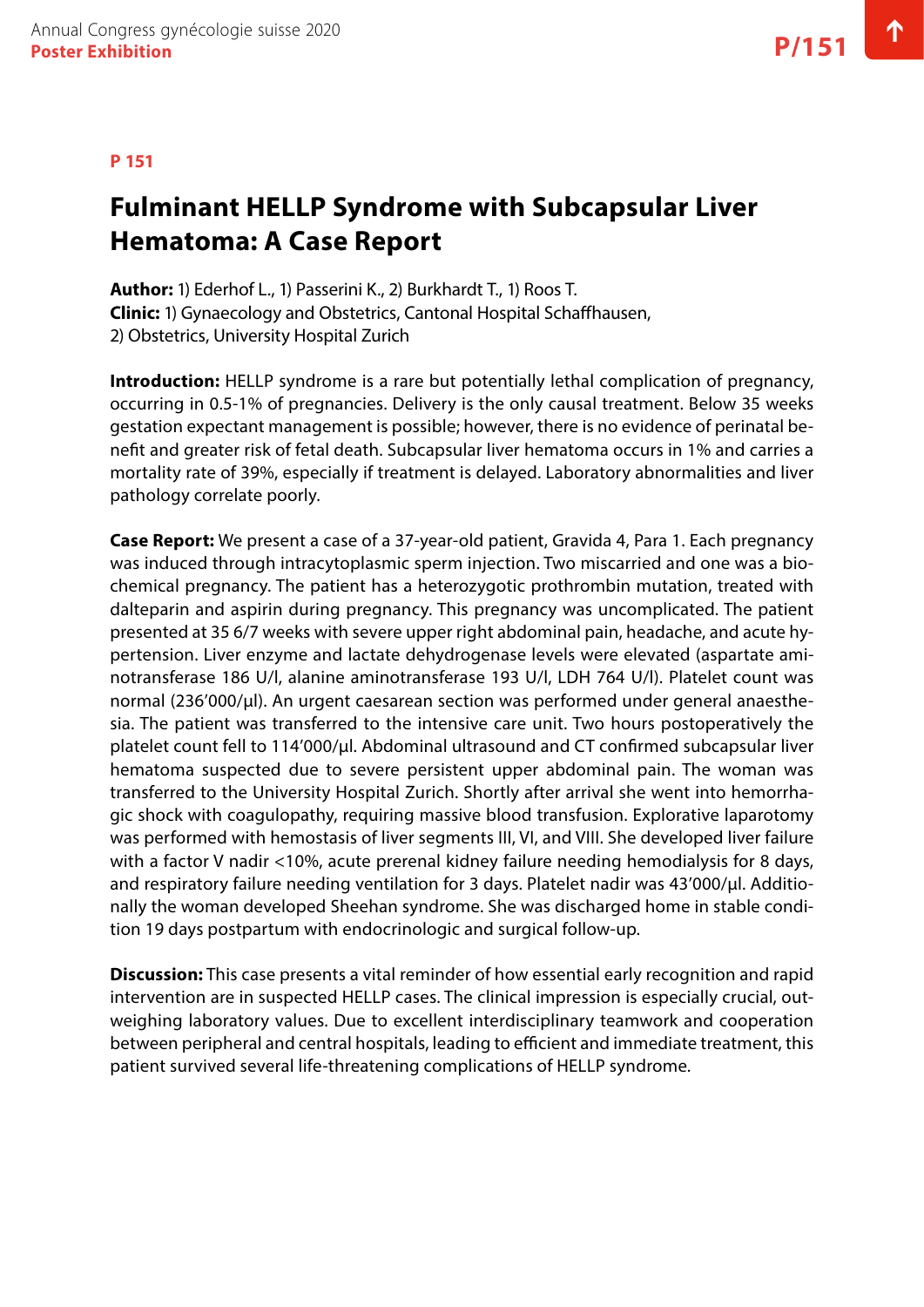P 151

# Fulminant HELLP Syndrome with Subcapsular Liver Hematoma: A Case Report

**Author:** 1) Ederhof L., 1) Passerini K., 2) Burkhardt T., 1) Roos T.
**Clinic:** 1) Gynaecology and Obstetrics, Cantonal Hospital Schaffhausen, 2) Obstetrics, University Hospital Zurich

**Introduction:** HELLP syndrome is a rare but potentially lethal complication of pregnancy, occurring in 0.5-1% of pregnancies. Delivery is the only causal treatment. Below 35 weeks gestation expectant management is possible; however, there is no evidence of perinatal benefit and greater risk of fetal death. Subcapsular liver hematoma occurs in 1% and carries a mortality rate of 39%, especially if treatment is delayed. Laboratory abnormalities and liver pathology correlate poorly.

**Case Report:** We present a case of a 37-year-old patient, Gravida 4, Para 1. Each pregnancy was induced through intracytoplasmic sperm injection. Two miscarried and one was a biochemical pregnancy. The patient has a heterozygotic prothrombin mutation, treated with dalteparin and aspirin during pregnancy. This pregnancy was uncomplicated. The patient presented at 35 6/7 weeks with severe upper right abdominal pain, headache, and acute hypertension. Liver enzyme and lactate dehydrogenase levels were elevated (aspartate aminotransferase 186 U/l, alanine aminotransferase 193 U/l, LDH 764 U/l). Platelet count was normal (236'000/µl). An urgent caesarean section was performed under general anaesthesia. The patient was transferred to the intensive care unit. Two hours postoperatively the platelet count fell to 114'000/µl. Abdominal ultrasound and CT confirmed subcapsular liver hematoma suspected due to severe persistent upper abdominal pain. The woman was transferred to the University Hospital Zurich. Shortly after arrival she went into hemorrhagic shock with coagulopathy, requiring massive blood transfusion. Explorative laparotomy was performed with hemostasis of liver segments III, VI, and VIII. She developed liver failure with a factor V nadir <10%, acute prerenal kidney failure needing hemodialysis for 8 days, and respiratory failure needing ventilation for 3 days. Platelet nadir was 43'000/µl. Additionally the woman developed Sheehan syndrome. She was discharged home in stable condition 19 days postpartum with endocrinologic and surgical follow-up.

**Discussion:** This case presents a vital reminder of how essential early recognition and rapid intervention are in suspected HELLP cases. The clinical impression is especially crucial, outweighing laboratory values. Due to excellent interdisciplinary teamwork and cooperation between peripheral and central hospitals, leading to efficient and immediate treatment, this patient survived several life-threatening complications of HELLP syndrome.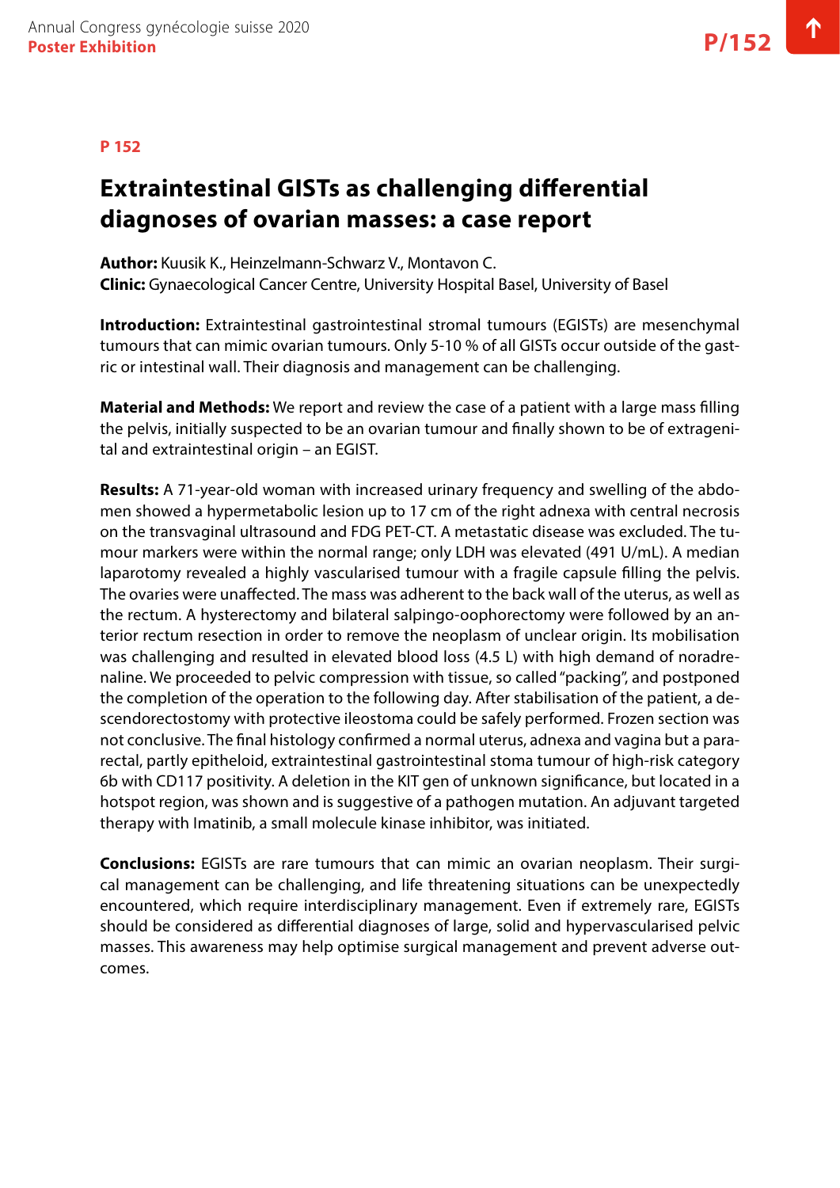P 152

# Extraintestinal GISTs as challenging differential diagnoses of ovarian masses: a case report

**Author:** Kuusik K., Heinzelmann-Schwarz V., Montavon C.
**Clinic:** Gynaecological Cancer Centre, University Hospital Basel, University of Basel

**Introduction:** Extraintestinal gastrointestinal stromal tumours (EGISTs) are mesenchymal tumours that can mimic ovarian tumours. Only 5-10 % of all GISTs occur outside of the gastric or intestinal wall. Their diagnosis and management can be challenging.

**Material and Methods:** We report and review the case of a patient with a large mass filling the pelvis, initially suspected to be an ovarian tumour and finally shown to be of extragenital and extraintestinal origin – an EGIST.

**Results:** A 71-year-old woman with increased urinary frequency and swelling of the abdomen showed a hypermetabolic lesion up to 17 cm of the right adnexa with central necrosis on the transvaginal ultrasound and FDG PET-CT. A metastatic disease was excluded. The tumour markers were within the normal range; only LDH was elevated (491 U/mL). A median laparotomy revealed a highly vascularised tumour with a fragile capsule filling the pelvis. The ovaries were unaffected. The mass was adherent to the back wall of the uterus, as well as the rectum. A hysterectomy and bilateral salpingo-oophorectomy were followed by an anterior rectum resection in order to remove the neoplasm of unclear origin. Its mobilisation was challenging and resulted in elevated blood loss (4.5 L) with high demand of noradrenaline. We proceeded to pelvic compression with tissue, so called "packing", and postponed the completion of the operation to the following day. After stabilisation of the patient, a descendorectostomy with protective ileostoma could be safely performed. Frozen section was not conclusive. The final histology confirmed a normal uterus, adnexa and vagina but a pararectal, partly epitheloid, extraintestinal gastrointestinal stoma tumour of high-risk category 6b with CD117 positivity. A deletion in the KIT gen of unknown significance, but located in a hotspot region, was shown and is suggestive of a pathogen mutation. An adjuvant targeted therapy with Imatinib, a small molecule kinase inhibitor, was initiated.

**Conclusions:** EGISTs are rare tumours that can mimic an ovarian neoplasm. Their surgical management can be challenging, and life threatening situations can be unexpectedly encountered, which require interdisciplinary management. Even if extremely rare, EGISTs should be considered as differential diagnoses of large, solid and hypervascularised pelvic masses. This awareness may help optimise surgical management and prevent adverse outcomes.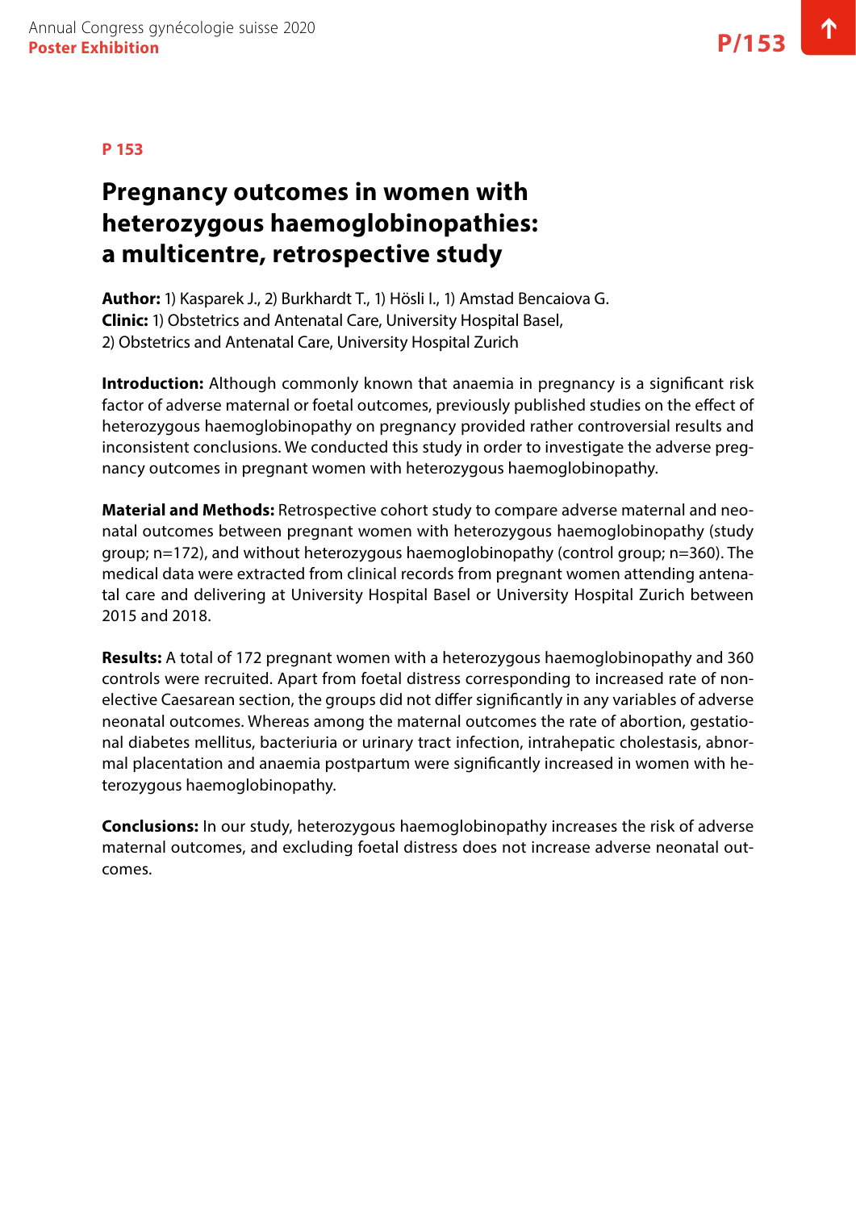**P 153**

# Pregnancy outcomes in women with heterozygous haemoglobinopathies: a multicentre, retrospective study

**Author:** 1) Kasparek J., 2) Burkhardt T., 1) Hösli I., 1) Amstad Bencaiova G.
**Clinic:** 1) Obstetrics and Antenatal Care, University Hospital Basel,
2) Obstetrics and Antenatal Care, University Hospital Zurich

**Introduction:** Although commonly known that anaemia in pregnancy is a significant risk factor of adverse maternal or foetal outcomes, previously published studies on the effect of heterozygous haemoglobinopathy on pregnancy provided rather controversial results and inconsistent conclusions. We conducted this study in order to investigate the adverse pregnancy outcomes in pregnant women with heterozygous haemoglobinopathy.

**Material and Methods:** Retrospective cohort study to compare adverse maternal and neonatal outcomes between pregnant women with heterozygous haemoglobinopathy (study group; n=172), and without heterozygous haemoglobinopathy (control group; n=360). The medical data were extracted from clinical records from pregnant women attending antenatal care and delivering at University Hospital Basel or University Hospital Zurich between 2015 and 2018.

**Results:** A total of 172 pregnant women with a heterozygous haemoglobinopathy and 360 controls were recruited. Apart from foetal distress corresponding to increased rate of non-elective Caesarean section, the groups did not differ significantly in any variables of adverse neonatal outcomes. Whereas among the maternal outcomes the rate of abortion, gestational diabetes mellitus, bacteriuria or urinary tract infection, intrahepatic cholestasis, abnormal placentation and anaemia postpartum were significantly increased in women with heterozygous haemoglobinopathy.

**Conclusions:** In our study, heterozygous haemoglobinopathy increases the risk of adverse maternal outcomes, and excluding foetal distress does not increase adverse neonatal outcomes.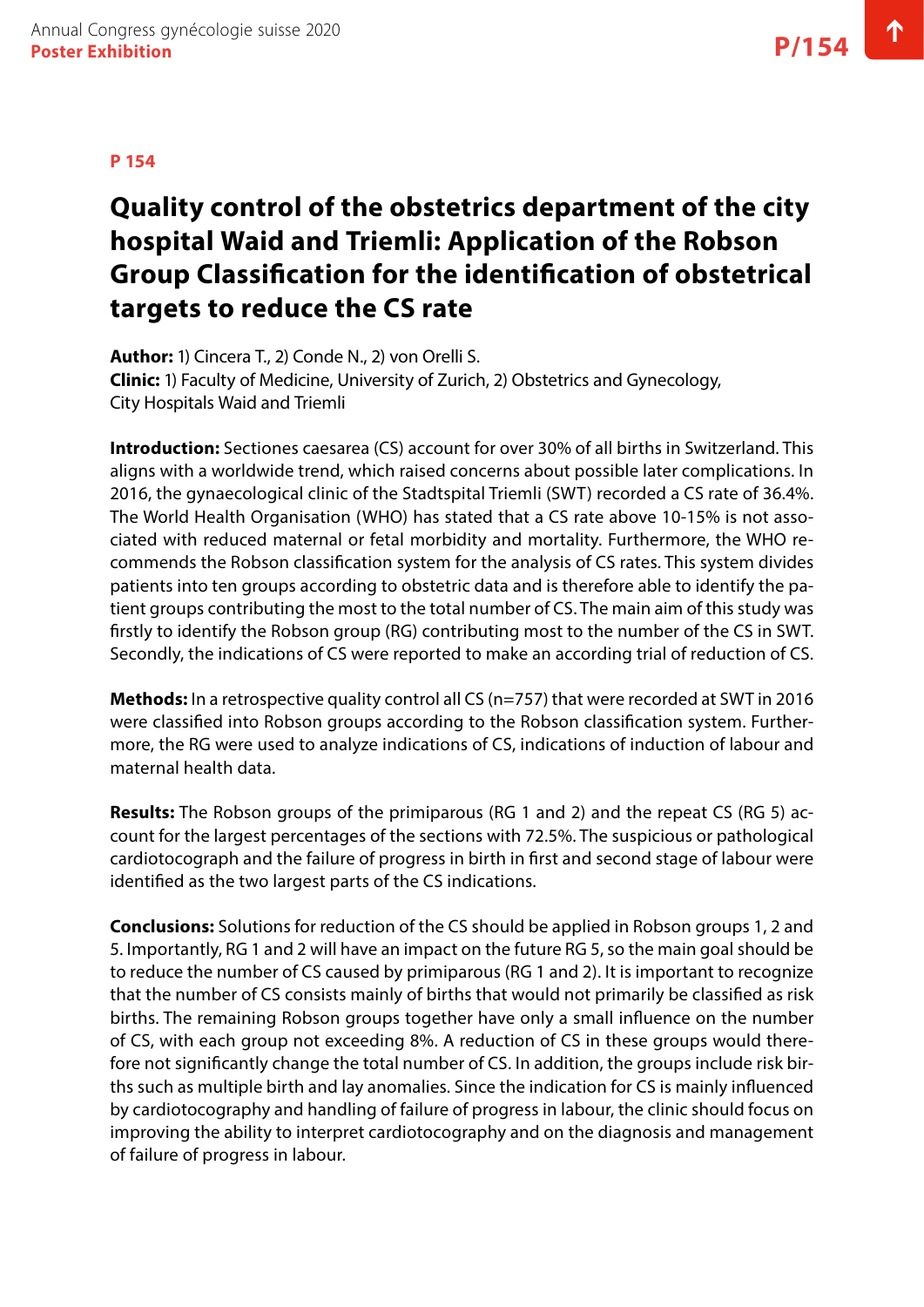**P 154**

# Quality control of the obstetrics department of the city hospital Waid and Triemli: Application of the Robson Group Classification for the identification of obstetrical targets to reduce the CS rate

**Author:** 1) Cincera T., 2) Conde N., 2) von Orelli S.
**Clinic:** 1) Faculty of Medicine, University of Zurich, 2) Obstetrics and Gynecology, City Hospitals Waid and Triemli

**Introduction:** Sectiones caesarea (CS) account for over 30% of all births in Switzerland. This aligns with a worldwide trend, which raised concerns about possible later complications. In 2016, the gynaecological clinic of the Stadtspital Triemli (SWT) recorded a CS rate of 36.4%. The World Health Organisation (WHO) has stated that a CS rate above 10-15% is not associated with reduced maternal or fetal morbidity and mortality. Furthermore, the WHO recommends the Robson classification system for the analysis of CS rates. This system divides patients into ten groups according to obstetric data and is therefore able to identify the patient groups contributing the most to the total number of CS. The main aim of this study was firstly to identify the Robson group (RG) contributing most to the number of the CS in SWT. Secondly, the indications of CS were reported to make an according trial of reduction of CS.

**Methods:** In a retrospective quality control all CS (n=757) that were recorded at SWT in 2016 were classified into Robson groups according to the Robson classification system. Furthermore, the RG were used to analyze indications of CS, indications of induction of labour and maternal health data.

**Results:** The Robson groups of the primiparous (RG 1 and 2) and the repeat CS (RG 5) account for the largest percentages of the sections with 72.5%. The suspicious or pathological cardiotocograph and the failure of progress in birth in first and second stage of labour were identified as the two largest parts of the CS indications.

**Conclusions:** Solutions for reduction of the CS should be applied in Robson groups 1, 2 and 5. Importantly, RG 1 and 2 will have an impact on the future RG 5, so the main goal should be to reduce the number of CS caused by primiparous (RG 1 and 2). It is important to recognize that the number of CS consists mainly of births that would not primarily be classified as risk births. The remaining Robson groups together have only a small influence on the number of CS, with each group not exceeding 8%. A reduction of CS in these groups would therefore not significantly change the total number of CS. In addition, the groups include risk births such as multiple birth and lay anomalies. Since the indication for CS is mainly influenced by cardiotocography and handling of failure of progress in labour, the clinic should focus on improving the ability to interpret cardiotocography and on the diagnosis and management of failure of progress in labour.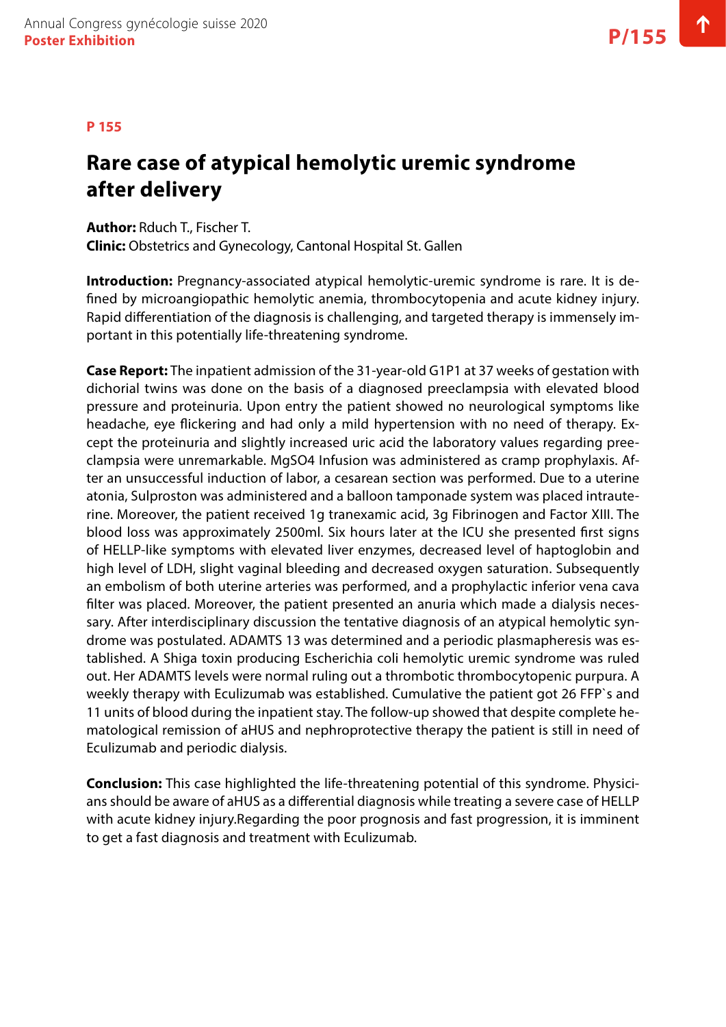**P 155**

# Rare case of atypical hemolytic uremic syndrome after delivery

**Author:** Rduch T., Fischer T.
**Clinic:** Obstetrics and Gynecology, Cantonal Hospital St. Gallen

**Introduction:** Pregnancy-associated atypical hemolytic-uremic syndrome is rare. It is defined by microangiopathic hemolytic anemia, thrombocytopenia and acute kidney injury. Rapid differentiation of the diagnosis is challenging, and targeted therapy is immensely important in this potentially life-threatening syndrome.

**Case Report:** The inpatient admission of the 31-year-old G1P1 at 37 weeks of gestation with dichorial twins was done on the basis of a diagnosed preeclampsia with elevated blood pressure and proteinuria. Upon entry the patient showed no neurological symptoms like headache, eye flickering and had only a mild hypertension with no need of therapy. Except the proteinuria and slightly increased uric acid the laboratory values regarding preeclampsia were unremarkable. $MgSO_4$ Infusion was administered as cramp prophylaxis. After an unsuccessful induction of labor, a cesarean section was performed. Due to a uterine atonia, Sulproston was administered and a balloon tamponade system was placed intrauterine. Moreover, the patient received 1g tranexamic acid, 3g Fibrinogen and Factor XIII. The blood loss was approximately 2500ml. Six hours later at the ICU she presented first signs of HELLP-like symptoms with elevated liver enzymes, decreased level of haptoglobin and high level of LDH, slight vaginal bleeding and decreased oxygen saturation. Subsequently an embolism of both uterine arteries was performed, and a prophylactic inferior vena cava filter was placed. Moreover, the patient presented an anuria which made a dialysis necessary. After interdisciplinary discussion the tentative diagnosis of an atypical hemolytic syndrome was postulated. ADAMTS 13 was determined and a periodic plasmapheresis was established. A Shiga toxin producing Escherichia coli hemolytic uremic syndrome was ruled out. Her ADAMTS levels were normal ruling out a thrombotic thrombocytopenic purpura. A weekly therapy with Eculizumab was established. Cumulative the patient got 26 FFP`s and 11 units of blood during the inpatient stay. The follow-up showed that despite complete hematological remission of aHUS and nephroprotective therapy the patient is still in need of Eculizumab and periodic dialysis.

**Conclusion:** This case highlighted the life-threatening potential of this syndrome. Physicians should be aware of aHUS as a differential diagnosis while treating a severe case of HELLP with acute kidney injury.Regarding the poor prognosis and fast progression, it is imminent to get a fast diagnosis and treatment with Eculizumab.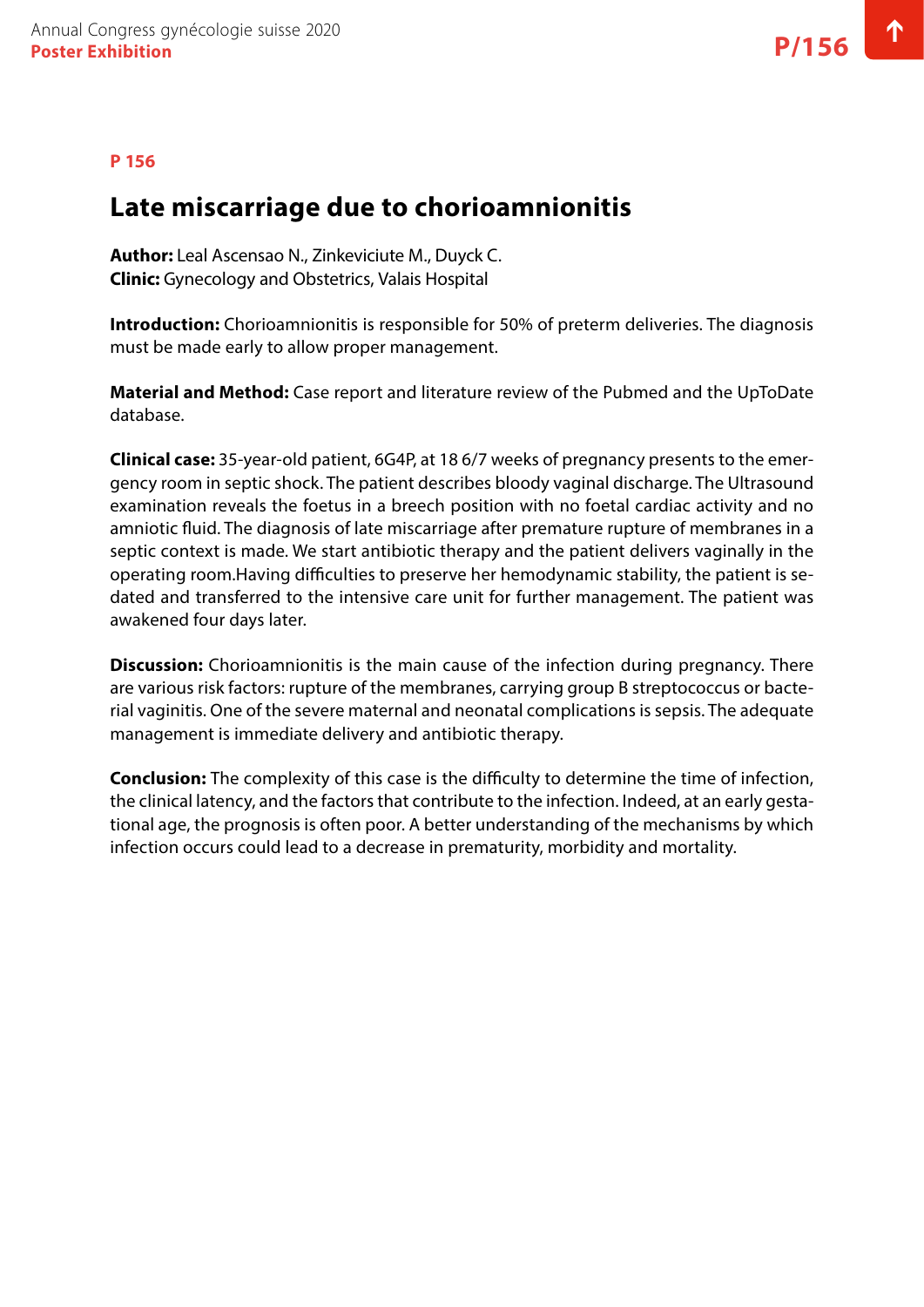P 156

# Late miscarriage due to chorioamnionitis

**Author:** Leal Ascensao N., Zinkeviciute M., Duyck C.
**Clinic:** Gynecology and Obstetrics, Valais Hospital

**Introduction:** Chorioamnionitis is responsible for 50% of preterm deliveries. The diagnosis must be made early to allow proper management.

**Material and Method:** Case report and literature review of the Pubmed and the UpToDate database.

**Clinical case:** 35-year-old patient, 6G4P, at 18 6/7 weeks of pregnancy presents to the emergency room in septic shock. The patient describes bloody vaginal discharge. The Ultrasound examination reveals the foetus in a breech position with no foetal cardiac activity and no amniotic fluid. The diagnosis of late miscarriage after premature rupture of membranes in a septic context is made. We start antibiotic therapy and the patient delivers vaginally in the operating room.Having difficulties to preserve her hemodynamic stability, the patient is sedated and transferred to the intensive care unit for further management. The patient was awakened four days later.

**Discussion:** Chorioamnionitis is the main cause of the infection during pregnancy. There are various risk factors: rupture of the membranes, carrying group B streptococcus or bacterial vaginitis. One of the severe maternal and neonatal complications is sepsis. The adequate management is immediate delivery and antibiotic therapy.

**Conclusion:** The complexity of this case is the difficulty to determine the time of infection, the clinical latency, and the factors that contribute to the infection. Indeed, at an early gestational age, the prognosis is often poor. A better understanding of the mechanisms by which infection occurs could lead to a decrease in prematurity, morbidity and mortality.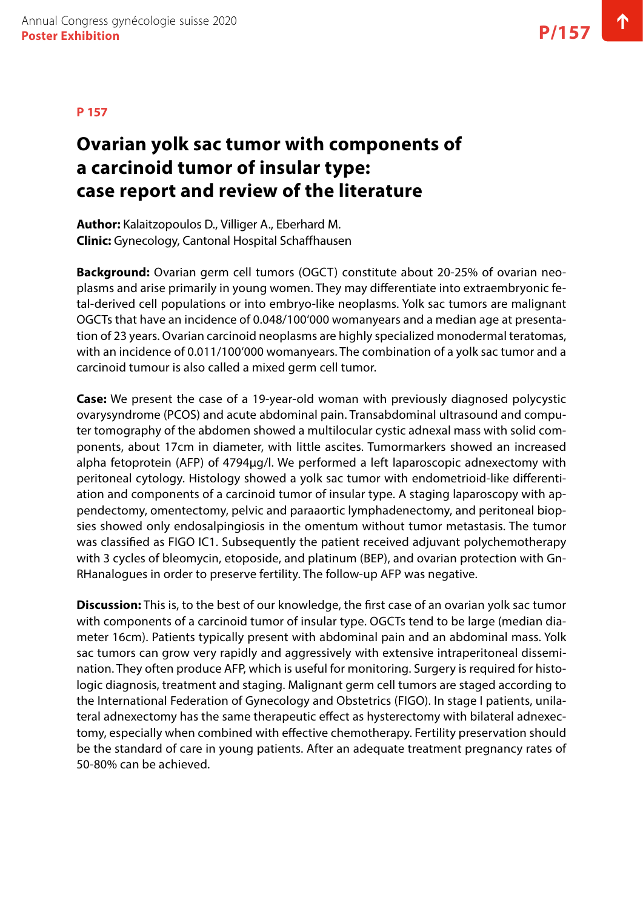**P 157**

# Ovarian yolk sac tumor with components of a carcinoid tumor of insular type: case report and review of the literature

**Author:** Kalaitzopoulos D., Villiger A., Eberhard M.
**Clinic:** Gynecology, Cantonal Hospital Schaffhausen

**Background:** Ovarian germ cell tumors (OGCT) constitute about 20-25% of ovarian neoplasms and arise primarily in young women. They may differentiate into extraembryonic fetal-derived cell populations or into embryo-like neoplasms. Yolk sac tumors are malignant OGCTs that have an incidence of 0.048/100'000 womanyears and a median age at presentation of 23 years. Ovarian carcinoid neoplasms are highly specialized monodermal teratomas, with an incidence of 0.011/100'000 womanyears. The combination of a yolk sac tumor and a carcinoid tumour is also called a mixed germ cell tumor.

**Case:** We present the case of a 19-year-old woman with previously diagnosed polycystic ovarysyndrome (PCOS) and acute abdominal pain. Transabdominal ultrasound and computer tomography of the abdomen showed a multilocular cystic adnexal mass with solid components, about 17cm in diameter, with little ascites. Tumormarkers showed an increased alpha fetoprotein (AFP) of 4794µg/l. We performed a left laparoscopic adnexectomy with peritoneal cytology. Histology showed a yolk sac tumor with endometrioid-like differentiation and components of a carcinoid tumor of insular type. A staging laparoscopy with appendectomy, omentectomy, pelvic and paraaortic lymphadenectomy, and peritoneal biopsies showed only endosalpingiosis in the omentum without tumor metastasis. The tumor was classified as FIGO IC1. Subsequently the patient received adjuvant polychemotherapy with 3 cycles of bleomycin, etoposide, and platinum (BEP), and ovarian protection with GnRHanalogues in order to preserve fertility. The follow-up AFP was negative.

**Discussion:** This is, to the best of our knowledge, the first case of an ovarian yolk sac tumor with components of a carcinoid tumor of insular type. OGCTs tend to be large (median diameter 16cm). Patients typically present with abdominal pain and an abdominal mass. Yolk sac tumors can grow very rapidly and aggressively with extensive intraperitoneal dissemination. They often produce AFP, which is useful for monitoring. Surgery is required for histologic diagnosis, treatment and staging. Malignant germ cell tumors are staged according to the International Federation of Gynecology and Obstetrics (FIGO). In stage I patients, unilateral adnexectomy has the same therapeutic effect as hysterectomy with bilateral adnexectomy, especially when combined with effective chemotherapy. Fertility preservation should be the standard of care in young patients. After an adequate treatment pregnancy rates of 50-80% can be achieved.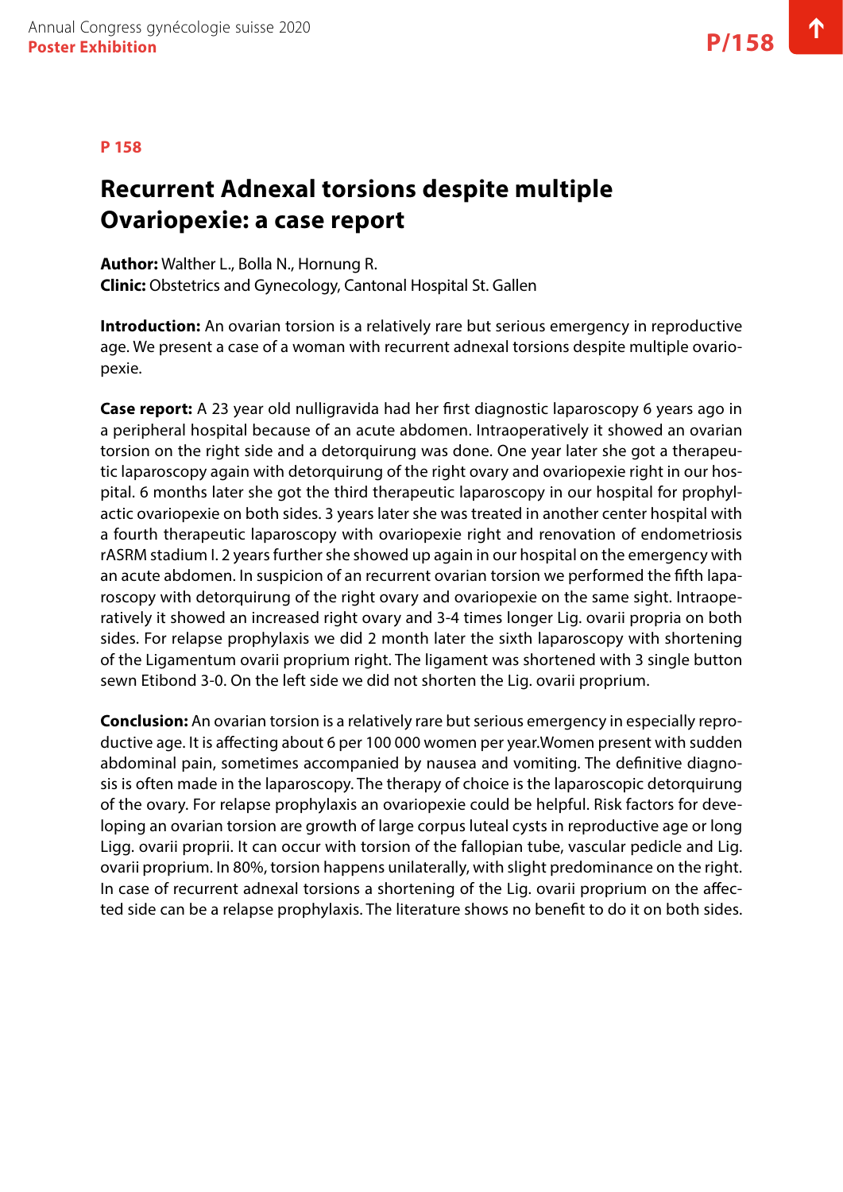P 158

# Recurrent Adnexal torsions despite multiple Ovariopexie: a case report

**Author:** Walther L., Bolla N., Hornung R.
**Clinic:** Obstetrics and Gynecology, Cantonal Hospital St. Gallen

**Introduction:** An ovarian torsion is a relatively rare but serious emergency in reproductive age. We present a case of a woman with recurrent adnexal torsions despite multiple ovariopexie.

**Case report:** A 23 year old nulligravida had her first diagnostic laparoscopy 6 years ago in a peripheral hospital because of an acute abdomen. Intraoperatively it showed an ovarian torsion on the right side and a detorquirung was done. One year later she got a therapeutic laparoscopy again with detorquirung of the right ovary and ovariopexie right in our hospital. 6 months later she got the third therapeutic laparoscopy in our hospital for prophylactic ovariopexie on both sides. 3 years later she was treated in another center hospital with a fourth therapeutic laparoscopy with ovariopexie right and renovation of endometriosis rASRM stadium I. 2 years further she showed up again in our hospital on the emergency with an acute abdomen. In suspicion of an recurrent ovarian torsion we performed the fifth laparoscopy with detorquirung of the right ovary and ovariopexie on the same sight. Intraoperatively it showed an increased right ovary and 3-4 times longer Lig. ovarii propria on both sides. For relapse prophylaxis we did 2 month later the sixth laparoscopy with shortening of the Ligamentum ovarii proprium right. The ligament was shortened with 3 single button sewn Etibond 3-0. On the left side we did not shorten the Lig. ovarii proprium.

**Conclusion:** An ovarian torsion is a relatively rare but serious emergency in especially reproductive age. It is affecting about 6 per 100 000 women per year.Women present with sudden abdominal pain, sometimes accompanied by nausea and vomiting. The definitive diagnosis is often made in the laparoscopy. The therapy of choice is the laparoscopic detorquirung of the ovary. For relapse prophylaxis an ovariopexie could be helpful. Risk factors for developing an ovarian torsion are growth of large corpus luteal cysts in reproductive age or long Ligg. ovarii proprii. It can occur with torsion of the fallopian tube, vascular pedicle and Lig. ovarii proprium. In 80%, torsion happens unilaterally, with slight predominance on the right. In case of recurrent adnexal torsions a shortening of the Lig. ovarii proprium on the affected side can be a relapse prophylaxis. The literature shows no benefit to do it on both sides.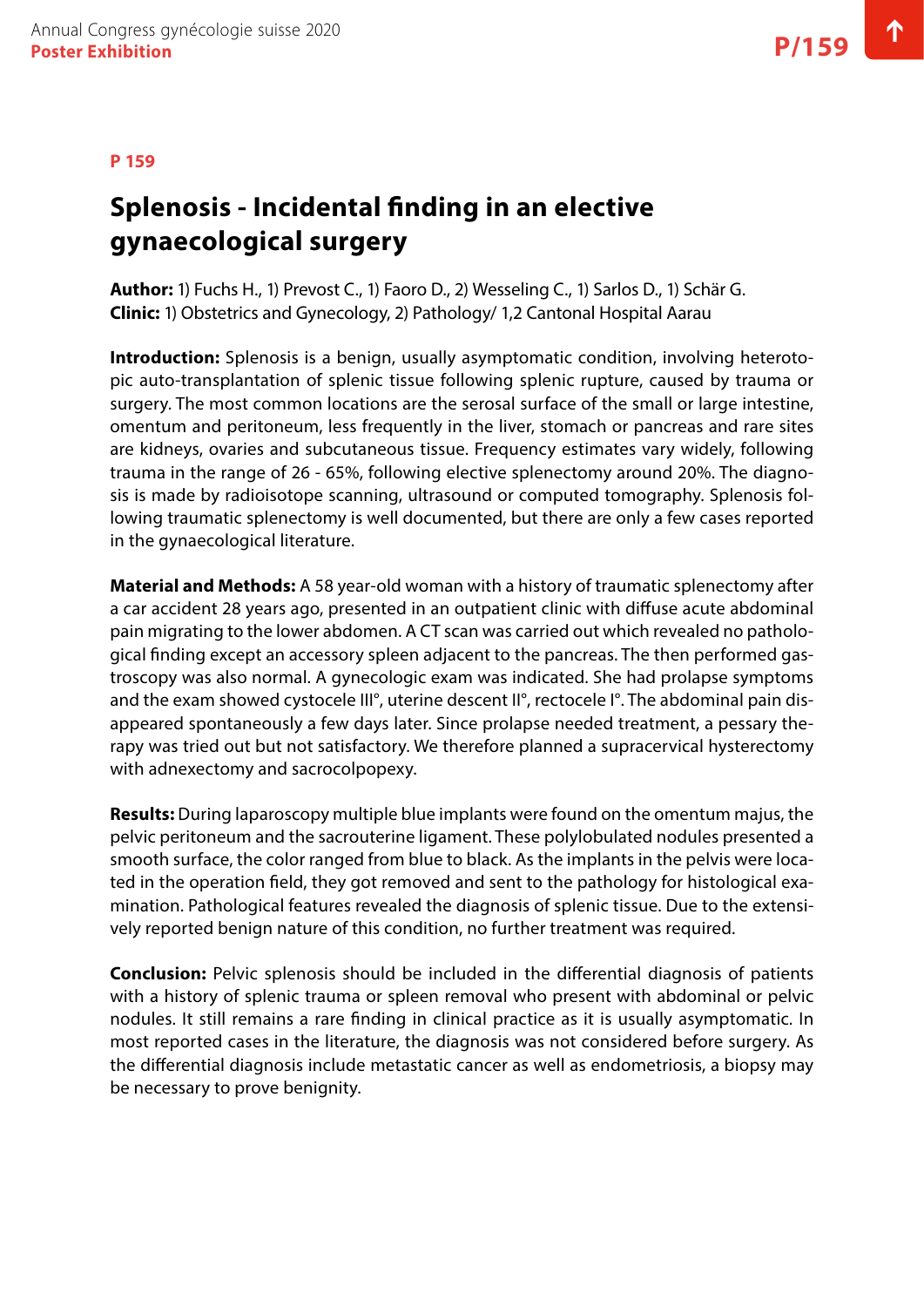**P 159**

# Splenosis - Incidental finding in an elective gynaecological surgery

**Author:** 1) Fuchs H., 1) Prevost C., 1) Faoro D., 2) Wesseling C., 1) Sarlos D., 1) Schär G.
**Clinic:** 1) Obstetrics and Gynecology, 2) Pathology/ 1,2 Cantonal Hospital Aarau

**Introduction:** Splenosis is a benign, usually asymptomatic condition, involving heterotopic auto-transplantation of splenic tissue following splenic rupture, caused by trauma or surgery. The most common locations are the serosal surface of the small or large intestine, omentum and peritoneum, less frequently in the liver, stomach or pancreas and rare sites are kidneys, ovaries and subcutaneous tissue. Frequency estimates vary widely, following trauma in the range of 26 - 65%, following elective splenectomy around 20%. The diagnosis is made by radioisotope scanning, ultrasound or computed tomography. Splenosis following traumatic splenectomy is well documented, but there are only a few cases reported in the gynaecological literature.

**Material and Methods:** A 58 year-old woman with a history of traumatic splenectomy after a car accident 28 years ago, presented in an outpatient clinic with diffuse acute abdominal pain migrating to the lower abdomen. A CT scan was carried out which revealed no pathological finding except an accessory spleen adjacent to the pancreas. The then performed gastroscopy was also normal. A gynecologic exam was indicated. She had prolapse symptoms and the exam showed cystocele III°, uterine descent II°, rectocele I°. The abdominal pain disappeared spontaneously a few days later. Since prolapse needed treatment, a pessary therapy was tried out but not satisfactory. We therefore planned a supracervical hysterectomy with adnexectomy and sacrocolpopexy.

**Results:** During laparoscopy multiple blue implants were found on the omentum majus, the pelvic peritoneum and the sacrouterine ligament. These polylobulated nodules presented a smooth surface, the color ranged from blue to black. As the implants in the pelvis were located in the operation field, they got removed and sent to the pathology for histological examination. Pathological features revealed the diagnosis of splenic tissue. Due to the extensively reported benign nature of this condition, no further treatment was required.

**Conclusion:** Pelvic splenosis should be included in the differential diagnosis of patients with a history of splenic trauma or spleen removal who present with abdominal or pelvic nodules. It still remains a rare finding in clinical practice as it is usually asymptomatic. In most reported cases in the literature, the diagnosis was not considered before surgery. As the differential diagnosis include metastatic cancer as well as endometriosis, a biopsy may be necessary to prove benignity.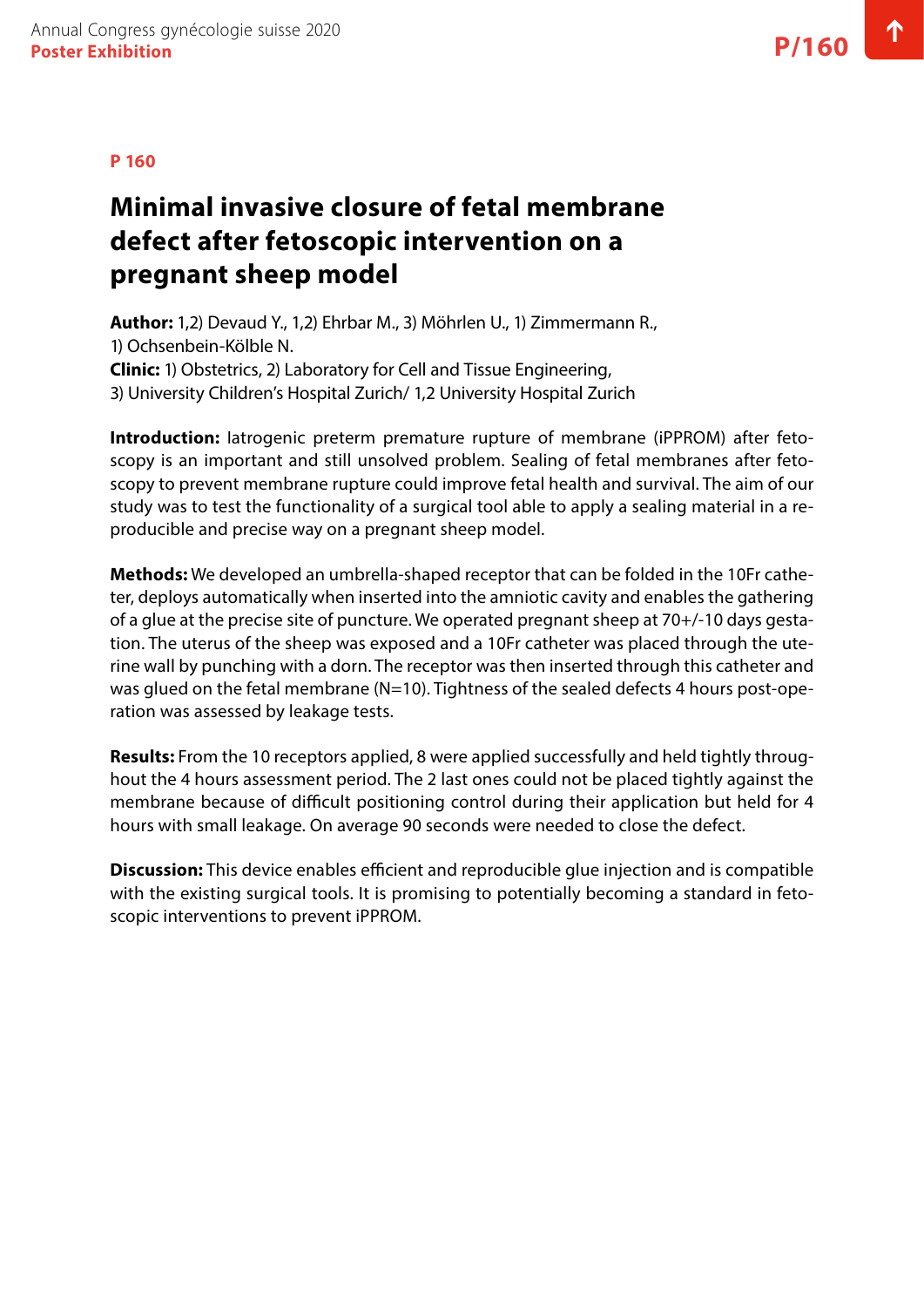**P 160**

# Minimal invasive closure of fetal membrane defect after fetoscopic intervention on a pregnant sheep model

**Author:** 1,2) Devaud Y., 1,2) Ehrbar M., 3) Möhrlen U., 1) Zimmermann R., 1) Ochsenbein-Kölble N.
**Clinic:** 1) Obstetrics, 2) Laboratory for Cell and Tissue Engineering, 3) University Children's Hospital Zurich/ 1,2 University Hospital Zurich

**Introduction:** Iatrogenic preterm premature rupture of membrane (iPPROM) after fetoscopy is an important and still unsolved problem. Sealing of fetal membranes after fetoscopy to prevent membrane rupture could improve fetal health and survival. The aim of our study was to test the functionality of a surgical tool able to apply a sealing material in a reproducible and precise way on a pregnant sheep model.

**Methods:** We developed an umbrella-shaped receptor that can be folded in the 10Fr catheter, deploys automatically when inserted into the amniotic cavity and enables the gathering of a glue at the precise site of puncture. We operated pregnant sheep at 70+/-10 days gestation. The uterus of the sheep was exposed and a 10Fr catheter was placed through the uterine wall by punching with a dorn. The receptor was then inserted through this catheter and was glued on the fetal membrane (N=10). Tightness of the sealed defects 4 hours post-operation was assessed by leakage tests.

**Results:** From the 10 receptors applied, 8 were applied successfully and held tightly throughout the 4 hours assessment period. The 2 last ones could not be placed tightly against the membrane because of difficult positioning control during their application but held for 4 hours with small leakage. On average 90 seconds were needed to close the defect.

**Discussion:** This device enables efficient and reproducible glue injection and is compatible with the existing surgical tools. It is promising to potentially becoming a standard in fetoscopic interventions to prevent iPPROM.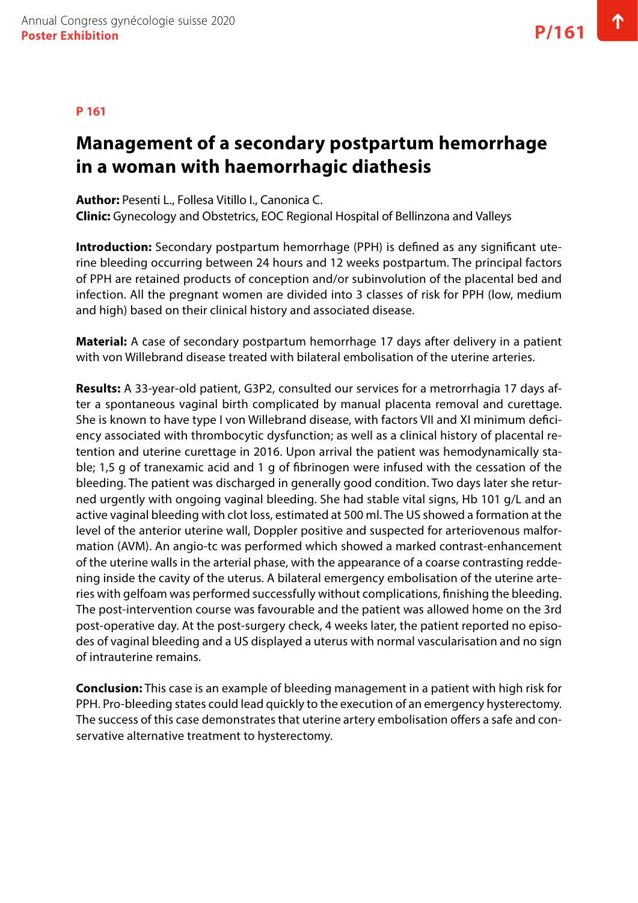P 161

# Management of a secondary postpartum hemorrhage in a woman with haemorrhagic diathesis

**Author:** Pesenti L., Follesa Vitillo I., Canonica C.
**Clinic:** Gynecology and Obstetrics, EOC Regional Hospital of Bellinzona and Valleys

**Introduction:** Secondary postpartum hemorrhage (PPH) is defined as any significant uterine bleeding occurring between 24 hours and 12 weeks postpartum. The principal factors of PPH are retained products of conception and/or subinvolution of the placental bed and infection. All the pregnant women are divided into 3 classes of risk for PPH (low, medium and high) based on their clinical history and associated disease.

**Material:** A case of secondary postpartum hemorrhage 17 days after delivery in a patient with von Willebrand disease treated with bilateral embolisation of the uterine arteries.

**Results:** A 33-year-old patient, G3P2, consulted our services for a metrorrhagia 17 days after a spontaneous vaginal birth complicated by manual placenta removal and curettage. She is known to have type I von Willebrand disease, with factors VII and XI minimum deficiency associated with thrombocytic dysfunction; as well as a clinical history of placental retention and uterine curettage in 2016. Upon arrival the patient was hemodynamically stable; 1,5 g of tranexamic acid and 1 g of fibrinogen were infused with the cessation of the bleeding. The patient was discharged in generally good condition. Two days later she returned urgently with ongoing vaginal bleeding. She had stable vital signs, Hb 101 g/L and an active vaginal bleeding with clot loss, estimated at 500 ml. The US showed a formation at the level of the anterior uterine wall, Doppler positive and suspected for arteriovenous malformation (AVM). An angio-tc was performed which showed a marked contrast-enhancement of the uterine walls in the arterial phase, with the appearance of a coarse contrasting reddening inside the cavity of the uterus. A bilateral emergency embolisation of the uterine arteries with gelfoam was performed successfully without complications, finishing the bleeding. The post-intervention course was favourable and the patient was allowed home on the 3rd post-operative day. At the post-surgery check, 4 weeks later, the patient reported no episodes of vaginal bleeding and a US displayed a uterus with normal vascularisation and no sign of intrauterine remains.

**Conclusion:** This case is an example of bleeding management in a patient with high risk for PPH. Pro-bleeding states could lead quickly to the execution of an emergency hysterectomy. The success of this case demonstrates that uterine artery embolisation offers a safe and conservative alternative treatment to hysterectomy.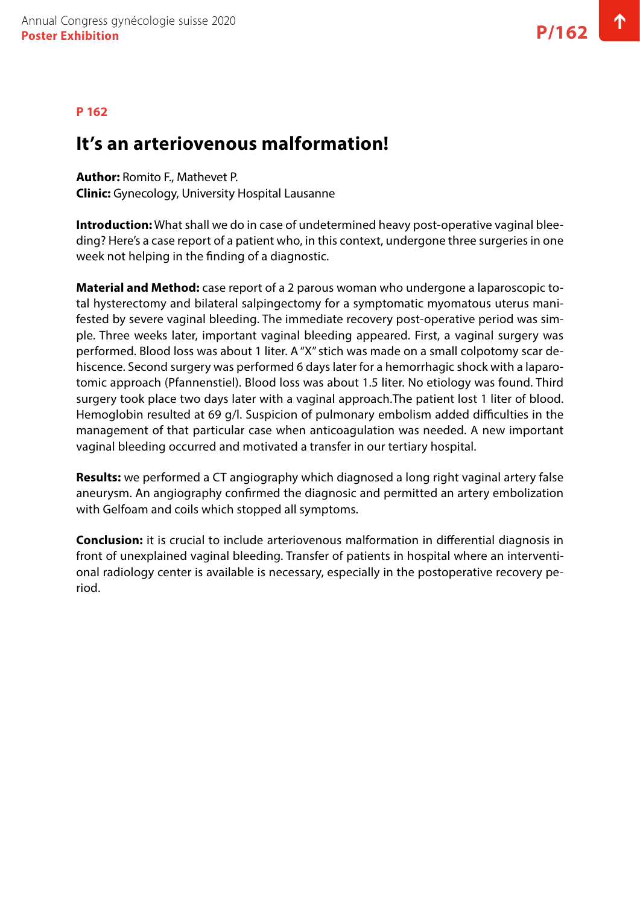P 162

# It's an arteriovenous malformation!

**Author:** Romito F., Mathevet P.
**Clinic:** Gynecology, University Hospital Lausanne

**Introduction:** What shall we do in case of undetermined heavy post-operative vaginal bleeding? Here's a case report of a patient who, in this context, undergone three surgeries in one week not helping in the finding of a diagnostic.

**Material and Method:** case report of a 2 parous woman who undergone a laparoscopic total hysterectomy and bilateral salpingectomy for a symptomatic myomatous uterus manifested by severe vaginal bleeding. The immediate recovery post-operative period was simple. Three weeks later, important vaginal bleeding appeared. First, a vaginal surgery was performed. Blood loss was about 1 liter. A "X" stich was made on a small colpotomy scar dehiscence. Second surgery was performed 6 days later for a hemorrhagic shock with a laparotomic approach (Pfannenstiel). Blood loss was about 1.5 liter. No etiology was found. Third surgery took place two days later with a vaginal approach.The patient lost 1 liter of blood. Hemoglobin resulted at 69 g/l. Suspicion of pulmonary embolism added difficulties in the management of that particular case when anticoagulation was needed. A new important vaginal bleeding occurred and motivated a transfer in our tertiary hospital.

**Results:** we performed a CT angiography which diagnosed a long right vaginal artery false aneurysm. An angiography confirmed the diagnosic and permitted an artery embolization with Gelfoam and coils which stopped all symptoms.

**Conclusion:** it is crucial to include arteriovenous malformation in differential diagnosis in front of unexplained vaginal bleeding. Transfer of patients in hospital where an interventional radiology center is available is necessary, especially in the postoperative recovery period.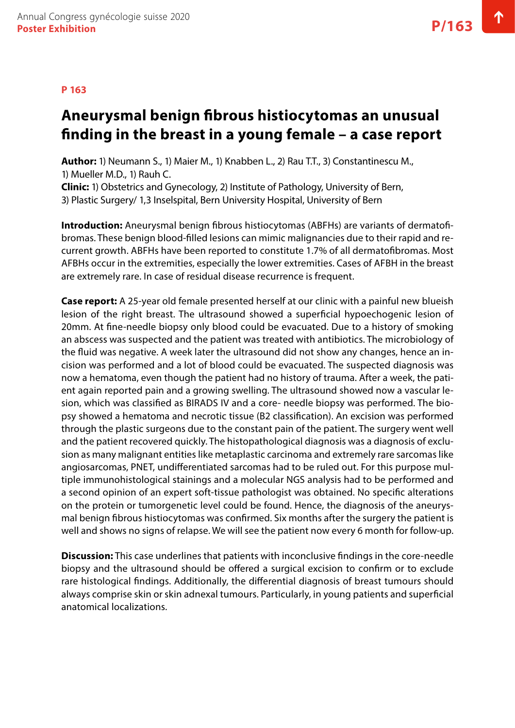**P 163**

# Aneurysmal benign fibrous histiocytomas an unusual finding in the breast in a young female – a case report

**Author:** 1) Neumann S., 1) Maier M., 1) Knabben L., 2) Rau T.T., 3) Constantinescu M., 1) Mueller M.D., 1) Rauh C.
**Clinic:** 1) Obstetrics and Gynecology, 2) Institute of Pathology, University of Bern, 3) Plastic Surgery/ 1,3 Inselspital, Bern University Hospital, University of Bern

**Introduction:** Aneurysmal benign fibrous histiocytomas (ABFHs) are variants of dermatofibromas. These benign blood-filled lesions can mimic malignancies due to their rapid and recurrent growth. ABFHs have been reported to constitute 1.7% of all dermatofibromas. Most AFBHs occur in the extremities, especially the lower extremities. Cases of AFBH in the breast are extremely rare. In case of residual disease recurrence is frequent.

**Case report:** A 25-year old female presented herself at our clinic with a painful new blueish lesion of the right breast. The ultrasound showed a superficial hypoechogenic lesion of 20mm. At fine-needle biopsy only blood could be evacuated. Due to a history of smoking an abscess was suspected and the patient was treated with antibiotics. The microbiology of the fluid was negative. A week later the ultrasound did not show any changes, hence an incision was performed and a lot of blood could be evacuated. The suspected diagnosis was now a hematoma, even though the patient had no history of trauma. After a week, the patient again reported pain and a growing swelling. The ultrasound showed now a vascular lesion, which was classified as BIRADS IV and a core- needle biopsy was performed. The biopsy showed a hematoma and necrotic tissue (B2 classification). An excision was performed through the plastic surgeons due to the constant pain of the patient. The surgery went well and the patient recovered quickly. The histopathological diagnosis was a diagnosis of exclusion as many malignant entities like metaplastic carcinoma and extremely rare sarcomas like angiosarcomas, PNET, undifferentiated sarcomas had to be ruled out. For this purpose multiple immunohistological stainings and a molecular NGS analysis had to be performed and a second opinion of an expert soft-tissue pathologist was obtained. No specific alterations on the protein or tumorgenetic level could be found. Hence, the diagnosis of the aneurysmal benign fibrous histiocytomas was confirmed. Six months after the surgery the patient is well and shows no signs of relapse. We will see the patient now every 6 month for follow-up.

**Discussion:** This case underlines that patients with inconclusive findings in the core-needle biopsy and the ultrasound should be offered a surgical excision to confirm or to exclude rare histological findings. Additionally, the differential diagnosis of breast tumours should always comprise skin or skin adnexal tumours. Particularly, in young patients and superficial anatomical localizations.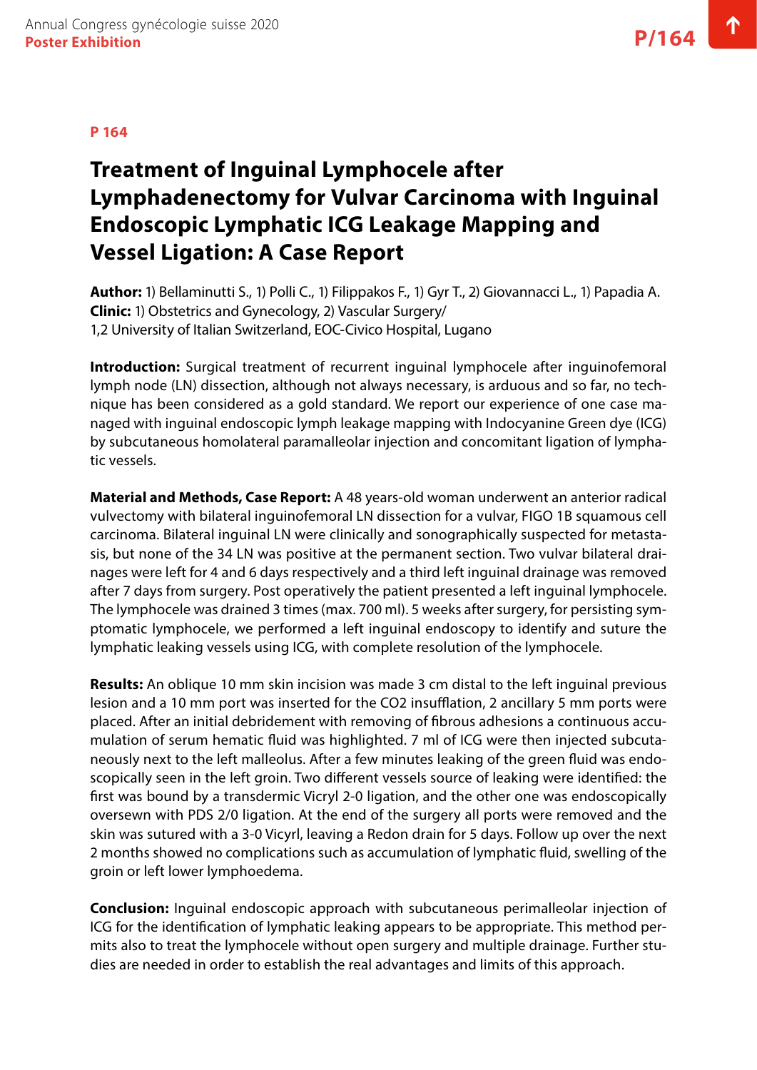**P 164**

# Treatment of Inguinal Lymphocele after Lymphadenectomy for Vulvar Carcinoma with Inguinal Endoscopic Lymphatic ICG Leakage Mapping and Vessel Ligation: A Case Report

**Author:** 1) Bellaminutti S., 1) Polli C., 1) Filippakos F., 1) Gyr T., 2) Giovannacci L., 1) Papadia A.
**Clinic:** 1) Obstetrics and Gynecology, 2) Vascular Surgery/
1,2 University of Italian Switzerland, EOC-Civico Hospital, Lugano

**Introduction:** Surgical treatment of recurrent inguinal lymphocele after inguinofemoral lymph node (LN) dissection, although not always necessary, is arduous and so far, no technique has been considered as a gold standard. We report our experience of one case managed with inguinal endoscopic lymph leakage mapping with Indocyanine Green dye (ICG) by subcutaneous homolateral paramalleolar injection and concomitant ligation of lymphatic vessels.

**Material and Methods, Case Report:** A 48 years-old woman underwent an anterior radical vulvectomy with bilateral inguinofemoral LN dissection for a vulvar, FIGO 1B squamous cell carcinoma. Bilateral inguinal LN were clinically and sonographically suspected for metastasis, but none of the 34 LN was positive at the permanent section. Two vulvar bilateral drainages were left for 4 and 6 days respectively and a third left inguinal drainage was removed after 7 days from surgery. Post operatively the patient presented a left inguinal lymphocele. The lymphocele was drained 3 times (max. 700 ml). 5 weeks after surgery, for persisting symptomatic lymphocele, we performed a left inguinal endoscopy to identify and suture the lymphatic leaking vessels using ICG, with complete resolution of the lymphocele.

**Results:** An oblique 10 mm skin incision was made 3 cm distal to the left inguinal previous lesion and a 10 mm port was inserted for the $CO_2$ insufflation, 2 ancillary 5 mm ports were placed. After an initial debridement with removing of fibrous adhesions a continuous accumulation of serum hematic fluid was highlighted. 7 ml of ICG were then injected subcutaneously next to the left malleolus. After a few minutes leaking of the green fluid was endoscopically seen in the left groin. Two different vessels source of leaking were identified: the first was bound by a transdermic Vicryl 2-0 ligation, and the other one was endoscopically oversewn with PDS 2/0 ligation. At the end of the surgery all ports were removed and the skin was sutured with a 3-0 Vicryl, leaving a Redon drain for 5 days. Follow up over the next 2 months showed no complications such as accumulation of lymphatic fluid, swelling of the groin or left lower lymphoedema.

**Conclusion:** Inguinal endoscopic approach with subcutaneous perimalleolar injection of ICG for the identification of lymphatic leaking appears to be appropriate. This method permits also to treat the lymphocele without open surgery and multiple drainage. Further studies are needed in order to establish the real advantages and limits of this approach.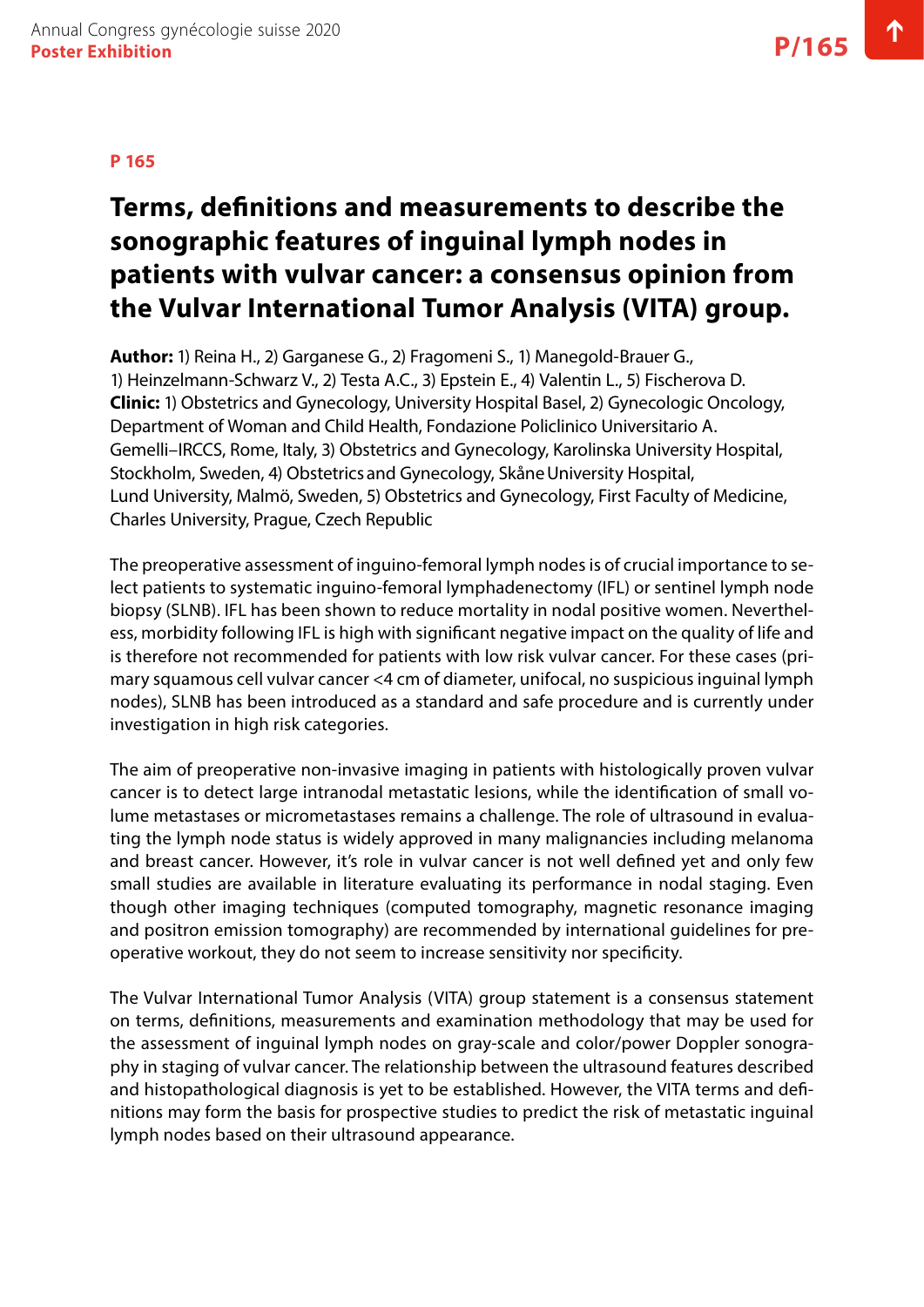**P 165**

# Terms, definitions and measurements to describe the sonographic features of inguinal lymph nodes in patients with vulvar cancer: a consensus opinion from the Vulvar International Tumor Analysis (VITA) group.

**Author:** 1) Reina H., 2) Garganese G., 2) Fragomeni S., 1) Manegold-Brauer G., 1) Heinzelmann-Schwarz V., 2) Testa A.C., 3) Epstein E., 4) Valentin L., 5) Fischerova D.
**Clinic:** 1) Obstetrics and Gynecology, University Hospital Basel, 2) Gynecologic Oncology, Department of Woman and Child Health, Fondazione Policlinico Universitario A. Gemelli–IRCCS, Rome, Italy, 3) Obstetrics and Gynecology, Karolinska University Hospital, Stockholm, Sweden, 4) Obstetrics and Gynecology, Skåne University Hospital, Lund University, Malmö, Sweden, 5) Obstetrics and Gynecology, First Faculty of Medicine, Charles University, Prague, Czech Republic

The preoperative assessment of inguino-femoral lymph nodes is of crucial importance to select patients to systematic inguino-femoral lymphadenectomy (IFL) or sentinel lymph node biopsy (SLNB). IFL has been shown to reduce mortality in nodal positive women. Nevertheless, morbidity following IFL is high with significant negative impact on the quality of life and is therefore not recommended for patients with low risk vulvar cancer. For these cases (primary squamous cell vulvar cancer <4 cm of diameter, unifocal, no suspicious inguinal lymph nodes), SLNB has been introduced as a standard and safe procedure and is currently under investigation in high risk categories.

The aim of preoperative non-invasive imaging in patients with histologically proven vulvar cancer is to detect large intranodal metastatic lesions, while the identification of small volume metastases or micrometastases remains a challenge. The role of ultrasound in evaluating the lymph node status is widely approved in many malignancies including melanoma and breast cancer. However, it's role in vulvar cancer is not well defined yet and only few small studies are available in literature evaluating its performance in nodal staging. Even though other imaging techniques (computed tomography, magnetic resonance imaging and positron emission tomography) are recommended by international guidelines for preoperative workout, they do not seem to increase sensitivity nor specificity.

The Vulvar International Tumor Analysis (VITA) group statement is a consensus statement on terms, definitions, measurements and examination methodology that may be used for the assessment of inguinal lymph nodes on gray-scale and color/power Doppler sonography in staging of vulvar cancer. The relationship between the ultrasound features described and histopathological diagnosis is yet to be established. However, the VITA terms and definitions may form the basis for prospective studies to predict the risk of metastatic inguinal lymph nodes based on their ultrasound appearance.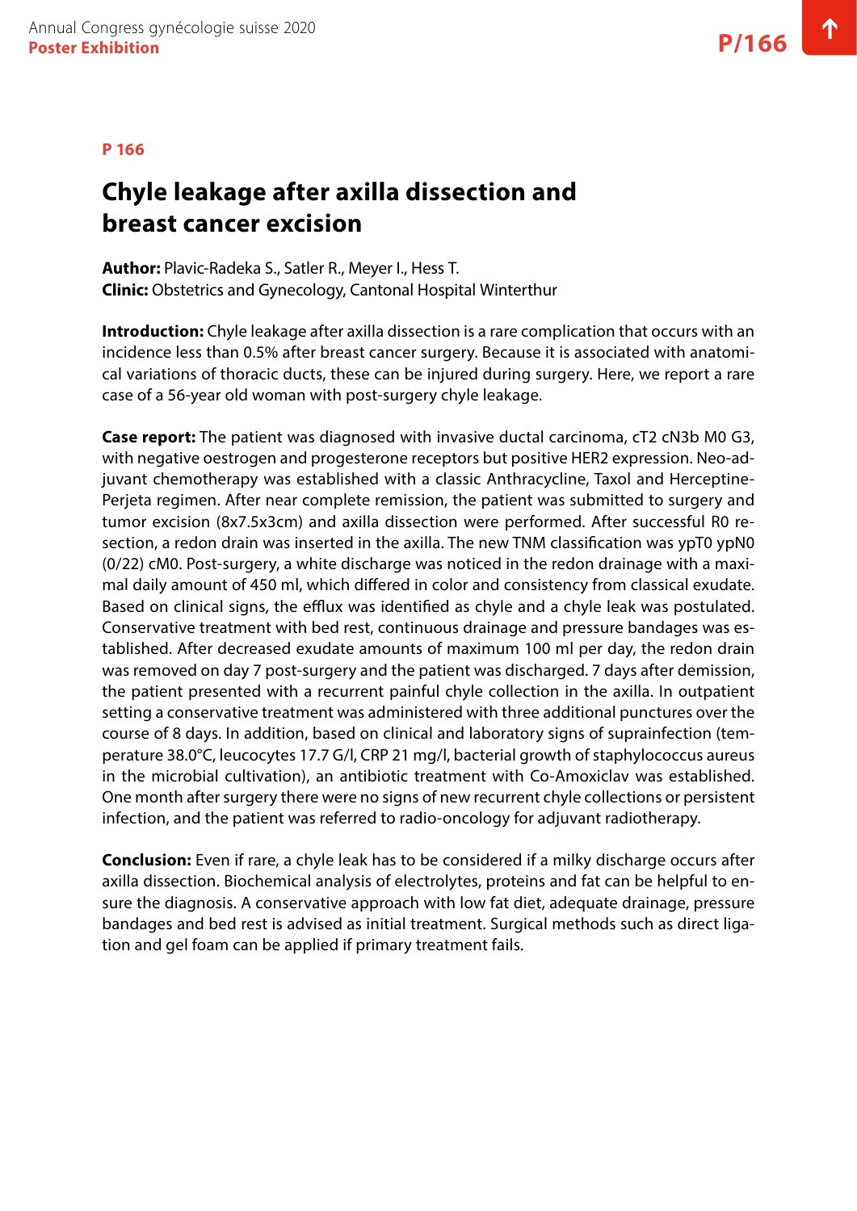P 166

# Chyle leakage after axilla dissection and breast cancer excision

**Author:** Plavic-Radeka S., Satler R., Meyer I., Hess T.
**Clinic:** Obstetrics and Gynecology, Cantonal Hospital Winterthur

**Introduction:** Chyle leakage after axilla dissection is a rare complication that occurs with an incidence less than 0.5% after breast cancer surgery. Because it is associated with anatomical variations of thoracic ducts, these can be injured during surgery. Here, we report a rare case of a 56-year old woman with post-surgery chyle leakage.

**Case report:** The patient was diagnosed with invasive ductal carcinoma, cT2 cN3b M0 G3, with negative oestrogen and progesterone receptors but positive HER2 expression. Neo-adjuvant chemotherapy was established with a classic Anthracycline, Taxol and Herceptine-Perjeta regimen. After near complete remission, the patient was submitted to surgery and tumor excision (8x7.5x3cm) and axilla dissection were performed. After successful R0 resection, a redon drain was inserted in the axilla. The new TNM classification was ypT0 ypN0 (0/22) cM0. Post-surgery, a white discharge was noticed in the redon drainage with a maximal daily amount of 450 ml, which differed in color and consistency from classical exudate. Based on clinical signs, the efflux was identified as chyle and a chyle leak was postulated. Conservative treatment with bed rest, continuous drainage and pressure bandages was established. After decreased exudate amounts of maximum 100 ml per day, the redon drain was removed on day 7 post-surgery and the patient was discharged. 7 days after demission, the patient presented with a recurrent painful chyle collection in the axilla. In outpatient setting a conservative treatment was administered with three additional punctures over the course of 8 days. In addition, based on clinical and laboratory signs of suprainfection (temperature 38.0°C, leucocytes 17.7 G/l, CRP 21 mg/l, bacterial growth of staphylococcus aureus in the microbial cultivation), an antibiotic treatment with Co-Amoxiclav was established. One month after surgery there were no signs of new recurrent chyle collections or persistent infection, and the patient was referred to radio-oncology for adjuvant radiotherapy.

**Conclusion:** Even if rare, a chyle leak has to be considered if a milky discharge occurs after axilla dissection. Biochemical analysis of electrolytes, proteins and fat can be helpful to ensure the diagnosis. A conservative approach with low fat diet, adequate drainage, pressure bandages and bed rest is advised as initial treatment. Surgical methods such as direct ligation and gel foam can be applied if primary treatment fails.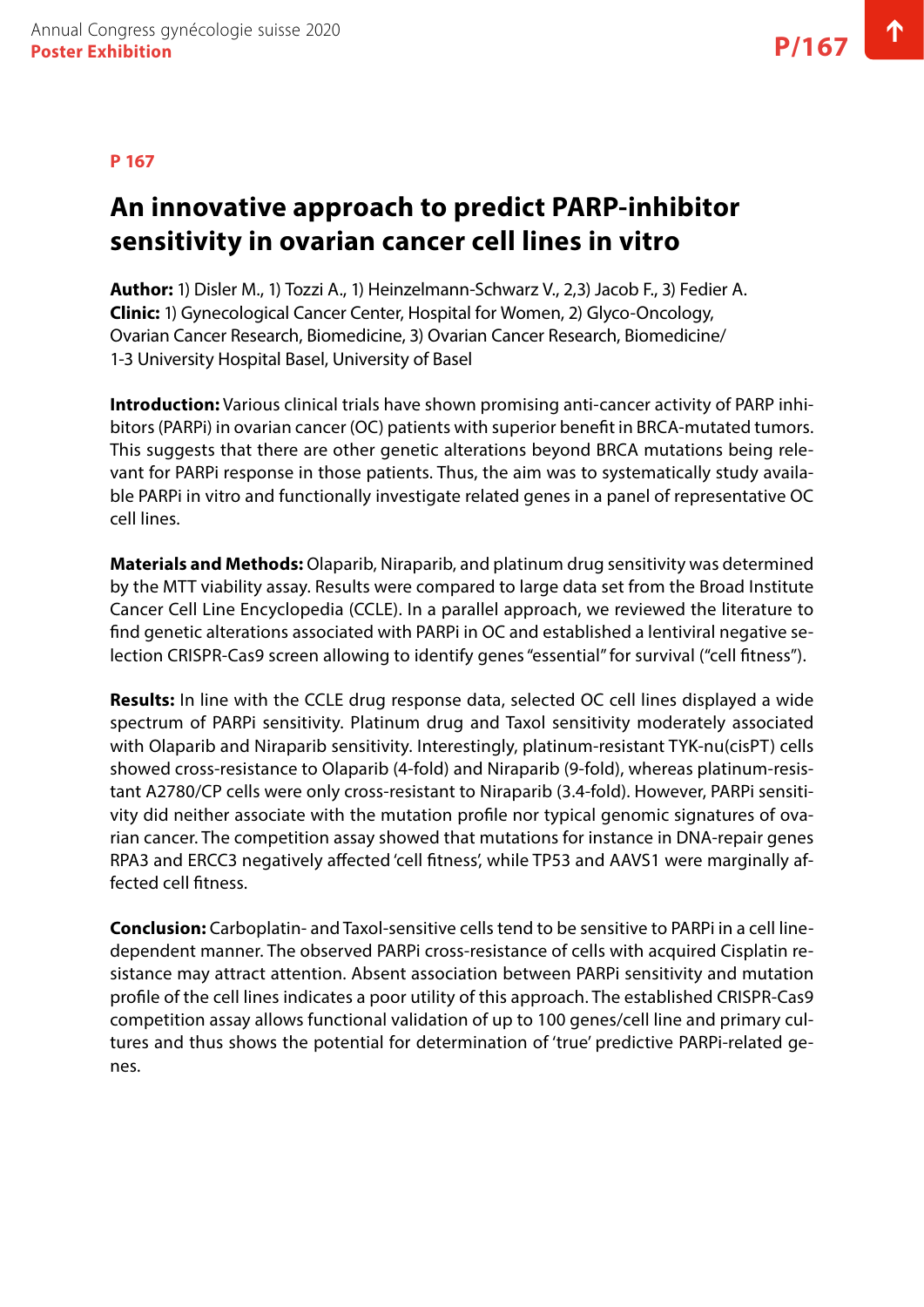**P 167**

# An innovative approach to predict PARP-inhibitor sensitivity in ovarian cancer cell lines in vitro

**Author:** 1) Disler M., 1) Tozzi A., 1) Heinzelmann-Schwarz V., 2,3) Jacob F., 3) Fedier A.
**Clinic:** 1) Gynecological Cancer Center, Hospital for Women, 2) Glyco-Oncology, Ovarian Cancer Research, Biomedicine, 3) Ovarian Cancer Research, Biomedicine/ 1-3 University Hospital Basel, University of Basel

**Introduction:** Various clinical trials have shown promising anti-cancer activity of PARP inhibitors (PARPi) in ovarian cancer (OC) patients with superior benefit in BRCA-mutated tumors. This suggests that there are other genetic alterations beyond BRCA mutations being relevant for PARPi response in those patients. Thus, the aim was to systematically study available PARPi in vitro and functionally investigate related genes in a panel of representative OC cell lines.

**Materials and Methods:** Olaparib, Niraparib, and platinum drug sensitivity was determined by the MTT viability assay. Results were compared to large data set from the Broad Institute Cancer Cell Line Encyclopedia (CCLE). In a parallel approach, we reviewed the literature to find genetic alterations associated with PARPi in OC and established a lentiviral negative selection CRISPR-Cas9 screen allowing to identify genes "essential" for survival ("cell fitness").

**Results:** In line with the CCLE drug response data, selected OC cell lines displayed a wide spectrum of PARPi sensitivity. Platinum drug and Taxol sensitivity moderately associated with Olaparib and Niraparib sensitivity. Interestingly, platinum-resistant TYK-nu(cisPT) cells showed cross-resistance to Olaparib (4-fold) and Niraparib (9-fold), whereas platinum-resistant A2780/CP cells were only cross-resistant to Niraparib (3.4-fold). However, PARPi sensitivity did neither associate with the mutation profile nor typical genomic signatures of ovarian cancer. The competition assay showed that mutations for instance in DNA-repair genes RPA3 and ERCC3 negatively affected 'cell fitness', while TP53 and AAVS1 were marginally affected cell fitness.

**Conclusion:** Carboplatin- and Taxol-sensitive cells tend to be sensitive to PARPi in a cell line-dependent manner. The observed PARPi cross-resistance of cells with acquired Cisplatin resistance may attract attention. Absent association between PARPi sensitivity and mutation profile of the cell lines indicates a poor utility of this approach. The established CRISPR-Cas9 competition assay allows functional validation of up to 100 genes/cell line and primary cultures and thus shows the potential for determination of 'true' predictive PARPi-related genes.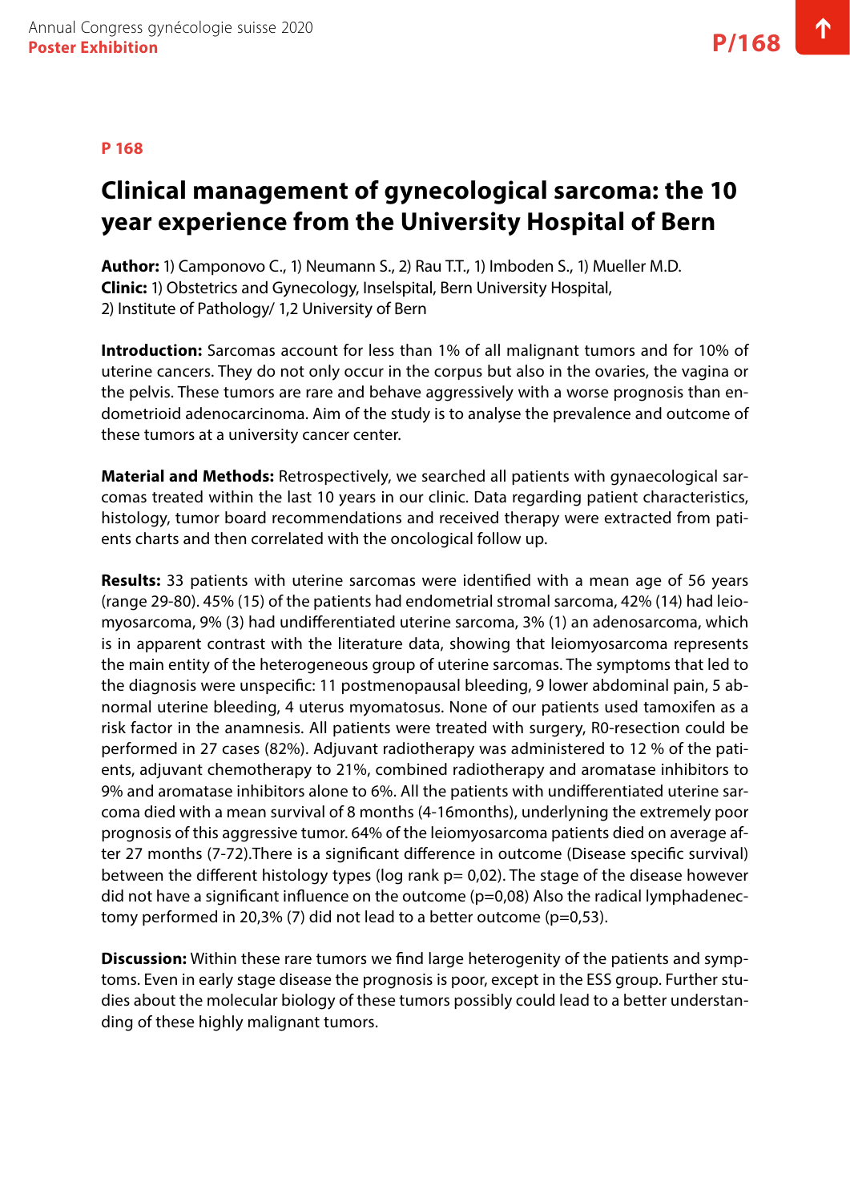**P 168**

# Clinical management of gynecological sarcoma: the 10 year experience from the University Hospital of Bern

**Author:** 1) Camponovo C., 1) Neumann S., 2) Rau T.T., 1) Imboden S., 1) Mueller M.D.
**Clinic:** 1) Obstetrics and Gynecology, Inselspital, Bern University Hospital,
2) Institute of Pathology/ 1,2 University of Bern

**Introduction:** Sarcomas account for less than 1% of all malignant tumors and for 10% of uterine cancers. They do not only occur in the corpus but also in the ovaries, the vagina or the pelvis. These tumors are rare and behave aggressively with a worse prognosis than endometrioid adenocarcinoma. Aim of the study is to analyse the prevalence and outcome of these tumors at a university cancer center.

**Material and Methods:** Retrospectively, we searched all patients with gynaecological sarcomas treated within the last 10 years in our clinic. Data regarding patient characteristics, histology, tumor board recommendations and received therapy were extracted from patients charts and then correlated with the oncological follow up.

**Results:** 33 patients with uterine sarcomas were identified with a mean age of 56 years (range 29-80). 45% (15) of the patients had endometrial stromal sarcoma, 42% (14) had leiomyosarcoma, 9% (3) had undifferentiated uterine sarcoma, 3% (1) an adenosarcoma, which is in apparent contrast with the literature data, showing that leiomyosarcoma represents the main entity of the heterogeneous group of uterine sarcomas. The symptoms that led to the diagnosis were unspecific: 11 postmenopausal bleeding, 9 lower abdominal pain, 5 abnormal uterine bleeding, 4 uterus myomatosus. None of our patients used tamoxifen as a risk factor in the anamnesis. All patients were treated with surgery, R0-resection could be performed in 27 cases (82%). Adjuvant radiotherapy was administered to 12 % of the patients, adjuvant chemotherapy to 21%, combined radiotherapy and aromatase inhibitors to 9% and aromatase inhibitors alone to 6%. All the patients with undifferentiated uterine sarcoma died with a mean survival of 8 months (4-16months), underlyning the extremely poor prognosis of this aggressive tumor. 64% of the leiomyosarcoma patients died on average after 27 months (7-72).There is a significant difference in outcome (Disease specific survival) between the different histology types (log rank p= 0,02). The stage of the disease however did not have a significant influence on the outcome (p=0,08) Also the radical lymphadenectomy performed in 20,3% (7) did not lead to a better outcome (p=0,53).

**Discussion:** Within these rare tumors we find large heterogenity of the patients and symptoms. Even in early stage disease the prognosis is poor, except in the ESS group. Further studies about the molecular biology of these tumors possibly could lead to a better understanding of these highly malignant tumors.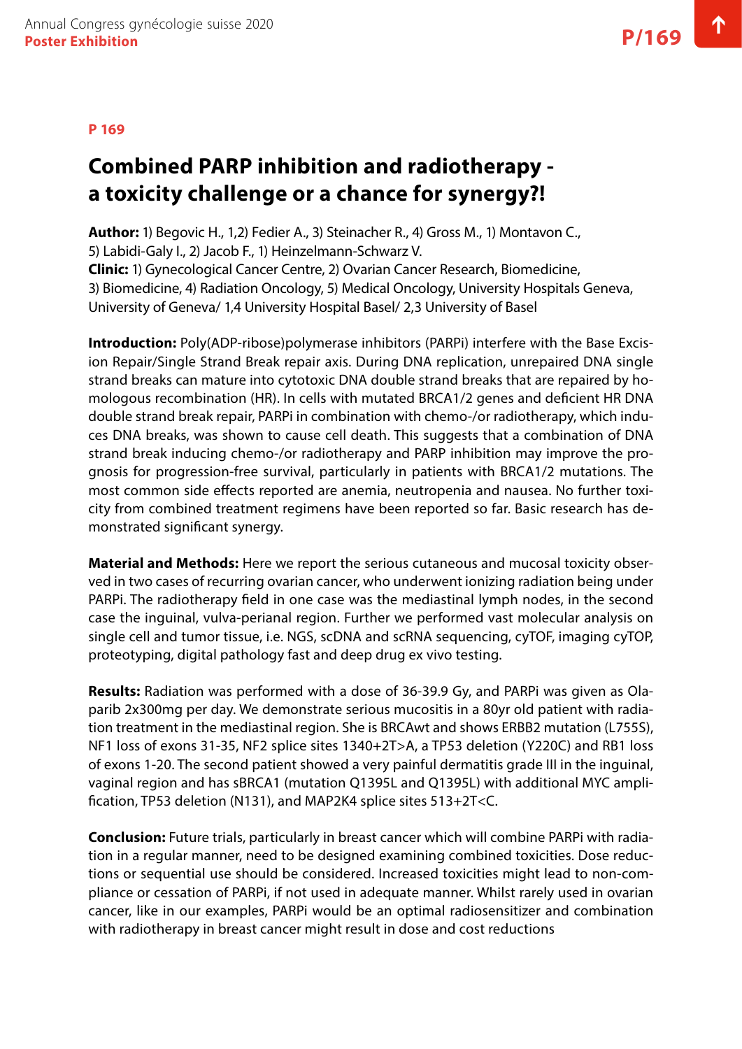**P 169**

# Combined PARP inhibition and radiotherapy - a toxicity challenge or a chance for synergy?!

**Author:** 1) Begovic H., 1,2) Fedier A., 3) Steinacher R., 4) Gross M., 1) Montavon C., 5) Labidi-Galy I., 2) Jacob F., 1) Heinzelmann-Schwarz V.
**Clinic:** 1) Gynecological Cancer Centre, 2) Ovarian Cancer Research, Biomedicine, 3) Biomedicine, 4) Radiation Oncology, 5) Medical Oncology, University Hospitals Geneva, University of Geneva/ 1,4 University Hospital Basel/ 2,3 University of Basel

**Introduction:** Poly(ADP-ribose)polymerase inhibitors (PARPi) interfere with the Base Excision Repair/Single Strand Break repair axis. During DNA replication, unrepaired DNA single strand breaks can mature into cytotoxic DNA double strand breaks that are repaired by homologous recombination (HR). In cells with mutated BRCA1/2 genes and deficient HR DNA double strand break repair, PARPi in combination with chemo-/or radiotherapy, which induces DNA breaks, was shown to cause cell death. This suggests that a combination of DNA strand break inducing chemo-/or radiotherapy and PARP inhibition may improve the prognosis for progression-free survival, particularly in patients with BRCA1/2 mutations. The most common side effects reported are anemia, neutropenia and nausea. No further toxicity from combined treatment regimens have been reported so far. Basic research has demonstrated significant synergy.

**Material and Methods:** Here we report the serious cutaneous and mucosal toxicity observed in two cases of recurring ovarian cancer, who underwent ionizing radiation being under PARPi. The radiotherapy field in one case was the mediastinal lymph nodes, in the second case the inguinal, vulva-perianal region. Further we performed vast molecular analysis on single cell and tumor tissue, i.e. NGS, scDNA and scRNA sequencing, cyTOF, imaging cyTOP, proteotyping, digital pathology fast and deep drug ex vivo testing.

**Results:** Radiation was performed with a dose of 36-39.9 Gy, and PARPi was given as Olaparib 2x300mg per day. We demonstrate serious mucositis in a 80yr old patient with radiation treatment in the mediastinal region. She is BRCAwt and shows ERBB2 mutation (L755S), NF1 loss of exons 31-35, NF2 splice sites 1340+2T>A, a TP53 deletion (Y220C) and RB1 loss of exons 1-20. The second patient showed a very painful dermatitis grade III in the inguinal, vaginal region and has sBRCA1 (mutation Q1395L and Q1395L) with additional MYC amplification, TP53 deletion (N131), and MAP2K4 splice sites 513+2T<C.

**Conclusion:** Future trials, particularly in breast cancer which will combine PARPi with radiation in a regular manner, need to be designed examining combined toxicities. Dose reductions or sequential use should be considered. Increased toxicities might lead to non-compliance or cessation of PARPi, if not used in adequate manner. Whilst rarely used in ovarian cancer, like in our examples, PARPi would be an optimal radiosensitizer and combination with radiotherapy in breast cancer might result in dose and cost reductions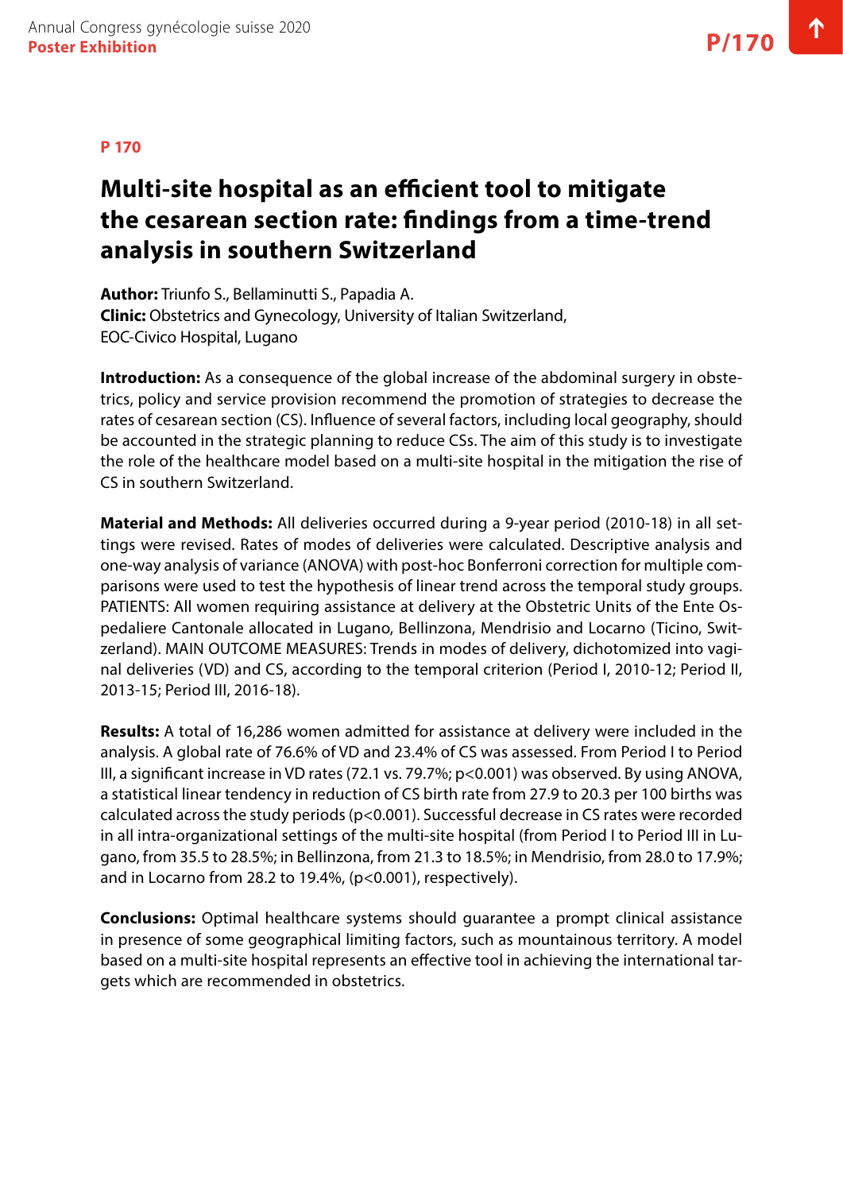P 170

# Multi-site hospital as an efficient tool to mitigate the cesarean section rate: findings from a time-trend analysis in southern Switzerland

**Author:** Triunfo S., Bellaminutti S., Papadia A.
**Clinic:** Obstetrics and Gynecology, University of Italian Switzerland, EOC-Civico Hospital, Lugano

**Introduction:** As a consequence of the global increase of the abdominal surgery in obstetrics, policy and service provision recommend the promotion of strategies to decrease the rates of cesarean section (CS). Influence of several factors, including local geography, should be accounted in the strategic planning to reduce CSs. The aim of this study is to investigate the role of the healthcare model based on a multi-site hospital in the mitigation the rise of CS in southern Switzerland.

**Material and Methods:** All deliveries occurred during a 9-year period (2010-18) in all settings were revised. Rates of modes of deliveries were calculated. Descriptive analysis and one-way analysis of variance (ANOVA) with post-hoc Bonferroni correction for multiple comparisons were used to test the hypothesis of linear trend across the temporal study groups. PATIENTS: All women requiring assistance at delivery at the Obstetric Units of the Ente Ospedaliere Cantonale allocated in Lugano, Bellinzona, Mendrisio and Locarno (Ticino, Switzerland). MAIN OUTCOME MEASURES: Trends in modes of delivery, dichotomized into vaginal deliveries (VD) and CS, according to the temporal criterion (Period I, 2010-12; Period II, 2013-15; Period III, 2016-18).

**Results:** A total of 16,286 women admitted for assistance at delivery were included in the analysis. A global rate of 76.6% of VD and 23.4% of CS was assessed. From Period I to Period III, a significant increase in VD rates (72.1 vs. 79.7%; $p<0.001$) was observed. By using ANOVA, a statistical linear tendency in reduction of CS birth rate from 27.9 to 20.3 per 100 births was calculated across the study periods ($p<0.001$). Successful decrease in CS rates were recorded in all intra-organizational settings of the multi-site hospital (from Period I to Period III in Lugano, from 35.5 to 28.5%; in Bellinzona, from 21.3 to 18.5%; in Mendrisio, from 28.0 to 17.9%; and in Locarno from 28.2 to 19.4%, ($p<0.001$), respectively).

**Conclusions:** Optimal healthcare systems should guarantee a prompt clinical assistance in presence of some geographical limiting factors, such as mountainous territory. A model based on a multi-site hospital represents an effective tool in achieving the international targets which are recommended in obstetrics.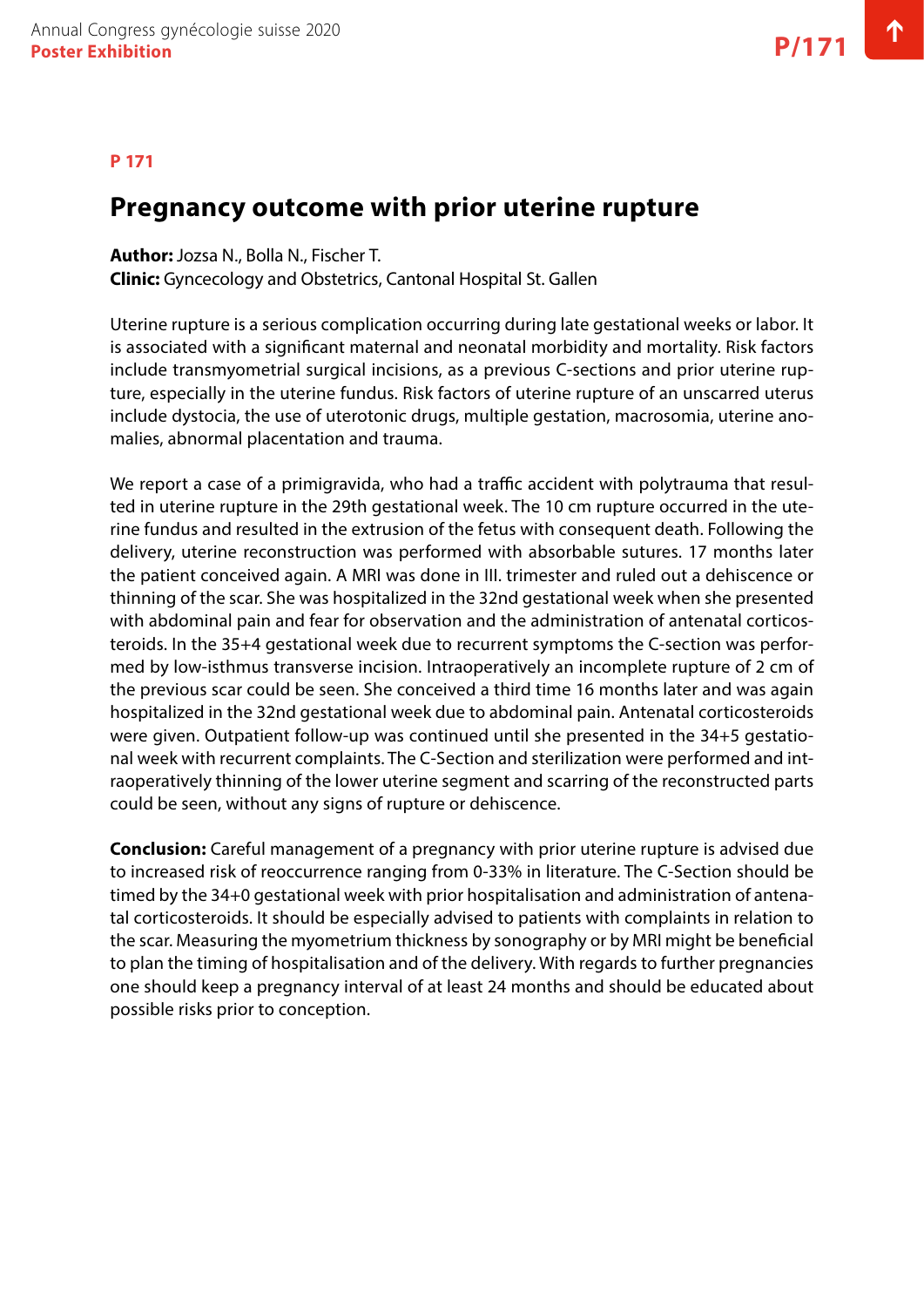**P 171**

## Pregnancy outcome with prior uterine rupture

**Author:** Jozsa N., Bolla N., Fischer T.
**Clinic:** Gyncecology and Obstetrics, Cantonal Hospital St. Gallen

Uterine rupture is a serious complication occurring during late gestational weeks or labor. It is associated with a significant maternal and neonatal morbidity and mortality. Risk factors include transmyometrial surgical incisions, as a previous C-sections and prior uterine rupture, especially in the uterine fundus. Risk factors of uterine rupture of an unscarred uterus include dystocia, the use of uterotonic drugs, multiple gestation, macrosomia, uterine anomalies, abnormal placentation and trauma.

We report a case of a primigravida, who had a traffic accident with polytrauma that resulted in uterine rupture in the 29th gestational week. The 10 cm rupture occurred in the uterine fundus and resulted in the extrusion of the fetus with consequent death. Following the delivery, uterine reconstruction was performed with absorbable sutures. 17 months later the patient conceived again. A MRI was done in III. trimester and ruled out a dehiscence or thinning of the scar. She was hospitalized in the 32nd gestational week when she presented with abdominal pain and fear for observation and the administration of antenatal corticosteroids. In the 35+4 gestational week due to recurrent symptoms the C-section was performed by low-isthmus transverse incision. Intraoperatively an incomplete rupture of 2 cm of the previous scar could be seen. She conceived a third time 16 months later and was again hospitalized in the 32nd gestational week due to abdominal pain. Antenatal corticosteroids were given. Outpatient follow-up was continued until she presented in the 34+5 gestational week with recurrent complaints. The C-Section and sterilization were performed and intraoperatively thinning of the lower uterine segment and scarring of the reconstructed parts could be seen, without any signs of rupture or dehiscence.

**Conclusion:** Careful management of a pregnancy with prior uterine rupture is advised due to increased risk of reoccurrence ranging from 0-33% in literature. The C-Section should be timed by the 34+0 gestational week with prior hospitalisation and administration of antenatal corticosteroids. It should be especially advised to patients with complaints in relation to the scar. Measuring the myometrium thickness by sonography or by MRI might be beneficial to plan the timing of hospitalisation and of the delivery. With regards to further pregnancies one should keep a pregnancy interval of at least 24 months and should be educated about possible risks prior to conception.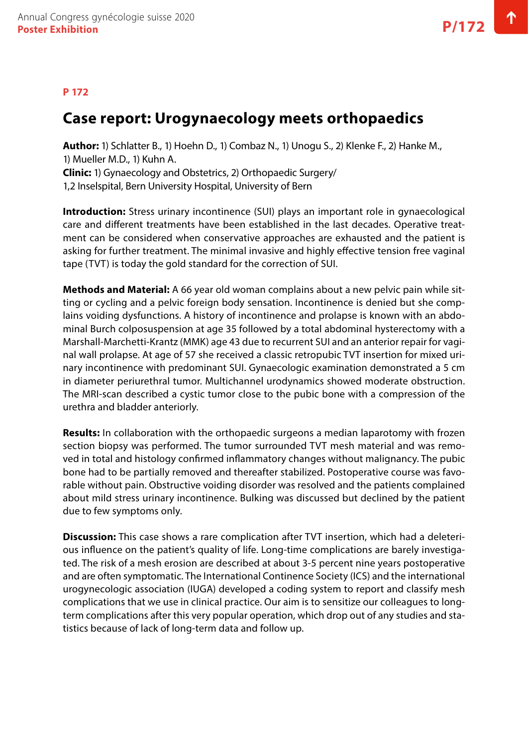**P 172**

# Case report: Urogynaecology meets orthopaedics

**Author:** 1) Schlatter B., 1) Hoehn D., 1) Combaz N., 1) Unogu S., 2) Klenke F., 2) Hanke M., 1) Mueller M.D., 1) Kuhn A.
**Clinic:** 1) Gynaecology and Obstetrics, 2) Orthopaedic Surgery/
1,2 Inselspital, Bern University Hospital, University of Bern

**Introduction:** Stress urinary incontinence (SUI) plays an important role in gynaecological care and different treatments have been established in the last decades. Operative treatment can be considered when conservative approaches are exhausted and the patient is asking for further treatment. The minimal invasive and highly effective tension free vaginal tape (TVT) is today the gold standard for the correction of SUI.

**Methods and Material:** A 66 year old woman complains about a new pelvic pain while sitting or cycling and a pelvic foreign body sensation. Incontinence is denied but she complains voiding dysfunctions. A history of incontinence and prolapse is known with an abdominal Burch colposuspension at age 35 followed by a total abdominal hysterectomy with a Marshall-Marchetti-Krantz (MMK) age 43 due to recurrent SUI and an anterior repair for vaginal wall prolapse. At age of 57 she received a classic retropubic TVT insertion for mixed urinary incontinence with predominant SUI. Gynaecologic examination demonstrated a 5 cm in diameter periurethral tumor. Multichannel urodynamics showed moderate obstruction. The MRI-scan described a cystic tumor close to the pubic bone with a compression of the urethra and bladder anteriorly.

**Results:** In collaboration with the orthopaedic surgeons a median laparotomy with frozen section biopsy was performed. The tumor surrounded TVT mesh material and was removed in total and histology confirmed inflammatory changes without malignancy. The pubic bone had to be partially removed and thereafter stabilized. Postoperative course was favorable without pain. Obstructive voiding disorder was resolved and the patients complained about mild stress urinary incontinence. Bulking was discussed but declined by the patient due to few symptoms only.

**Discussion:** This case shows a rare complication after TVT insertion, which had a deleterious influence on the patient's quality of life. Long-time complications are barely investigated. The risk of a mesh erosion are described at about 3-5 percent nine years postoperative and are often symptomatic. The International Continence Society (ICS) and the international urogynecologic association (IUGA) developed a coding system to report and classify mesh complications that we use in clinical practice. Our aim is to sensitize our colleagues to long-term complications after this very popular operation, which drop out of any studies and statistics because of lack of long-term data and follow up.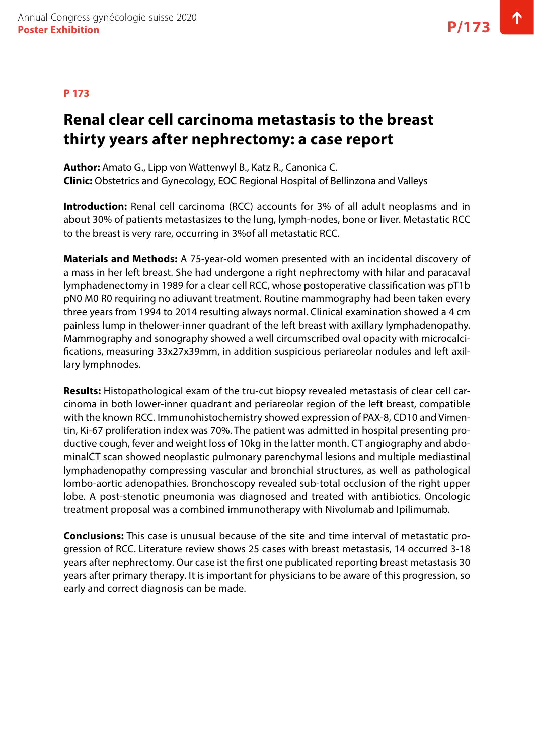P 173

# Renal clear cell carcinoma metastasis to the breast thirty years after nephrectomy: a case report

**Author:** Amato G., Lipp von Wattenwyl B., Katz R., Canonica C.
**Clinic:** Obstetrics and Gynecology, EOC Regional Hospital of Bellinzona and Valleys

**Introduction:** Renal cell carcinoma (RCC) accounts for 3% of all adult neoplasms and in about 30% of patients metastasizes to the lung, lymph-nodes, bone or liver. Metastatic RCC to the breast is very rare, occurring in 3%of all metastatic RCC.

**Materials and Methods:** A 75-year-old women presented with an incidental discovery of a mass in her left breast. She had undergone a right nephrectomy with hilar and paracaval lymphadenectomy in 1989 for a clear cell RCC, whose postoperative classification was pT1b pN0 M0 R0 requiring no adiuvant treatment. Routine mammography had been taken every three years from 1994 to 2014 resulting always normal. Clinical examination showed a 4 cm painless lump in thelower-inner quadrant of the left breast with axillary lymphadenopathy. Mammography and sonography showed a well circumscribed oval opacity with microcalcifications, measuring 33x27x39mm, in addition suspicious periareolar nodules and left axillary lymphnodes.

**Results:** Histopathological exam of the tru-cut biopsy revealed metastasis of clear cell carcinoma in both lower-inner quadrant and periareolar region of the left breast, compatible with the known RCC. Immunohistochemistry showed expression of PAX-8, CD10 and Vimentin, Ki-67 proliferation index was 70%. The patient was admitted in hospital presenting productive cough, fever and weight loss of 10kg in the latter month. CT angiography and abdominalCT scan showed neoplastic pulmonary parenchymal lesions and multiple mediastinal lymphadenopathy compressing vascular and bronchial structures, as well as pathological lombo-aortic adenopathies. Bronchoscopy revealed sub-total occlusion of the right upper lobe. A post-stenotic pneumonia was diagnosed and treated with antibiotics. Oncologic treatment proposal was a combined immunotherapy with Nivolumab and Ipilimumab.

**Conclusions:** This case is unusual because of the site and time interval of metastatic progression of RCC. Literature review shows 25 cases with breast metastasis, 14 occurred 3-18 years after nephrectomy. Our case ist the first one publicated reporting breast metastasis 30 years after primary therapy. It is important for physicians to be aware of this progression, so early and correct diagnosis can be made.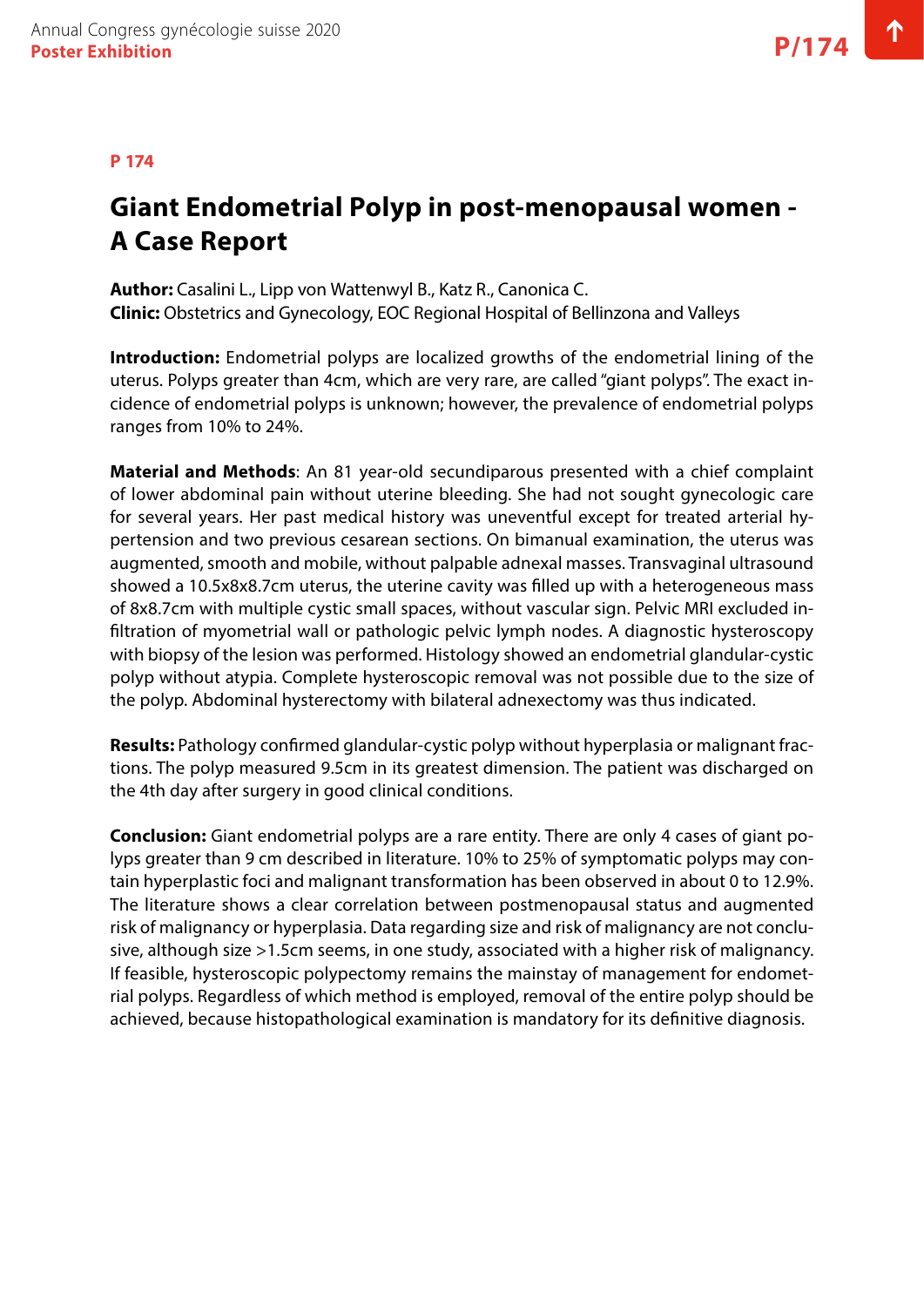P 174

# Giant Endometrial Polyp in post-menopausal women - A Case Report

**Author:** Casalini L., Lipp von Wattenwyl B., Katz R., Canonica C.
**Clinic:** Obstetrics and Gynecology, EOC Regional Hospital of Bellinzona and Valleys

**Introduction:** Endometrial polyps are localized growths of the endometrial lining of the uterus. Polyps greater than 4cm, which are very rare, are called "giant polyps". The exact incidence of endometrial polyps is unknown; however, the prevalence of endometrial polyps ranges from 10% to 24%.

**Material and Methods**: An 81 year-old secundiparous presented with a chief complaint of lower abdominal pain without uterine bleeding. She had not sought gynecologic care for several years. Her past medical history was uneventful except for treated arterial hypertension and two previous cesarean sections. On bimanual examination, the uterus was augmented, smooth and mobile, without palpable adnexal masses. Transvaginal ultrasound showed a 10.5x8x8.7cm uterus, the uterine cavity was filled up with a heterogeneous mass of 8x8.7cm with multiple cystic small spaces, without vascular sign. Pelvic MRI excluded infiltration of myometrial wall or pathologic pelvic lymph nodes. A diagnostic hysteroscopy with biopsy of the lesion was performed. Histology showed an endometrial glandular-cystic polyp without atypia. Complete hysteroscopic removal was not possible due to the size of the polyp. Abdominal hysterectomy with bilateral adnexectomy was thus indicated.

**Results:** Pathology confirmed glandular-cystic polyp without hyperplasia or malignant fractions. The polyp measured 9.5cm in its greatest dimension. The patient was discharged on the 4th day after surgery in good clinical conditions.

**Conclusion:** Giant endometrial polyps are a rare entity. There are only 4 cases of giant polyps greater than 9 cm described in literature. 10% to 25% of symptomatic polyps may contain hyperplastic foci and malignant transformation has been observed in about 0 to 12.9%. The literature shows a clear correlation between postmenopausal status and augmented risk of malignancy or hyperplasia. Data regarding size and risk of malignancy are not conclusive, although size >1.5cm seems, in one study, associated with a higher risk of malignancy. If feasible, hysteroscopic polypectomy remains the mainstay of management for endometrial polyps. Regardless of which method is employed, removal of the entire polyp should be achieved, because histopathological examination is mandatory for its definitive diagnosis.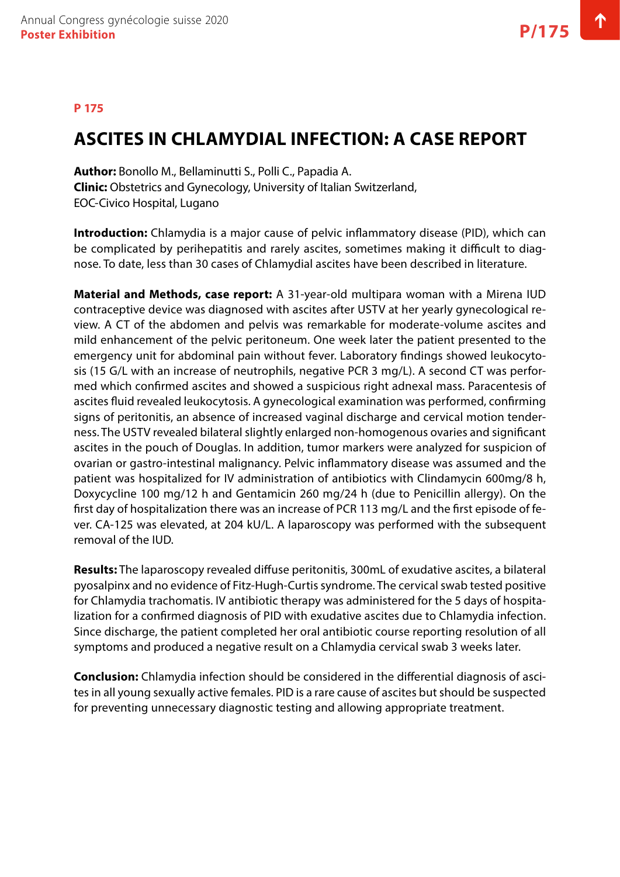P 175

# ASCITES IN CHLAMYDIAL INFECTION: A CASE REPORT

**Author:** Bonollo M., Bellaminutti S., Polli C., Papadia A.
**Clinic:** Obstetrics and Gynecology, University of Italian Switzerland, EOC-Civico Hospital, Lugano

**Introduction:** Chlamydia is a major cause of pelvic inflammatory disease (PID), which can be complicated by perihepatitis and rarely ascites, sometimes making it difficult to diagnose. To date, less than 30 cases of Chlamydial ascites have been described in literature.

**Material and Methods, case report:** A 31-year-old multipara woman with a Mirena IUD contraceptive device was diagnosed with ascites after USTV at her yearly gynecological review. A CT of the abdomen and pelvis was remarkable for moderate-volume ascites and mild enhancement of the pelvic peritoneum. One week later the patient presented to the emergency unit for abdominal pain without fever. Laboratory findings showed leukocytosis (15 G/L with an increase of neutrophils, negative PCR 3 mg/L). A second CT was performed which confirmed ascites and showed a suspicious right adnexal mass. Paracentesis of ascites fluid revealed leukocytosis. A gynecological examination was performed, confirming signs of peritonitis, an absence of increased vaginal discharge and cervical motion tenderness. The USTV revealed bilateral slightly enlarged non-homogenous ovaries and significant ascites in the pouch of Douglas. In addition, tumor markers were analyzed for suspicion of ovarian or gastro-intestinal malignancy. Pelvic inflammatory disease was assumed and the patient was hospitalized for IV administration of antibiotics with Clindamycin 600mg/8 h, Doxycycline 100 mg/12 h and Gentamicin 260 mg/24 h (due to Penicillin allergy). On the first day of hospitalization there was an increase of PCR 113 mg/L and the first episode of fever. CA-125 was elevated, at 204 kU/L. A laparoscopy was performed with the subsequent removal of the IUD.

**Results:** The laparoscopy revealed diffuse peritonitis, 300mL of exudative ascites, a bilateral pyosalpinx and no evidence of Fitz-Hugh-Curtis syndrome. The cervical swab tested positive for Chlamydia trachomatis. IV antibiotic therapy was administered for the 5 days of hospitalization for a confirmed diagnosis of PID with exudative ascites due to Chlamydia infection. Since discharge, the patient completed her oral antibiotic course reporting resolution of all symptoms and produced a negative result on a Chlamydia cervical swab 3 weeks later.

**Conclusion:** Chlamydia infection should be considered in the differential diagnosis of ascites in all young sexually active females. PID is a rare cause of ascites but should be suspected for preventing unnecessary diagnostic testing and allowing appropriate treatment.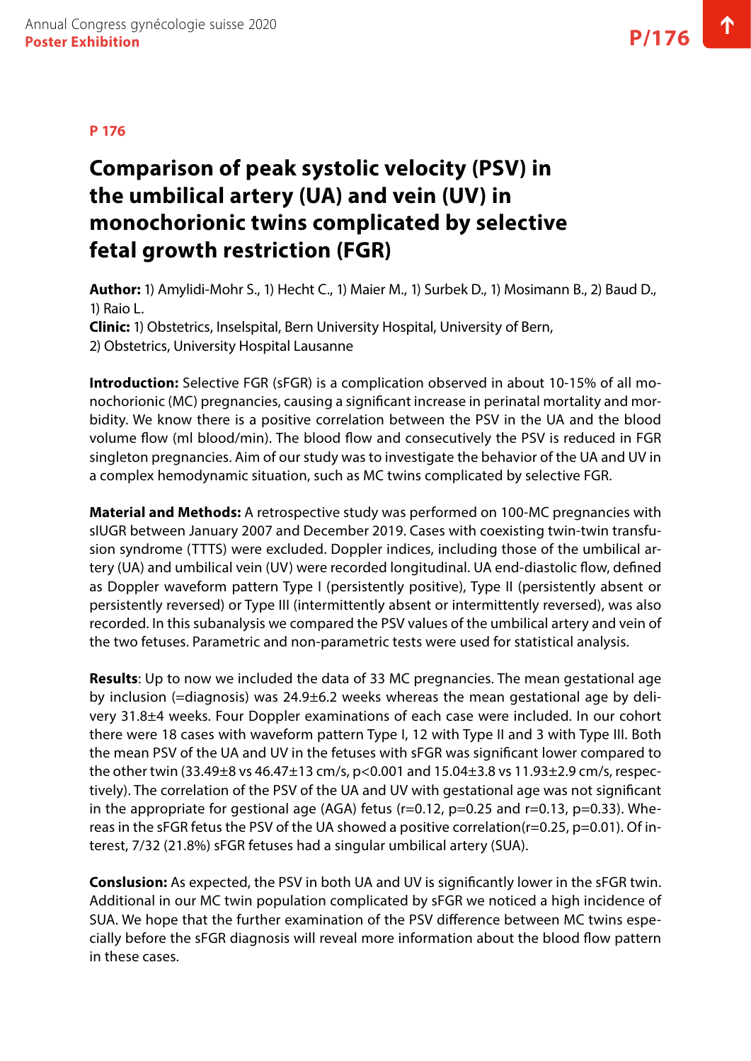P 176

# Comparison of peak systolic velocity (PSV) in the umbilical artery (UA) and vein (UV) in monochorionic twins complicated by selective fetal growth restriction (FGR)

**Author:** 1) Amylidi-Mohr S., 1) Hecht C., 1) Maier M., 1) Surbek D., 1) Mosimann B., 2) Baud D., 1) Raio L.
**Clinic:** 1) Obstetrics, Inselspital, Bern University Hospital, University of Bern,
2) Obstetrics, University Hospital Lausanne

**Introduction:** Selective FGR (sFGR) is a complication observed in about 10-15% of all monochorionic (MC) pregnancies, causing a significant increase in perinatal mortality and morbidity. We know there is a positive correlation between the PSV in the UA and the blood volume flow (ml blood/min). The blood flow and consecutively the PSV is reduced in FGR singleton pregnancies. Aim of our study was to investigate the behavior of the UA and UV in a complex hemodynamic situation, such as MC twins complicated by selective FGR.

**Material and Methods:** A retrospective study was performed on 100-MC pregnancies with sIUGR between January 2007 and December 2019. Cases with coexisting twin-twin transfusion syndrome (TTTS) were excluded. Doppler indices, including those of the umbilical artery (UA) and umbilical vein (UV) were recorded longitudinal. UA end-diastolic flow, defined as Doppler waveform pattern Type I (persistently positive), Type II (persistently absent or persistently reversed) or Type III (intermittently absent or intermittently reversed), was also recorded. In this subanalysis we compared the PSV values of the umbilical artery and vein of the two fetuses. Parametric and non-parametric tests were used for statistical analysis.

**Results**: Up to now we included the data of 33 MC pregnancies. The mean gestational age by inclusion (=diagnosis) was 24.9±6.2 weeks whereas the mean gestational age by delivery 31.8±4 weeks. Four Doppler examinations of each case were included. In our cohort there were 18 cases with waveform pattern Type I, 12 with Type II and 3 with Type III. Both the mean PSV of the UA and UV in the fetuses with sFGR was significant lower compared to the other twin (33.49±8 vs 46.47±13 cm/s, $p<0.001$ and 15.04±3.8 vs 11.93±2.9 cm/s, respectively). The correlation of the PSV of the UA and UV with gestational age was not significant in the appropriate for gestional age (AGA) fetus ($r=0.12$, $p=0.25$ and $r=0.13$, $p=0.33$). Whereas in the sFGR fetus the PSV of the UA showed a positive correlation($r=0.25$, $p=0.01$). Of interest, 7/32 (21.8%) sFGR fetuses had a singular umbilical artery (SUA).

**Conslusion:** As expected, the PSV in both UA and UV is significantly lower in the sFGR twin. Additional in our MC twin population complicated by sFGR we noticed a high incidence of SUA. We hope that the further examination of the PSV difference between MC twins especially before the sFGR diagnosis will reveal more information about the blood flow pattern in these cases.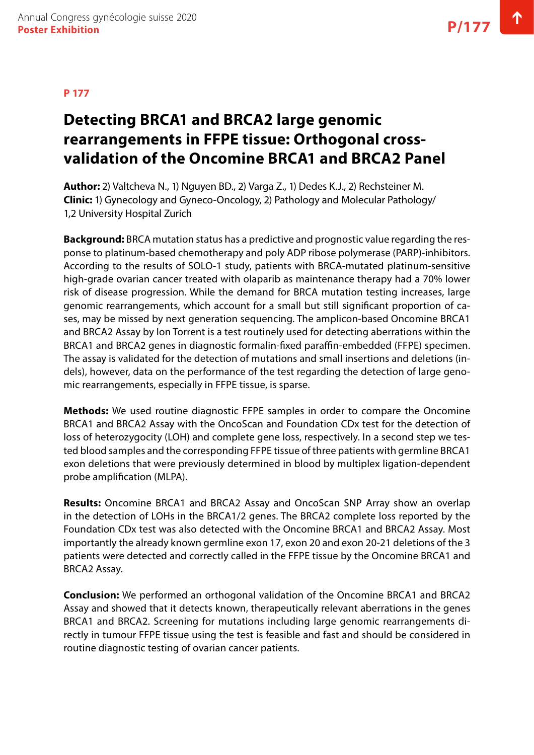P 177

# Detecting BRCA1 and BRCA2 large genomic rearrangements in FFPE tissue: Orthogonal cross-validation of the Oncomine BRCA1 and BRCA2 Panel

**Author:** 2) Valtcheva N., 1) Nguyen BD., 2) Varga Z., 1) Dedes K.J., 2) Rechsteiner M.
**Clinic:** 1) Gynecology and Gyneco-Oncology, 2) Pathology and Molecular Pathology/ 1,2 University Hospital Zurich

**Background:** BRCA mutation status has a predictive and prognostic value regarding the response to platinum-based chemotherapy and poly ADP ribose polymerase (PARP)-inhibitors. According to the results of SOLO-1 study, patients with BRCA-mutated platinum-sensitive high-grade ovarian cancer treated with olaparib as maintenance therapy had a 70% lower risk of disease progression. While the demand for BRCA mutation testing increases, large genomic rearrangements, which account for a small but still significant proportion of cases, may be missed by next generation sequencing. The amplicon-based Oncomine BRCA1 and BRCA2 Assay by Ion Torrent is a test routinely used for detecting aberrations within the BRCA1 and BRCA2 genes in diagnostic formalin-fixed paraffin-embedded (FFPE) specimen. The assay is validated for the detection of mutations and small insertions and deletions (indels), however, data on the performance of the test regarding the detection of large genomic rearrangements, especially in FFPE tissue, is sparse.

**Methods:** We used routine diagnostic FFPE samples in order to compare the Oncomine BRCA1 and BRCA2 Assay with the OncoScan and Foundation CDx test for the detection of loss of heterozygocity (LOH) and complete gene loss, respectively. In a second step we tested blood samples and the corresponding FFPE tissue of three patients with germline BRCA1 exon deletions that were previously determined in blood by multiplex ligation-dependent probe amplification (MLPA).

**Results:** Oncomine BRCA1 and BRCA2 Assay and OncoScan SNP Array show an overlap in the detection of LOHs in the BRCA1/2 genes. The BRCA2 complete loss reported by the Foundation CDx test was also detected with the Oncomine BRCA1 and BRCA2 Assay. Most importantly the already known germline exon 17, exon 20 and exon 20-21 deletions of the 3 patients were detected and correctly called in the FFPE tissue by the Oncomine BRCA1 and BRCA2 Assay.

**Conclusion:** We performed an orthogonal validation of the Oncomine BRCA1 and BRCA2 Assay and showed that it detects known, therapeutically relevant aberrations in the genes BRCA1 and BRCA2. Screening for mutations including large genomic rearrangements directly in tumour FFPE tissue using the test is feasible and fast and should be considered in routine diagnostic testing of ovarian cancer patients.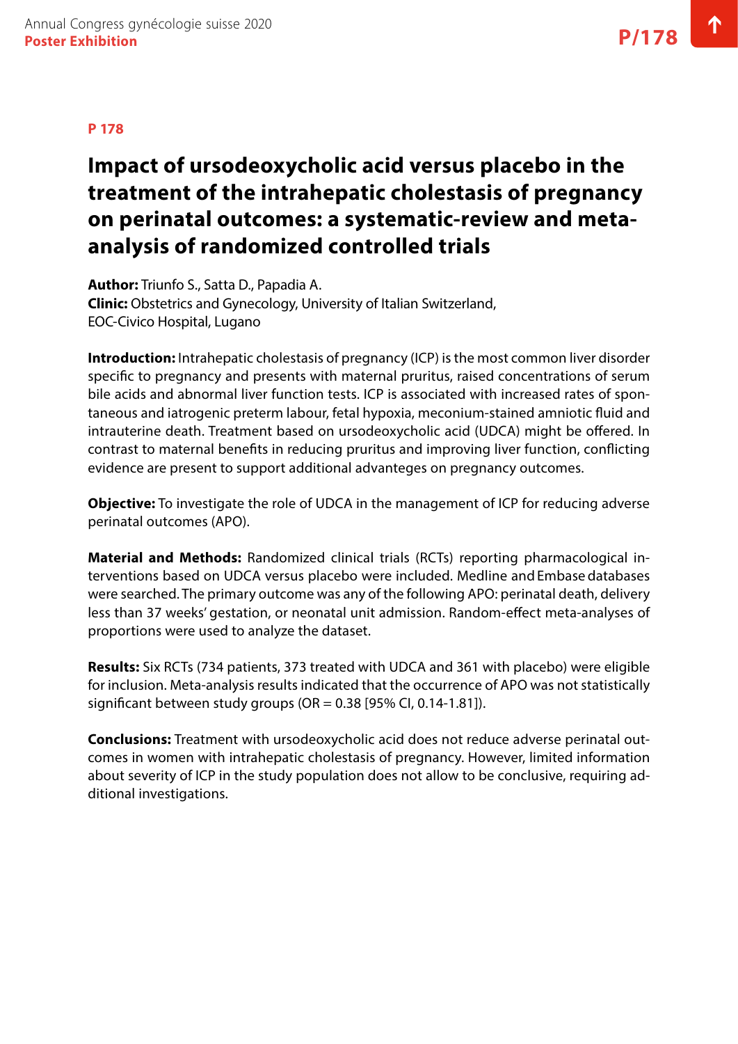**P 178**

# Impact of ursodeoxycholic acid versus placebo in the treatment of the intrahepatic cholestasis of pregnancy on perinatal outcomes: a systematic-review and meta-analysis of randomized controlled trials

**Author:** Triunfo S., Satta D., Papadia A.
**Clinic:** Obstetrics and Gynecology, University of Italian Switzerland, EOC-Civico Hospital, Lugano

**Introduction:** Intrahepatic cholestasis of pregnancy (ICP) is the most common liver disorder specific to pregnancy and presents with maternal pruritus, raised concentrations of serum bile acids and abnormal liver function tests. ICP is associated with increased rates of spontaneous and iatrogenic preterm labour, fetal hypoxia, meconium-stained amniotic fluid and intrauterine death. Treatment based on ursodeoxycholic acid (UDCA) might be offered. In contrast to maternal benefits in reducing pruritus and improving liver function, conflicting evidence are present to support additional advanteges on pregnancy outcomes.

**Objective:** To investigate the role of UDCA in the management of ICP for reducing adverse perinatal outcomes (APO).

**Material and Methods:** Randomized clinical trials (RCTs) reporting pharmacological interventions based on UDCA versus placebo were included. Medline and Embase databases were searched. The primary outcome was any of the following APO: perinatal death, delivery less than 37 weeks' gestation, or neonatal unit admission. Random-effect meta-analyses of proportions were used to analyze the dataset.

**Results:** Six RCTs (734 patients, 373 treated with UDCA and 361 with placebo) were eligible for inclusion. Meta-analysis results indicated that the occurrence of APO was not statistically significant between study groups (OR = 0.38 [95% CI, 0.14-1.81]).

**Conclusions:** Treatment with ursodeoxycholic acid does not reduce adverse perinatal outcomes in women with intrahepatic cholestasis of pregnancy. However, limited information about severity of ICP in the study population does not allow to be conclusive, requiring additional investigations.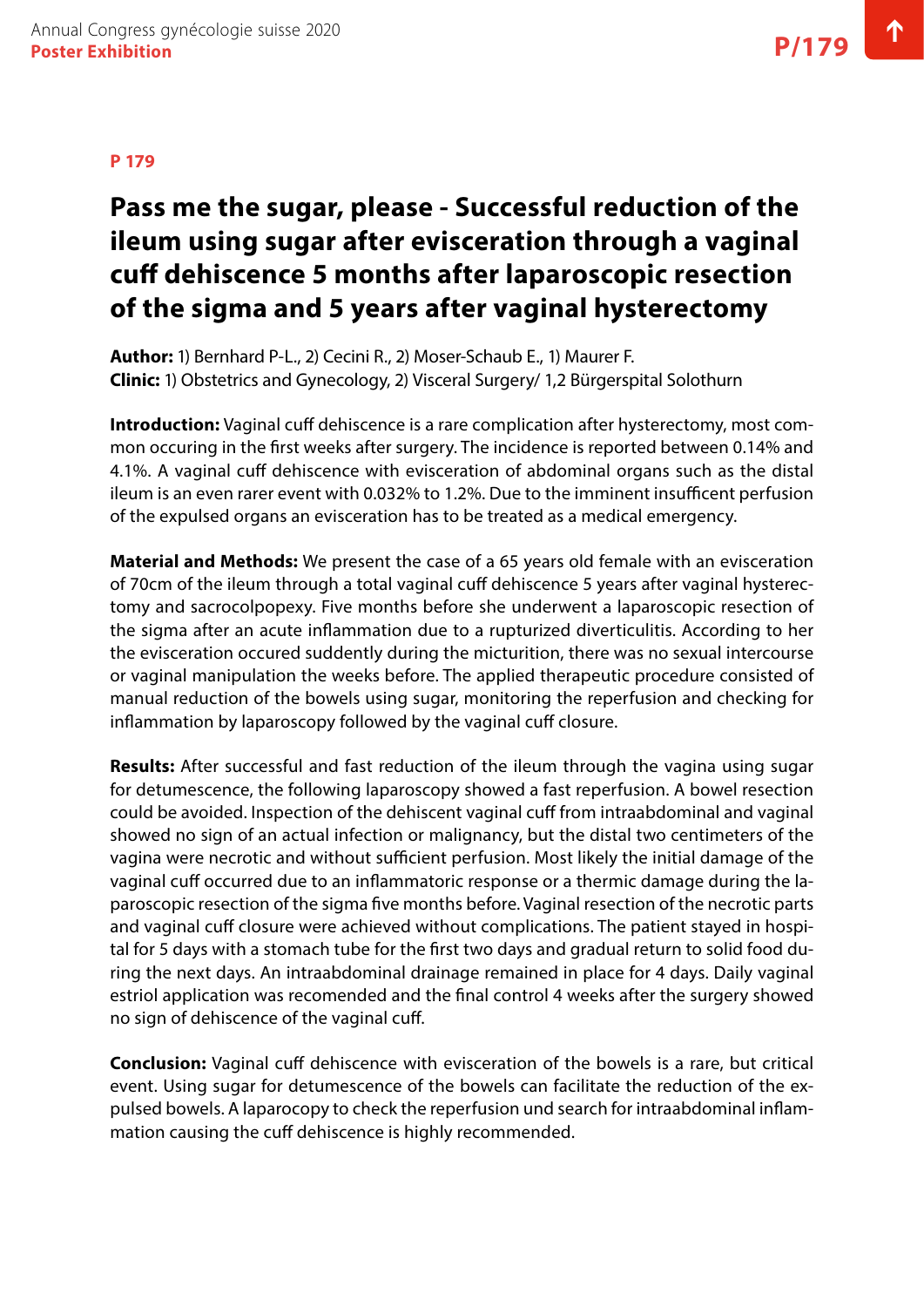**P 179**

# Pass me the sugar, please - Successful reduction of the ileum using sugar after evisceration through a vaginal cuff dehiscence 5 months after laparoscopic resection of the sigma and 5 years after vaginal hysterectomy

**Author:** 1) Bernhard P-L., 2) Cecini R., 2) Moser-Schaub E., 1) Maurer F.
**Clinic:** 1) Obstetrics and Gynecology, 2) Visceral Surgery/ 1,2 Bürgerspital Solothurn

**Introduction:** Vaginal cuff dehiscence is a rare complication after hysterectomy, most common occuring in the first weeks after surgery. The incidence is reported between 0.14% and 4.1%. A vaginal cuff dehiscence with evisceration of abdominal organs such as the distal ileum is an even rarer event with 0.032% to 1.2%. Due to the imminent insuffcent perfusion of the expulsed organs an evisceration has to be treated as a medical emergency.

**Material and Methods:** We present the case of a 65 years old female with an evisceration of 70cm of the ileum through a total vaginal cuff dehiscence 5 years after vaginal hysterectomy and sacrocolpopexy. Five months before she underwent a laparoscopic resection of the sigma after an acute inflammation due to a rupturized diverticulitis. According to her the evisceration occured suddently during the micturition, there was no sexual intercourse or vaginal manipulation the weeks before. The applied therapeutic procedure consisted of manual reduction of the bowels using sugar, monitoring the reperfusion and checking for inflammation by laparoscopy followed by the vaginal cuff closure.

**Results:** After successful and fast reduction of the ileum through the vagina using sugar for detumescence, the following laparoscopy showed a fast reperfusion. A bowel resection could be avoided. Inspection of the dehiscent vaginal cuff from intraabdominal and vaginal showed no sign of an actual infection or malignancy, but the distal two centimeters of the vagina were necrotic and without sufficient perfusion. Most likely the initial damage of the vaginal cuff occurred due to an inflammatoric response or a thermic damage during the laparoscopic resection of the sigma five months before. Vaginal resection of the necrotic parts and vaginal cuff closure were achieved without complications. The patient stayed in hospital for 5 days with a stomach tube for the first two days and gradual return to solid food during the next days. An intraabdominal drainage remained in place for 4 days. Daily vaginal estriol application was recomended and the final control 4 weeks after the surgery showed no sign of dehiscence of the vaginal cuff.

**Conclusion:** Vaginal cuff dehiscence with evisceration of the bowels is a rare, but critical event. Using sugar for detumescence of the bowels can facilitate the reduction of the expulsed bowels. A laparocopy to check the reperfusion und search for intraabdominal inflammation causing the cuff dehiscence is highly recommended.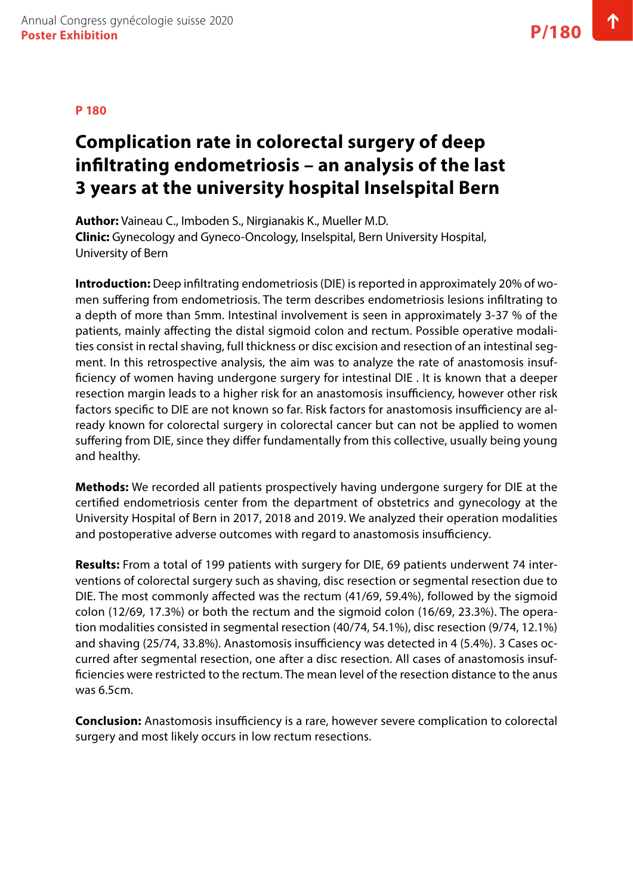**P 180**

# Complication rate in colorectal surgery of deep infiltrating endometriosis – an analysis of the last 3 years at the university hospital Inselspital Bern

**Author:** Vaineau C., Imboden S., Nirgianakis K., Mueller M.D.
**Clinic:** Gynecology and Gyneco-Oncology, Inselspital, Bern University Hospital, University of Bern

**Introduction:** Deep infiltrating endometriosis (DIE) is reported in approximately 20% of women suffering from endometriosis. The term describes endometriosis lesions infiltrating to a depth of more than 5mm. Intestinal involvement is seen in approximately 3-37 % of the patients, mainly affecting the distal sigmoid colon and rectum. Possible operative modalities consist in rectal shaving, full thickness or disc excision and resection of an intestinal segment. In this retrospective analysis, the aim was to analyze the rate of anastomosis insufficiency of women having undergone surgery for intestinal DIE . It is known that a deeper resection margin leads to a higher risk for an anastomosis insufficiency, however other risk factors specific to DIE are not known so far. Risk factors for anastomosis insufficiency are already known for colorectal surgery in colorectal cancer but can not be applied to women suffering from DIE, since they differ fundamentally from this collective, usually being young and healthy.

**Methods:** We recorded all patients prospectively having undergone surgery for DIE at the certified endometriosis center from the department of obstetrics and gynecology at the University Hospital of Bern in 2017, 2018 and 2019. We analyzed their operation modalities and postoperative adverse outcomes with regard to anastomosis insufficiency.

**Results:** From a total of 199 patients with surgery for DIE, 69 patients underwent 74 interventions of colorectal surgery such as shaving, disc resection or segmental resection due to DIE. The most commonly affected was the rectum (41/69, 59.4%), followed by the sigmoid colon (12/69, 17.3%) or both the rectum and the sigmoid colon (16/69, 23.3%). The operation modalities consisted in segmental resection (40/74, 54.1%), disc resection (9/74, 12.1%) and shaving (25/74, 33.8%). Anastomosis insufficiency was detected in 4 (5.4%). 3 Cases occurred after segmental resection, one after a disc resection. All cases of anastomosis insufficiencies were restricted to the rectum. The mean level of the resection distance to the anus was 6.5cm.

**Conclusion:** Anastomosis insufficiency is a rare, however severe complication to colorectal surgery and most likely occurs in low rectum resections.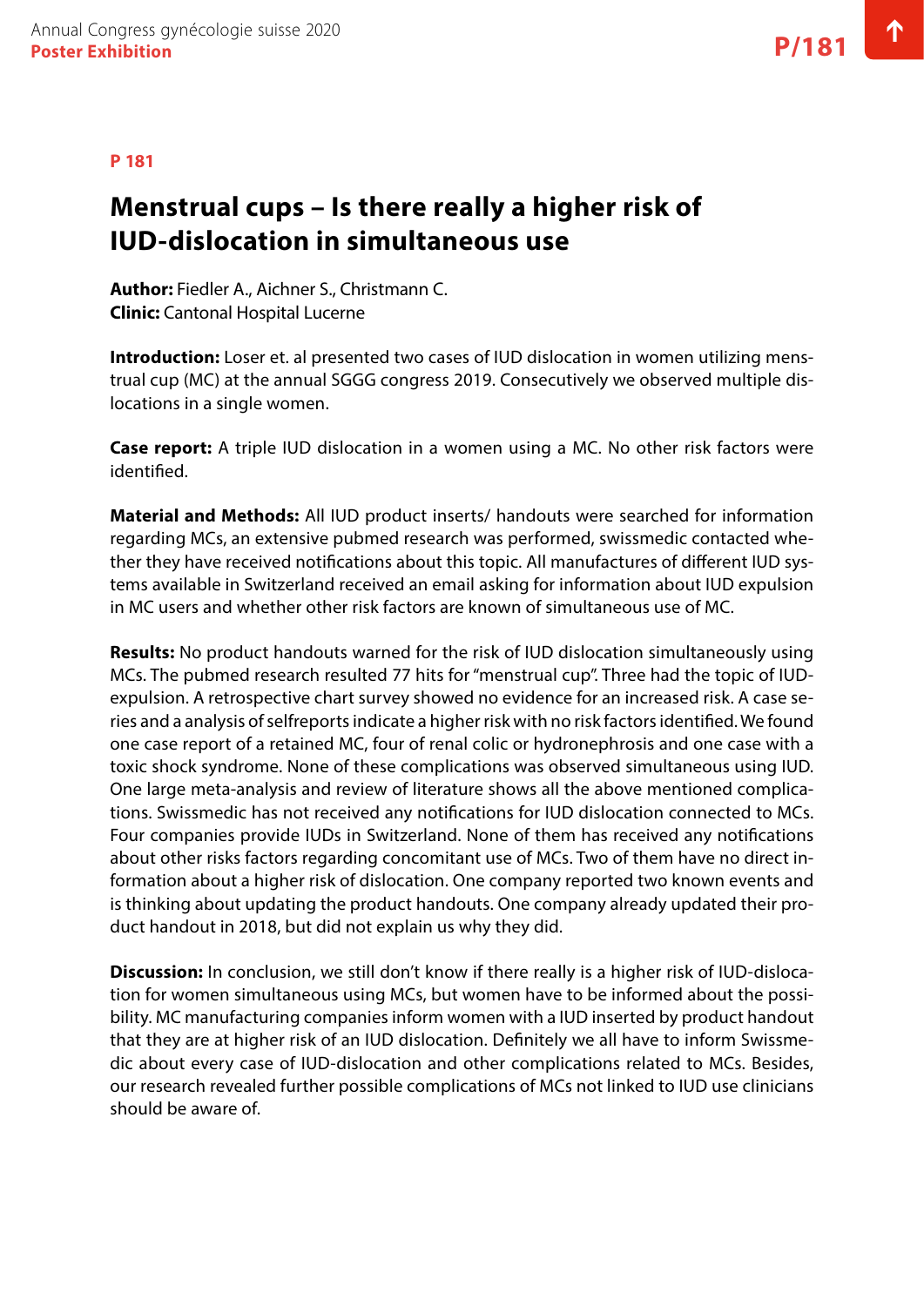P 181

# Menstrual cups – Is there really a higher risk of IUD-dislocation in simultaneous use

**Author:** Fiedler A., Aichner S., Christmann C.
**Clinic:** Cantonal Hospital Lucerne

**Introduction:** Loser et. al presented two cases of IUD dislocation in women utilizing menstrual cup (MC) at the annual SGGG congress 2019. Consecutively we observed multiple dislocations in a single women.

**Case report:** A triple IUD dislocation in a women using a MC. No other risk factors were identified.

**Material and Methods:** All IUD product inserts/ handouts were searched for information regarding MCs, an extensive pubmed research was performed, swissmedic contacted whether they have received notifications about this topic. All manufactures of different IUD systems available in Switzerland received an email asking for information about IUD expulsion in MC users and whether other risk factors are known of simultaneous use of MC.

**Results:** No product handouts warned for the risk of IUD dislocation simultaneously using MCs. The pubmed research resulted 77 hits for "menstrual cup". Three had the topic of IUD-expulsion. A retrospective chart survey showed no evidence for an increased risk. A case series and a analysis of selfreports indicate a higher risk with no risk factors identified. We found one case report of a retained MC, four of renal colic or hydronephrosis and one case with a toxic shock syndrome. None of these complications was observed simultaneous using IUD. One large meta-analysis and review of literature shows all the above mentioned complications. Swissmedic has not received any notifications for IUD dislocation connected to MCs. Four companies provide IUDs in Switzerland. None of them has received any notifications about other risks factors regarding concomitant use of MCs. Two of them have no direct information about a higher risk of dislocation. One company reported two known events and is thinking about updating the product handouts. One company already updated their product handout in 2018, but did not explain us why they did.

**Discussion:** In conclusion, we still don't know if there really is a higher risk of IUD-dislocation for women simultaneous using MCs, but women have to be informed about the possibility. MC manufacturing companies inform women with a IUD inserted by product handout that they are at higher risk of an IUD dislocation. Definitely we all have to inform Swissmedic about every case of IUD-dislocation and other complications related to MCs. Besides, our research revealed further possible complications of MCs not linked to IUD use clinicians should be aware of.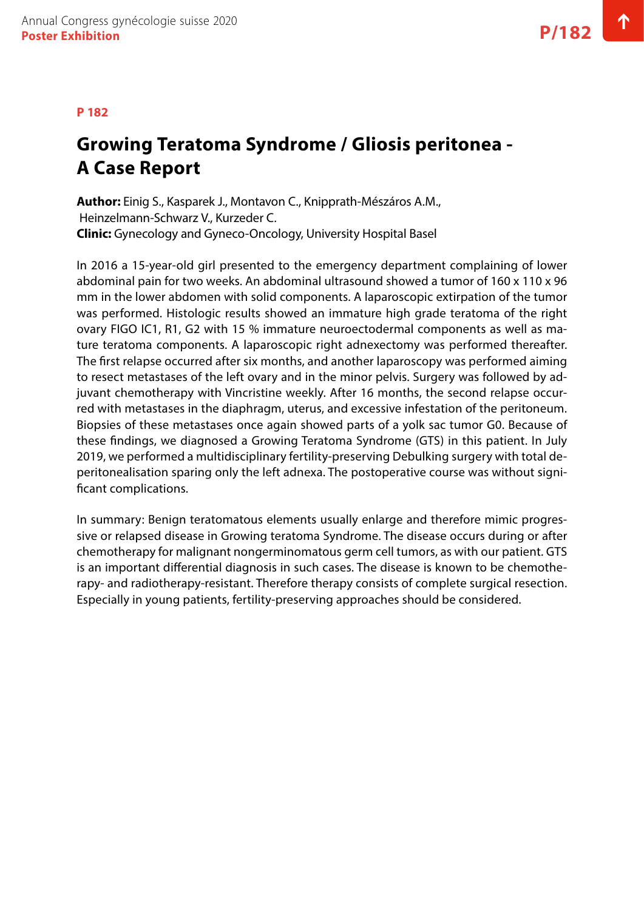P 182

# Growing Teratoma Syndrome / Gliosis peritonea - A Case Report

**Author:** Einig S., Kasparek J., Montavon C., Knipprath-Mészáros A.M., Heinzelmann-Schwarz V., Kurzeder C.
**Clinic:** Gynecology and Gyneco-Oncology, University Hospital Basel

In 2016 a 15-year-old girl presented to the emergency department complaining of lower abdominal pain for two weeks. An abdominal ultrasound showed a tumor of 160 x 110 x 96 mm in the lower abdomen with solid components. A laparoscopic extirpation of the tumor was performed. Histologic results showed an immature high grade teratoma of the right ovary FIGO IC1, R1, G2 with 15 % immature neuroectodermal components as well as mature teratoma components. A laparoscopic right adnexectomy was performed thereafter. The first relapse occurred after six months, and another laparoscopy was performed aiming to resect metastases of the left ovary and in the minor pelvis. Surgery was followed by adjuvant chemotherapy with Vincristine weekly. After 16 months, the second relapse occurred with metastases in the diaphragm, uterus, and excessive infestation of the peritoneum. Biopsies of these metastases once again showed parts of a yolk sac tumor G0. Because of these findings, we diagnosed a Growing Teratoma Syndrome (GTS) in this patient. In July 2019, we performed a multidisciplinary fertility-preserving Debulking surgery with total deperitonealisation sparing only the left adnexa. The postoperative course was without significant complications.

In summary: Benign teratomatous elements usually enlarge and therefore mimic progressive or relapsed disease in Growing teratoma Syndrome. The disease occurs during or after chemotherapy for malignant nongerminomatous germ cell tumors, as with our patient. GTS is an important differential diagnosis in such cases. The disease is known to be chemotherapy- and radiotherapy-resistant. Therefore therapy consists of complete surgical resection. Especially in young patients, fertility-preserving approaches should be considered.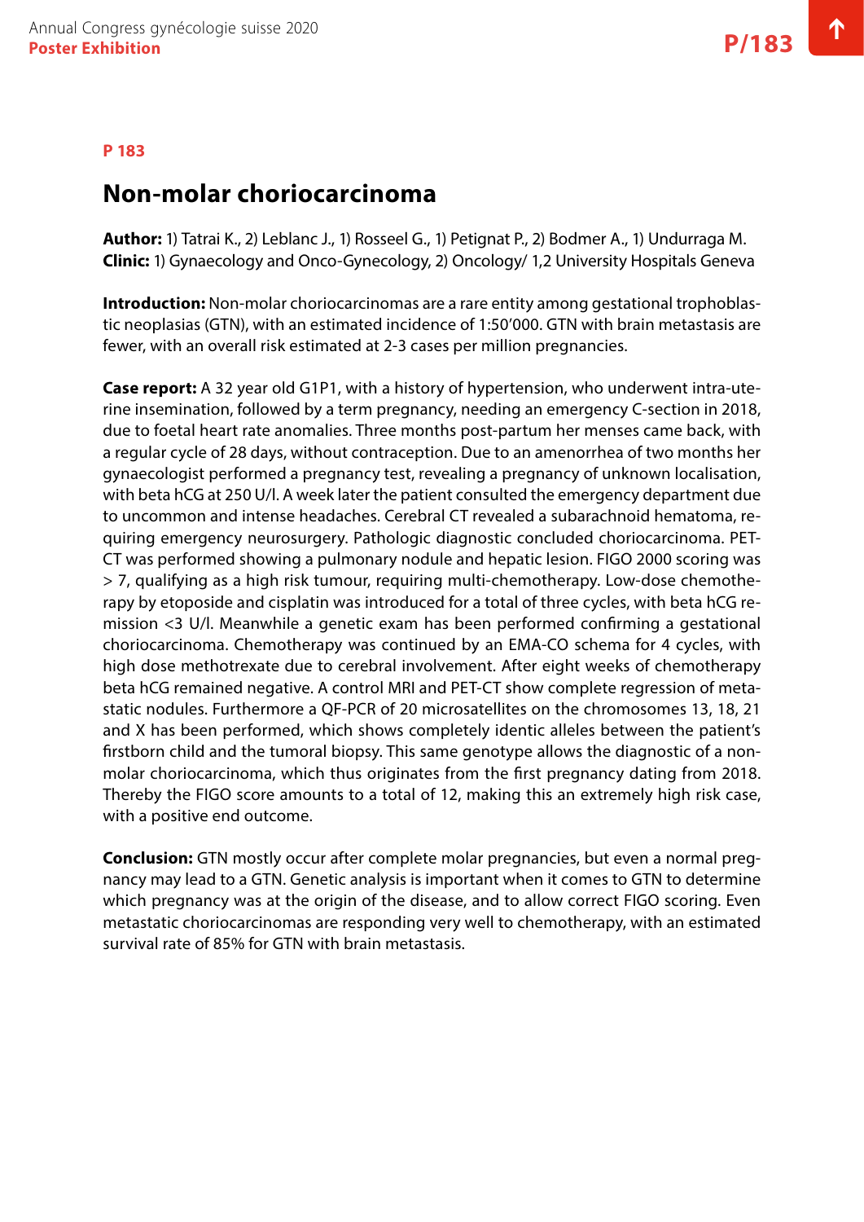**P 183**

# Non-molar choriocarcinoma

**Author:** 1) Tatrai K., 2) Leblanc J., 1) Rosseel G., 1) Petignat P., 2) Bodmer A., 1) Undurraga M.
**Clinic:** 1) Gynaecology and Onco-Gynecology, 2) Oncology/ 1,2 University Hospitals Geneva

**Introduction:** Non-molar choriocarcinomas are a rare entity among gestational trophoblastic neoplasias (GTN), with an estimated incidence of 1:50'000. GTN with brain metastasis are fewer, with an overall risk estimated at 2-3 cases per million pregnancies.

**Case report:** A 32 year old G1P1, with a history of hypertension, who underwent intra-uterine insemination, followed by a term pregnancy, needing an emergency C-section in 2018, due to foetal heart rate anomalies. Three months post-partum her menses came back, with a regular cycle of 28 days, without contraception. Due to an amenorrhea of two months her gynaecologist performed a pregnancy test, revealing a pregnancy of unknown localisation, with beta hCG at 250 U/l. A week later the patient consulted the emergency department due to uncommon and intense headaches. Cerebral CT revealed a subarachnoid hematoma, requiring emergency neurosurgery. Pathologic diagnostic concluded choriocarcinoma. PET-CT was performed showing a pulmonary nodule and hepatic lesion. FIGO 2000 scoring was > 7, qualifying as a high risk tumour, requiring multi-chemotherapy. Low-dose chemotherapy by etoposide and cisplatin was introduced for a total of three cycles, with beta hCG remission <3 U/l. Meanwhile a genetic exam has been performed confirming a gestational choriocarcinoma. Chemotherapy was continued by an EMA-CO schema for 4 cycles, with high dose methotrexate due to cerebral involvement. After eight weeks of chemotherapy beta hCG remained negative. A control MRI and PET-CT show complete regression of metastatic nodules. Furthermore a QF-PCR of 20 microsatellites on the chromosomes 13, 18, 21 and X has been performed, which shows completely identic alleles between the patient's firstborn child and the tumoral biopsy. This same genotype allows the diagnostic of a non-molar choriocarcinoma, which thus originates from the first pregnancy dating from 2018. Thereby the FIGO score amounts to a total of 12, making this an extremely high risk case, with a positive end outcome.

**Conclusion:** GTN mostly occur after complete molar pregnancies, but even a normal pregnancy may lead to a GTN. Genetic analysis is important when it comes to GTN to determine which pregnancy was at the origin of the disease, and to allow correct FIGO scoring. Even metastatic choriocarcinomas are responding very well to chemotherapy, with an estimated survival rate of 85% for GTN with brain metastasis.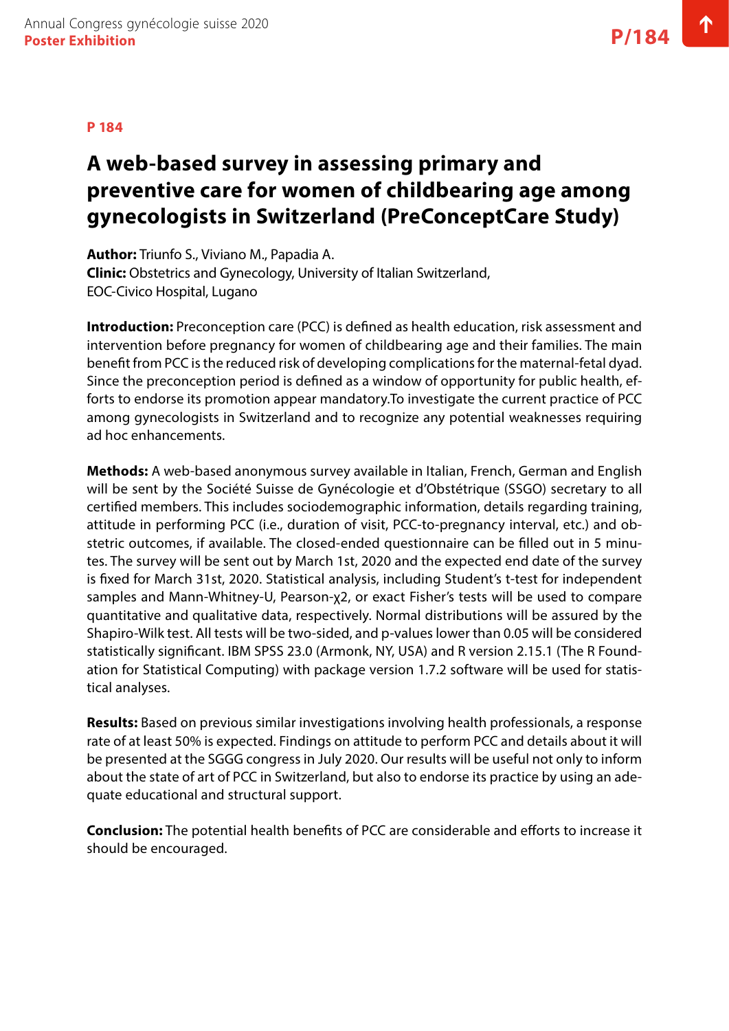**P 184**

# A web-based survey in assessing primary and preventive care for women of childbearing age among gynecologists in Switzerland (PreConceptCare Study)

**Author:** Triunfo S., Viviano M., Papadia A.
**Clinic:** Obstetrics and Gynecology, University of Italian Switzerland, EOC-Civico Hospital, Lugano

**Introduction:** Preconception care (PCC) is defined as health education, risk assessment and intervention before pregnancy for women of childbearing age and their families. The main benefit from PCC is the reduced risk of developing complications for the maternal-fetal dyad. Since the preconception period is defined as a window of opportunity for public health, efforts to endorse its promotion appear mandatory.To investigate the current practice of PCC among gynecologists in Switzerland and to recognize any potential weaknesses requiring ad hoc enhancements.

**Methods:** A web-based anonymous survey available in Italian, French, German and English will be sent by the Société Suisse de Gynécologie et d'Obstétrique (SSGO) secretary to all certified members. This includes sociodemographic information, details regarding training, attitude in performing PCC (i.e., duration of visit, PCC-to-pregnancy interval, etc.) and obstetric outcomes, if available. The closed-ended questionnaire can be filled out in 5 minutes. The survey will be sent out by March 1st, 2020 and the expected end date of the survey is fixed for March 31st, 2020. Statistical analysis, including Student's t-test for independent samples and Mann-Whitney-U, Pearson-$\chi 2$, or exact Fisher's tests will be used to compare quantitative and qualitative data, respectively. Normal distributions will be assured by the Shapiro-Wilk test. All tests will be two-sided, and p-values lower than 0.05 will be considered statistically significant. IBM SPSS 23.0 (Armonk, NY, USA) and R version 2.15.1 (The R Foundation for Statistical Computing) with package version 1.7.2 software will be used for statistical analyses.

**Results:** Based on previous similar investigations involving health professionals, a response rate of at least 50% is expected. Findings on attitude to perform PCC and details about it will be presented at the SGGG congress in July 2020. Our results will be useful not only to inform about the state of art of PCC in Switzerland, but also to endorse its practice by using an adequate educational and structural support.

**Conclusion:** The potential health benefits of PCC are considerable and efforts to increase it should be encouraged.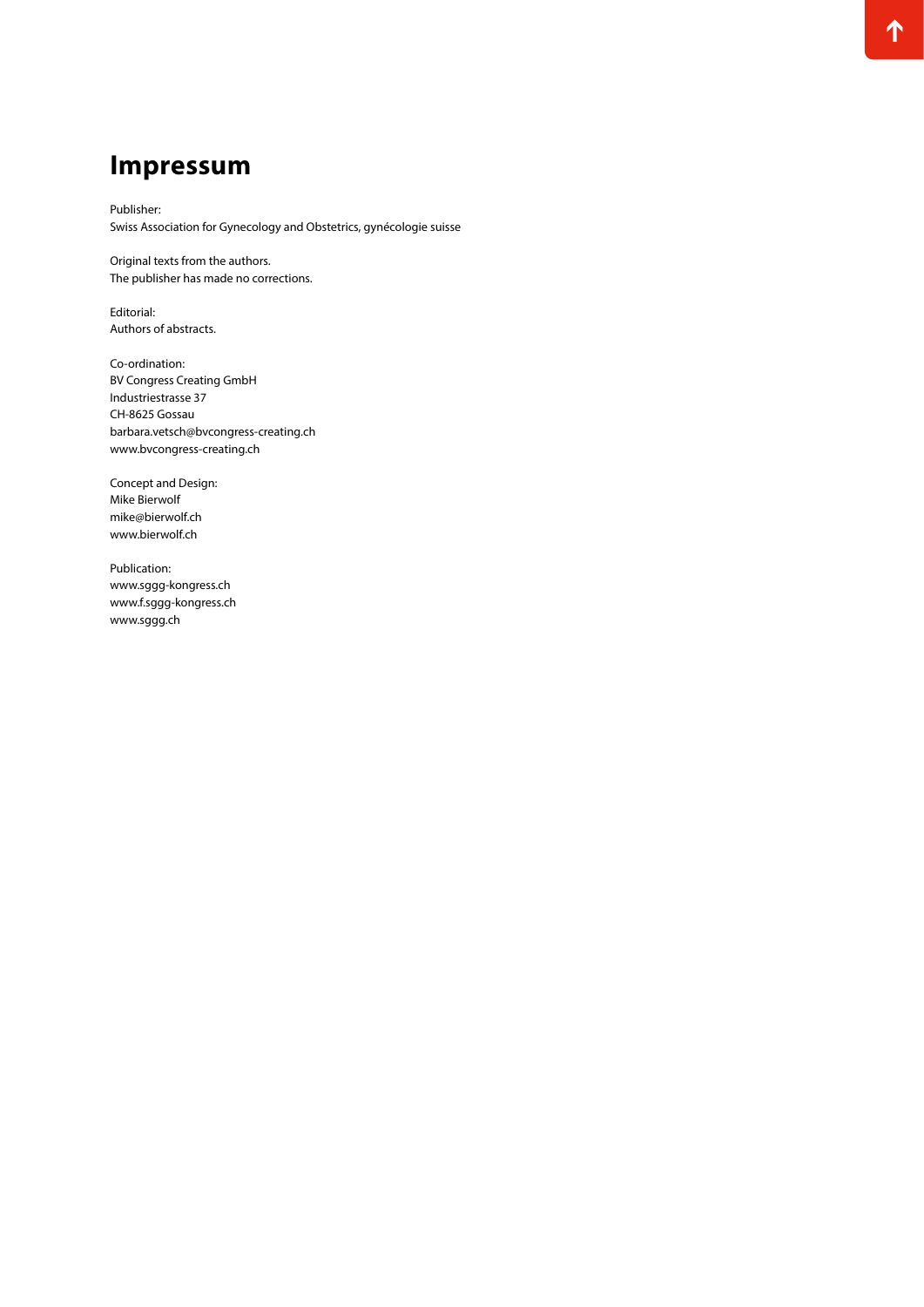# Impressum

Publisher:
Swiss Association for Gynecology and Obstetrics, gynécologie suisse

Original texts from the authors.
The publisher has made no corrections.

Editorial:
Authors of abstracts.

Co-ordination:
BV Congress Creating GmbH
Industriestrasse 37
CH-8625 Gossau
barbara.vetsch@bvcongress-creating.ch
www.bvcongress-creating.ch

Concept and Design:
Mike Bierwolf
mike@bierwolf.ch
www.bierwolf.ch

Publication:
www.sggg-kongress.ch
www.f.sggg-kongress.ch
www.sggg.ch